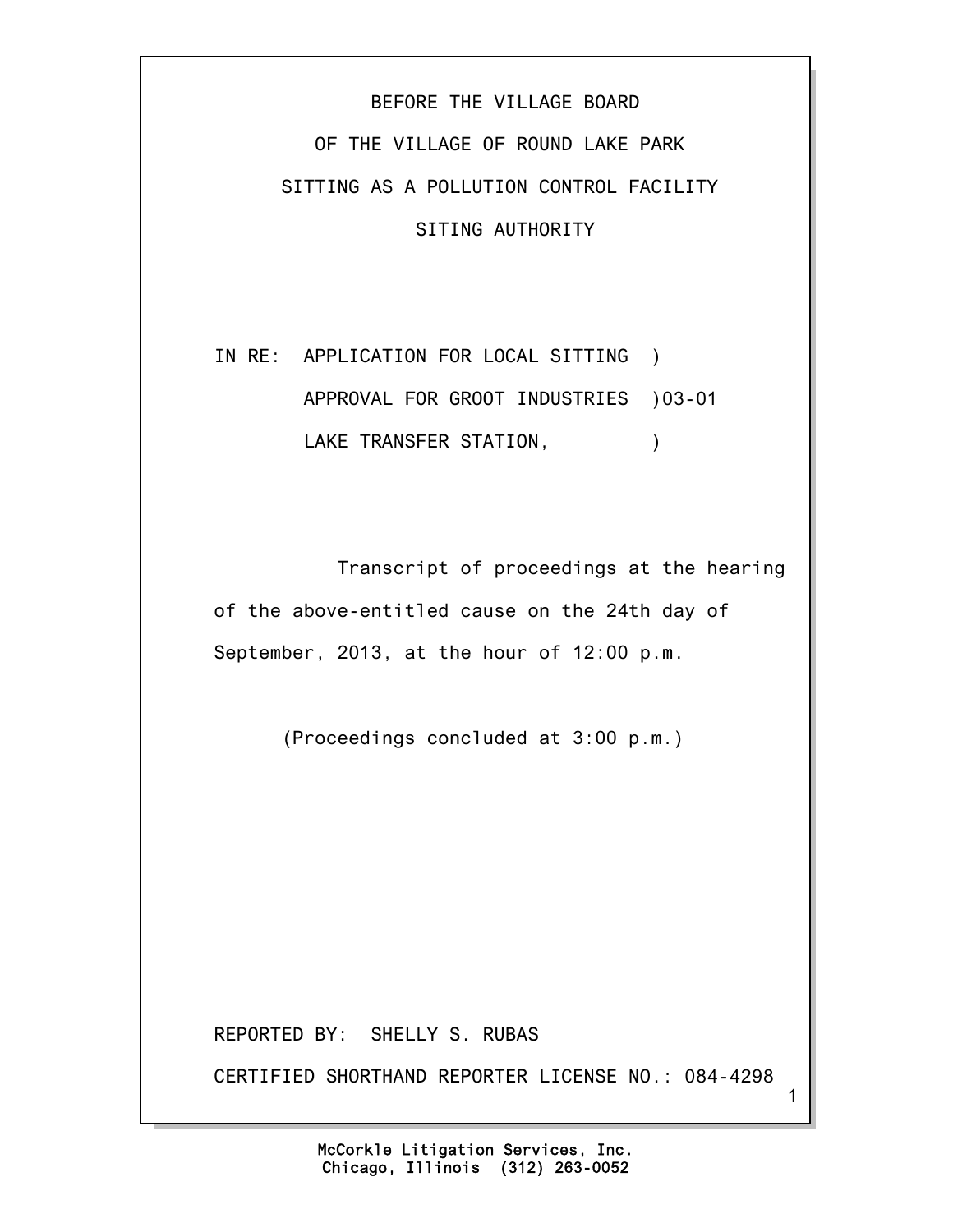BEFORE THE VILLAGE BOARD

OF THE VILLAGE OF ROUND LAKE PARK

SITTING AS A POLLUTION CONTROL FACILITY

SITING AUTHORITY

```
IN RE:  APPLICATION FOR LOCAL SITTING  )
        APPROVAL FOR GROOT INDUSTRIES  )03-01
        LAKE TRANSFER STATION,         )
```

Transcript of proceedings at the hearing of the above-entitled cause on the 24th day of September, 2013, at the hour of 12:00 p.m.

(Proceedings concluded at 3:00 p.m.)

REPORTED BY: SHELLY S. RUBAS

CERTIFIED SHORTHAND REPORTER LICENSE NO.: 084-4298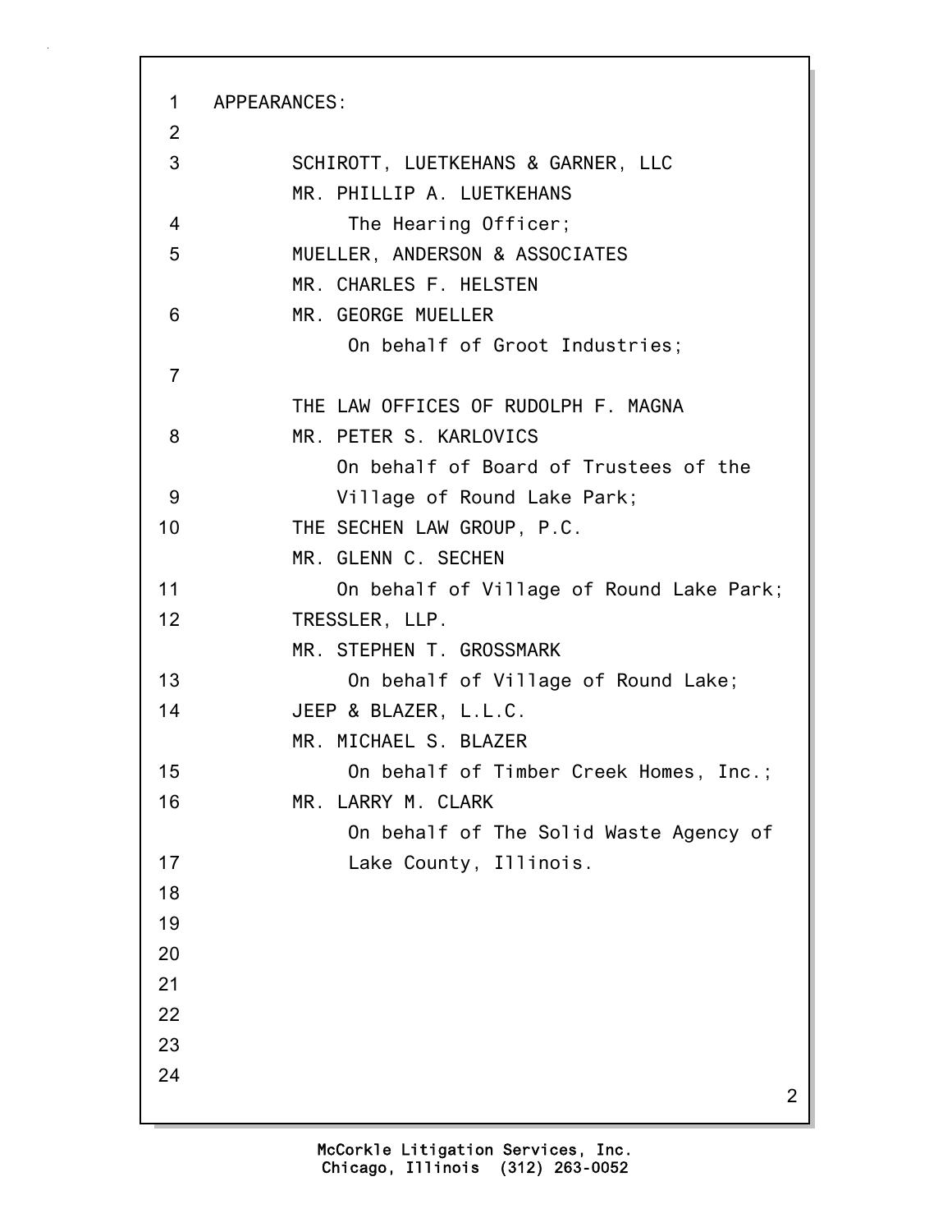APPEARANCES:

SCHIROTT, LUETKEHANS & GARNER, LLC
MR. PHILLIP A. LUETKEHANS
The Hearing Officer;

MUELLER, ANDERSON & ASSOCIATES
MR. CHARLES F. HELSTEN
MR. GEORGE MUELLER
On behalf of Groot Industries;

THE LAW OFFICES OF RUDOLPH F. MAGNA
MR. PETER S. KARLOVICS
On behalf of Board of Trustees of the Village of Round Lake Park;

THE SECHEN LAW GROUP, P.C.
MR. GLENN C. SECHEN
On behalf of Village of Round Lake Park;

TRESSLER, LLP.
MR. STEPHEN T. GROSSMARK
On behalf of Village of Round Lake;

JEEP & BLAZER, L.L.C.
MR. MICHAEL S. BLAZER
On behalf of Timber Creek Homes, Inc.;

MR. LARRY M. CLARK
On behalf of The Solid Waste Agency of Lake County, Illinois.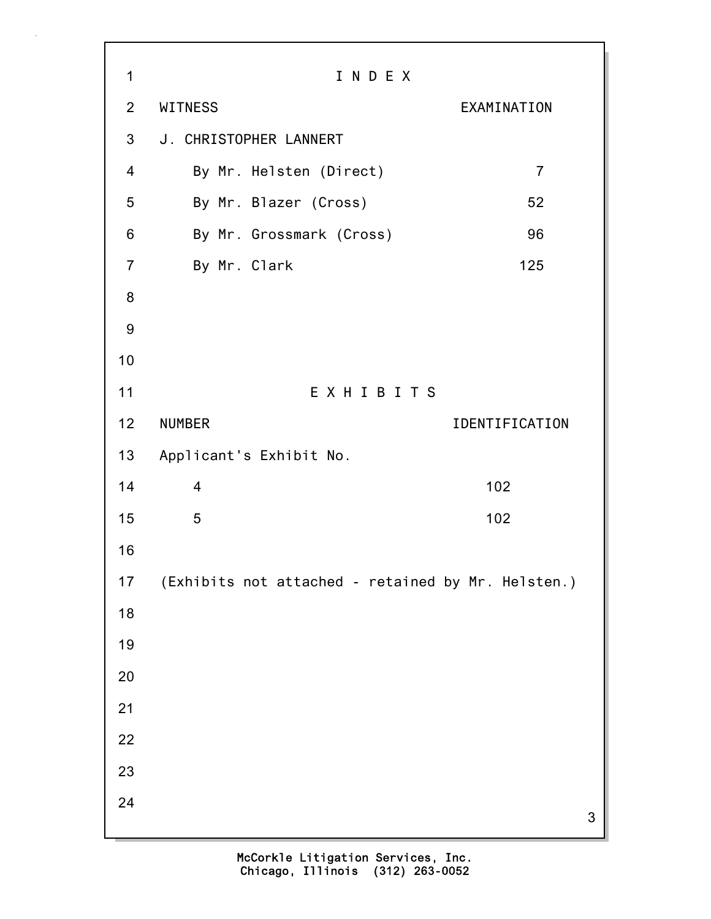# I N D E X

| WITNESS | EXAMINATION |
| --- | --- |
| J. CHRISTOPHER LANNERT | |
| By Mr. Helsten (Direct) | 7 |
| By Mr. Blazer (Cross) | 52 |
| By Mr. Grossmark (Cross) | 96 |
| By Mr. Clark | 125 |

# E X H I B I T S

| NUMBER | IDENTIFICATION |
| --- | --- |
| Applicant's Exhibit No. | |
| 4 | 102 |
| 5 | 102 |

(Exhibits not attached - retained by Mr. Helsten.)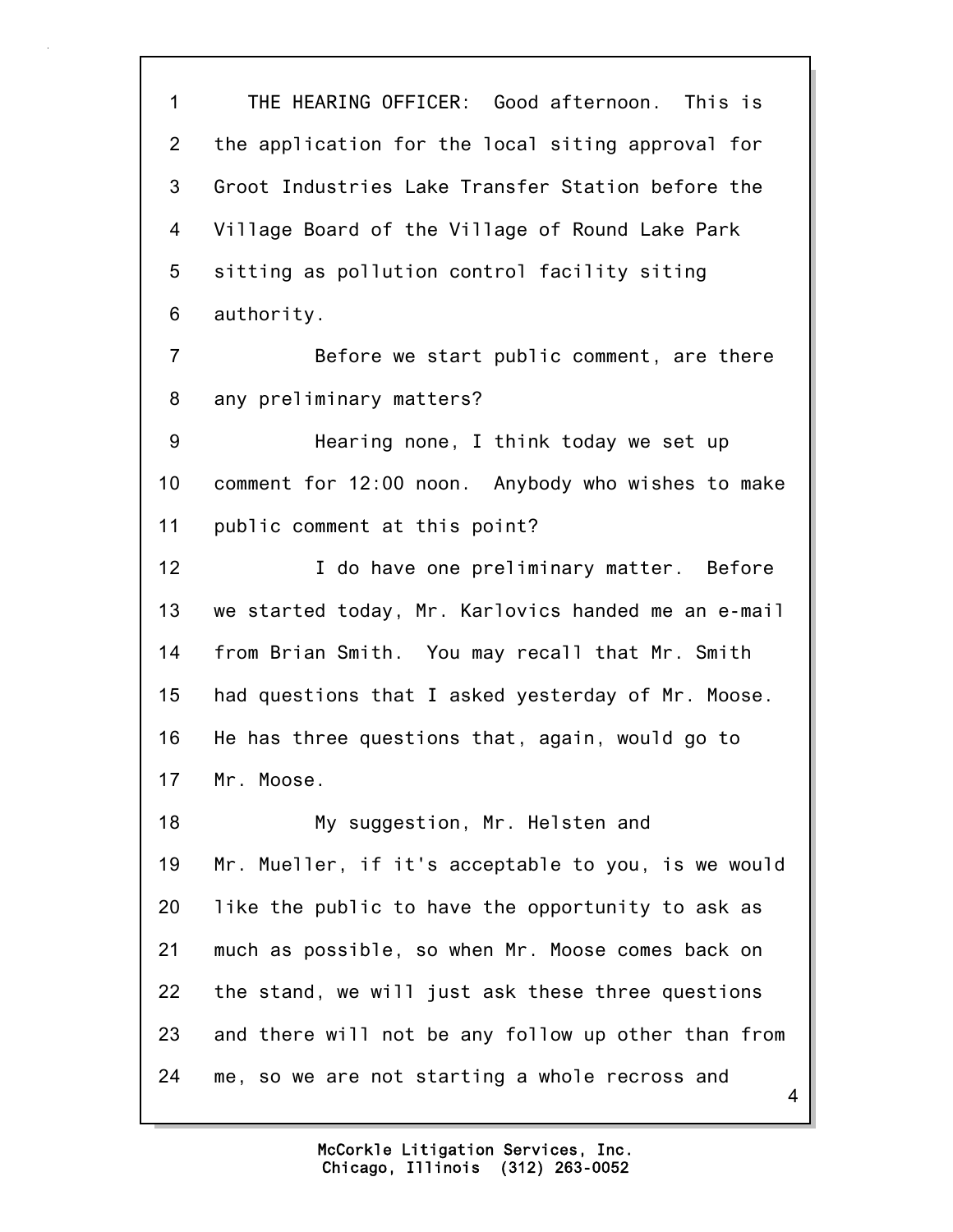THE HEARING OFFICER: Good afternoon. This is the application for the local siting approval for Groot Industries Lake Transfer Station before the Village Board of the Village of Round Lake Park sitting as pollution control facility siting authority.

Before we start public comment, are there any preliminary matters?

Hearing none, I think today we set up comment for 12:00 noon. Anybody who wishes to make public comment at this point?

I do have one preliminary matter. Before we started today, Mr. Karlovics handed me an e-mail from Brian Smith. You may recall that Mr. Smith had questions that I asked yesterday of Mr. Moose. He has three questions that, again, would go to Mr. Moose.

My suggestion, Mr. Helsten and Mr. Mueller, if it's acceptable to you, is we would like the public to have the opportunity to ask as much as possible, so when Mr. Moose comes back on the stand, we will just ask these three questions and there will not be any follow up other than from me, so we are not starting a whole recross and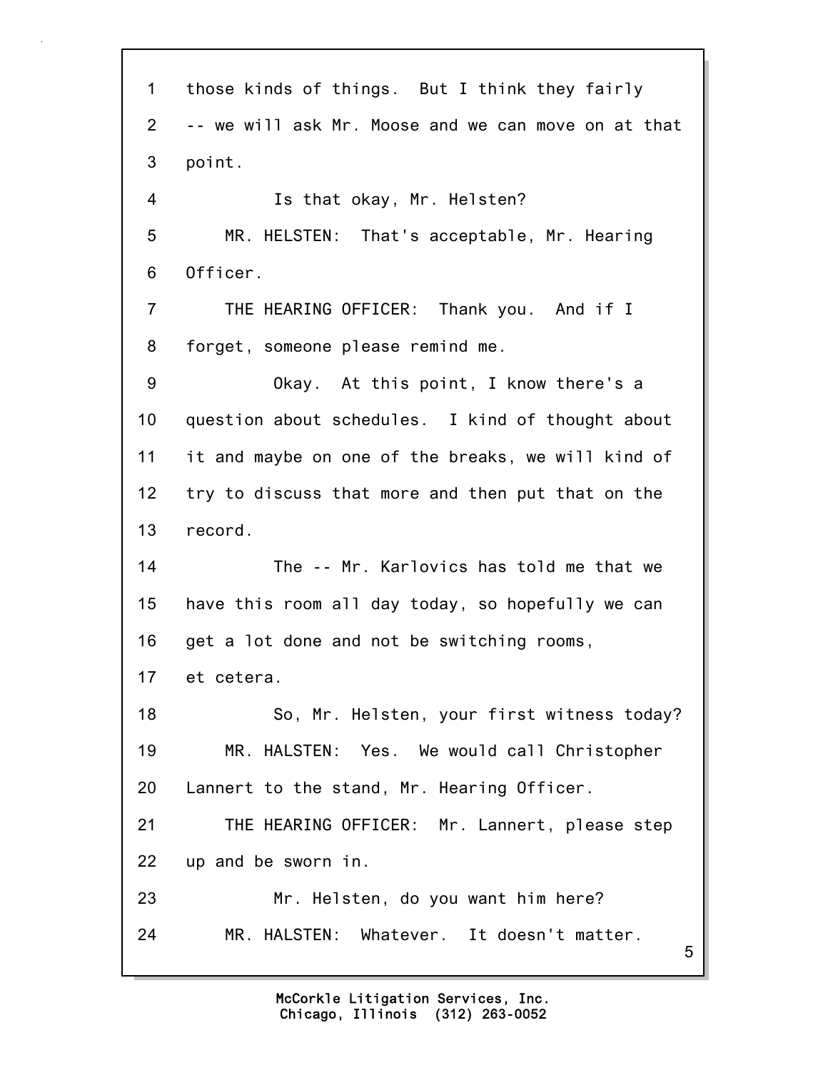1 those kinds of things. But I think they fairly
2 -- we will ask Mr. Moose and we can move on at that
3 point.
4 Is that okay, Mr. Helsten?
5 MR. HELSTEN: That's acceptable, Mr. Hearing
6 Officer.
7 THE HEARING OFFICER: Thank you. And if I
8 forget, someone please remind me.
9 Okay. At this point, I know there's a
10 question about schedules. I kind of thought about
11 it and maybe on one of the breaks, we will kind of
12 try to discuss that more and then put that on the
13 record.
14 The -- Mr. Karlovics has told me that we
15 have this room all day today, so hopefully we can
16 get a lot done and not be switching rooms,
17 et cetera.
18 So, Mr. Helsten, your first witness today?
19 MR. HALSTEN: Yes. We would call Christopher
20 Lannert to the stand, Mr. Hearing Officer.
21 THE HEARING OFFICER: Mr. Lannert, please step
22 up and be sworn in.
23 Mr. Helsten, do you want him here?
24 MR. HALSTEN: Whatever. It doesn't matter.

McCorkle Litigation Services, Inc.
Chicago, Illinois (312) 263-0052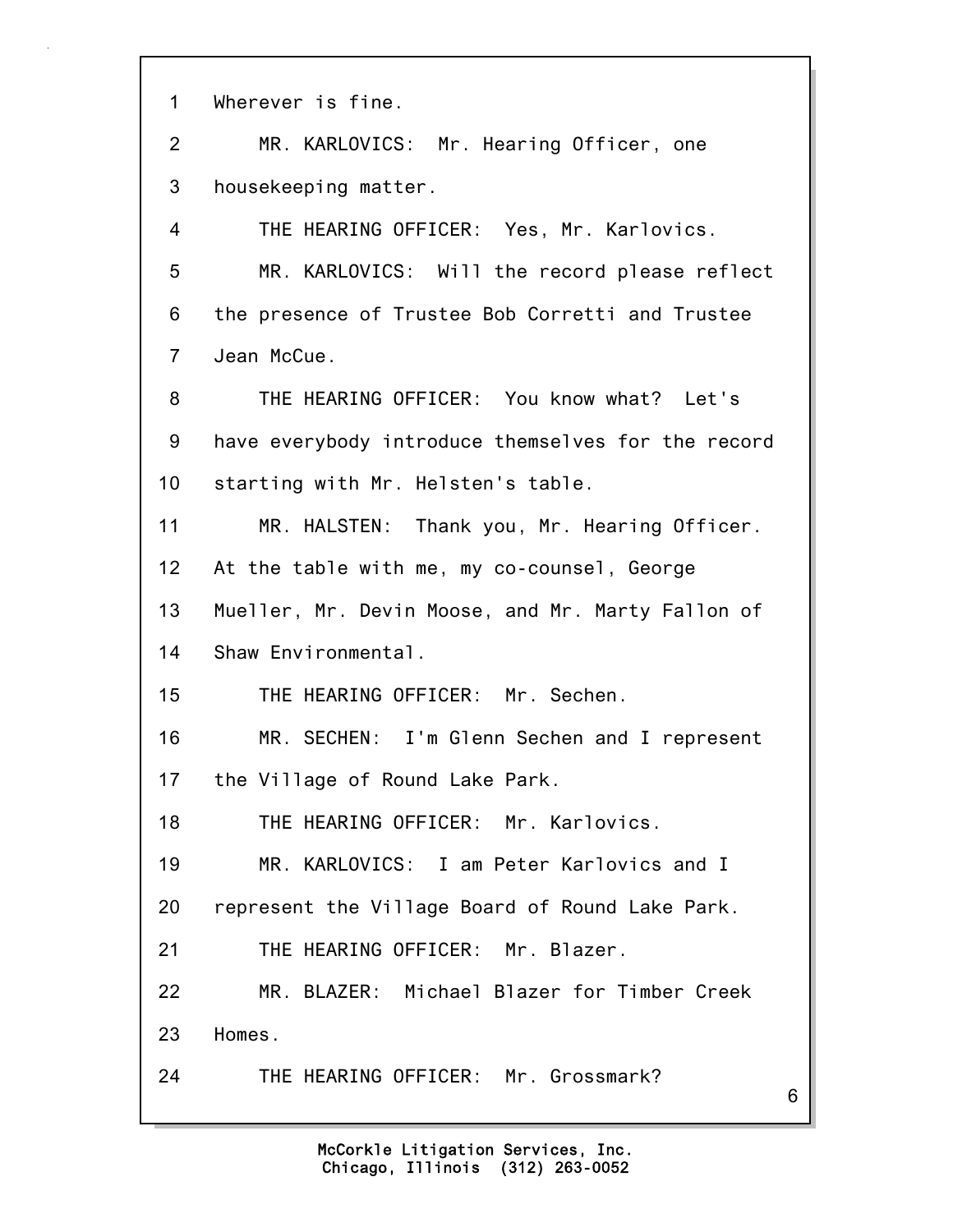Wherever is fine.

MR. KARLOVICS: Mr. Hearing Officer, one housekeeping matter.

THE HEARING OFFICER: Yes, Mr. Karlovics.

MR. KARLOVICS: Will the record please reflect the presence of Trustee Bob Corretti and Trustee Jean McCue.

THE HEARING OFFICER: You know what? Let's have everybody introduce themselves for the record starting with Mr. Helsten's table.

MR. HALSTEN: Thank you, Mr. Hearing Officer. At the table with me, my co-counsel, George Mueller, Mr. Devin Moose, and Mr. Marty Fallon of Shaw Environmental.

THE HEARING OFFICER: Mr. Sechen.

MR. SECHEN: I'm Glenn Sechen and I represent the Village of Round Lake Park.

THE HEARING OFFICER: Mr. Karlovics.

MR. KARLOVICS: I am Peter Karlovics and I represent the Village Board of Round Lake Park.

THE HEARING OFFICER: Mr. Blazer.

MR. BLAZER: Michael Blazer for Timber Creek Homes.

THE HEARING OFFICER: Mr. Grossmark?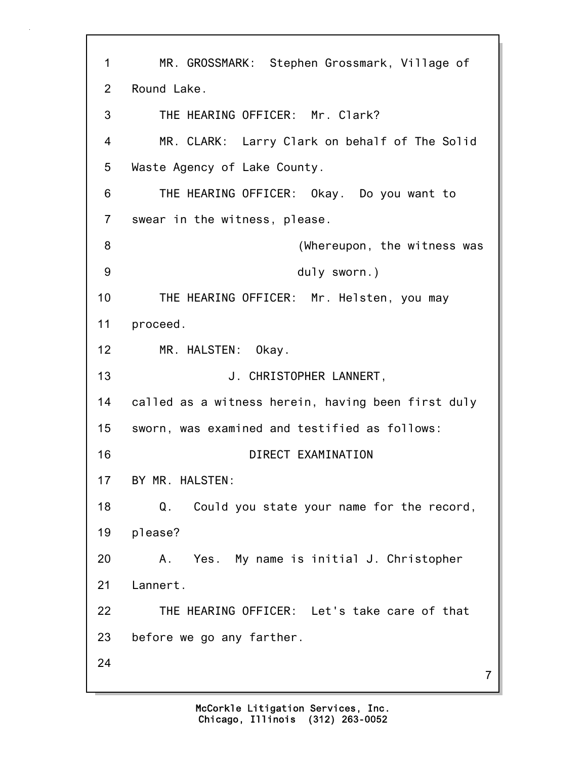MR. GROSSMARK: Stephen Grossmark, Village of Round Lake.

THE HEARING OFFICER: Mr. Clark?

MR. CLARK: Larry Clark on behalf of The Solid Waste Agency of Lake County.

THE HEARING OFFICER: Okay. Do you want to swear in the witness, please.

(Whereupon, the witness was duly sworn.)

THE HEARING OFFICER: Mr. Helsten, you may proceed.

MR. HALSTEN: Okay.

J. CHRISTOPHER LANNERT,

called as a witness herein, having been first duly sworn, was examined and testified as follows:

DIRECT EXAMINATION

BY MR. HALSTEN:

Q. Could you state your name for the record, please?

A. Yes. My name is initial J. Christopher Lannert.

THE HEARING OFFICER: Let's take care of that before we go any farther.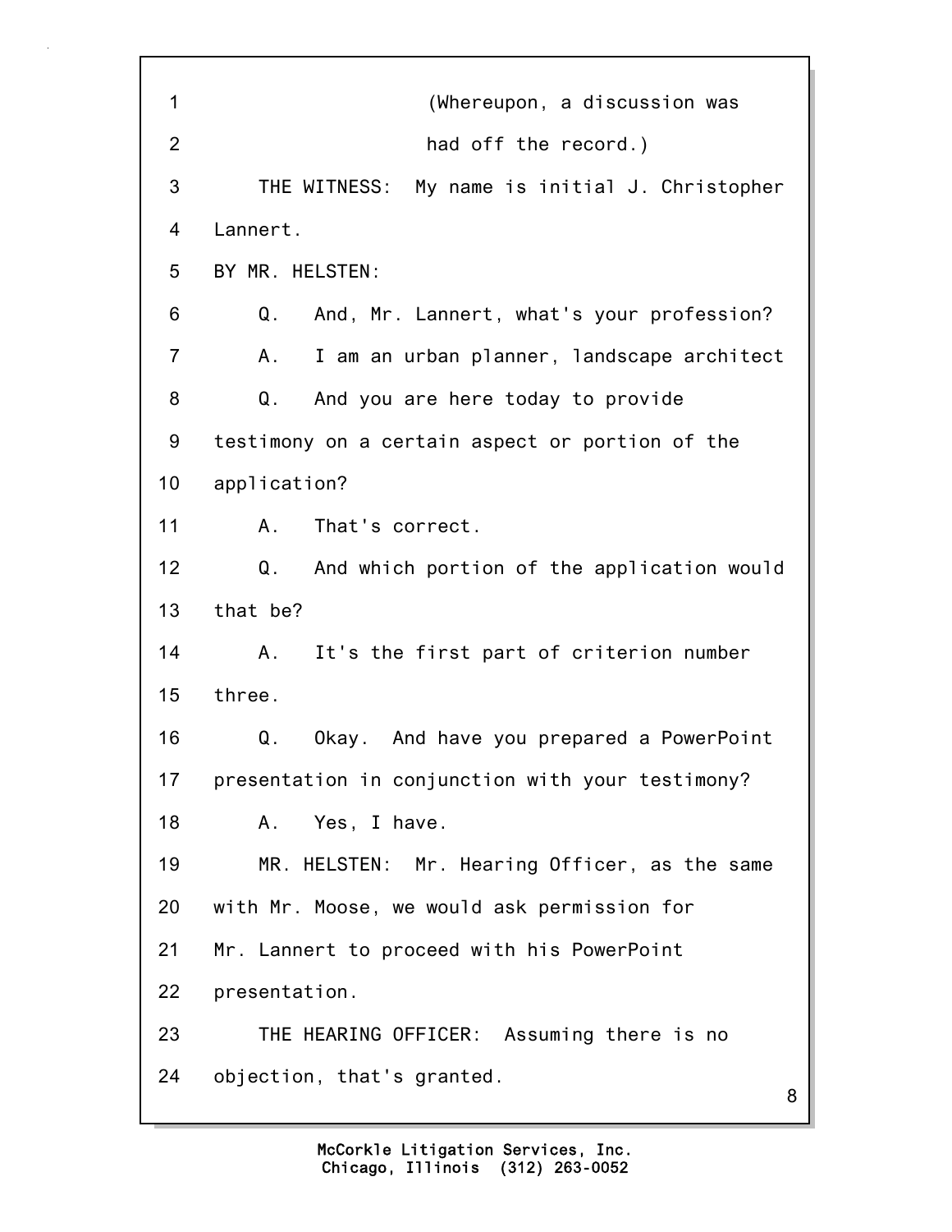1 (Whereupon, a discussion was
2 had off the record.)
3 THE WITNESS: My name is initial J. Christopher
4 Lannert.
5 BY MR. HELSTEN:
6 Q. And, Mr. Lannert, what's your profession?
7 A. I am an urban planner, landscape architect
8 Q. And you are here today to provide
9 testimony on a certain aspect or portion of the
10 application?
11 A. That's correct.
12 Q. And which portion of the application would
13 that be?
14 A. It's the first part of criterion number
15 three.
16 Q. Okay. And have you prepared a PowerPoint
17 presentation in conjunction with your testimony?
18 A. Yes, I have.
19 MR. HELSTEN: Mr. Hearing Officer, as the same
20 with Mr. Moose, we would ask permission for
21 Mr. Lannert to proceed with his PowerPoint
22 presentation.
23 THE HEARING OFFICER: Assuming there is no
24 objection, that's granted.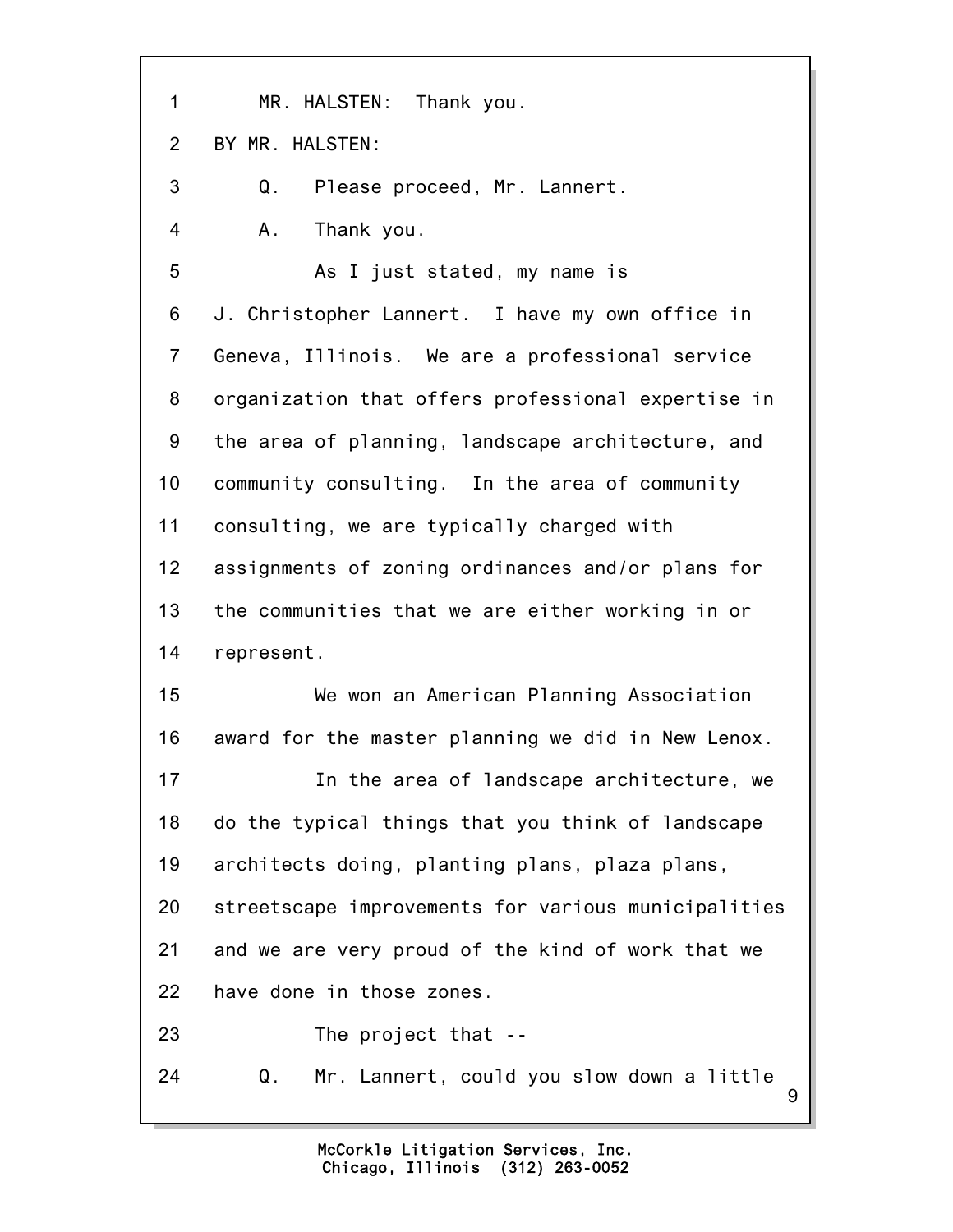1 MR. HALSTEN: Thank you.

2 BY MR. HALSTEN:

3 Q. Please proceed, Mr. Lannert.

4 A. Thank you.

5 As I just stated, my name is

6 J. Christopher Lannert. I have my own office in

7 Geneva, Illinois. We are a professional service

8 organization that offers professional expertise in

9 the area of planning, landscape architecture, and

10 community consulting. In the area of community

11 consulting, we are typically charged with

12 assignments of zoning ordinances and/or plans for

13 the communities that we are either working in or

14 represent.

15 We won an American Planning Association

16 award for the master planning we did in New Lenox.

17 In the area of landscape architecture, we

18 do the typical things that you think of landscape

19 architects doing, planting plans, plaza plans,

20 streetscape improvements for various municipalities

21 and we are very proud of the kind of work that we

22 have done in those zones.

23 The project that --

24 Q. Mr. Lannert, could you slow down a little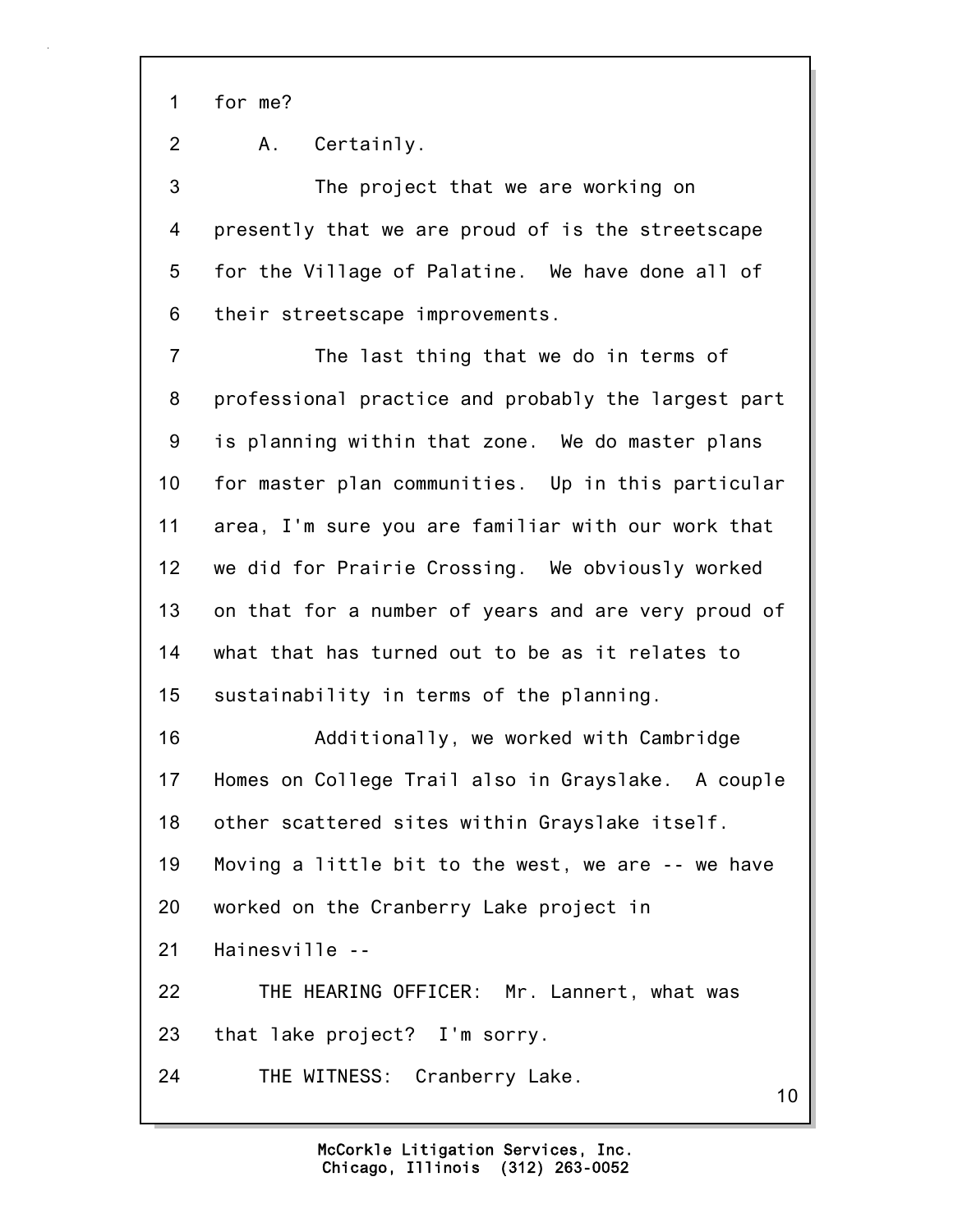1 for me?

2 A. Certainly.

3 The project that we are working on

4 presently that we are proud of is the streetscape

5 for the Village of Palatine. We have done all of

6 their streetscape improvements.

7 The last thing that we do in terms of

8 professional practice and probably the largest part

9 is planning within that zone. We do master plans

10 for master plan communities. Up in this particular

11 area, I'm sure you are familiar with our work that

12 we did for Prairie Crossing. We obviously worked

13 on that for a number of years and are very proud of

14 what that has turned out to be as it relates to

15 sustainability in terms of the planning.

16 Additionally, we worked with Cambridge

17 Homes on College Trail also in Grayslake. A couple

18 other scattered sites within Grayslake itself.

19 Moving a little bit to the west, we are -- we have

20 worked on the Cranberry Lake project in

21 Hainesville --

22 THE HEARING OFFICER: Mr. Lannert, what was

23 that lake project? I'm sorry.

24 THE WITNESS: Cranberry Lake.

McCorkle Litigation Services, Inc.
Chicago, Illinois (312) 263-0052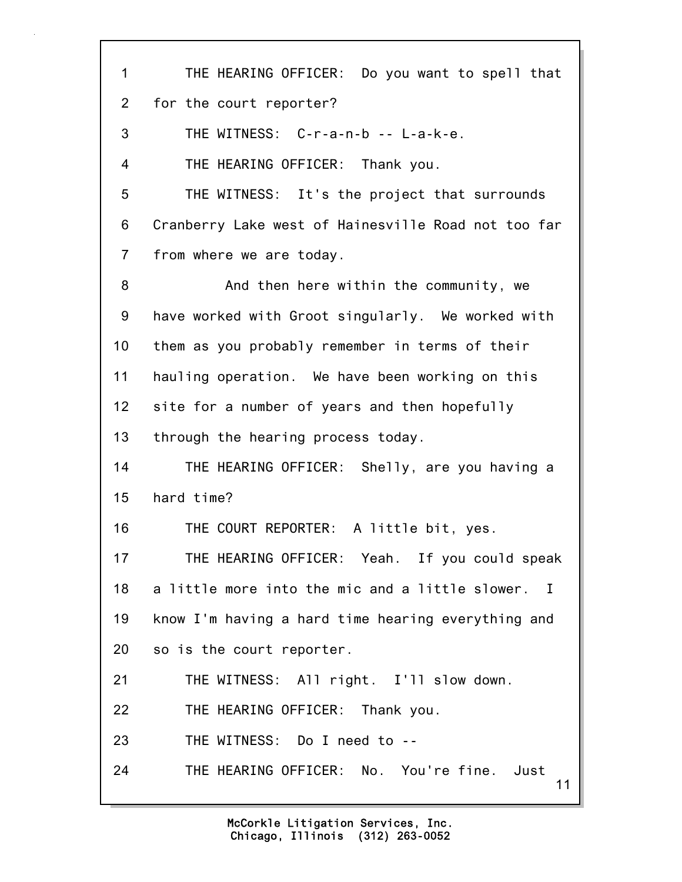THE HEARING OFFICER: Do you want to spell that for the court reporter?

THE WITNESS: C-r-a-n-b -- L-a-k-e.

THE HEARING OFFICER: Thank you.

THE WITNESS: It's the project that surrounds Cranberry Lake west of Hainesville Road not too far from where we are today.

And then here within the community, we have worked with Groot singularly. We worked with them as you probably remember in terms of their hauling operation. We have been working on this site for a number of years and then hopefully through the hearing process today.

THE HEARING OFFICER: Shelly, are you having a hard time?

THE COURT REPORTER: A little bit, yes.

THE HEARING OFFICER: Yeah. If you could speak a little more into the mic and a little slower. I know I'm having a hard time hearing everything and so is the court reporter.

THE WITNESS: All right. I'll slow down.

THE HEARING OFFICER: Thank you.

THE WITNESS: Do I need to --

THE HEARING OFFICER: No. You're fine. Just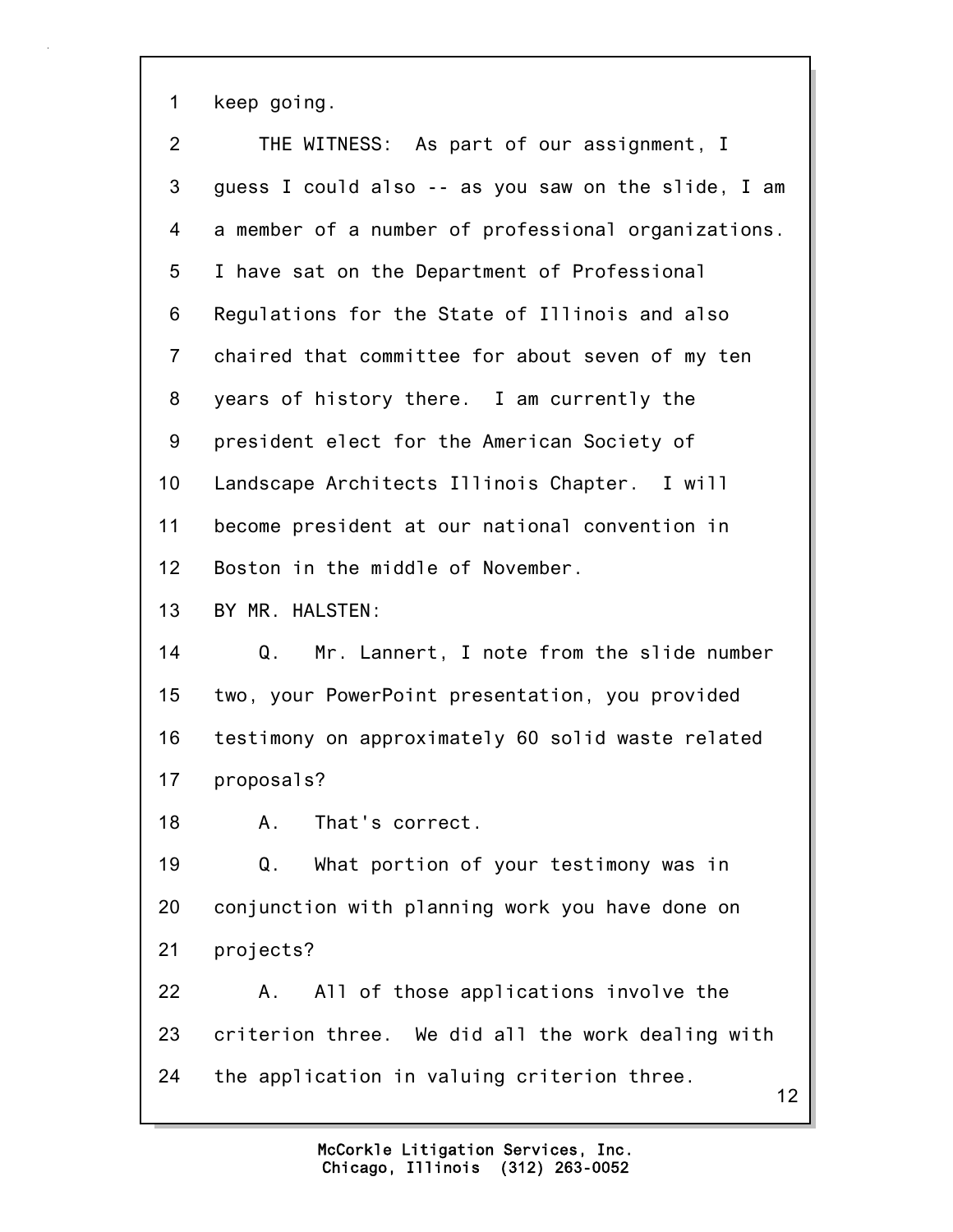1 keep going.

2 THE WITNESS: As part of our assignment, I

3 guess I could also -- as you saw on the slide, I am

4 a member of a number of professional organizations.

5 I have sat on the Department of Professional

6 Regulations for the State of Illinois and also

7 chaired that committee for about seven of my ten

8 years of history there. I am currently the

9 president elect for the American Society of

10 Landscape Architects Illinois Chapter. I will

11 become president at our national convention in

12 Boston in the middle of November.

13 BY MR. HALSTEN:

14 Q. Mr. Lannert, I note from the slide number

15 two, your PowerPoint presentation, you provided

16 testimony on approximately 60 solid waste related

17 proposals?

18 A. That's correct.

19 Q. What portion of your testimony was in

20 conjunction with planning work you have done on

21 projects?

22 A. All of those applications involve the

23 criterion three. We did all the work dealing with

24 the application in valuing criterion three.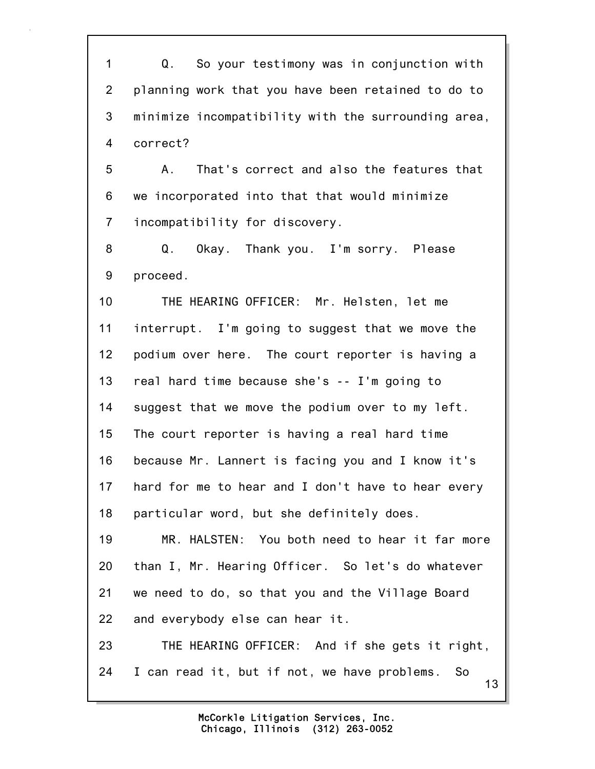1 Q. So your testimony was in conjunction with
2 planning work that you have been retained to do to
3 minimize incompatibility with the surrounding area,
4 correct?
5 A. That's correct and also the features that
6 we incorporated into that that would minimize
7 incompatibility for discovery.
8 Q. Okay. Thank you. I'm sorry. Please
9 proceed.
10 THE HEARING OFFICER: Mr. Helsten, let me
11 interrupt. I'm going to suggest that we move the
12 podium over here. The court reporter is having a
13 real hard time because she's -- I'm going to
14 suggest that we move the podium over to my left.
15 The court reporter is having a real hard time
16 because Mr. Lannert is facing you and I know it's
17 hard for me to hear and I don't have to hear every
18 particular word, but she definitely does.
19 MR. HALSTEN: You both need to hear it far more
20 than I, Mr. Hearing Officer. So let's do whatever
21 we need to do, so that you and the Village Board
22 and everybody else can hear it.
23 THE HEARING OFFICER: And if she gets it right,
24 I can read it, but if not, we have problems. So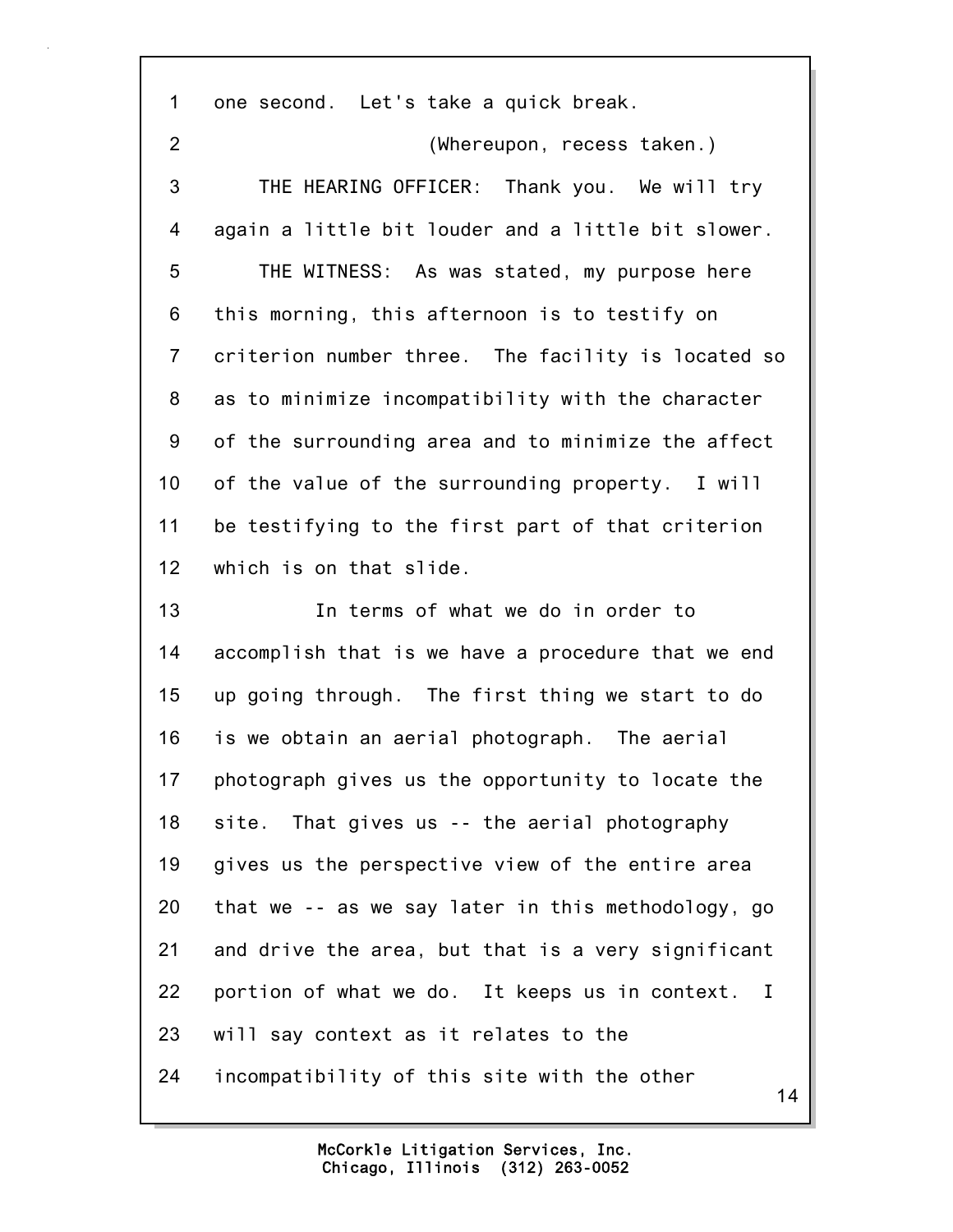1 one second. Let's take a quick break.

2 (Whereupon, recess taken.)

3 THE HEARING OFFICER: Thank you. We will try

4 again a little bit louder and a little bit slower.

5 THE WITNESS: As was stated, my purpose here

6 this morning, this afternoon is to testify on

7 criterion number three. The facility is located so

8 as to minimize incompatibility with the character

9 of the surrounding area and to minimize the affect

10 of the value of the surrounding property. I will

11 be testifying to the first part of that criterion

12 which is on that slide.

13 In terms of what we do in order to

14 accomplish that is we have a procedure that we end

15 up going through. The first thing we start to do

16 is we obtain an aerial photograph. The aerial

17 photograph gives us the opportunity to locate the

18 site. That gives us -- the aerial photography

19 gives us the perspective view of the entire area

20 that we -- as we say later in this methodology, go

21 and drive the area, but that is a very significant

22 portion of what we do. It keeps us in context. I

23 will say context as it relates to the

24 incompatibility of this site with the other

McCorkle Litigation Services, Inc.
Chicago, Illinois (312) 263-0052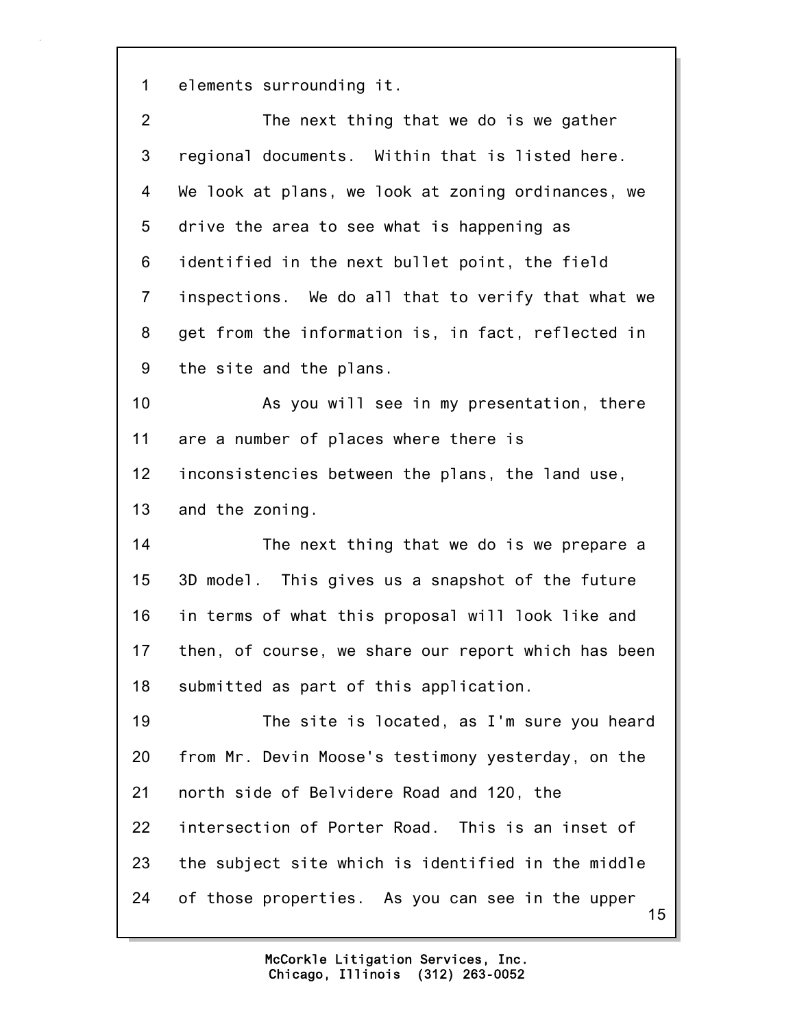elements surrounding it.

The next thing that we do is we gather regional documents. Within that is listed here. We look at plans, we look at zoning ordinances, we drive the area to see what is happening as identified in the next bullet point, the field inspections. We do all that to verify that what we get from the information is, in fact, reflected in the site and the plans.

As you will see in my presentation, there are a number of places where there is inconsistencies between the plans, the land use, and the zoning.

The next thing that we do is we prepare a 3D model. This gives us a snapshot of the future in terms of what this proposal will look like and then, of course, we share our report which has been submitted as part of this application.

The site is located, as I'm sure you heard from Mr. Devin Moose's testimony yesterday, on the north side of Belvidere Road and 120, the intersection of Porter Road. This is an inset of the subject site which is identified in the middle of those properties. As you can see in the upper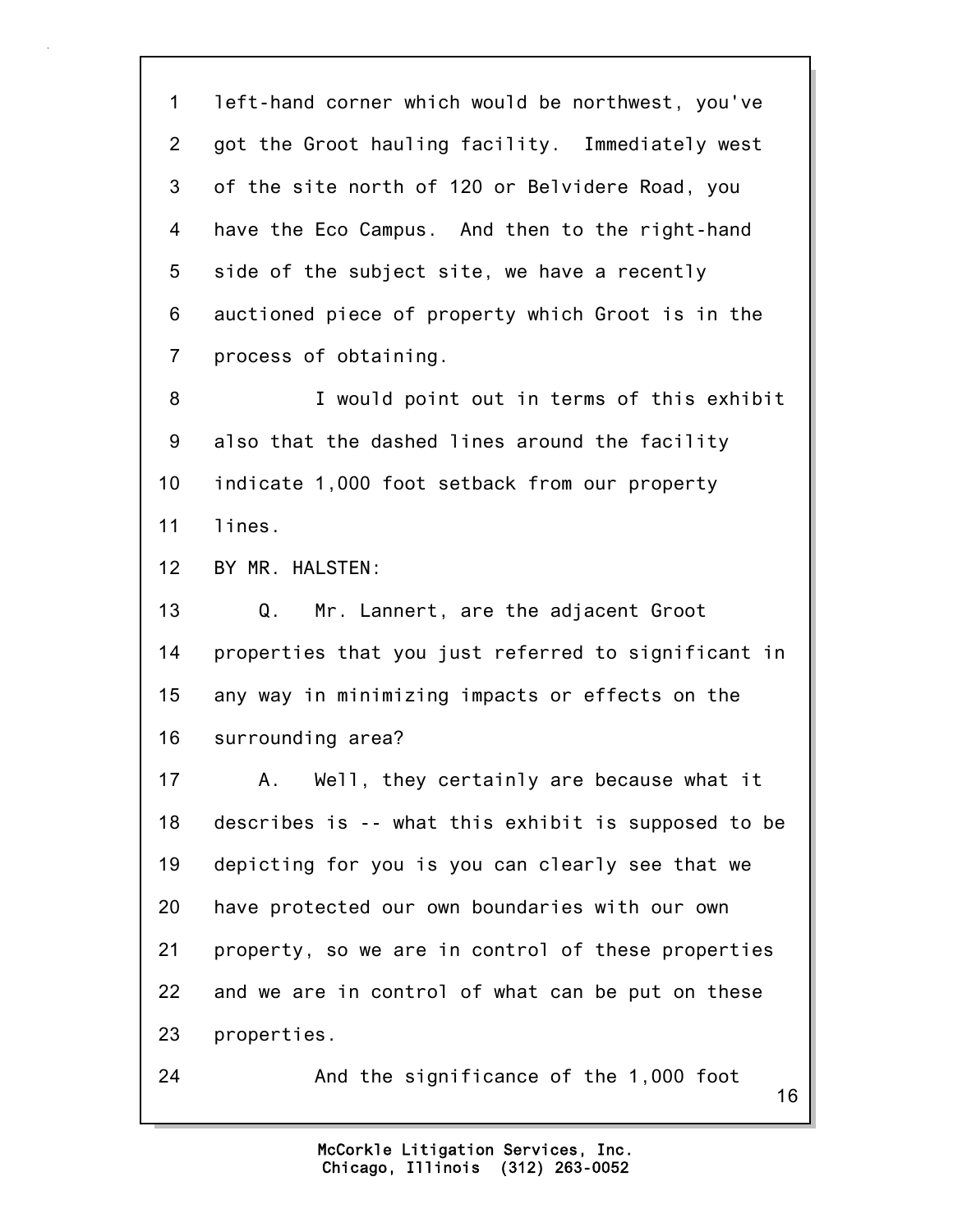1 left-hand corner which would be northwest, you've
2 got the Groot hauling facility. Immediately west
3 of the site north of 120 or Belvidere Road, you
4 have the Eco Campus. And then to the right-hand
5 side of the subject site, we have a recently
6 auctioned piece of property which Groot is in the
7 process of obtaining.

8 I would point out in terms of this exhibit
9 also that the dashed lines around the facility
10 indicate 1,000 foot setback from our property
11 lines.

12 BY MR. HALSTEN:

13 Q. Mr. Lannert, are the adjacent Groot
14 properties that you just referred to significant in
15 any way in minimizing impacts or effects on the
16 surrounding area?

17 A. Well, they certainly are because what it
18 describes is -- what this exhibit is supposed to be
19 depicting for you is you can clearly see that we
20 have protected our own boundaries with our own
21 property, so we are in control of these properties
22 and we are in control of what can be put on these
23 properties.

24 And the significance of the 1,000 foot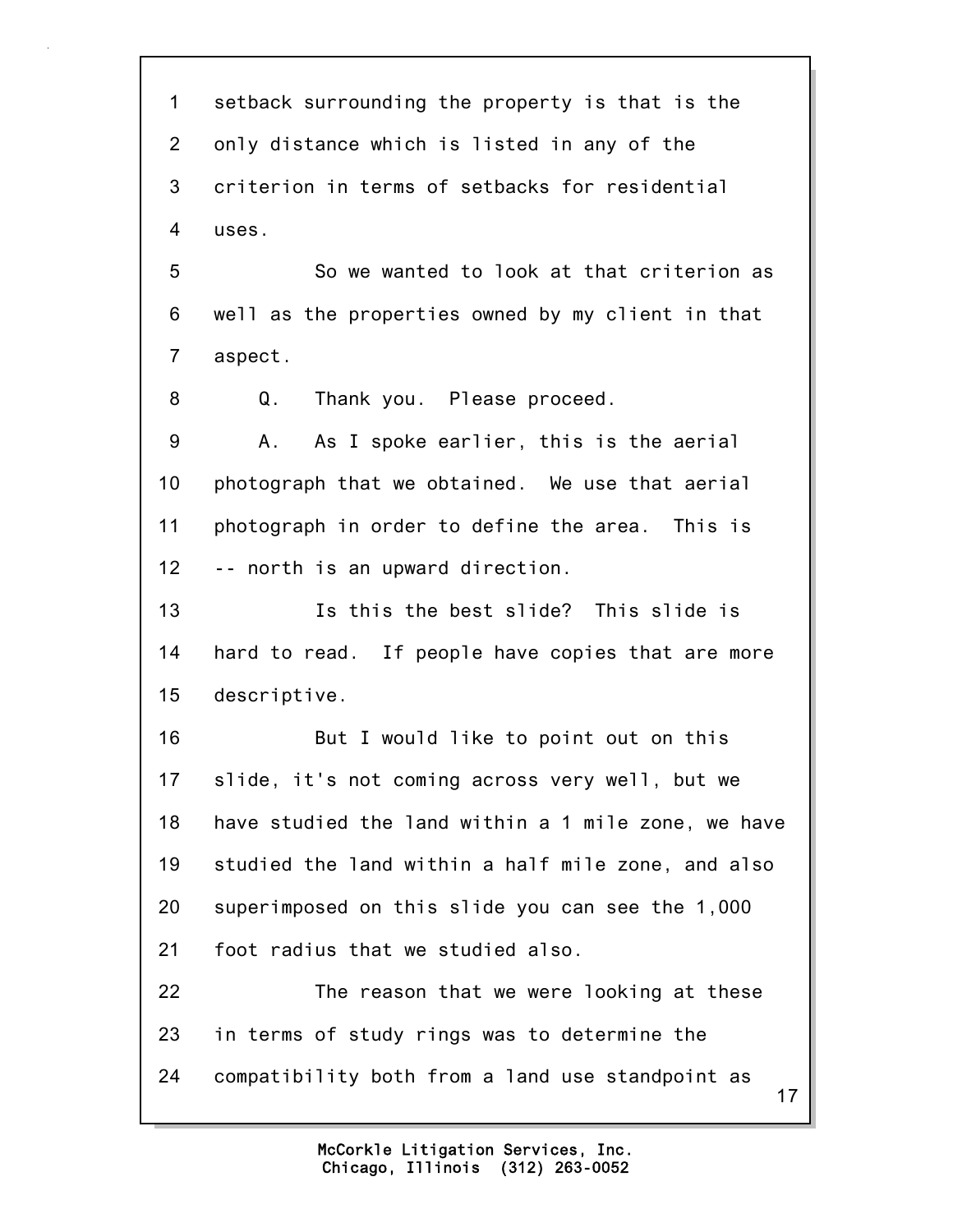1 setback surrounding the property is that is the
2 only distance which is listed in any of the
3 criterion in terms of setbacks for residential
4 uses.

5 So we wanted to look at that criterion as
6 well as the properties owned by my client in that
7 aspect.

8 Q. Thank you. Please proceed.

9 A. As I spoke earlier, this is the aerial
10 photograph that we obtained. We use that aerial
11 photograph in order to define the area. This is
12 -- north is an upward direction.

13 Is this the best slide? This slide is
14 hard to read. If people have copies that are more
15 descriptive.

16 But I would like to point out on this
17 slide, it's not coming across very well, but we
18 have studied the land within a 1 mile zone, we have
19 studied the land within a half mile zone, and also
20 superimposed on this slide you can see the 1,000
21 foot radius that we studied also.

22 The reason that we were looking at these
23 in terms of study rings was to determine the
24 compatibility both from a land use standpoint as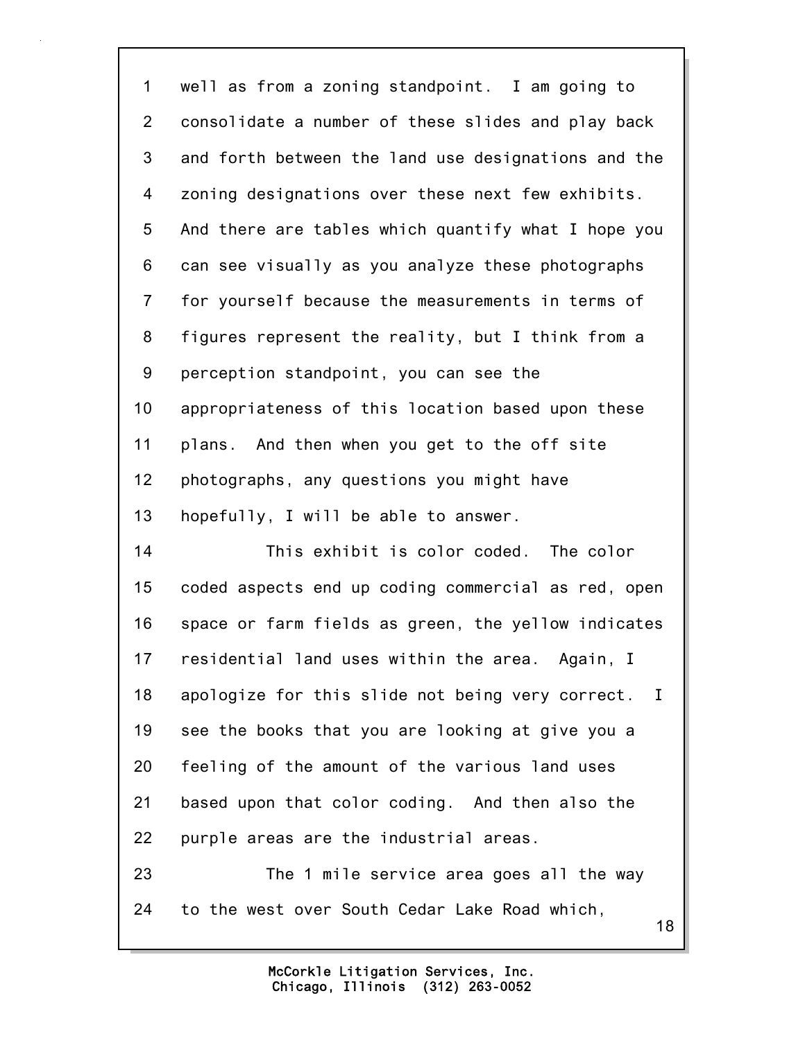1 well as from a zoning standpoint. I am going to
2 consolidate a number of these slides and play back
3 and forth between the land use designations and the
4 zoning designations over these next few exhibits.
5 And there are tables which quantify what I hope you
6 can see visually as you analyze these photographs
7 for yourself because the measurements in terms of
8 figures represent the reality, but I think from a
9 perception standpoint, you can see the
10 appropriateness of this location based upon these
11 plans. And then when you get to the off site
12 photographs, any questions you might have
13 hopefully, I will be able to answer.
14 This exhibit is color coded. The color
15 coded aspects end up coding commercial as red, open
16 space or farm fields as green, the yellow indicates
17 residential land uses within the area. Again, I
18 apologize for this slide not being very correct. I
19 see the books that you are looking at give you a
20 feeling of the amount of the various land uses
21 based upon that color coding. And then also the
22 purple areas are the industrial areas.
23 The 1 mile service area goes all the way
24 to the west over South Cedar Lake Road which,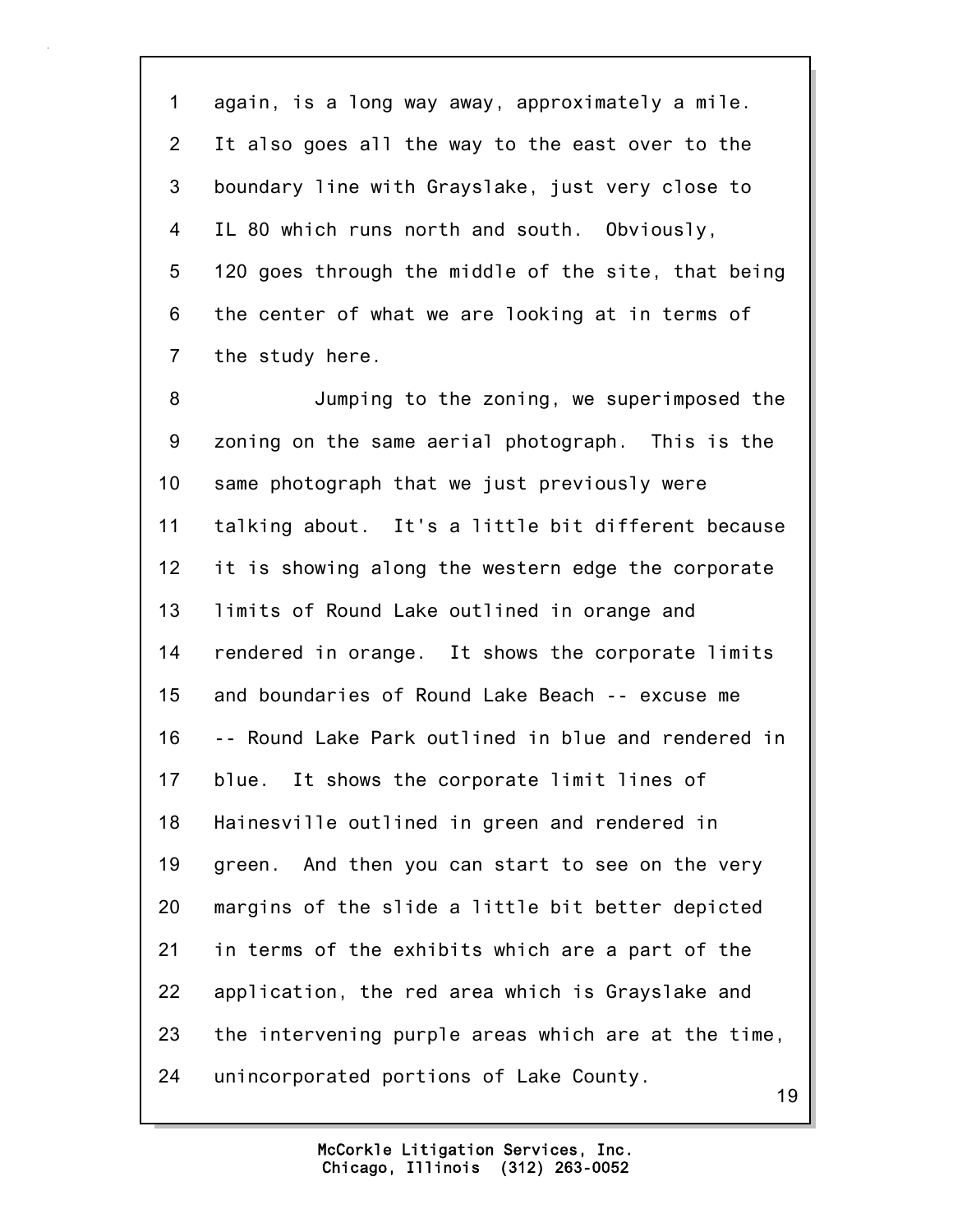again, is a long way away, approximately a mile. It also goes all the way to the east over to the boundary line with Grayslake, just very close to IL 80 which runs north and south. Obviously, 120 goes through the middle of the site, that being the center of what we are looking at in terms of the study here.

Jumping to the zoning, we superimposed the zoning on the same aerial photograph. This is the same photograph that we just previously were talking about. It's a little bit different because it is showing along the western edge the corporate limits of Round Lake outlined in orange and rendered in orange. It shows the corporate limits and boundaries of Round Lake Beach -- excuse me -- Round Lake Park outlined in blue and rendered in blue. It shows the corporate limit lines of Hainesville outlined in green and rendered in green. And then you can start to see on the very margins of the slide a little bit better depicted in terms of the exhibits which are a part of the application, the red area which is Grayslake and the intervening purple areas which are at the time, unincorporated portions of Lake County.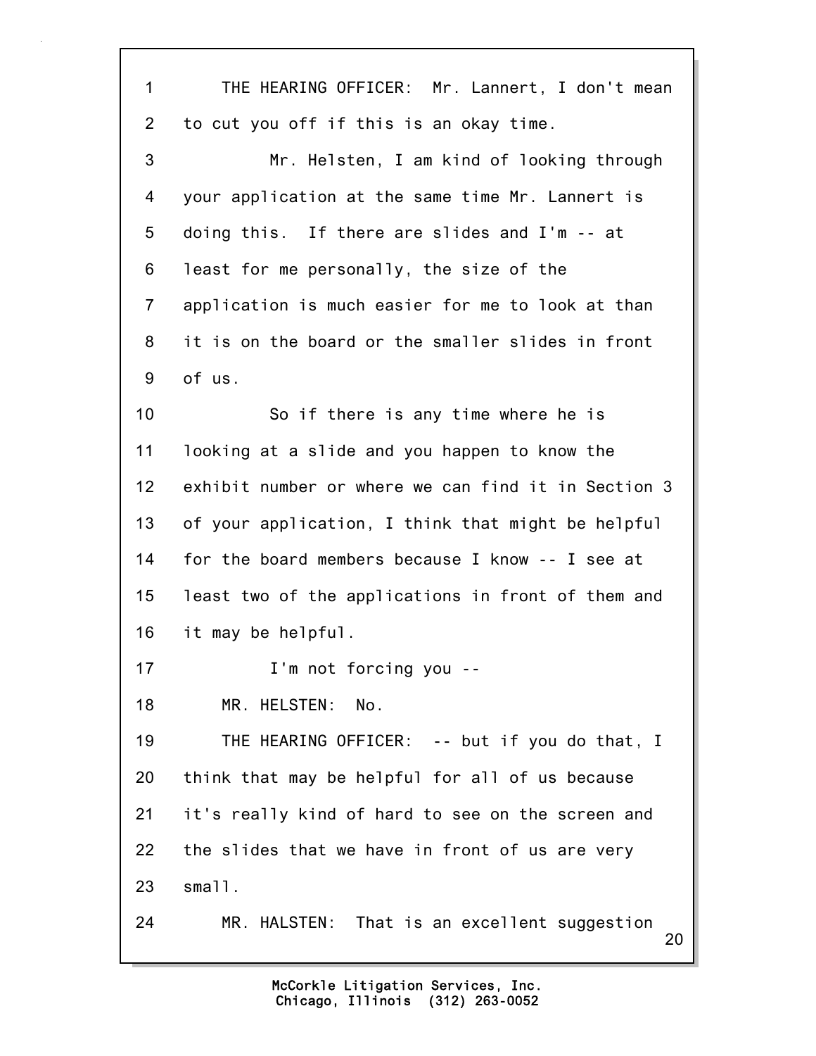THE HEARING OFFICER: Mr. Lannert, I don't mean to cut you off if this is an okay time.

Mr. Helsten, I am kind of looking through your application at the same time Mr. Lannert is doing this. If there are slides and I'm -- at least for me personally, the size of the application is much easier for me to look at than it is on the board or the smaller slides in front of us.

So if there is any time where he is looking at a slide and you happen to know the exhibit number or where we can find it in Section 3 of your application, I think that might be helpful for the board members because I know -- I see at least two of the applications in front of them and it may be helpful.

I'm not forcing you --

MR. HELSTEN: No.

THE HEARING OFFICER: -- but if you do that, I think that may be helpful for all of us because it's really kind of hard to see on the screen and the slides that we have in front of us are very small.

MR. HALSTEN: That is an excellent suggestion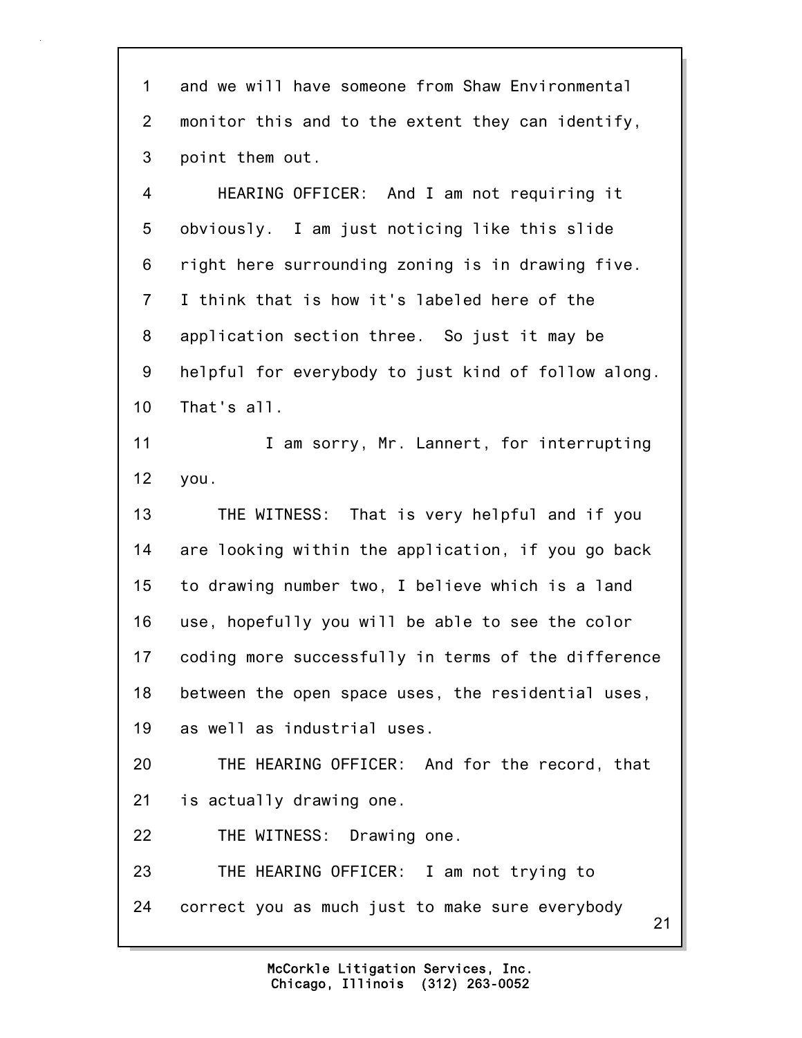1 and we will have someone from Shaw Environmental
2 monitor this and to the extent they can identify,
3 point them out.
4 HEARING OFFICER: And I am not requiring it
5 obviously. I am just noticing like this slide
6 right here surrounding zoning is in drawing five.
7 I think that is how it's labeled here of the
8 application section three. So just it may be
9 helpful for everybody to just kind of follow along.
10 That's all.
11 I am sorry, Mr. Lannert, for interrupting
12 you.
13 THE WITNESS: That is very helpful and if you
14 are looking within the application, if you go back
15 to drawing number two, I believe which is a land
16 use, hopefully you will be able to see the color
17 coding more successfully in terms of the difference
18 between the open space uses, the residential uses,
19 as well as industrial uses.
20 THE HEARING OFFICER: And for the record, that
21 is actually drawing one.
22 THE WITNESS: Drawing one.
23 THE HEARING OFFICER: I am not trying to
24 correct you as much just to make sure everybody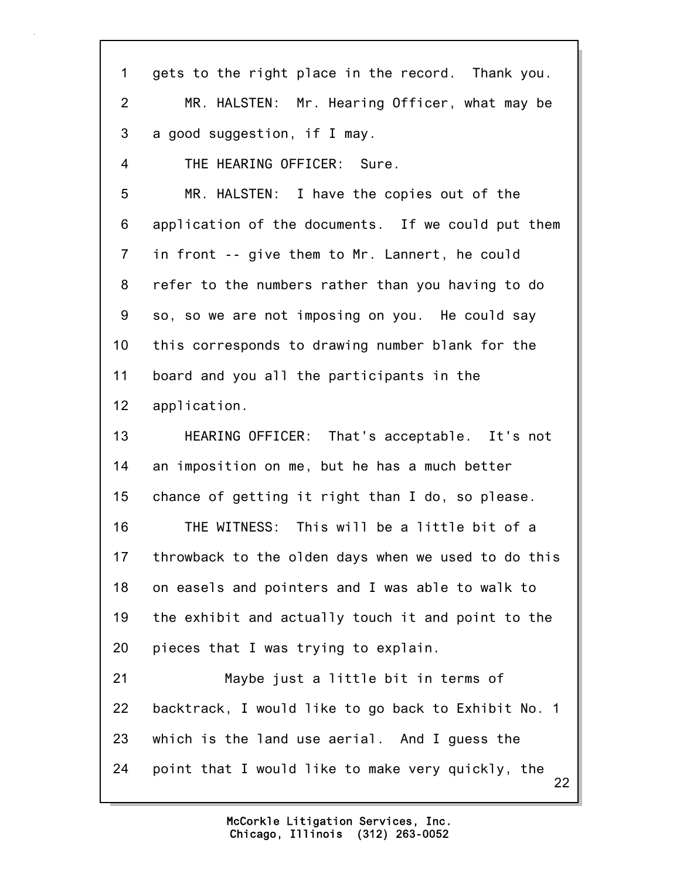gets to the right place in the record. Thank you.

MR. HALSTEN: Mr. Hearing Officer, what may be a good suggestion, if I may.

THE HEARING OFFICER: Sure.

MR. HALSTEN: I have the copies out of the application of the documents. If we could put them in front -- give them to Mr. Lannert, he could refer to the numbers rather than you having to do so, so we are not imposing on you. He could say this corresponds to drawing number blank for the board and you all the participants in the application.

HEARING OFFICER: That's acceptable. It's not an imposition on me, but he has a much better chance of getting it right than I do, so please.

THE WITNESS: This will be a little bit of a throwback to the olden days when we used to do this on easels and pointers and I was able to walk to the exhibit and actually touch it and point to the pieces that I was trying to explain.

Maybe just a little bit in terms of backtrack, I would like to go back to Exhibit No. 1 which is the land use aerial. And I guess the point that I would like to make very quickly, the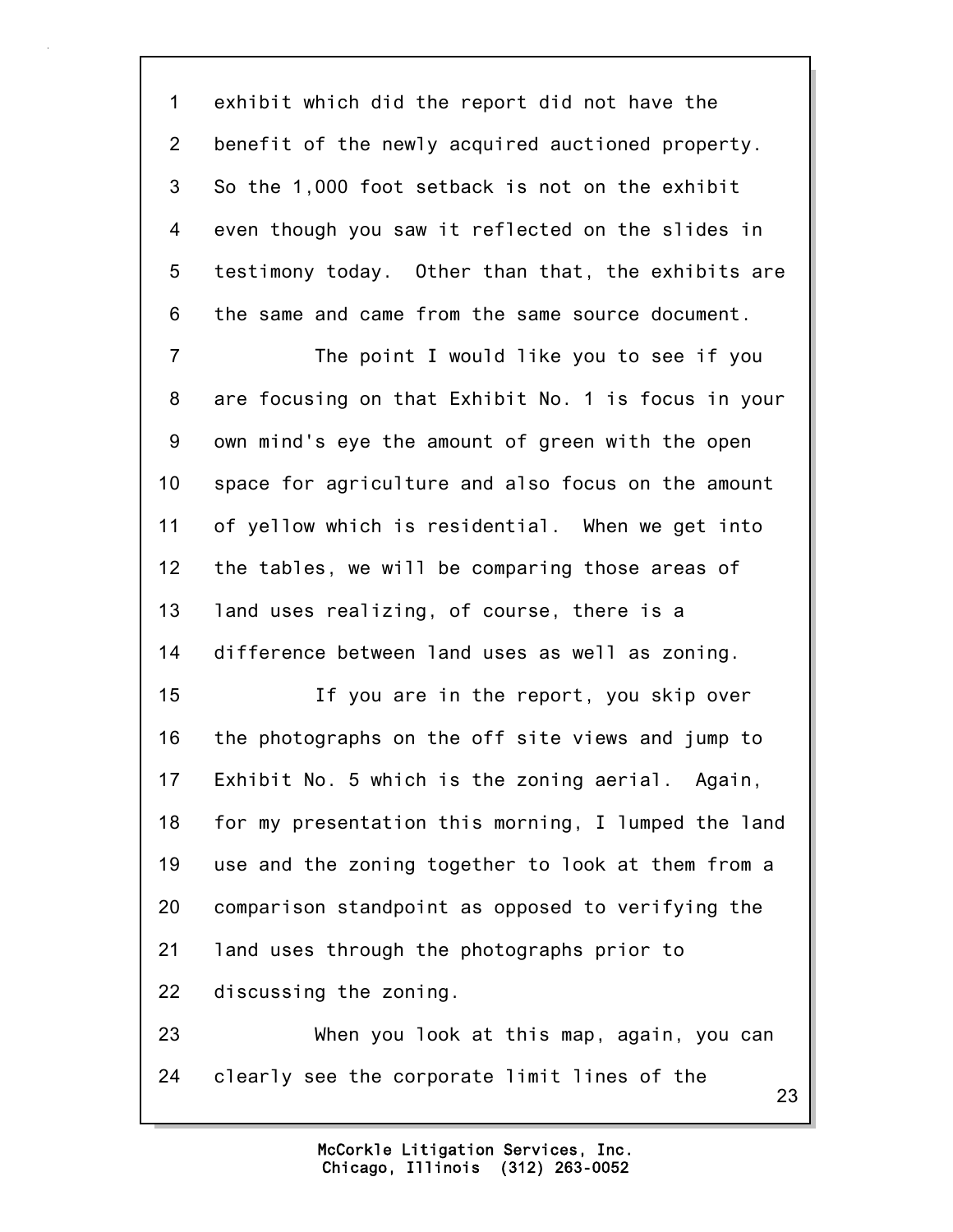exhibit which did the report did not have the benefit of the newly acquired auctioned property. So the 1,000 foot setback is not on the exhibit even though you saw it reflected on the slides in testimony today. Other than that, the exhibits are the same and came from the same source document.

The point I would like you to see if you are focusing on that Exhibit No. 1 is focus in your own mind's eye the amount of green with the open space for agriculture and also focus on the amount of yellow which is residential. When we get into the tables, we will be comparing those areas of land uses realizing, of course, there is a difference between land uses as well as zoning.

If you are in the report, you skip over the photographs on the off site views and jump to Exhibit No. 5 which is the zoning aerial. Again, for my presentation this morning, I lumped the land use and the zoning together to look at them from a comparison standpoint as opposed to verifying the land uses through the photographs prior to discussing the zoning.

When you look at this map, again, you can clearly see the corporate limit lines of the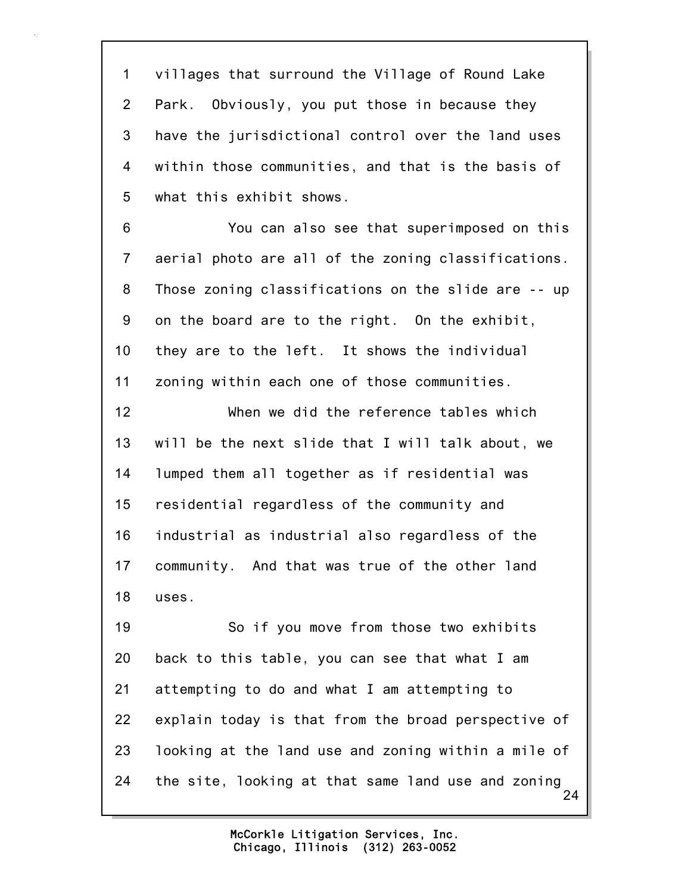villages that surround the Village of Round Lake Park. Obviously, you put those in because they have the jurisdictional control over the land uses within those communities, and that is the basis of what this exhibit shows.

You can also see that superimposed on this aerial photo are all of the zoning classifications. Those zoning classifications on the slide are -- up on the board are to the right. On the exhibit, they are to the left. It shows the individual zoning within each one of those communities.

When we did the reference tables which will be the next slide that I will talk about, we lumped them all together as if residential was residential regardless of the community and industrial as industrial also regardless of the community. And that was true of the other land uses.

So if you move from those two exhibits back to this table, you can see that what I am attempting to do and what I am attempting to explain today is that from the broad perspective of looking at the land use and zoning within a mile of the site, looking at that same land use and zoning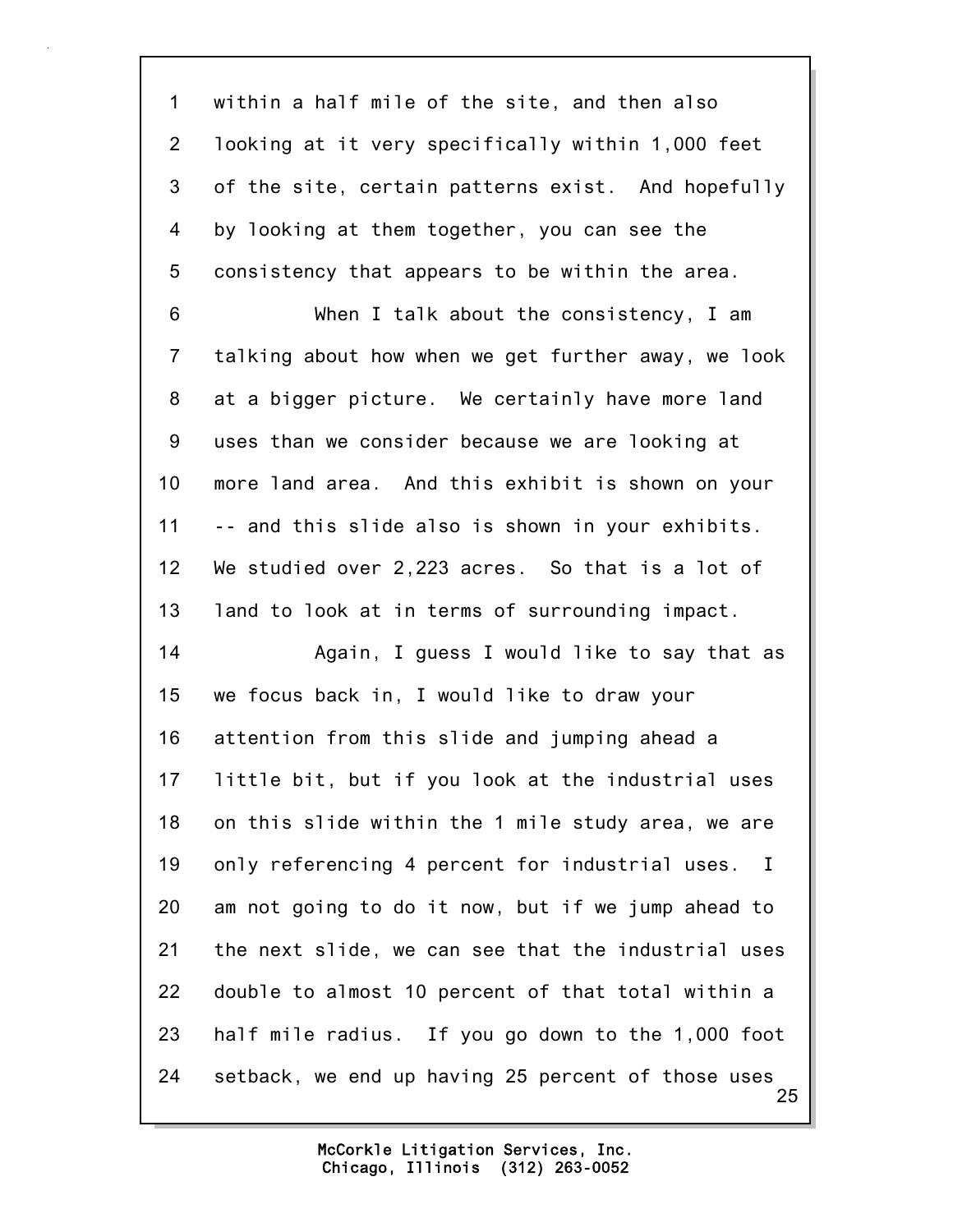within a half mile of the site, and then also looking at it very specifically within 1,000 feet of the site, certain patterns exist. And hopefully by looking at them together, you can see the consistency that appears to be within the area.

When I talk about the consistency, I am talking about how when we get further away, we look at a bigger picture. We certainly have more land uses than we consider because we are looking at more land area. And this exhibit is shown on your -- and this slide also is shown in your exhibits. We studied over 2,223 acres. So that is a lot of land to look at in terms of surrounding impact.

Again, I guess I would like to say that as we focus back in, I would like to draw your attention from this slide and jumping ahead a little bit, but if you look at the industrial uses on this slide within the 1 mile study area, we are only referencing 4 percent for industrial uses. I am not going to do it now, but if we jump ahead to the next slide, we can see that the industrial uses double to almost 10 percent of that total within a half mile radius. If you go down to the 1,000 foot setback, we end up having 25 percent of those uses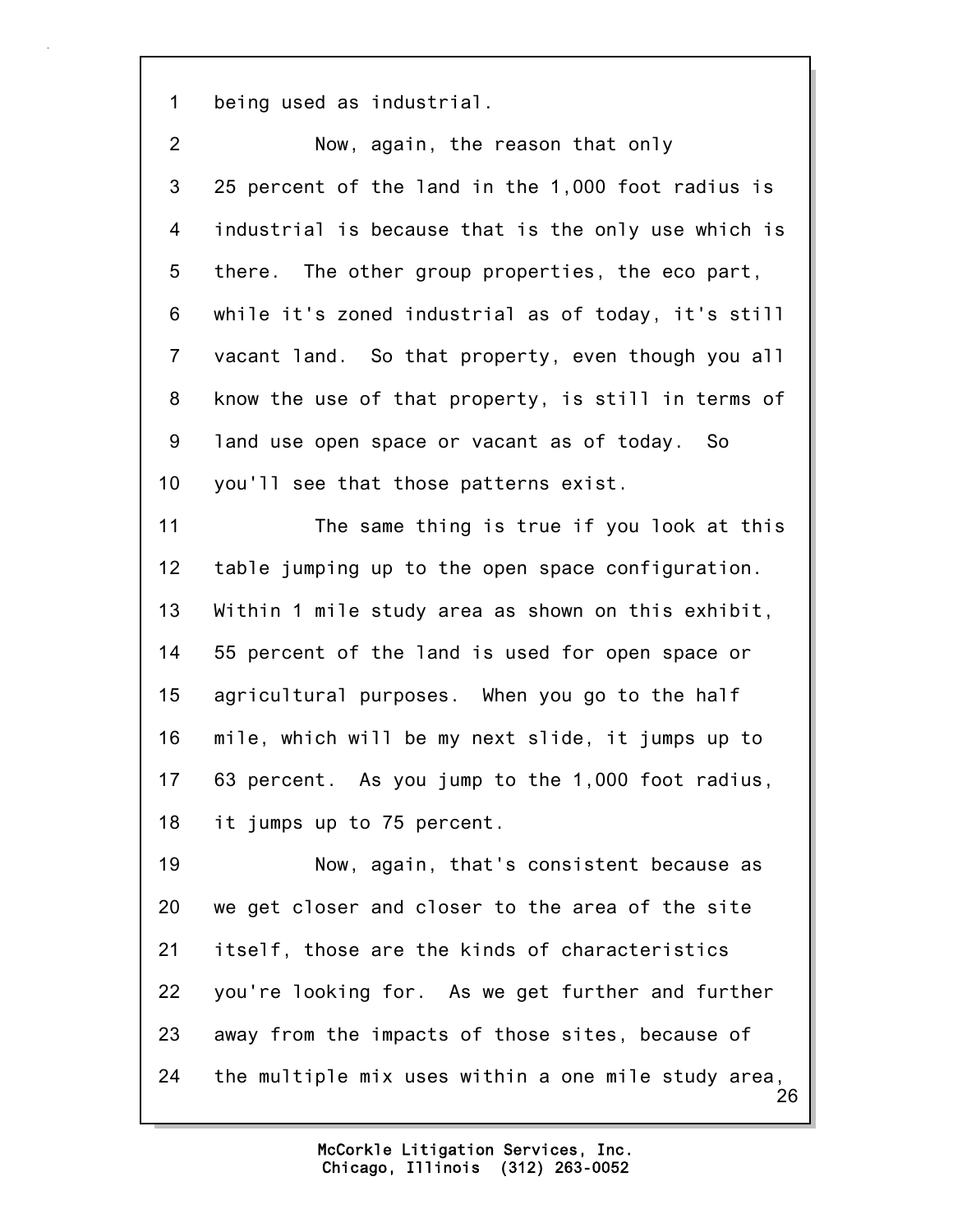being used as industrial.

Now, again, the reason that only 25 percent of the land in the 1,000 foot radius is industrial is because that is the only use which is there. The other group properties, the eco part, while it's zoned industrial as of today, it's still vacant land. So that property, even though you all know the use of that property, is still in terms of land use open space or vacant as of today. So you'll see that those patterns exist.

The same thing is true if you look at this table jumping up to the open space configuration. Within 1 mile study area as shown on this exhibit, 55 percent of the land is used for open space or agricultural purposes. When you go to the half mile, which will be my next slide, it jumps up to 63 percent. As you jump to the 1,000 foot radius, it jumps up to 75 percent.

Now, again, that's consistent because as we get closer and closer to the area of the site itself, those are the kinds of characteristics you're looking for. As we get further and further away from the impacts of those sites, because of the multiple mix uses within a one mile study area,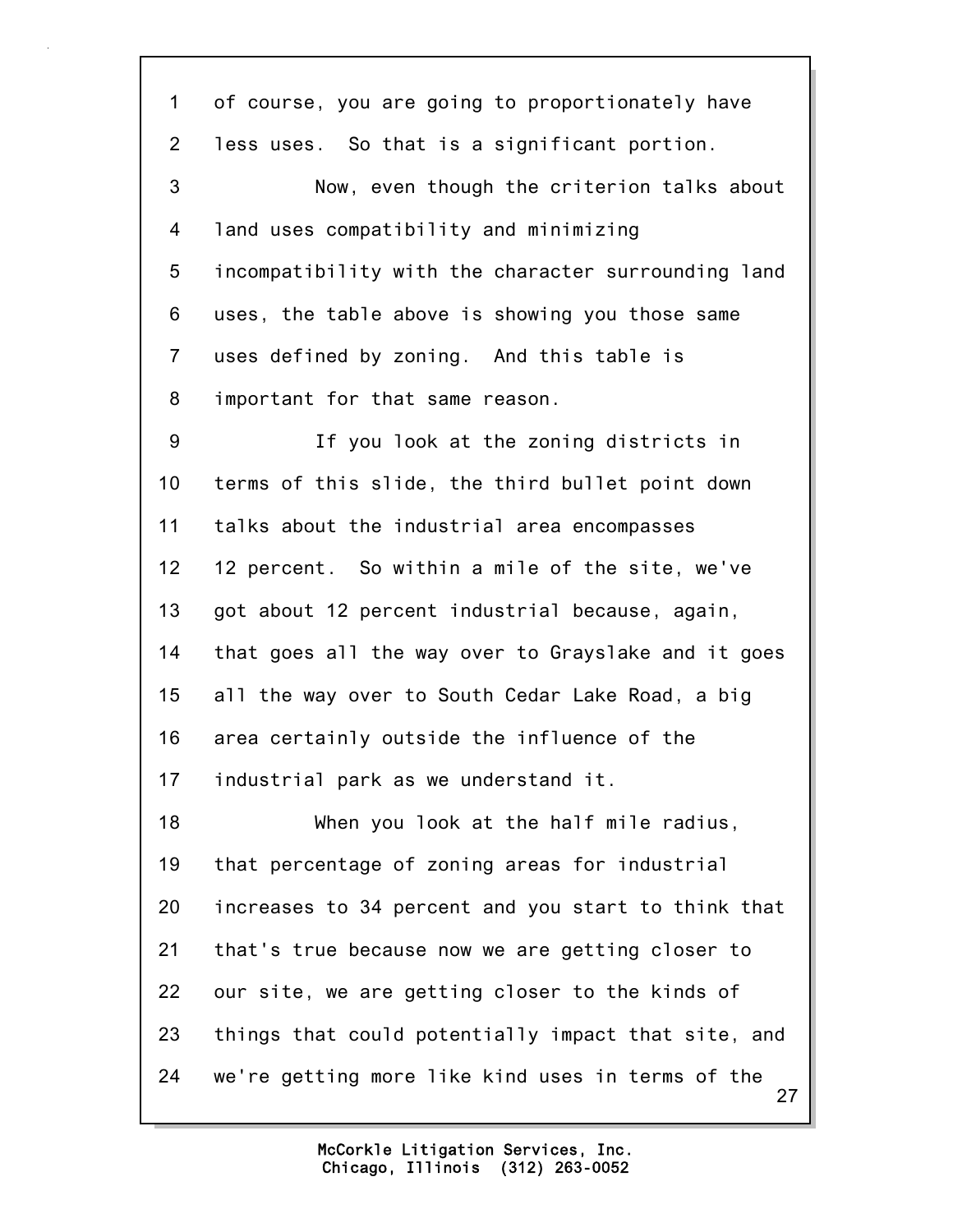of course, you are going to proportionately have less uses. So that is a significant portion.

Now, even though the criterion talks about land uses compatibility and minimizing incompatibility with the character surrounding land uses, the table above is showing you those same uses defined by zoning. And this table is important for that same reason.

If you look at the zoning districts in terms of this slide, the third bullet point down talks about the industrial area encompasses 12 percent. So within a mile of the site, we've got about 12 percent industrial because, again, that goes all the way over to Grayslake and it goes all the way over to South Cedar Lake Road, a big area certainly outside the influence of the industrial park as we understand it.

When you look at the half mile radius, that percentage of zoning areas for industrial increases to 34 percent and you start to think that that's true because now we are getting closer to our site, we are getting closer to the kinds of things that could potentially impact that site, and we're getting more like kind uses in terms of the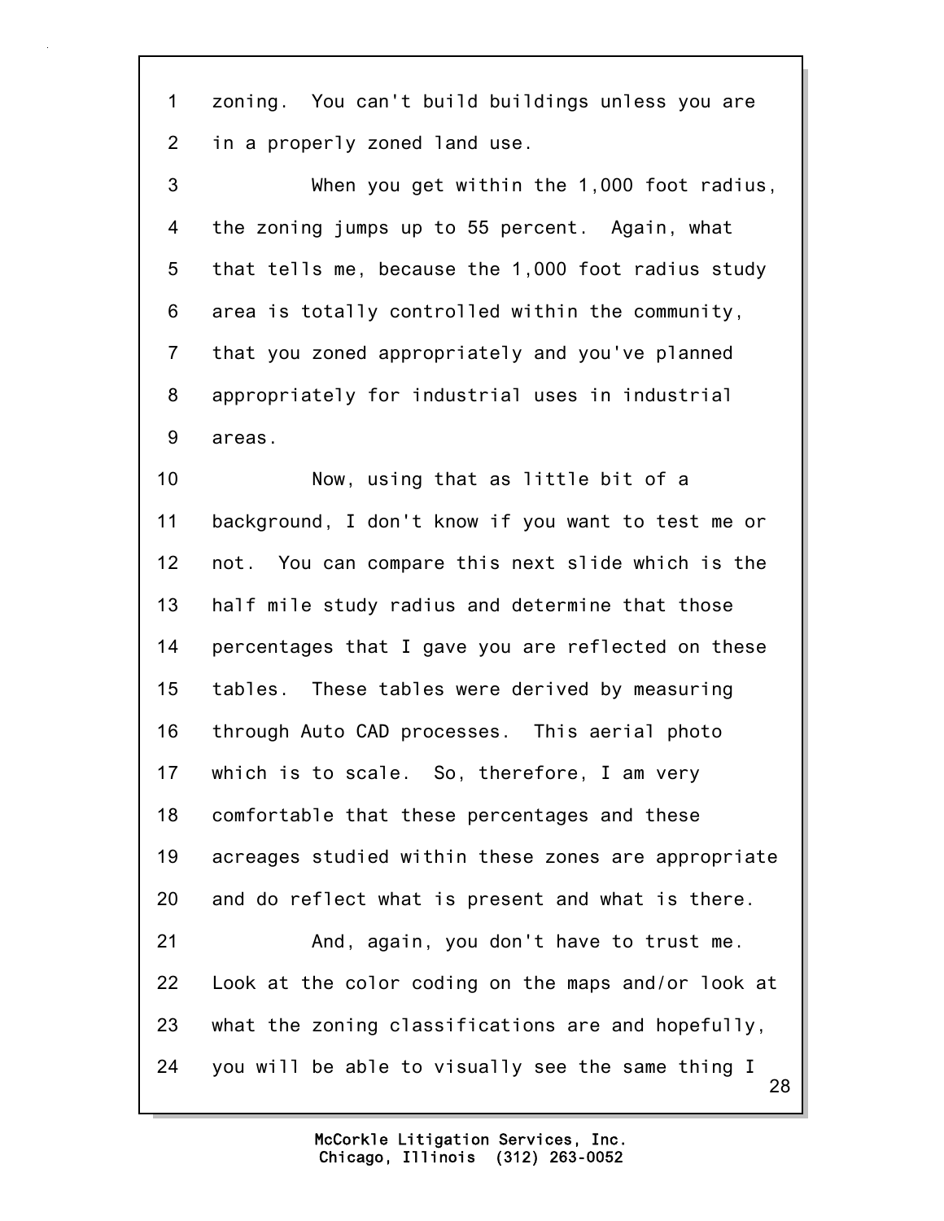zoning. You can't build buildings unless you are in a properly zoned land use.

When you get within the 1,000 foot radius, the zoning jumps up to 55 percent. Again, what that tells me, because the 1,000 foot radius study area is totally controlled within the community, that you zoned appropriately and you've planned appropriately for industrial uses in industrial areas.

Now, using that as little bit of a background, I don't know if you want to test me or not. You can compare this next slide which is the half mile study radius and determine that those percentages that I gave you are reflected on these tables. These tables were derived by measuring through Auto CAD processes. This aerial photo which is to scale. So, therefore, I am very comfortable that these percentages and these acreages studied within these zones are appropriate and do reflect what is present and what is there.

And, again, you don't have to trust me. Look at the color coding on the maps and/or look at what the zoning classifications are and hopefully, you will be able to visually see the same thing I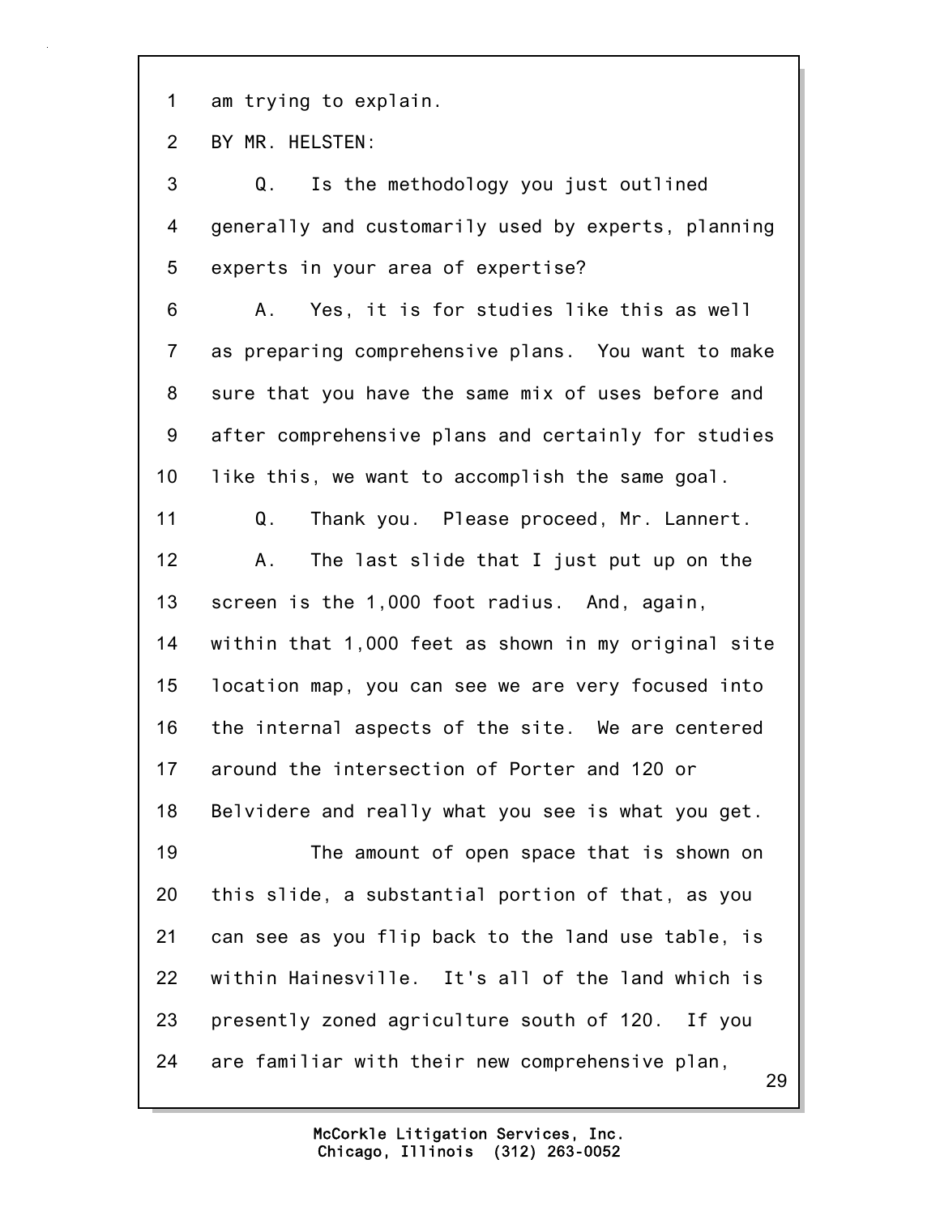1 am trying to explain.

2 BY MR. HELSTEN:

3 Q. Is the methodology you just outlined

4 generally and customarily used by experts, planning

5 experts in your area of expertise?

6 A. Yes, it is for studies like this as well

7 as preparing comprehensive plans. You want to make

8 sure that you have the same mix of uses before and

9 after comprehensive plans and certainly for studies

10 like this, we want to accomplish the same goal.

11 Q. Thank you. Please proceed, Mr. Lannert.

12 A. The last slide that I just put up on the

13 screen is the 1,000 foot radius. And, again,

14 within that 1,000 feet as shown in my original site

15 location map, you can see we are very focused into

16 the internal aspects of the site. We are centered

17 around the intersection of Porter and 120 or

18 Belvidere and really what you see is what you get.

19 The amount of open space that is shown on

20 this slide, a substantial portion of that, as you

21 can see as you flip back to the land use table, is

22 within Hainesville. It's all of the land which is

23 presently zoned agriculture south of 120. If you

24 are familiar with their new comprehensive plan,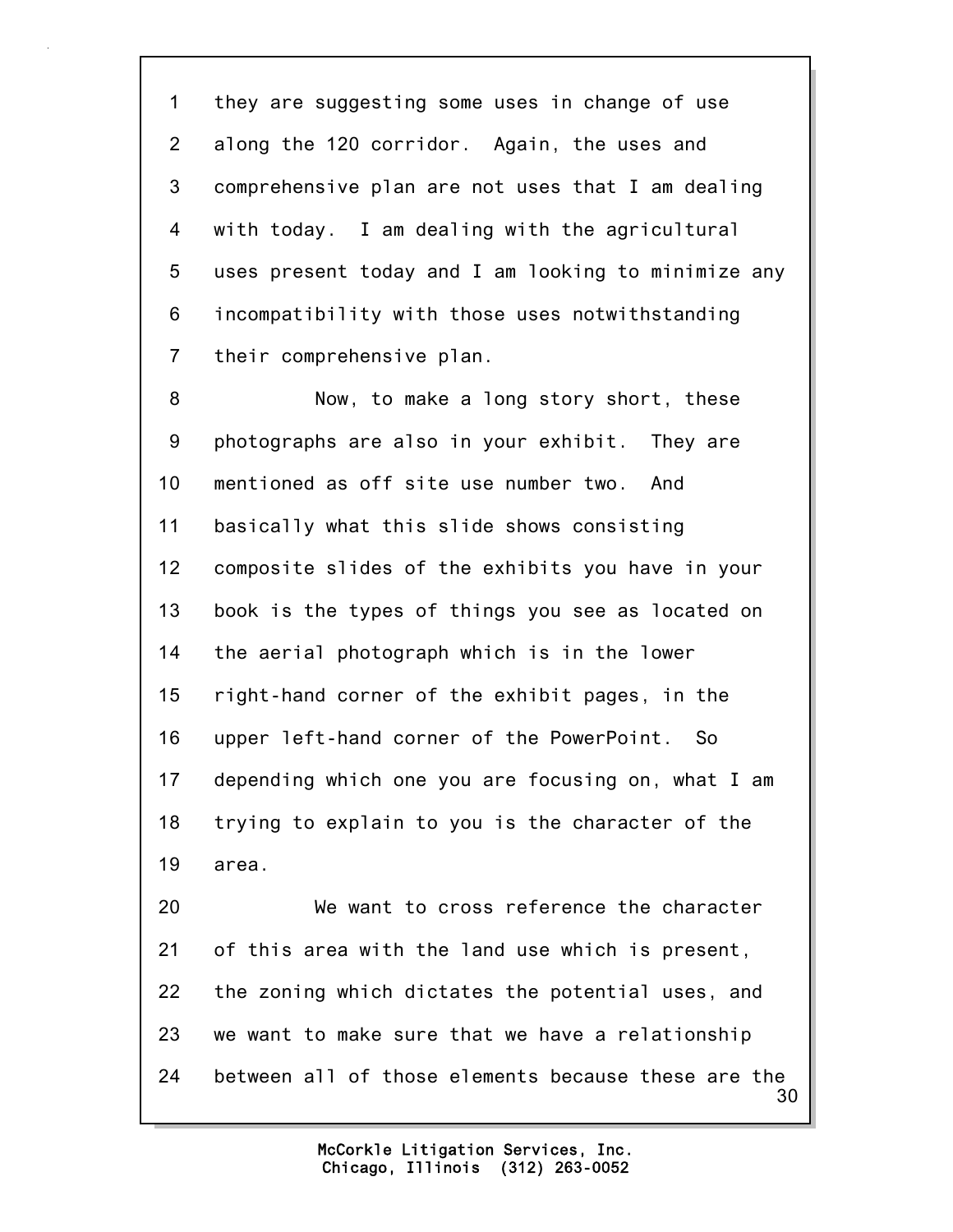1 they are suggesting some uses in change of use
2 along the 120 corridor. Again, the uses and
3 comprehensive plan are not uses that I am dealing
4 with today. I am dealing with the agricultural
5 uses present today and I am looking to minimize any
6 incompatibility with those uses notwithstanding
7 their comprehensive plan.
8 Now, to make a long story short, these
9 photographs are also in your exhibit. They are
10 mentioned as off site use number two. And
11 basically what this slide shows consisting
12 composite slides of the exhibits you have in your
13 book is the types of things you see as located on
14 the aerial photograph which is in the lower
15 right-hand corner of the exhibit pages, in the
16 upper left-hand corner of the PowerPoint. So
17 depending which one you are focusing on, what I am
18 trying to explain to you is the character of the
19 area.
20 We want to cross reference the character
21 of this area with the land use which is present,
22 the zoning which dictates the potential uses, and
23 we want to make sure that we have a relationship
24 between all of those elements because these are the

McCorkle Litigation Services, Inc.
Chicago, Illinois (312) 263-0052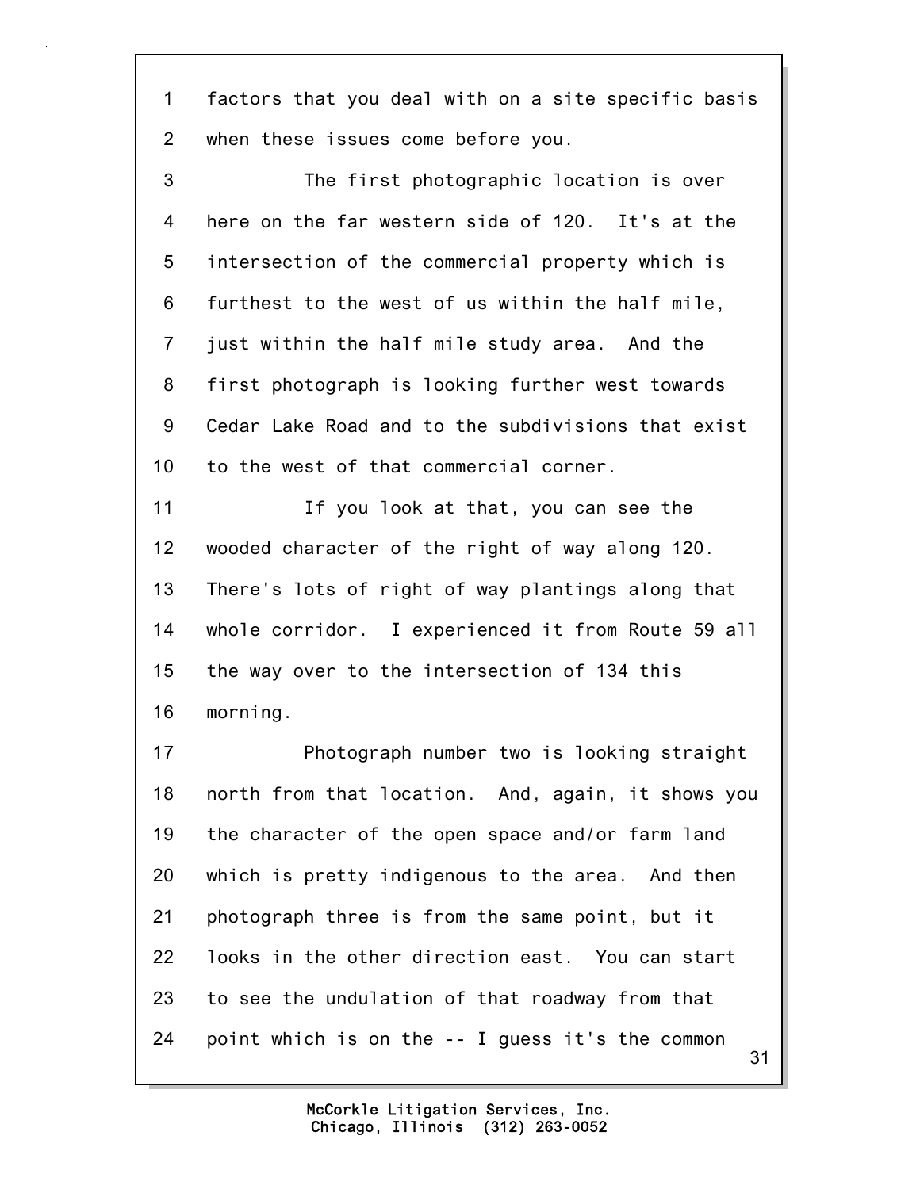factors that you deal with on a site specific basis when these issues come before you.

The first photographic location is over here on the far western side of 120. It's at the intersection of the commercial property which is furthest to the west of us within the half mile, just within the half mile study area. And the first photograph is looking further west towards Cedar Lake Road and to the subdivisions that exist to the west of that commercial corner.

If you look at that, you can see the wooded character of the right of way along 120. There's lots of right of way plantings along that whole corridor. I experienced it from Route 59 all the way over to the intersection of 134 this morning.

Photograph number two is looking straight north from that location. And, again, it shows you the character of the open space and/or farm land which is pretty indigenous to the area. And then photograph three is from the same point, but it looks in the other direction east. You can start to see the undulation of that roadway from that point which is on the -- I guess it's the common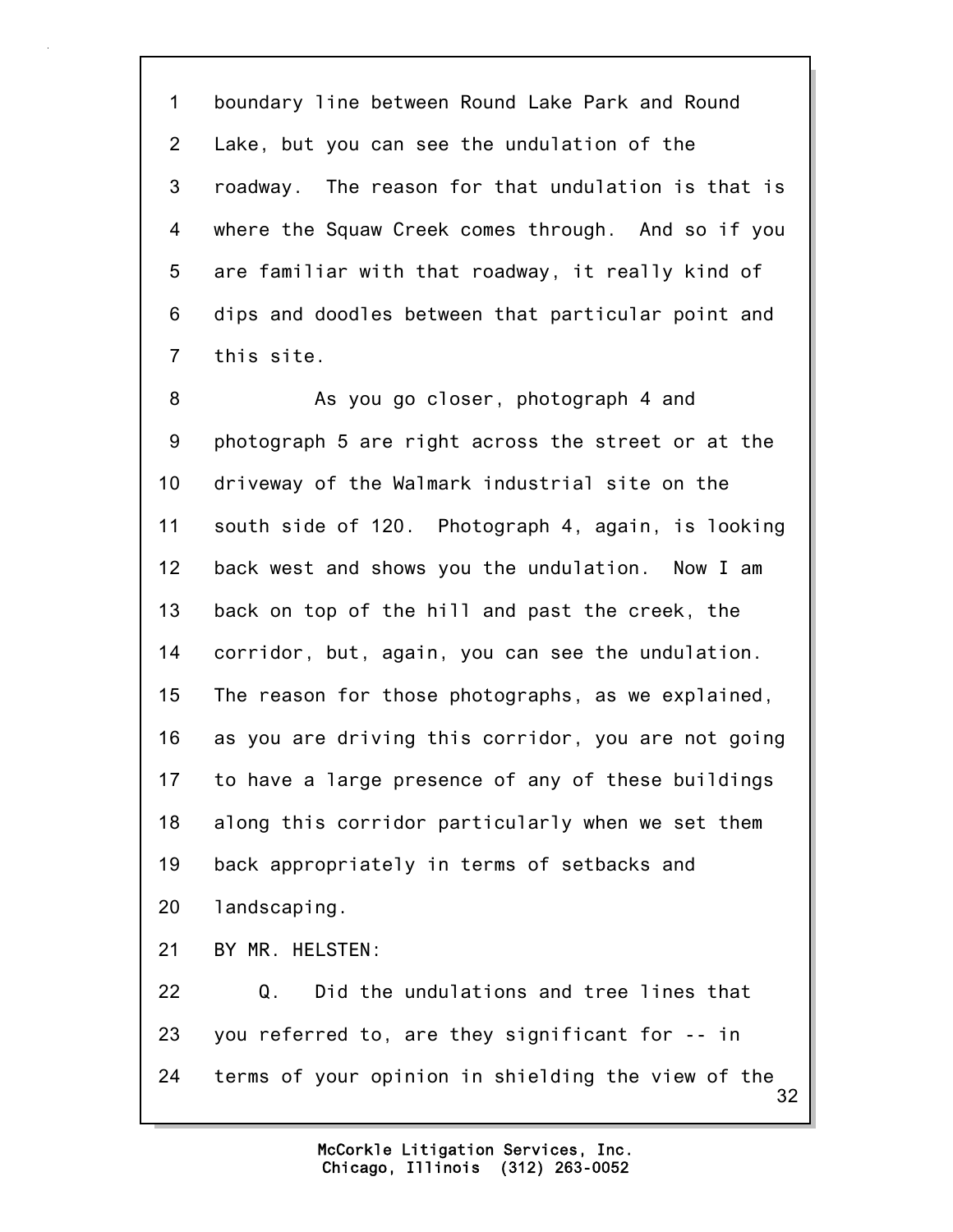1 boundary line between Round Lake Park and Round
2 Lake, but you can see the undulation of the
3 roadway. The reason for that undulation is that is
4 where the Squaw Creek comes through. And so if you
5 are familiar with that roadway, it really kind of
6 dips and doodles between that particular point and
7 this site.

8 As you go closer, photograph 4 and
9 photograph 5 are right across the street or at the
10 driveway of the Walmark industrial site on the
11 south side of 120. Photograph 4, again, is looking
12 back west and shows you the undulation. Now I am
13 back on top of the hill and past the creek, the
14 corridor, but, again, you can see the undulation.
15 The reason for those photographs, as we explained,
16 as you are driving this corridor, you are not going
17 to have a large presence of any of these buildings
18 along this corridor particularly when we set them
19 back appropriately in terms of setbacks and
20 landscaping.

21 BY MR. HELSTEN:

22 Q. Did the undulations and tree lines that
23 you referred to, are they significant for -- in
24 terms of your opinion in shielding the view of the

McCorkle Litigation Services, Inc.
Chicago, Illinois (312) 263-0052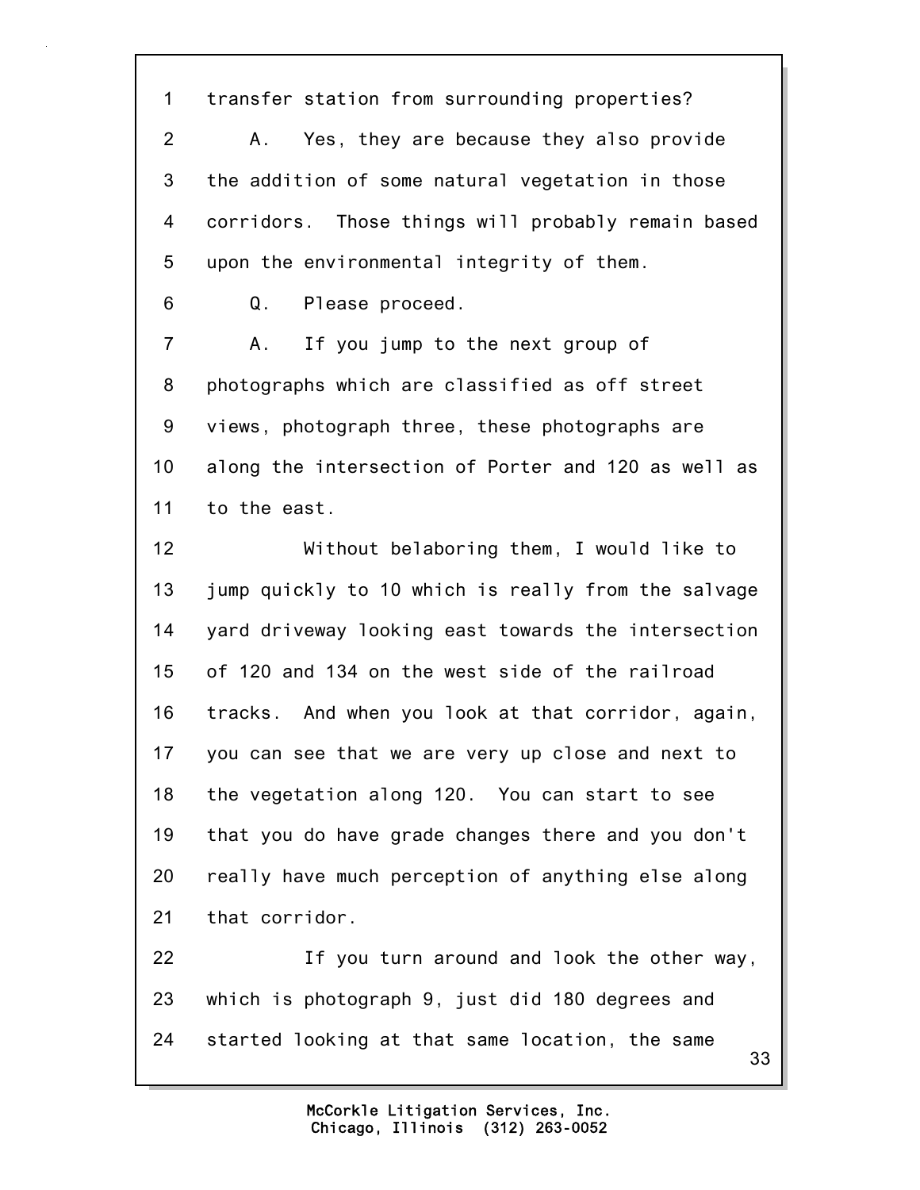1 transfer station from surrounding properties?

2 A. Yes, they are because they also provide

3 the addition of some natural vegetation in those

4 corridors. Those things will probably remain based

5 upon the environmental integrity of them.

6 Q. Please proceed.

7 A. If you jump to the next group of

8 photographs which are classified as off street

9 views, photograph three, these photographs are

10 along the intersection of Porter and 120 as well as

11 to the east.

12 Without belaboring them, I would like to

13 jump quickly to 10 which is really from the salvage

14 yard driveway looking east towards the intersection

15 of 120 and 134 on the west side of the railroad

16 tracks. And when you look at that corridor, again,

17 you can see that we are very up close and next to

18 the vegetation along 120. You can start to see

19 that you do have grade changes there and you don't

20 really have much perception of anything else along

21 that corridor.

22 If you turn around and look the other way,

23 which is photograph 9, just did 180 degrees and

24 started looking at that same location, the same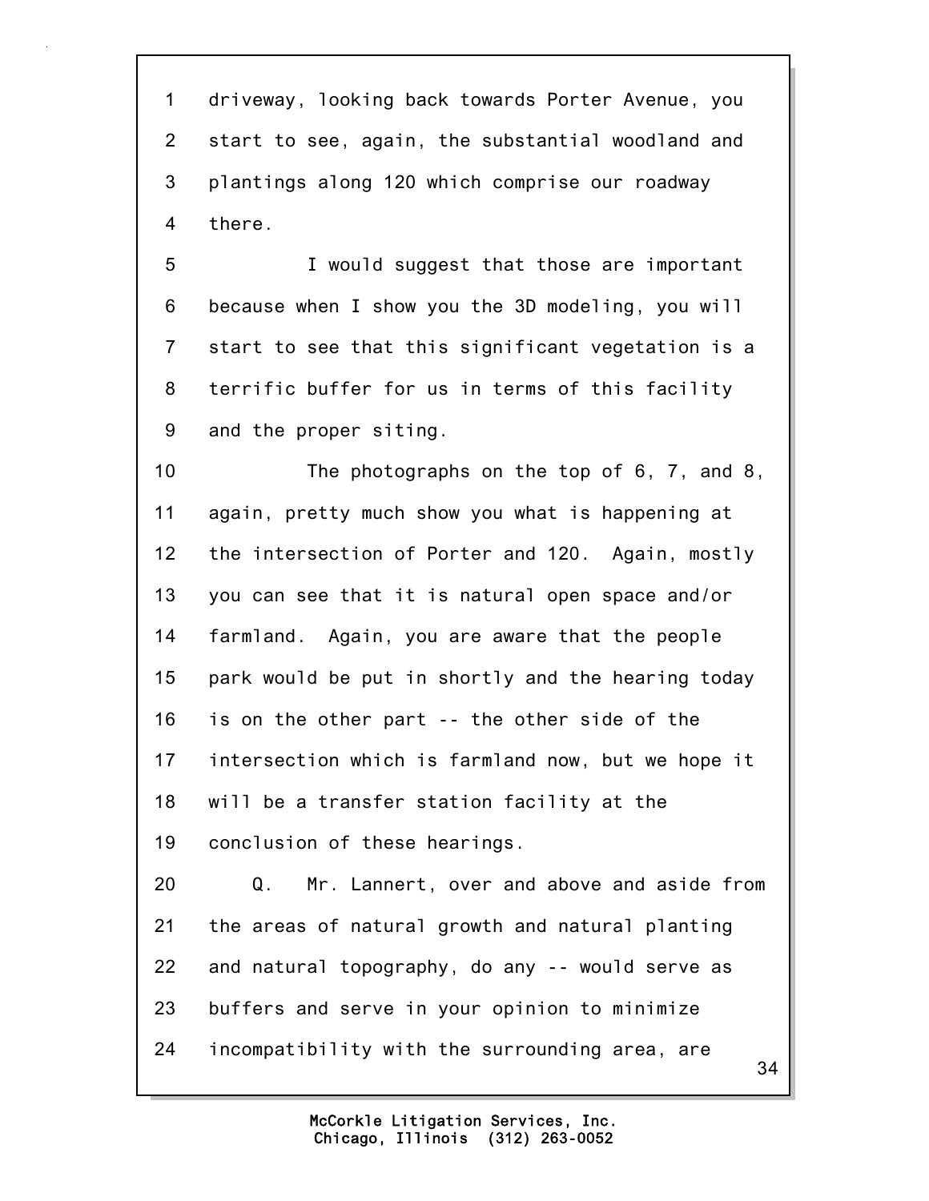driveway, looking back towards Porter Avenue, you start to see, again, the substantial woodland and plantings along 120 which comprise our roadway there.

I would suggest that those are important because when I show you the 3D modeling, you will start to see that this significant vegetation is a terrific buffer for us in terms of this facility and the proper siting.

The photographs on the top of 6, 7, and 8, again, pretty much show you what is happening at the intersection of Porter and 120. Again, mostly you can see that it is natural open space and/or farmland. Again, you are aware that the people park would be put in shortly and the hearing today is on the other part -- the other side of the intersection which is farmland now, but we hope it will be a transfer station facility at the conclusion of these hearings.

Q. Mr. Lannert, over and above and aside from the areas of natural growth and natural planting and natural topography, do any -- would serve as buffers and serve in your opinion to minimize incompatibility with the surrounding area, are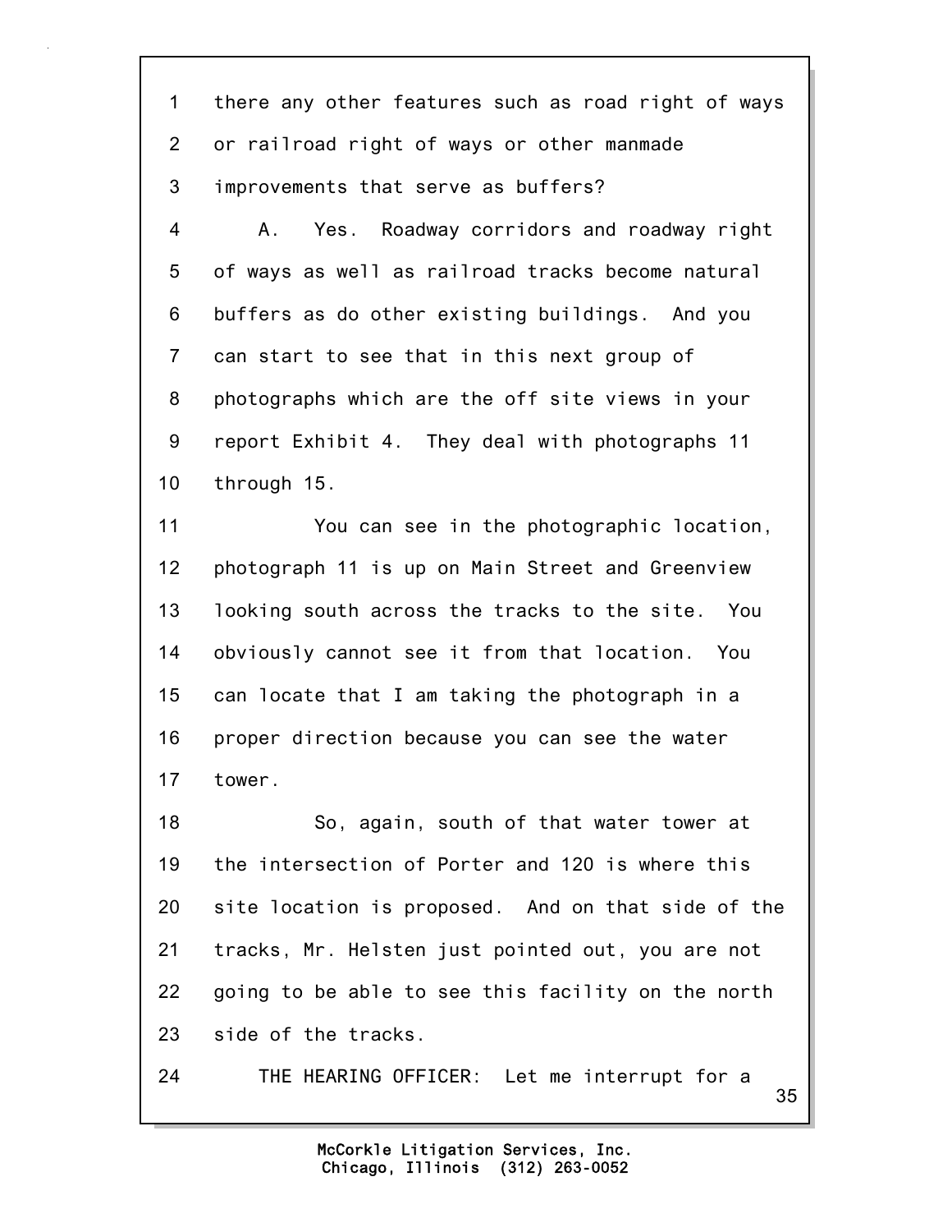1 there any other features such as road right of ways
2 or railroad right of ways or other manmade
3 improvements that serve as buffers?
4 A. Yes. Roadway corridors and roadway right
5 of ways as well as railroad tracks become natural
6 buffers as do other existing buildings. And you
7 can start to see that in this next group of
8 photographs which are the off site views in your
9 report Exhibit 4. They deal with photographs 11
10 through 15.
11 You can see in the photographic location,
12 photograph 11 is up on Main Street and Greenview
13 looking south across the tracks to the site. You
14 obviously cannot see it from that location. You
15 can locate that I am taking the photograph in a
16 proper direction because you can see the water
17 tower.
18 So, again, south of that water tower at
19 the intersection of Porter and 120 is where this
20 site location is proposed. And on that side of the
21 tracks, Mr. Helsten just pointed out, you are not
22 going to be able to see this facility on the north
23 side of the tracks.
24 THE HEARING OFFICER: Let me interrupt for a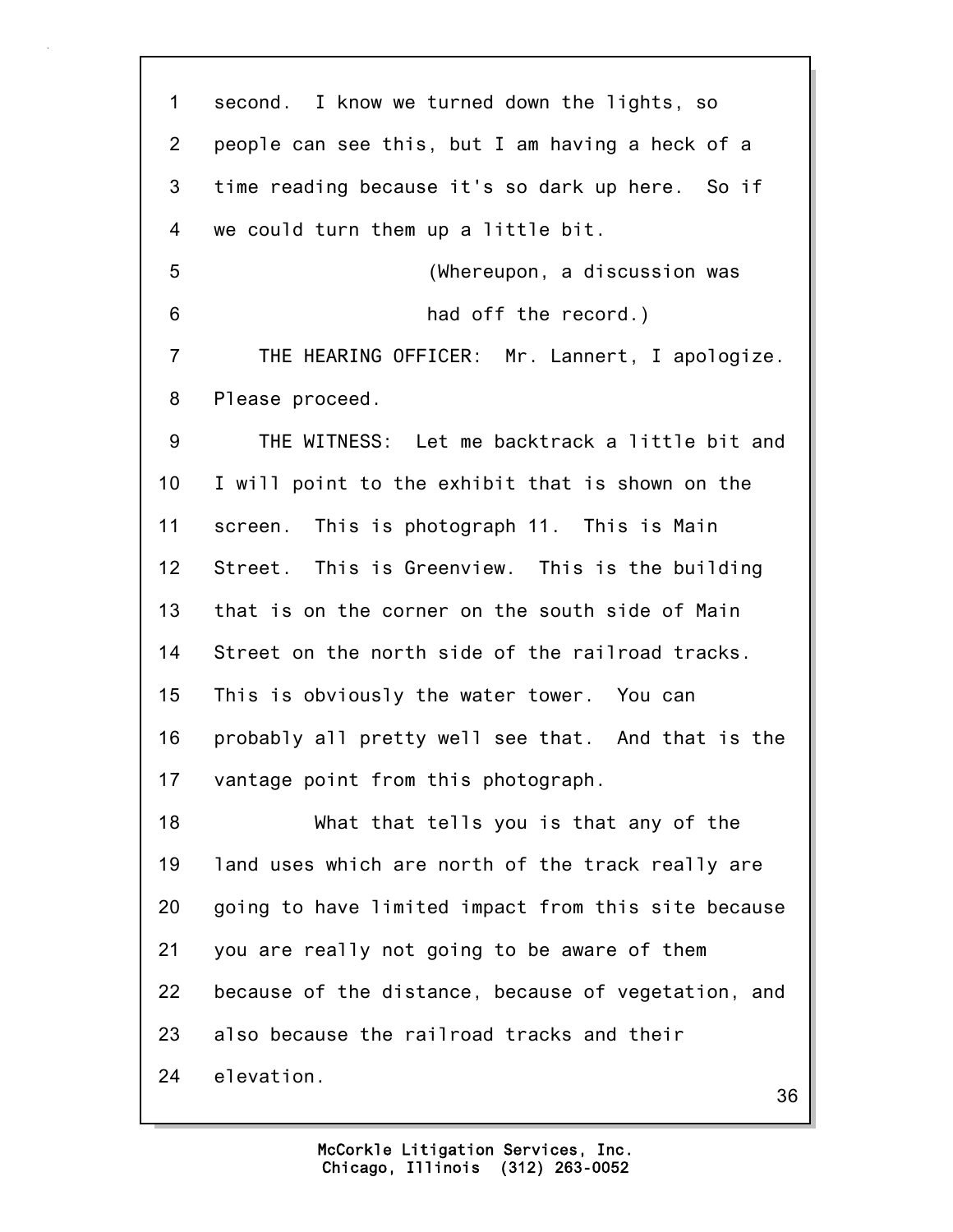1 second. I know we turned down the lights, so
2 people can see this, but I am having a heck of a
3 time reading because it's so dark up here. So if
4 we could turn them up a little bit.
5 (Whereupon, a discussion was
6 had off the record.)
7 THE HEARING OFFICER: Mr. Lannert, I apologize.
8 Please proceed.
9 THE WITNESS: Let me backtrack a little bit and
10 I will point to the exhibit that is shown on the
11 screen. This is photograph 11. This is Main
12 Street. This is Greenview. This is the building
13 that is on the corner on the south side of Main
14 Street on the north side of the railroad tracks.
15 This is obviously the water tower. You can
16 probably all pretty well see that. And that is the
17 vantage point from this photograph.
18 What that tells you is that any of the
19 land uses which are north of the track really are
20 going to have limited impact from this site because
21 you are really not going to be aware of them
22 because of the distance, because of vegetation, and
23 also because the railroad tracks and their
24 elevation.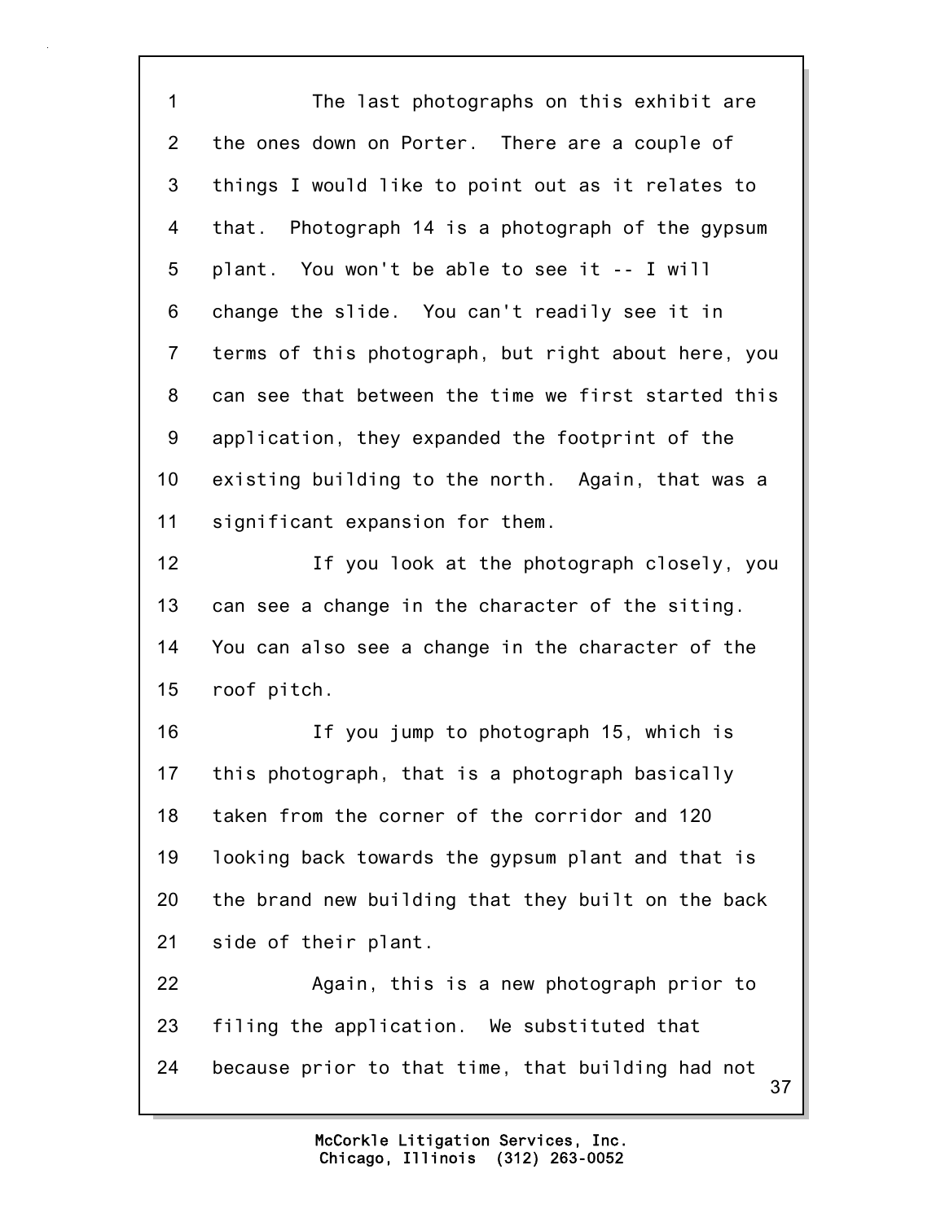The last photographs on this exhibit are the ones down on Porter. There are a couple of things I would like to point out as it relates to that. Photograph 14 is a photograph of the gypsum plant. You won't be able to see it -- I will change the slide. You can't readily see it in terms of this photograph, but right about here, you can see that between the time we first started this application, they expanded the footprint of the existing building to the north. Again, that was a significant expansion for them.

If you look at the photograph closely, you can see a change in the character of the siting. You can also see a change in the character of the roof pitch.

If you jump to photograph 15, which is this photograph, that is a photograph basically taken from the corner of the corridor and 120 looking back towards the gypsum plant and that is the brand new building that they built on the back side of their plant.

Again, this is a new photograph prior to filing the application. We substituted that because prior to that time, that building had not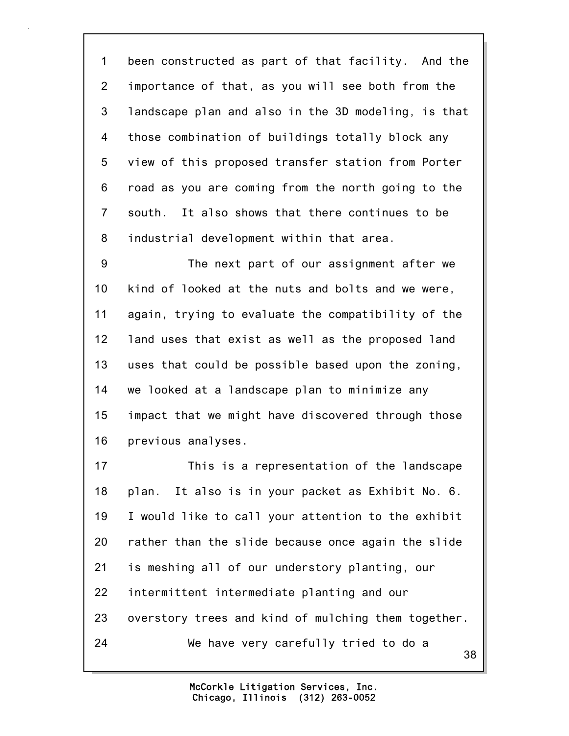been constructed as part of that facility. And the importance of that, as you will see both from the landscape plan and also in the 3D modeling, is that those combination of buildings totally block any view of this proposed transfer station from Porter road as you are coming from the north going to the south. It also shows that there continues to be industrial development within that area.

The next part of our assignment after we kind of looked at the nuts and bolts and we were, again, trying to evaluate the compatibility of the land uses that exist as well as the proposed land uses that could be possible based upon the zoning, we looked at a landscape plan to minimize any impact that we might have discovered through those previous analyses.

This is a representation of the landscape plan. It also is in your packet as Exhibit No. 6. I would like to call your attention to the exhibit rather than the slide because once again the slide is meshing all of our understory planting, our intermittent intermediate planting and our overstory trees and kind of mulching them together.

We have very carefully tried to do a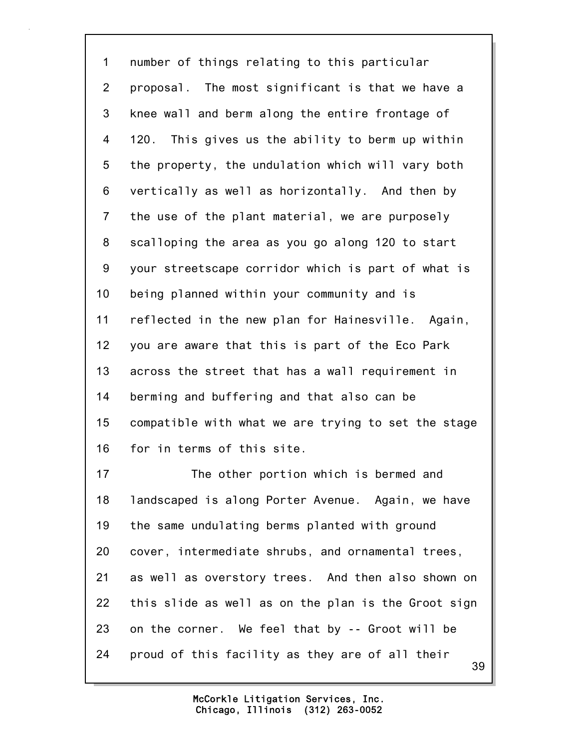number of things relating to this particular proposal. The most significant is that we have a knee wall and berm along the entire frontage of 120. This gives us the ability to berm up within the property, the undulation which will vary both vertically as well as horizontally. And then by the use of the plant material, we are purposely scalloping the area as you go along 120 to start your streetscape corridor which is part of what is being planned within your community and is reflected in the new plan for Hainesville. Again, you are aware that this is part of the Eco Park across the street that has a wall requirement in berming and buffering and that also can be compatible with what we are trying to set the stage for in terms of this site.

The other portion which is bermed and landscaped is along Porter Avenue. Again, we have the same undulating berms planted with ground cover, intermediate shrubs, and ornamental trees, as well as overstory trees. And then also shown on this slide as well as on the plan is the Groot sign on the corner. We feel that by -- Groot will be proud of this facility as they are of all their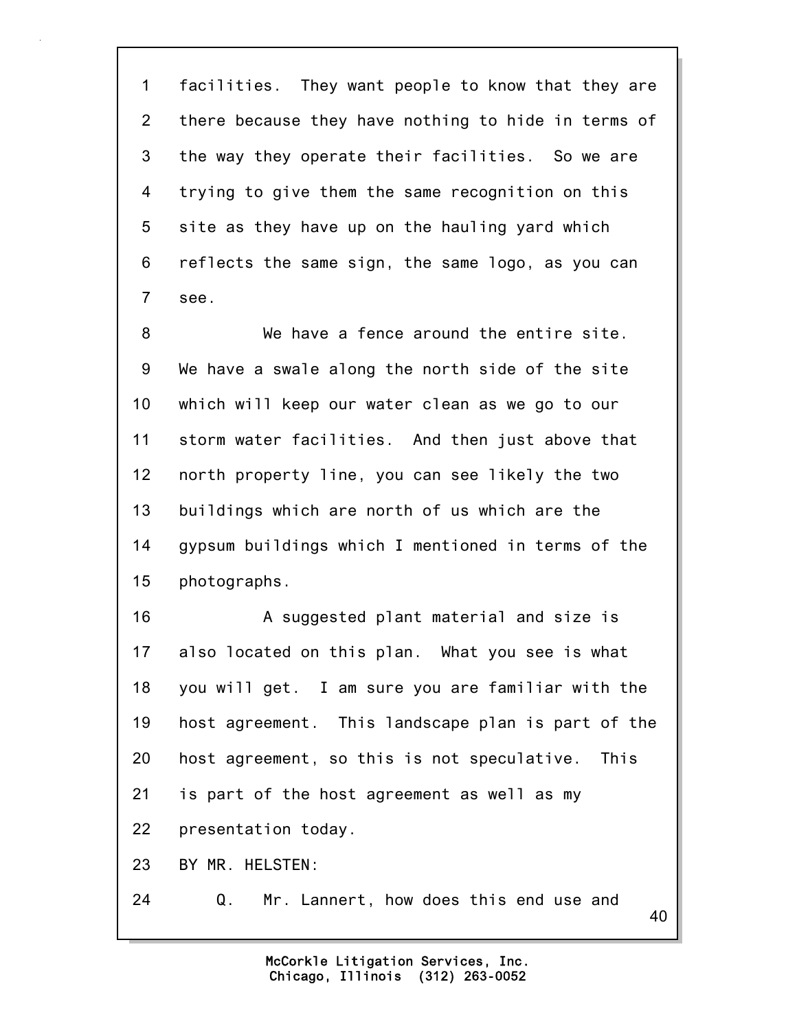1 facilities. They want people to know that they are
2 there because they have nothing to hide in terms of
3 the way they operate their facilities. So we are
4 trying to give them the same recognition on this
5 site as they have up on the hauling yard which
6 reflects the same sign, the same logo, as you can
7 see.

8 We have a fence around the entire site.
9 We have a swale along the north side of the site
10 which will keep our water clean as we go to our
11 storm water facilities. And then just above that
12 north property line, you can see likely the two
13 buildings which are north of us which are the
14 gypsum buildings which I mentioned in terms of the
15 photographs.

16 A suggested plant material and size is
17 also located on this plan. What you see is what
18 you will get. I am sure you are familiar with the
19 host agreement. This landscape plan is part of the
20 host agreement, so this is not speculative. This
21 is part of the host agreement as well as my
22 presentation today.

23 BY MR. HELSTEN:

24 Q. Mr. Lannert, how does this end use and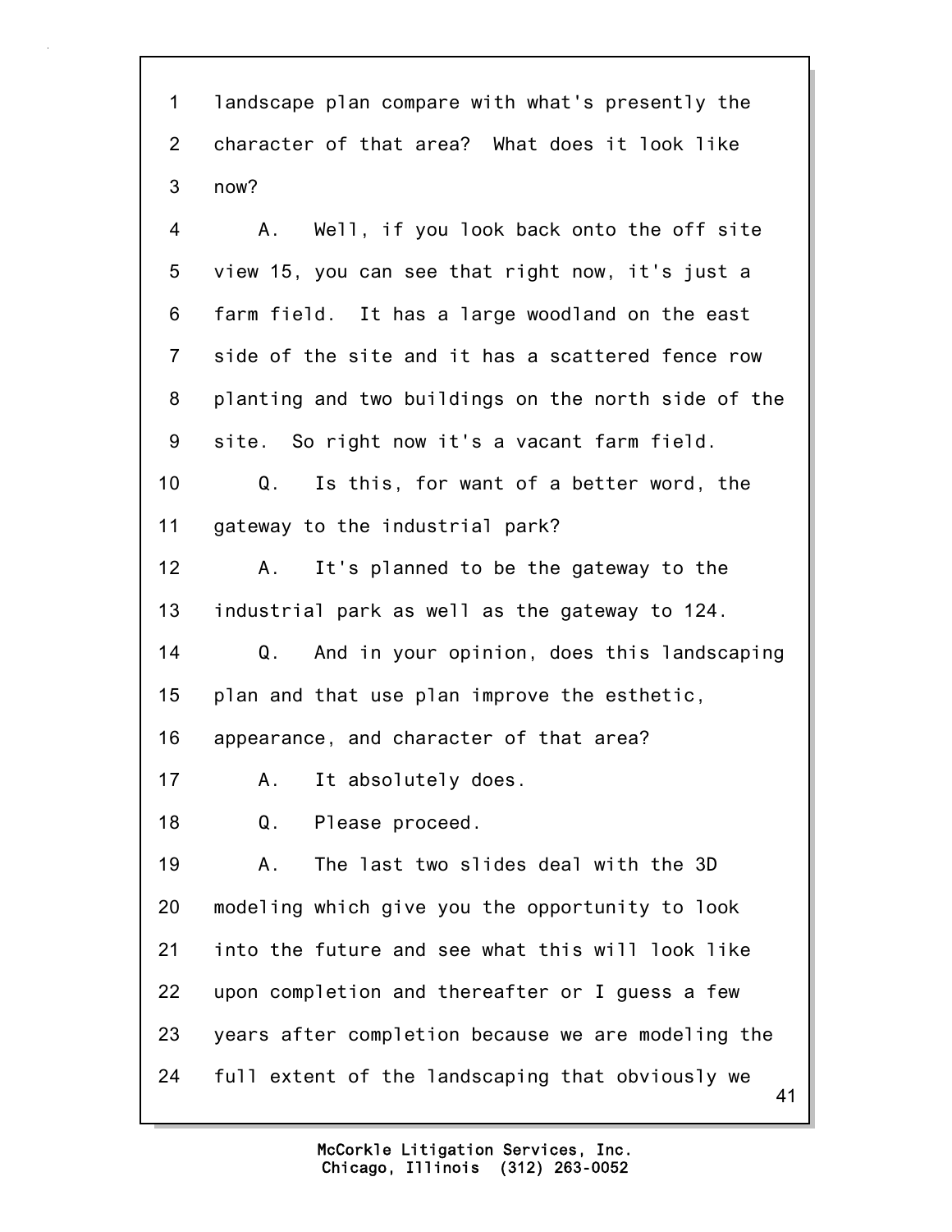1 landscape plan compare with what's presently the
2 character of that area? What does it look like
3 now?

4 A. Well, if you look back onto the off site
5 view 15, you can see that right now, it's just a
6 farm field. It has a large woodland on the east
7 side of the site and it has a scattered fence row
8 planting and two buildings on the north side of the
9 site. So right now it's a vacant farm field.

10 Q. Is this, for want of a better word, the
11 gateway to the industrial park?

12 A. It's planned to be the gateway to the
13 industrial park as well as the gateway to 124.

14 Q. And in your opinion, does this landscaping
15 plan and that use plan improve the esthetic,
16 appearance, and character of that area?

17 A. It absolutely does.

18 Q. Please proceed.

19 A. The last two slides deal with the 3D
20 modeling which give you the opportunity to look
21 into the future and see what this will look like
22 upon completion and thereafter or I guess a few
23 years after completion because we are modeling the
24 full extent of the landscaping that obviously we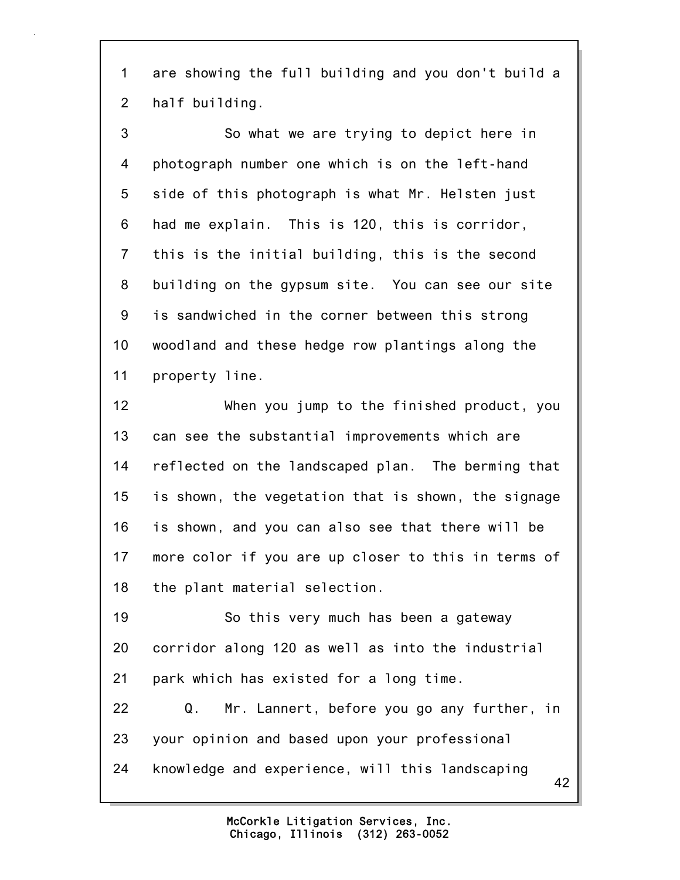are showing the full building and you don't build a half building.

So what we are trying to depict here in photograph number one which is on the left-hand side of this photograph is what Mr. Helsten just had me explain. This is 120, this is corridor, this is the initial building, this is the second building on the gypsum site. You can see our site is sandwiched in the corner between this strong woodland and these hedge row plantings along the property line.

When you jump to the finished product, you can see the substantial improvements which are reflected on the landscaped plan. The berming that is shown, the vegetation that is shown, the signage is shown, and you can also see that there will be more color if you are up closer to this in terms of the plant material selection.

So this very much has been a gateway corridor along 120 as well as into the industrial park which has existed for a long time.

Q. Mr. Lannert, before you go any further, in your opinion and based upon your professional knowledge and experience, will this landscaping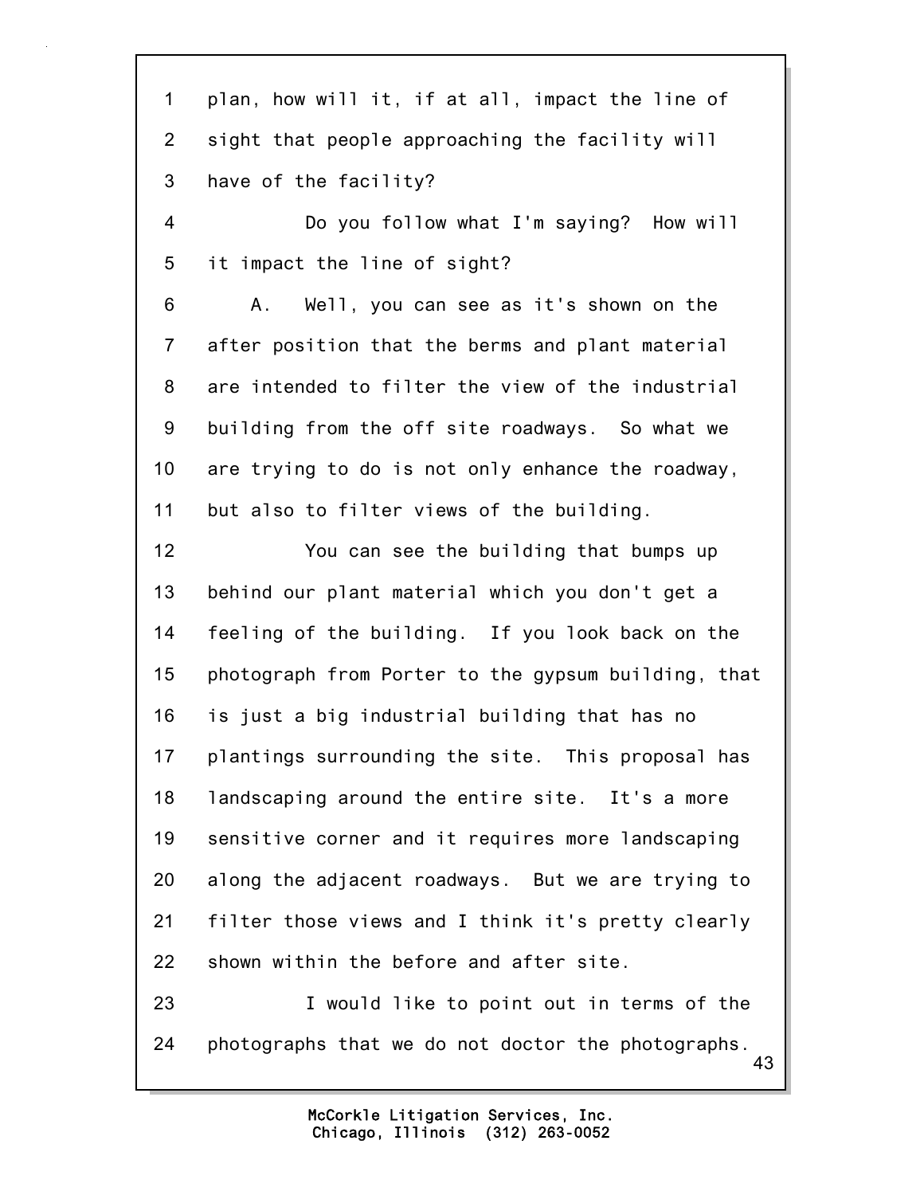plan, how will it, if at all, impact the line of sight that people approaching the facility will have of the facility?

Do you follow what I'm saying? How will it impact the line of sight?

A. Well, you can see as it's shown on the after position that the berms and plant material are intended to filter the view of the industrial building from the off site roadways. So what we are trying to do is not only enhance the roadway, but also to filter views of the building.

You can see the building that bumps up behind our plant material which you don't get a feeling of the building. If you look back on the photograph from Porter to the gypsum building, that is just a big industrial building that has no plantings surrounding the site. This proposal has landscaping around the entire site. It's a more sensitive corner and it requires more landscaping along the adjacent roadways. But we are trying to filter those views and I think it's pretty clearly shown within the before and after site.

I would like to point out in terms of the photographs that we do not doctor the photographs.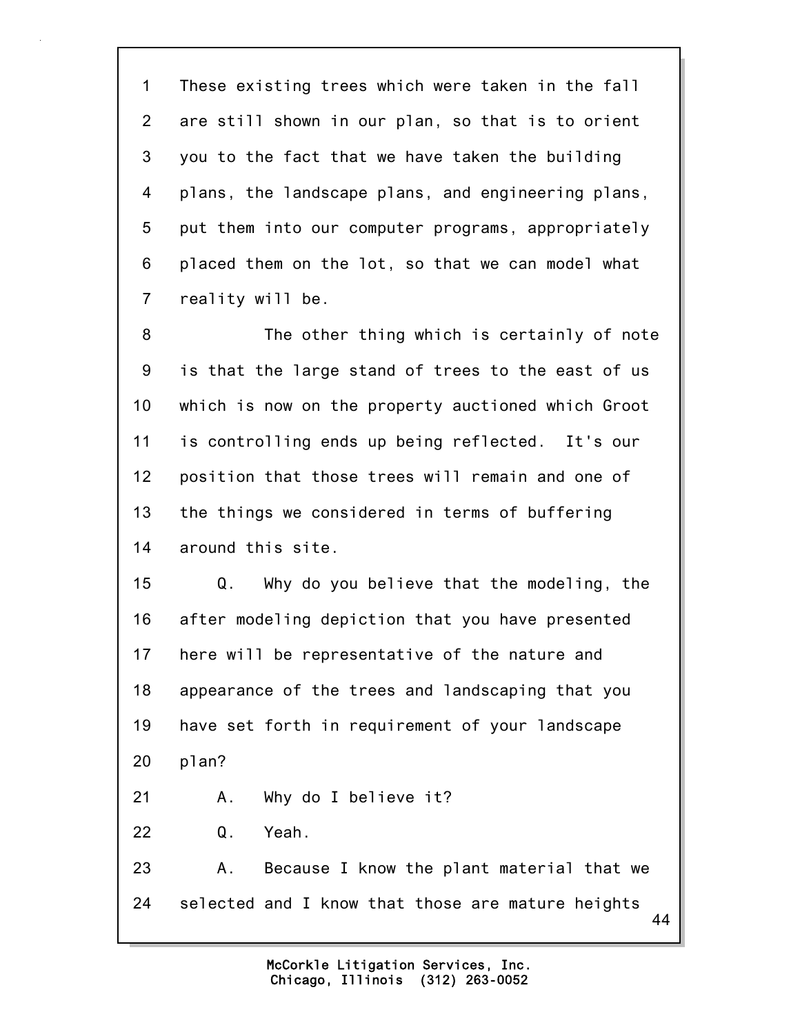These existing trees which were taken in the fall are still shown in our plan, so that is to orient you to the fact that we have taken the building plans, the landscape plans, and engineering plans, put them into our computer programs, appropriately placed them on the lot, so that we can model what reality will be.

The other thing which is certainly of note is that the large stand of trees to the east of us which is now on the property auctioned which Groot is controlling ends up being reflected. It's our position that those trees will remain and one of the things we considered in terms of buffering around this site.

Q. Why do you believe that the modeling, the after modeling depiction that you have presented here will be representative of the nature and appearance of the trees and landscaping that you have set forth in requirement of your landscape plan?

A. Why do I believe it?

Q. Yeah.

A. Because I know the plant material that we selected and I know that those are mature heights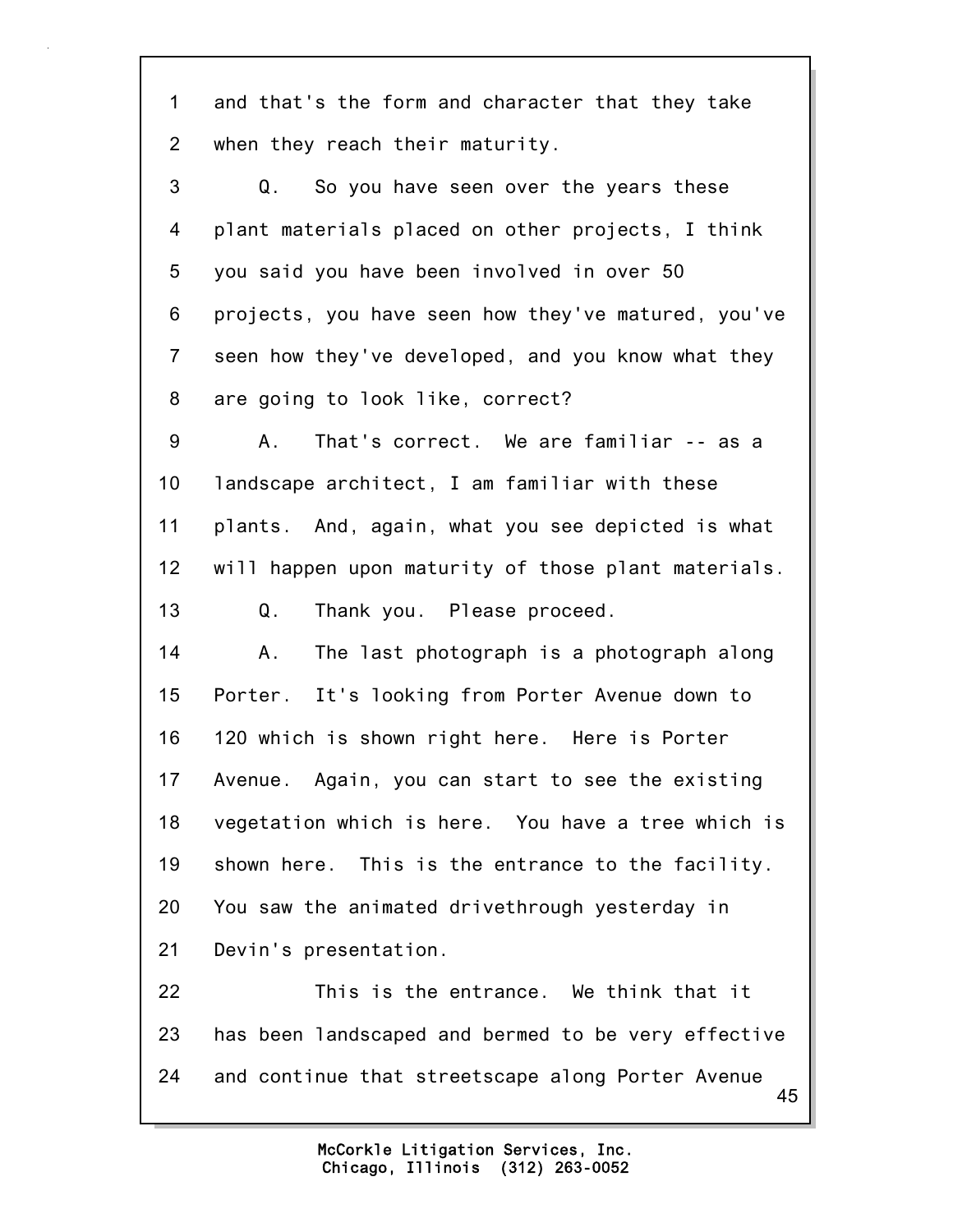1 and that's the form and character that they take
2 when they reach their maturity.
3 Q. So you have seen over the years these
4 plant materials placed on other projects, I think
5 you said you have been involved in over 50
6 projects, you have seen how they've matured, you've
7 seen how they've developed, and you know what they
8 are going to look like, correct?
9 A. That's correct. We are familiar -- as a
10 landscape architect, I am familiar with these
11 plants. And, again, what you see depicted is what
12 will happen upon maturity of those plant materials.
13 Q. Thank you. Please proceed.
14 A. The last photograph is a photograph along
15 Porter. It's looking from Porter Avenue down to
16 120 which is shown right here. Here is Porter
17 Avenue. Again, you can start to see the existing
18 vegetation which is here. You have a tree which is
19 shown here. This is the entrance to the facility.
20 You saw the animated drivethrough yesterday in
21 Devin's presentation.
22 This is the entrance. We think that it
23 has been landscaped and bermed to be very effective
24 and continue that streetscape along Porter Avenue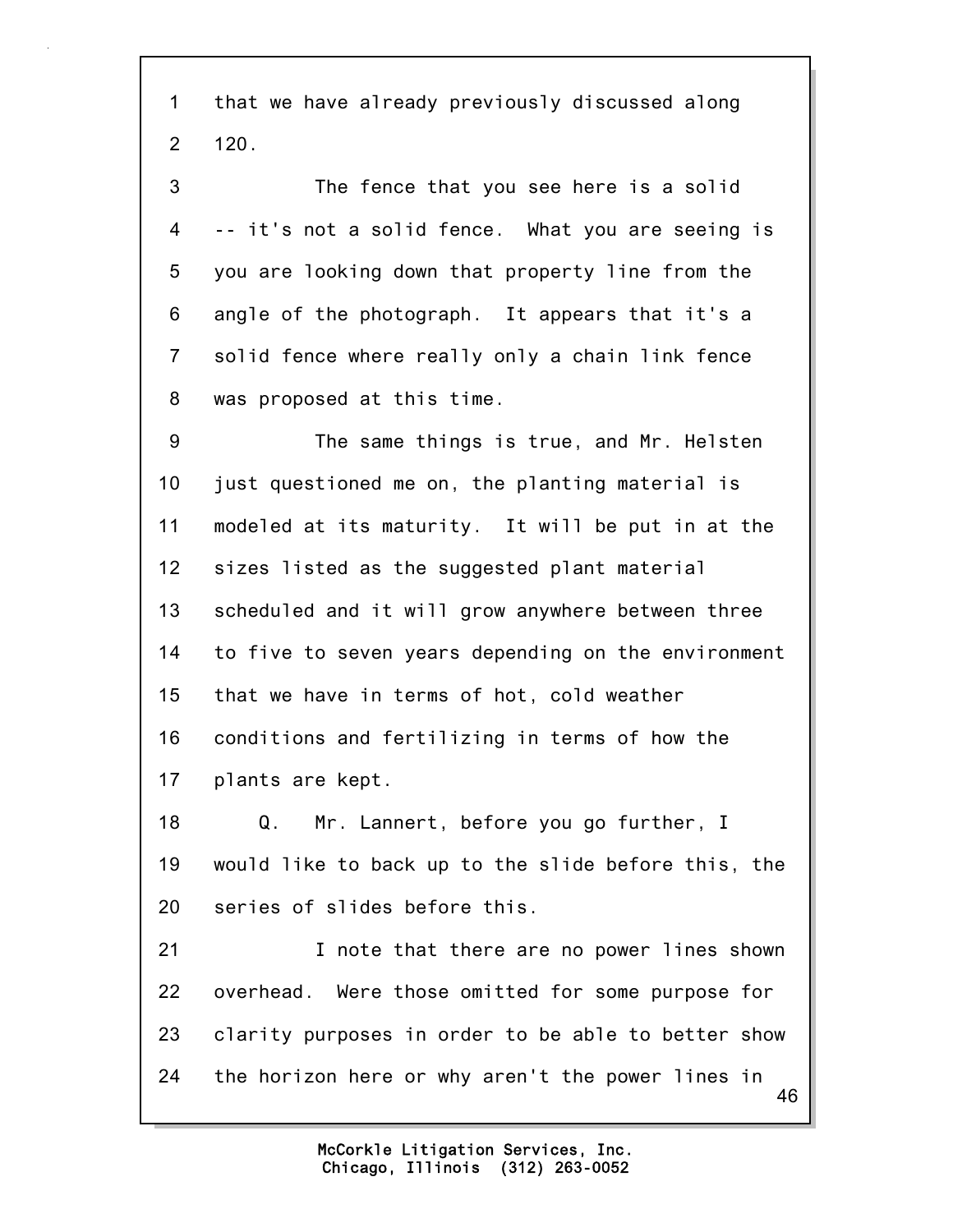1 that we have already previously discussed along
2 120.

3 The fence that you see here is a solid
4 -- it's not a solid fence. What you are seeing is
5 you are looking down that property line from the
6 angle of the photograph. It appears that it's a
7 solid fence where really only a chain link fence
8 was proposed at this time.

9 The same things is true, and Mr. Helsten
10 just questioned me on, the planting material is
11 modeled at its maturity. It will be put in at the
12 sizes listed as the suggested plant material
13 scheduled and it will grow anywhere between three
14 to five to seven years depending on the environment
15 that we have in terms of hot, cold weather
16 conditions and fertilizing in terms of how the
17 plants are kept.

18 Q. Mr. Lannert, before you go further, I
19 would like to back up to the slide before this, the
20 series of slides before this.

21 I note that there are no power lines shown
22 overhead. Were those omitted for some purpose for
23 clarity purposes in order to be able to better show
24 the horizon here or why aren't the power lines in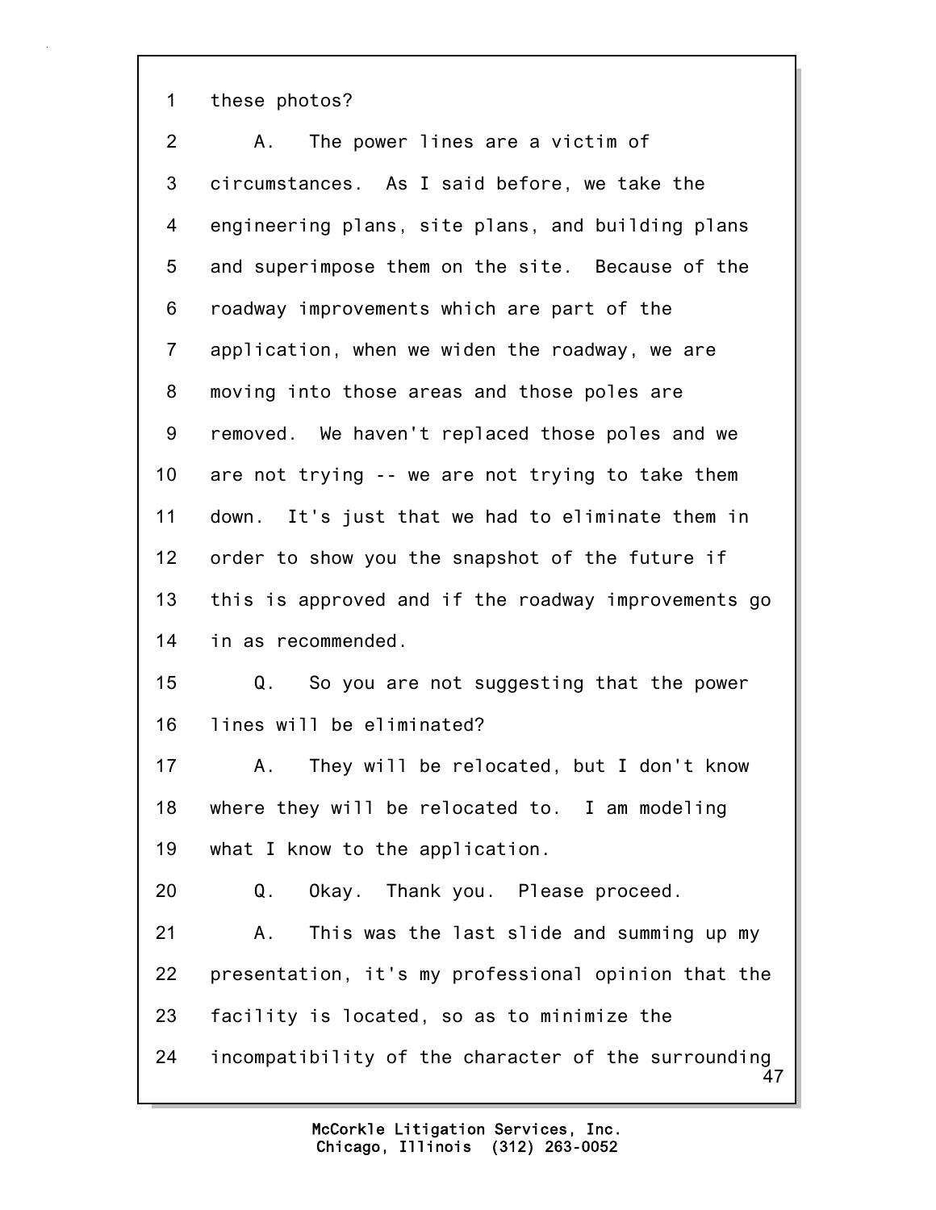1 these photos?

2 A. The power lines are a victim of

3 circumstances. As I said before, we take the

4 engineering plans, site plans, and building plans

5 and superimpose them on the site. Because of the

6 roadway improvements which are part of the

7 application, when we widen the roadway, we are

8 moving into those areas and those poles are

9 removed. We haven't replaced those poles and we

10 are not trying -- we are not trying to take them

11 down. It's just that we had to eliminate them in

12 order to show you the snapshot of the future if

13 this is approved and if the roadway improvements go

14 in as recommended.

15 Q. So you are not suggesting that the power

16 lines will be eliminated?

17 A. They will be relocated, but I don't know

18 where they will be relocated to. I am modeling

19 what I know to the application.

20 Q. Okay. Thank you. Please proceed.

21 A. This was the last slide and summing up my

22 presentation, it's my professional opinion that the

23 facility is located, so as to minimize the

24 incompatibility of the character of the surrounding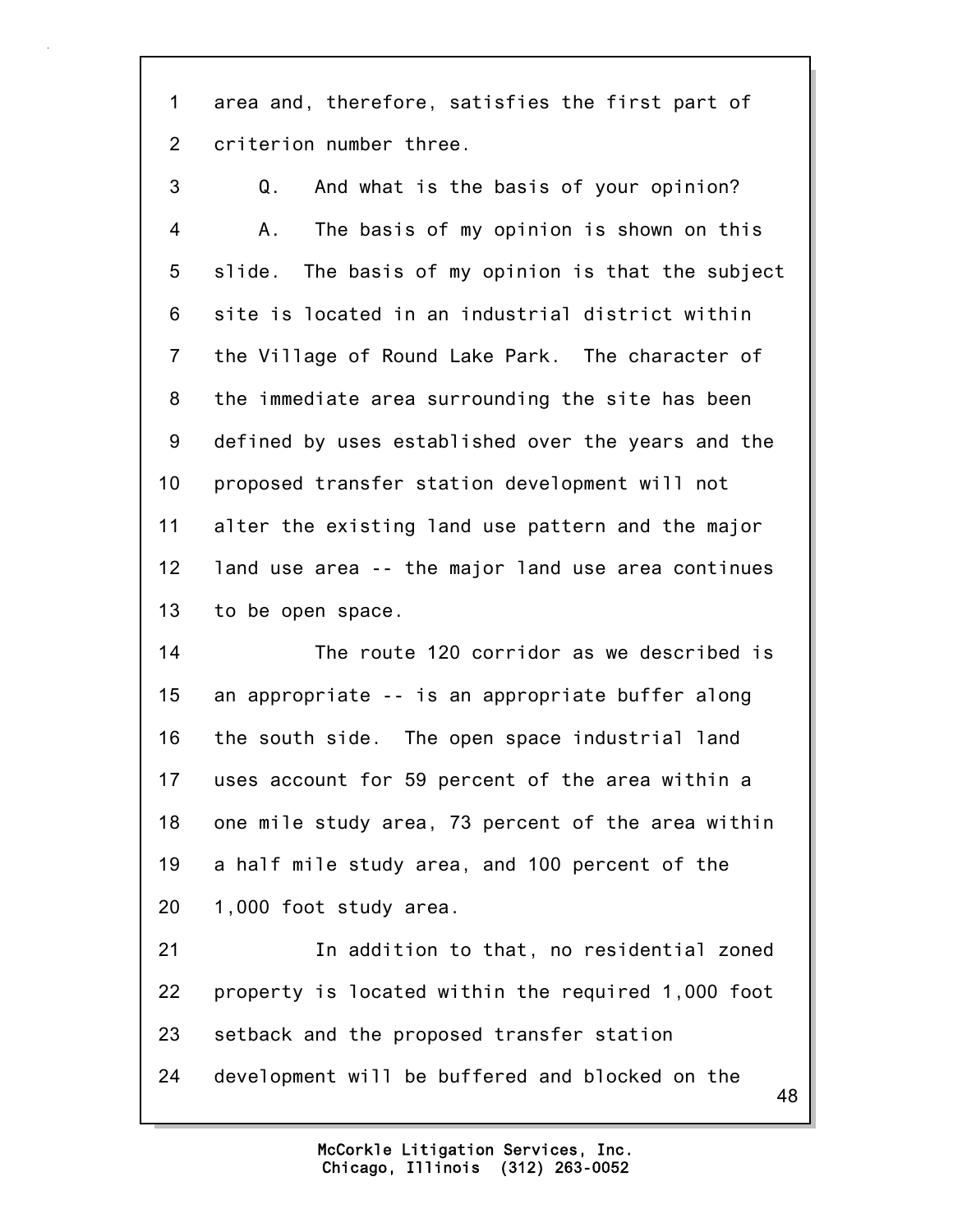area and, therefore, satisfies the first part of criterion number three.

Q. And what is the basis of your opinion?

A. The basis of my opinion is shown on this slide. The basis of my opinion is that the subject site is located in an industrial district within the Village of Round Lake Park. The character of the immediate area surrounding the site has been defined by uses established over the years and the proposed transfer station development will not alter the existing land use pattern and the major land use area -- the major land use area continues to be open space.

The route 120 corridor as we described is an appropriate -- is an appropriate buffer along the south side. The open space industrial land uses account for 59 percent of the area within a one mile study area, 73 percent of the area within a half mile study area, and 100 percent of the 1,000 foot study area.

In addition to that, no residential zoned property is located within the required 1,000 foot setback and the proposed transfer station development will be buffered and blocked on the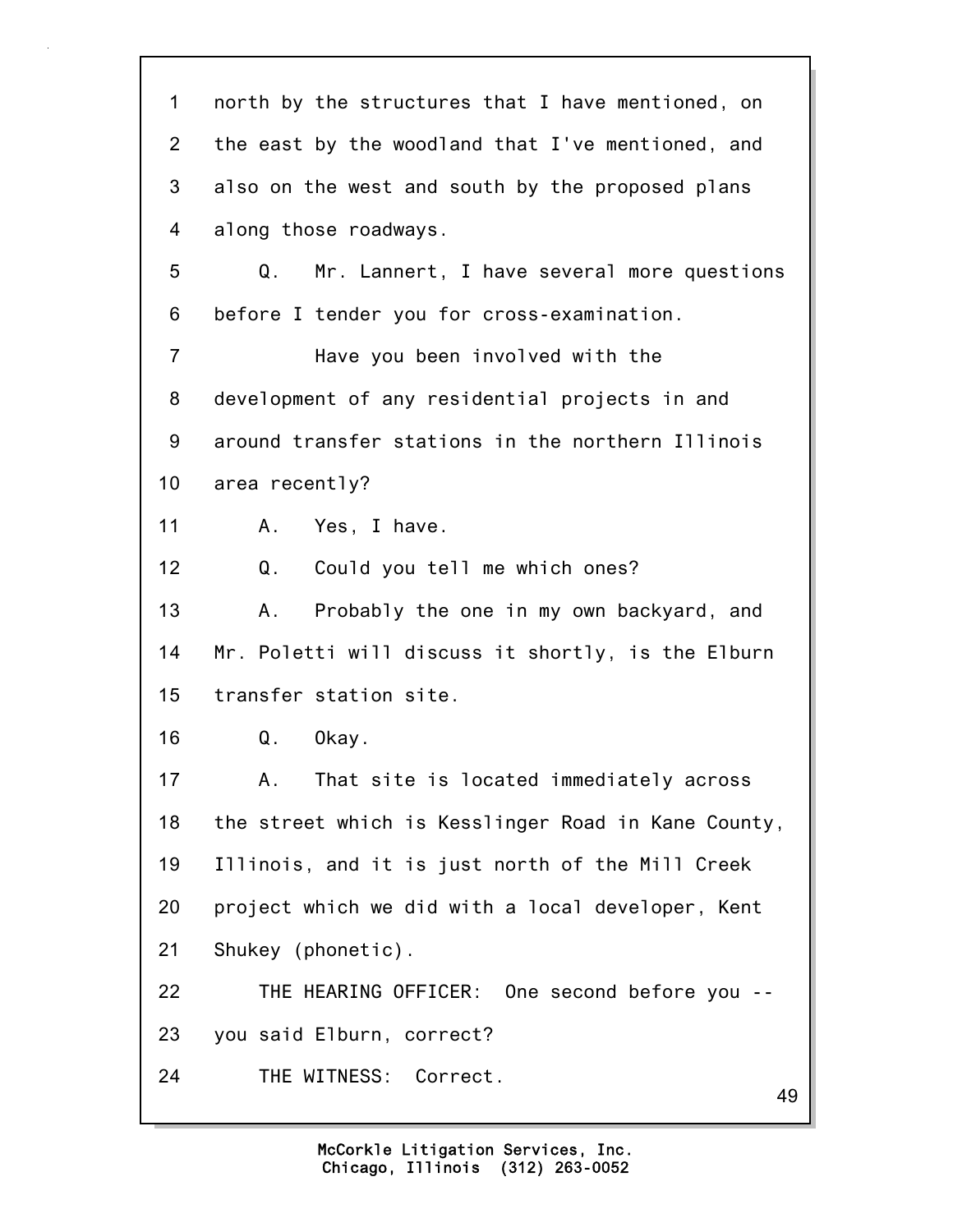1 north by the structures that I have mentioned, on
2 the east by the woodland that I've mentioned, and
3 also on the west and south by the proposed plans
4 along those roadways.

5 Q. Mr. Lannert, I have several more questions
6 before I tender you for cross-examination.

7 Have you been involved with the
8 development of any residential projects in and
9 around transfer stations in the northern Illinois
10 area recently?

11 A. Yes, I have.

12 Q. Could you tell me which ones?

13 A. Probably the one in my own backyard, and
14 Mr. Poletti will discuss it shortly, is the Elburn
15 transfer station site.

16 Q. Okay.

17 A. That site is located immediately across
18 the street which is Kesslinger Road in Kane County,
19 Illinois, and it is just north of the Mill Creek
20 project which we did with a local developer, Kent
21 Shukey (phonetic).

22 THE HEARING OFFICER: One second before you --
23 you said Elburn, correct?

24 THE WITNESS: Correct.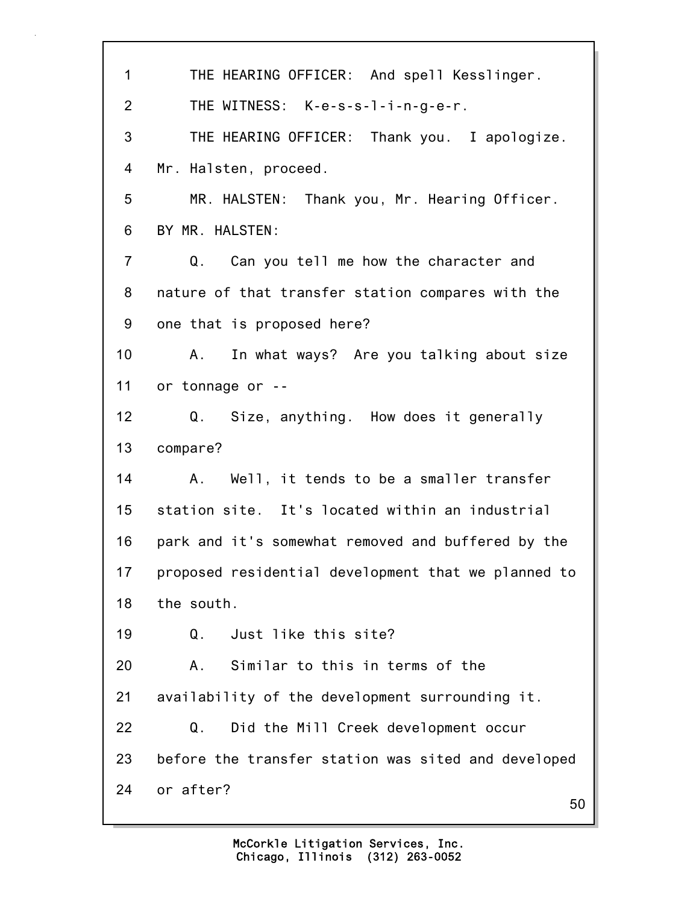THE HEARING OFFICER: And spell Kesslinger.

THE WITNESS: K-e-s-s-l-i-n-g-e-r.

THE HEARING OFFICER: Thank you. I apologize. Mr. Halsten, proceed.

MR. HALSTEN: Thank you, Mr. Hearing Officer.

BY MR. HALSTEN:

Q. Can you tell me how the character and nature of that transfer station compares with the one that is proposed here?

A. In what ways? Are you talking about size or tonnage or --

Q. Size, anything. How does it generally compare?

A. Well, it tends to be a smaller transfer station site. It's located within an industrial park and it's somewhat removed and buffered by the proposed residential development that we planned to the south.

Q. Just like this site?

A. Similar to this in terms of the availability of the development surrounding it.

Q. Did the Mill Creek development occur before the transfer station was sited and developed or after?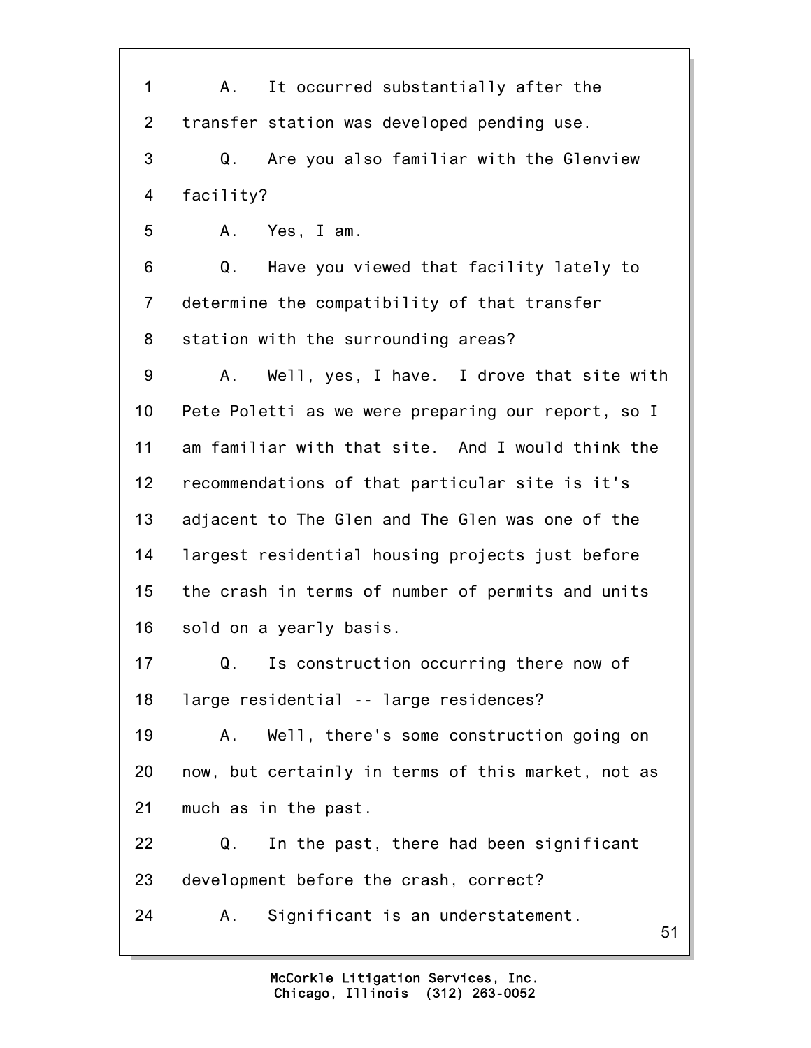1 A. It occurred substantially after the
2 transfer station was developed pending use.
3 Q. Are you also familiar with the Glenview
4 facility?
5 A. Yes, I am.
6 Q. Have you viewed that facility lately to
7 determine the compatibility of that transfer
8 station with the surrounding areas?
9 A. Well, yes, I have. I drove that site with
10 Pete Poletti as we were preparing our report, so I
11 am familiar with that site. And I would think the
12 recommendations of that particular site is it's
13 adjacent to The Glen and The Glen was one of the
14 largest residential housing projects just before
15 the crash in terms of number of permits and units
16 sold on a yearly basis.
17 Q. Is construction occurring there now of
18 large residential -- large residences?
19 A. Well, there's some construction going on
20 now, but certainly in terms of this market, not as
21 much as in the past.
22 Q. In the past, there had been significant
23 development before the crash, correct?
24 A. Significant is an understatement.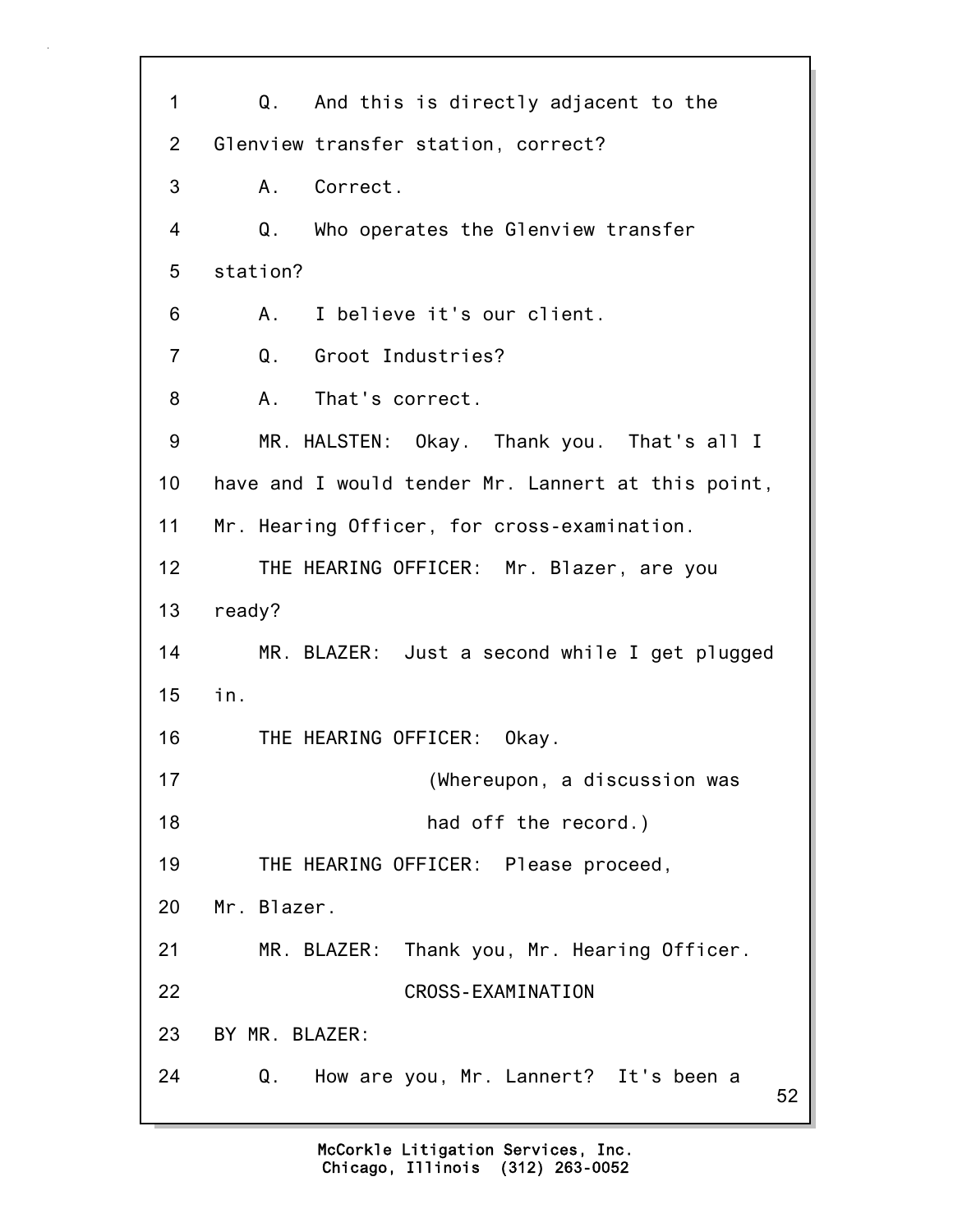1 Q. And this is directly adjacent to the
2 Glenview transfer station, correct?
3 A. Correct.
4 Q. Who operates the Glenview transfer
5 station?
6 A. I believe it's our client.
7 Q. Groot Industries?
8 A. That's correct.
9 MR. HALSTEN: Okay. Thank you. That's all I
10 have and I would tender Mr. Lannert at this point,
11 Mr. Hearing Officer, for cross-examination.
12 THE HEARING OFFICER: Mr. Blazer, are you
13 ready?
14 MR. BLAZER: Just a second while I get plugged
15 in.
16 THE HEARING OFFICER: Okay.
17 (Whereupon, a discussion was
18 had off the record.)
19 THE HEARING OFFICER: Please proceed,
20 Mr. Blazer.
21 MR. BLAZER: Thank you, Mr. Hearing Officer.
22 CROSS-EXAMINATION
23 BY MR. BLAZER:
24 Q. How are you, Mr. Lannert? It's been a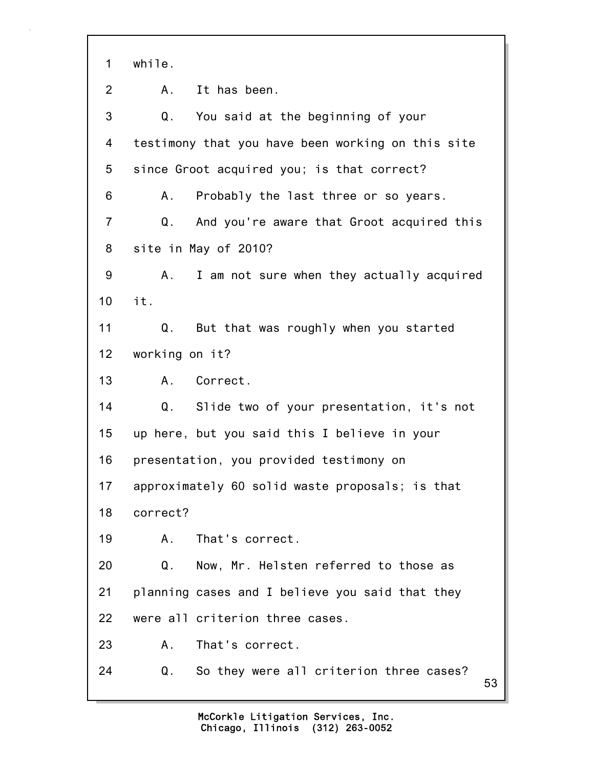1 while.

2 A. It has been.

3 Q. You said at the beginning of your

4 testimony that you have been working on this site

5 since Groot acquired you; is that correct?

6 A. Probably the last three or so years.

7 Q. And you're aware that Groot acquired this

8 site in May of 2010?

9 A. I am not sure when they actually acquired

10 it.

11 Q. But that was roughly when you started

12 working on it?

13 A. Correct.

14 Q. Slide two of your presentation, it's not

15 up here, but you said this I believe in your

16 presentation, you provided testimony on

17 approximately 60 solid waste proposals; is that

18 correct?

19 A. That's correct.

20 Q. Now, Mr. Helsten referred to those as

21 planning cases and I believe you said that they

22 were all criterion three cases.

23 A. That's correct.

24 Q. So they were all criterion three cases?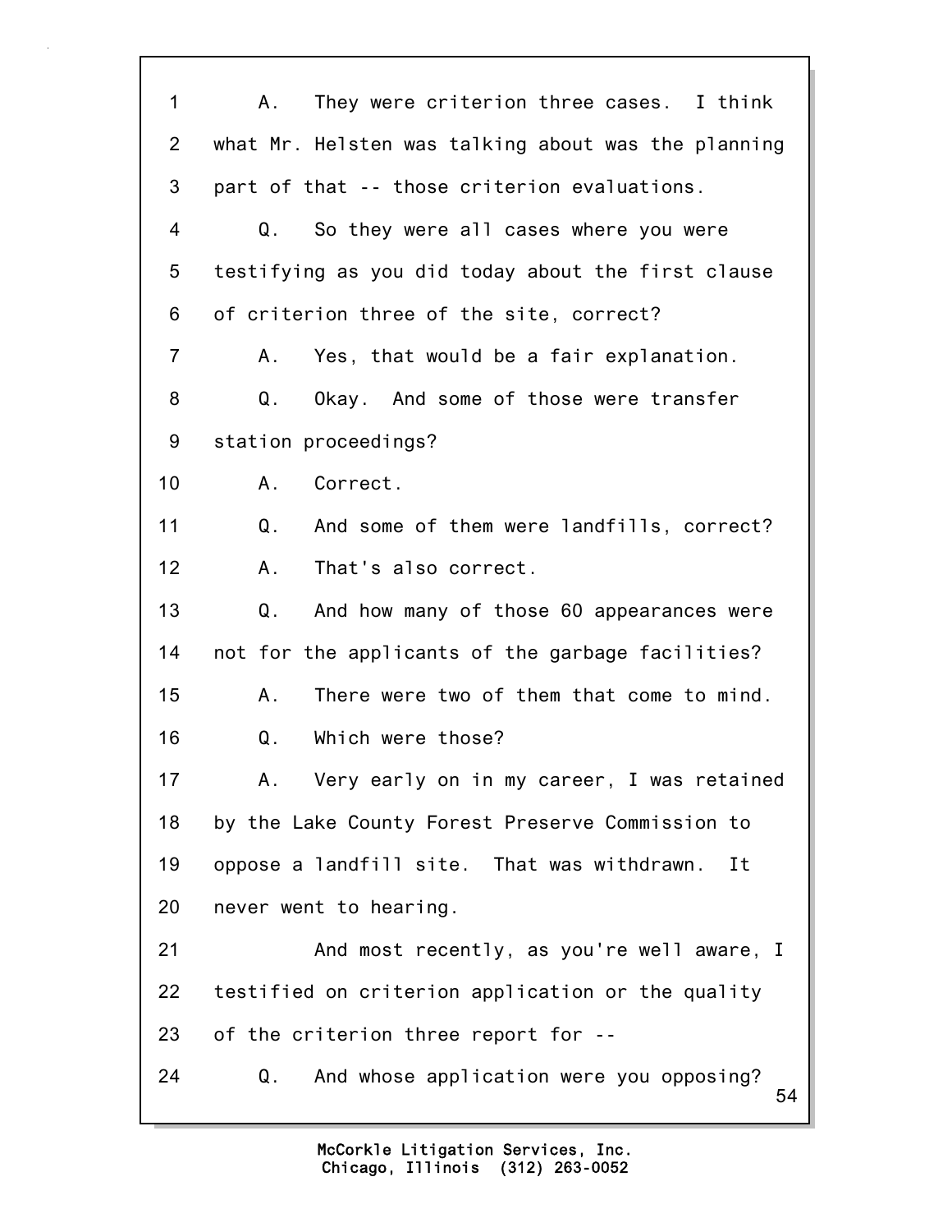1 A. They were criterion three cases. I think
2 what Mr. Helsten was talking about was the planning
3 part of that -- those criterion evaluations.
4 Q. So they were all cases where you were
5 testifying as you did today about the first clause
6 of criterion three of the site, correct?
7 A. Yes, that would be a fair explanation.
8 Q. Okay. And some of those were transfer
9 station proceedings?
10 A. Correct.
11 Q. And some of them were landfills, correct?
12 A. That's also correct.
13 Q. And how many of those 60 appearances were
14 not for the applicants of the garbage facilities?
15 A. There were two of them that come to mind.
16 Q. Which were those?
17 A. Very early on in my career, I was retained
18 by the Lake County Forest Preserve Commission to
19 oppose a landfill site. That was withdrawn. It
20 never went to hearing.
21 And most recently, as you're well aware, I
22 testified on criterion application or the quality
23 of the criterion three report for --
24 Q. And whose application were you opposing?

McCorkle Litigation Services, Inc.
Chicago, Illinois (312) 263-0052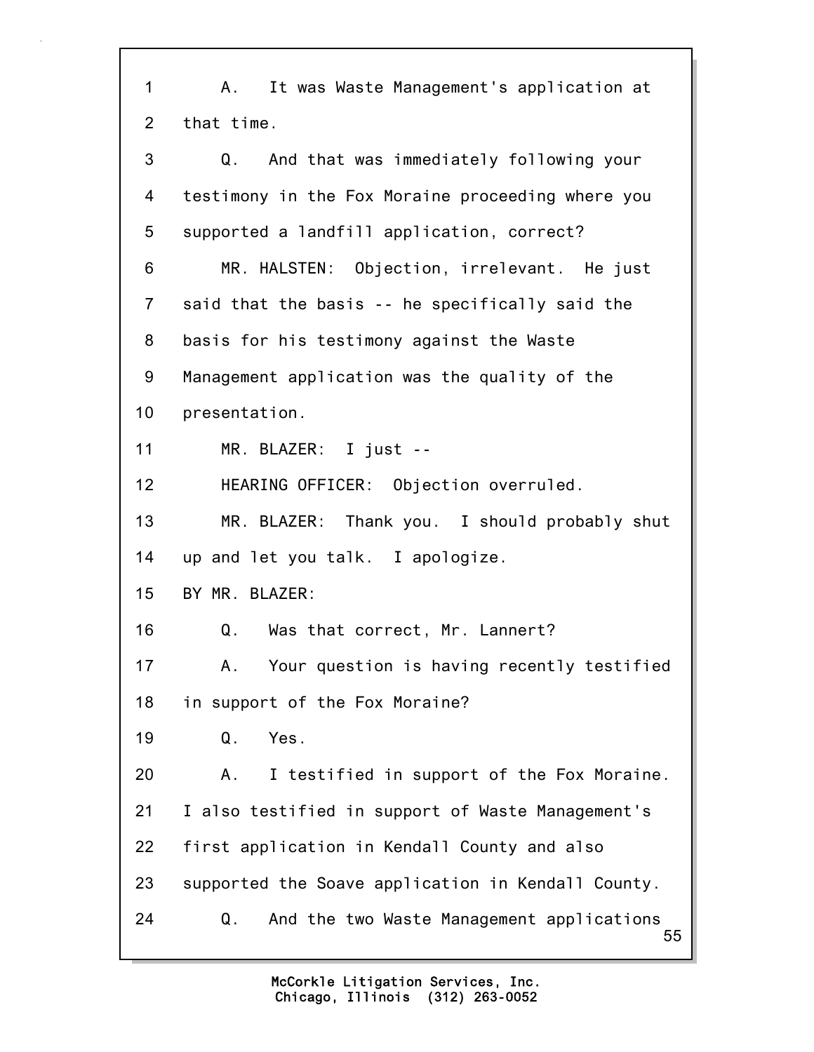1 A. It was Waste Management's application at
2 that time.
3 Q. And that was immediately following your
4 testimony in the Fox Moraine proceeding where you
5 supported a landfill application, correct?
6 MR. HALSTEN: Objection, irrelevant. He just
7 said that the basis -- he specifically said the
8 basis for his testimony against the Waste
9 Management application was the quality of the
10 presentation.
11 MR. BLAZER: I just --
12 HEARING OFFICER: Objection overruled.
13 MR. BLAZER: Thank you. I should probably shut
14 up and let you talk. I apologize.
15 BY MR. BLAZER:
16 Q. Was that correct, Mr. Lannert?
17 A. Your question is having recently testified
18 in support of the Fox Moraine?
19 Q. Yes.
20 A. I testified in support of the Fox Moraine.
21 I also testified in support of Waste Management's
22 first application in Kendall County and also
23 supported the Soave application in Kendall County.
24 Q. And the two Waste Management applications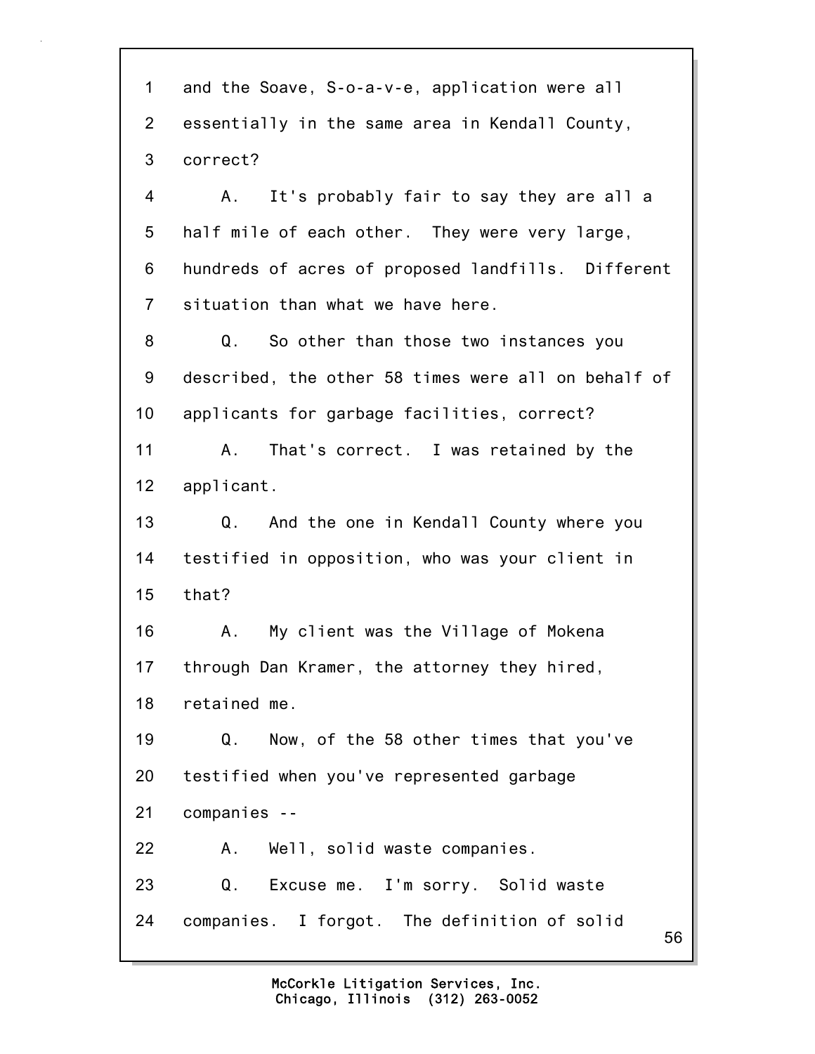1 and the Soave, S-o-a-v-e, application were all
2 essentially in the same area in Kendall County,
3 correct?
4 A. It's probably fair to say they are all a
5 half mile of each other. They were very large,
6 hundreds of acres of proposed landfills. Different
7 situation than what we have here.
8 Q. So other than those two instances you
9 described, the other 58 times were all on behalf of
10 applicants for garbage facilities, correct?
11 A. That's correct. I was retained by the
12 applicant.
13 Q. And the one in Kendall County where you
14 testified in opposition, who was your client in
15 that?
16 A. My client was the Village of Mokena
17 through Dan Kramer, the attorney they hired,
18 retained me.
19 Q. Now, of the 58 other times that you've
20 testified when you've represented garbage
21 companies --
22 A. Well, solid waste companies.
23 Q. Excuse me. I'm sorry. Solid waste
24 companies. I forgot. The definition of solid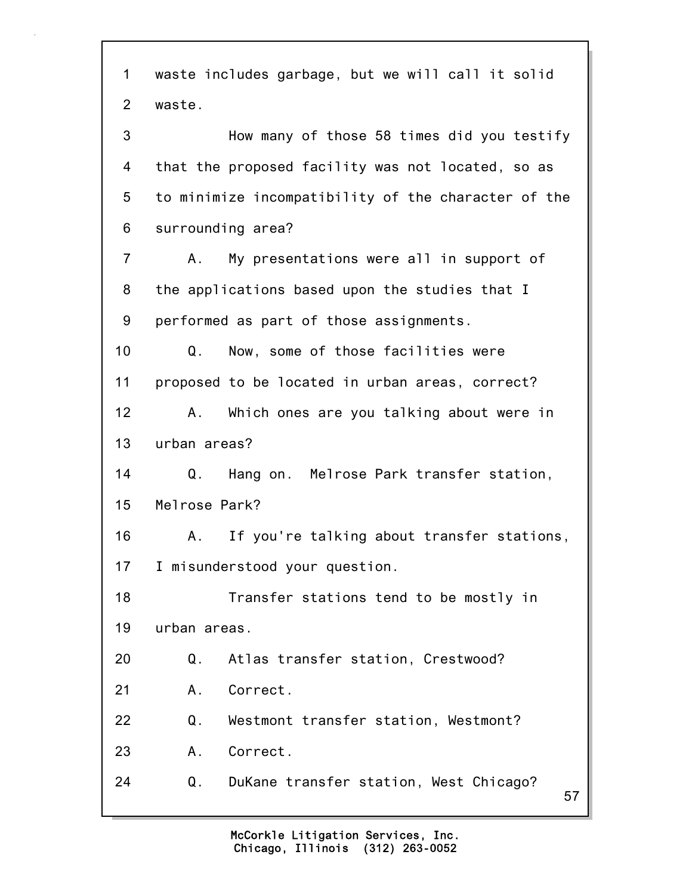1 waste includes garbage, but we will call it solid
2 waste.
3 How many of those 58 times did you testify
4 that the proposed facility was not located, so as
5 to minimize incompatibility of the character of the
6 surrounding area?
7 A. My presentations were all in support of
8 the applications based upon the studies that I
9 performed as part of those assignments.
10 Q. Now, some of those facilities were
11 proposed to be located in urban areas, correct?
12 A. Which ones are you talking about were in
13 urban areas?
14 Q. Hang on. Melrose Park transfer station,
15 Melrose Park?
16 A. If you're talking about transfer stations,
17 I misunderstood your question.
18 Transfer stations tend to be mostly in
19 urban areas.
20 Q. Atlas transfer station, Crestwood?
21 A. Correct.
22 Q. Westmont transfer station, Westmont?
23 A. Correct.
24 Q. DuKane transfer station, West Chicago?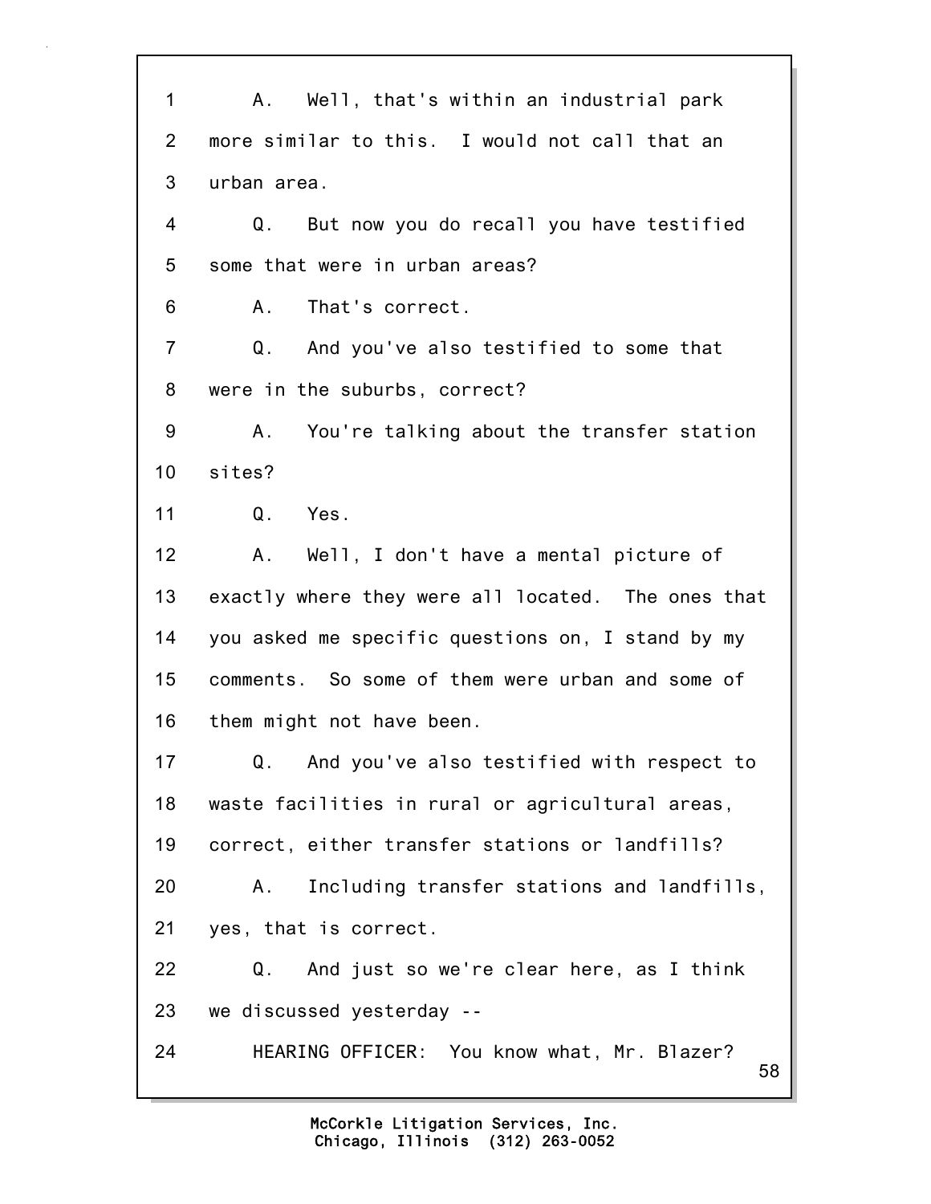1 A. Well, that's within an industrial park
2 more similar to this. I would not call that an
3 urban area.
4 Q. But now you do recall you have testified
5 some that were in urban areas?
6 A. That's correct.
7 Q. And you've also testified to some that
8 were in the suburbs, correct?
9 A. You're talking about the transfer station
10 sites?
11 Q. Yes.
12 A. Well, I don't have a mental picture of
13 exactly where they were all located. The ones that
14 you asked me specific questions on, I stand by my
15 comments. So some of them were urban and some of
16 them might not have been.
17 Q. And you've also testified with respect to
18 waste facilities in rural or agricultural areas,
19 correct, either transfer stations or landfills?
20 A. Including transfer stations and landfills,
21 yes, that is correct.
22 Q. And just so we're clear here, as I think
23 we discussed yesterday --
24 HEARING OFFICER: You know what, Mr. Blazer?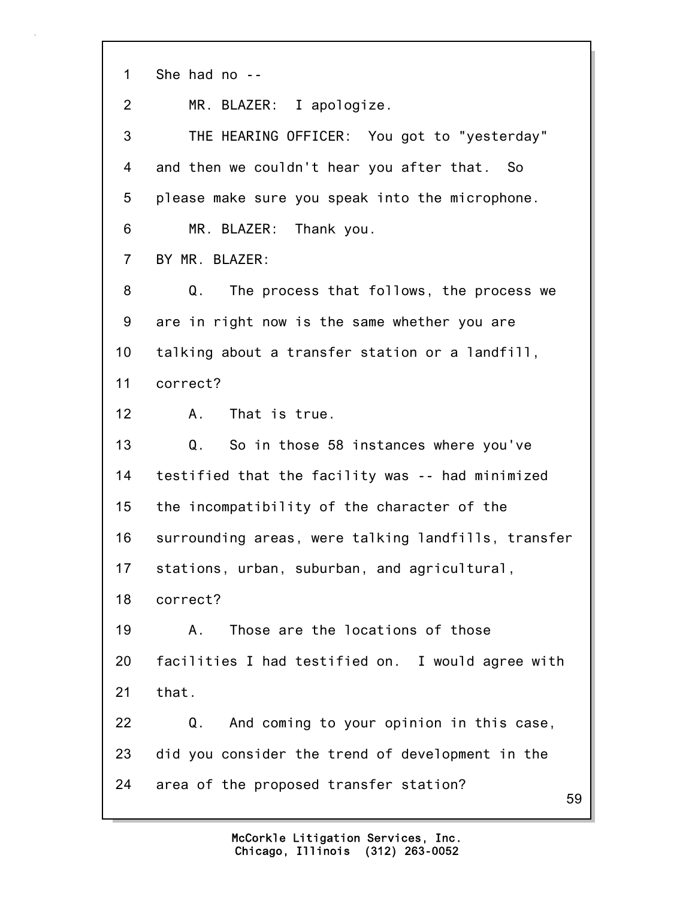1 She had no --

2 MR. BLAZER: I apologize.

3 THE HEARING OFFICER: You got to "yesterday"

4 and then we couldn't hear you after that. So

5 please make sure you speak into the microphone.

6 MR. BLAZER: Thank you.

7 BY MR. BLAZER:

8 Q. The process that follows, the process we

9 are in right now is the same whether you are

10 talking about a transfer station or a landfill,

11 correct?

12 A. That is true.

13 Q. So in those 58 instances where you've

14 testified that the facility was -- had minimized

15 the incompatibility of the character of the

16 surrounding areas, were talking landfills, transfer

17 stations, urban, suburban, and agricultural,

18 correct?

19 A. Those are the locations of those

20 facilities I had testified on. I would agree with

21 that.

22 Q. And coming to your opinion in this case,

23 did you consider the trend of development in the

24 area of the proposed transfer station?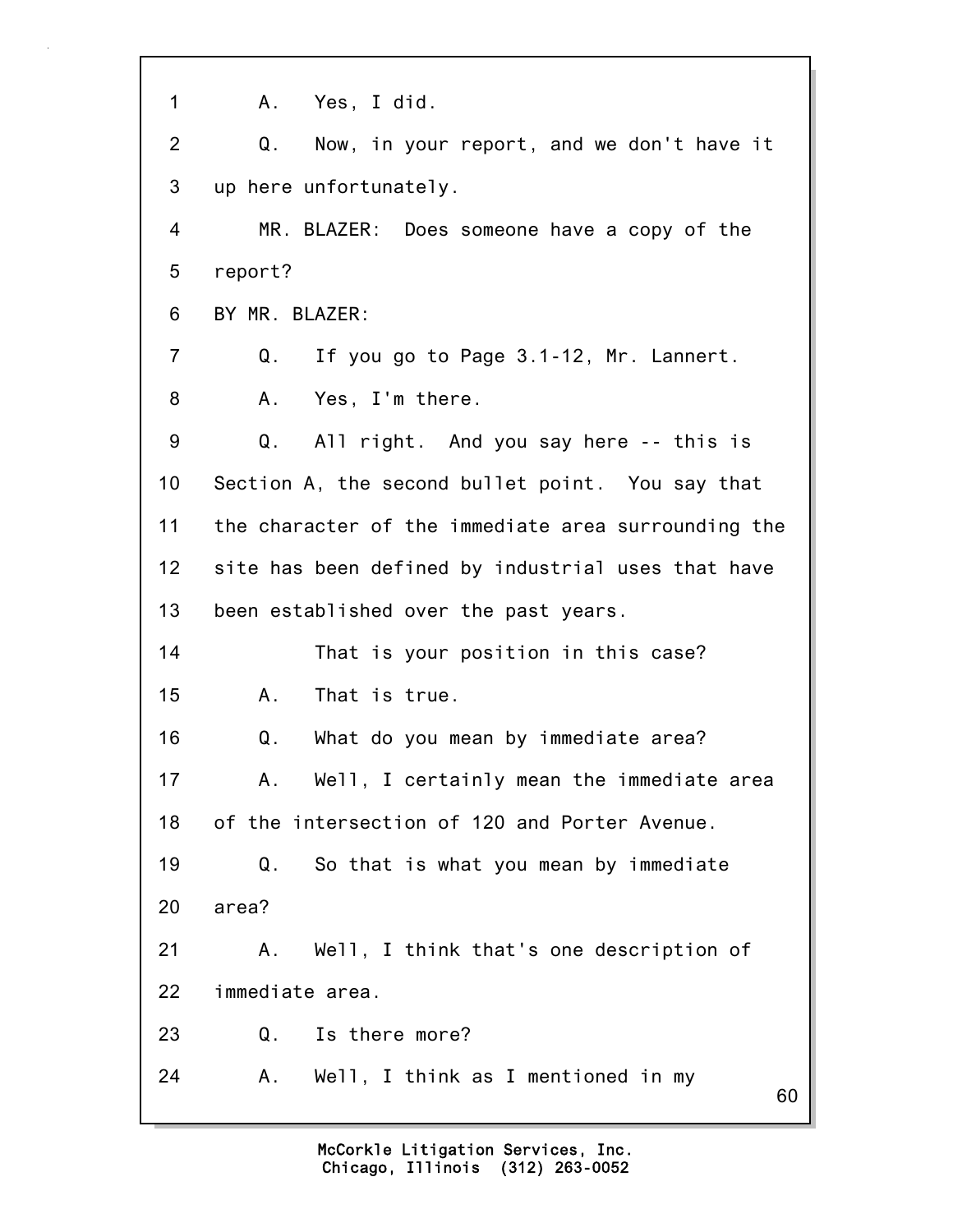1 A. Yes, I did.

2 Q. Now, in your report, and we don't have it

3 up here unfortunately.

4 MR. BLAZER: Does someone have a copy of the

5 report?

6 BY MR. BLAZER:

7 Q. If you go to Page 3.1-12, Mr. Lannert.

8 A. Yes, I'm there.

9 Q. All right. And you say here -- this is

10 Section A, the second bullet point. You say that

11 the character of the immediate area surrounding the

12 site has been defined by industrial uses that have

13 been established over the past years.

14 That is your position in this case?

15 A. That is true.

16 Q. What do you mean by immediate area?

17 A. Well, I certainly mean the immediate area

18 of the intersection of 120 and Porter Avenue.

19 Q. So that is what you mean by immediate

20 area?

21 A. Well, I think that's one description of

22 immediate area.

23 Q. Is there more?

24 A. Well, I think as I mentioned in my

McCorkle Litigation Services, Inc.
Chicago, Illinois (312) 263-0052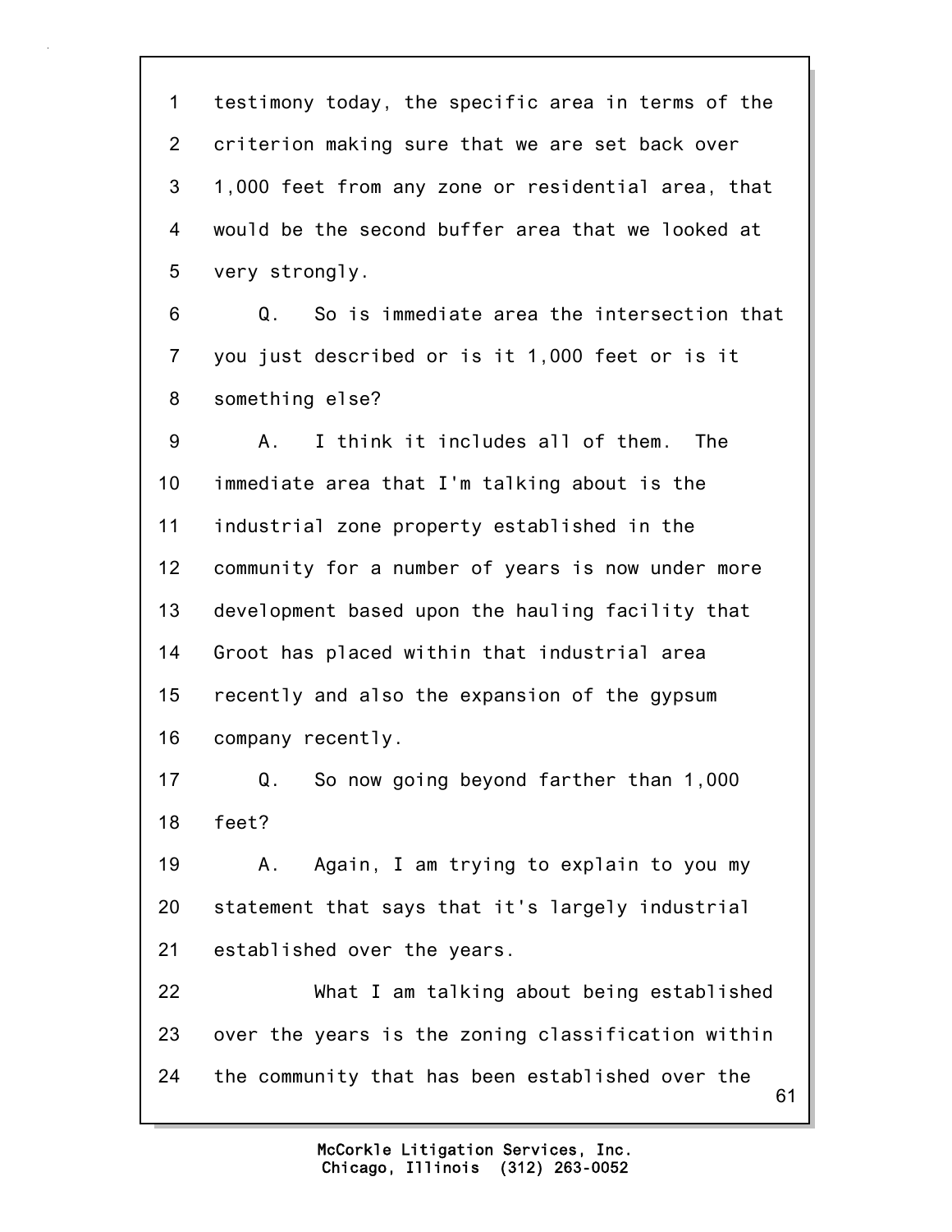1 testimony today, the specific area in terms of the
2 criterion making sure that we are set back over
3 1,000 feet from any zone or residential area, that
4 would be the second buffer area that we looked at
5 very strongly.

6 Q. So is immediate area the intersection that
7 you just described or is it 1,000 feet or is it
8 something else?

9 A. I think it includes all of them. The
10 immediate area that I'm talking about is the
11 industrial zone property established in the
12 community for a number of years is now under more
13 development based upon the hauling facility that
14 Groot has placed within that industrial area
15 recently and also the expansion of the gypsum
16 company recently.

17 Q. So now going beyond farther than 1,000
18 feet?

19 A. Again, I am trying to explain to you my
20 statement that says that it's largely industrial
21 established over the years.

22 What I am talking about being established
23 over the years is the zoning classification within
24 the community that has been established over the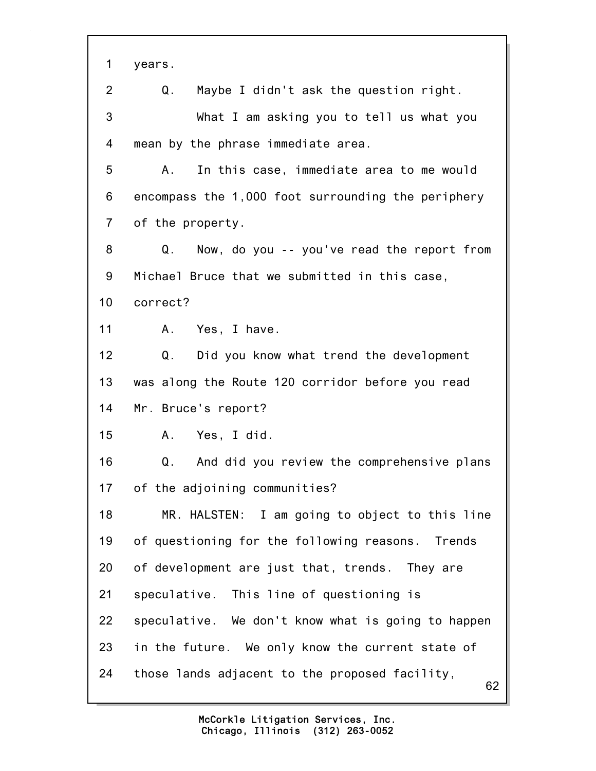1 years.

2 Q. Maybe I didn't ask the question right.

3 What I am asking you to tell us what you

4 mean by the phrase immediate area.

5 A. In this case, immediate area to me would

6 encompass the 1,000 foot surrounding the periphery

7 of the property.

8 Q. Now, do you -- you've read the report from

9 Michael Bruce that we submitted in this case,

10 correct?

11 A. Yes, I have.

12 Q. Did you know what trend the development

13 was along the Route 120 corridor before you read

14 Mr. Bruce's report?

15 A. Yes, I did.

16 Q. And did you review the comprehensive plans

17 of the adjoining communities?

18 MR. HALSTEN: I am going to object to this line

19 of questioning for the following reasons. Trends

20 of development are just that, trends. They are

21 speculative. This line of questioning is

22 speculative. We don't know what is going to happen

23 in the future. We only know the current state of

24 those lands adjacent to the proposed facility,

McCorkle Litigation Services, Inc.
Chicago, Illinois (312) 263-0052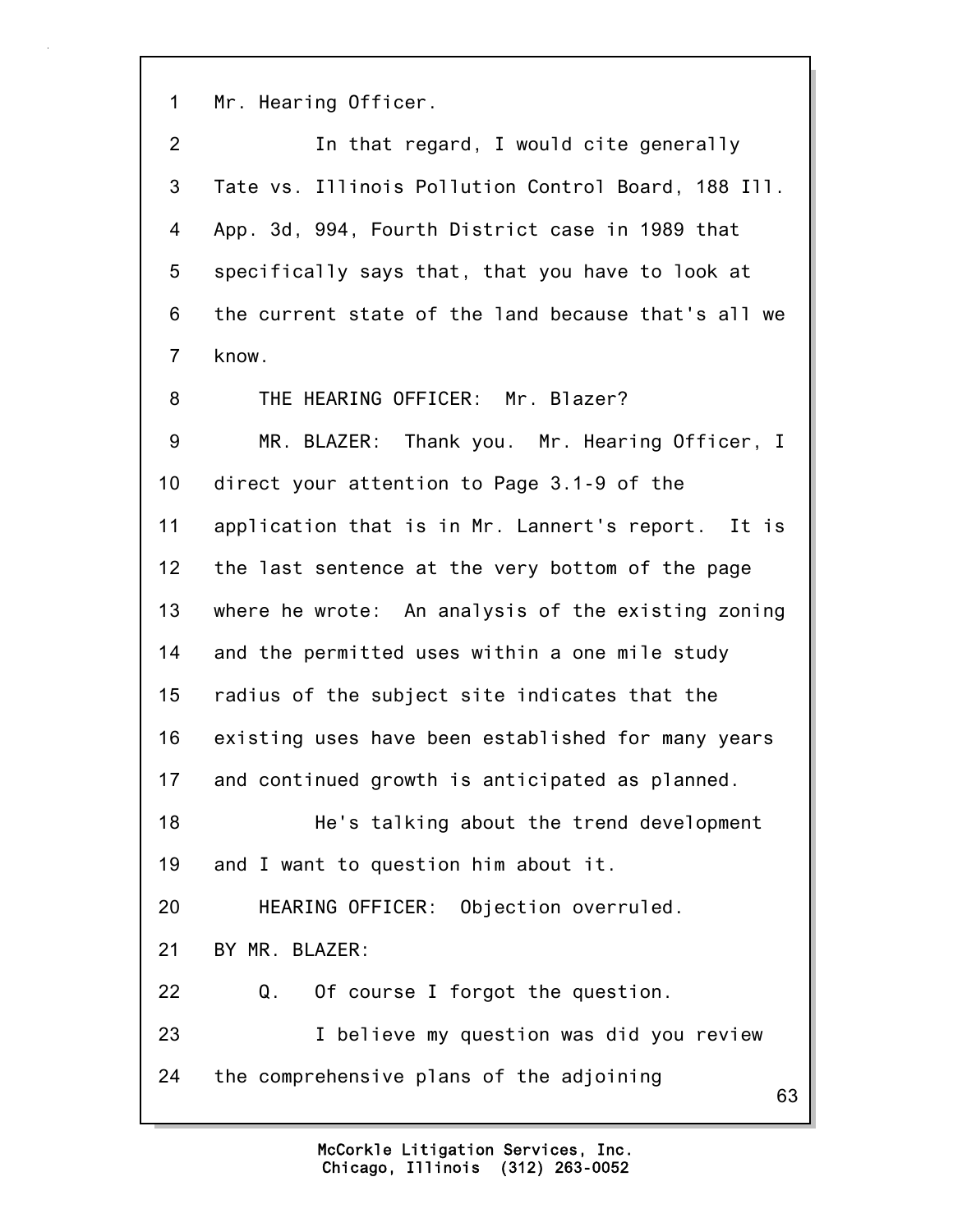Mr. Hearing Officer.

In that regard, I would cite generally Tate vs. Illinois Pollution Control Board, 188 Ill. App. 3d, 994, Fourth District case in 1989 that specifically says that, that you have to look at the current state of the land because that's all we know.

THE HEARING OFFICER: Mr. Blazer?

MR. BLAZER: Thank you. Mr. Hearing Officer, I direct your attention to Page 3.1-9 of the application that is in Mr. Lannert's report. It is the last sentence at the very bottom of the page where he wrote: An analysis of the existing zoning and the permitted uses within a one mile study radius of the subject site indicates that the existing uses have been established for many years and continued growth is anticipated as planned.

He's talking about the trend development and I want to question him about it.

HEARING OFFICER: Objection overruled.

BY MR. BLAZER:

Q. Of course I forgot the question.

I believe my question was did you review the comprehensive plans of the adjoining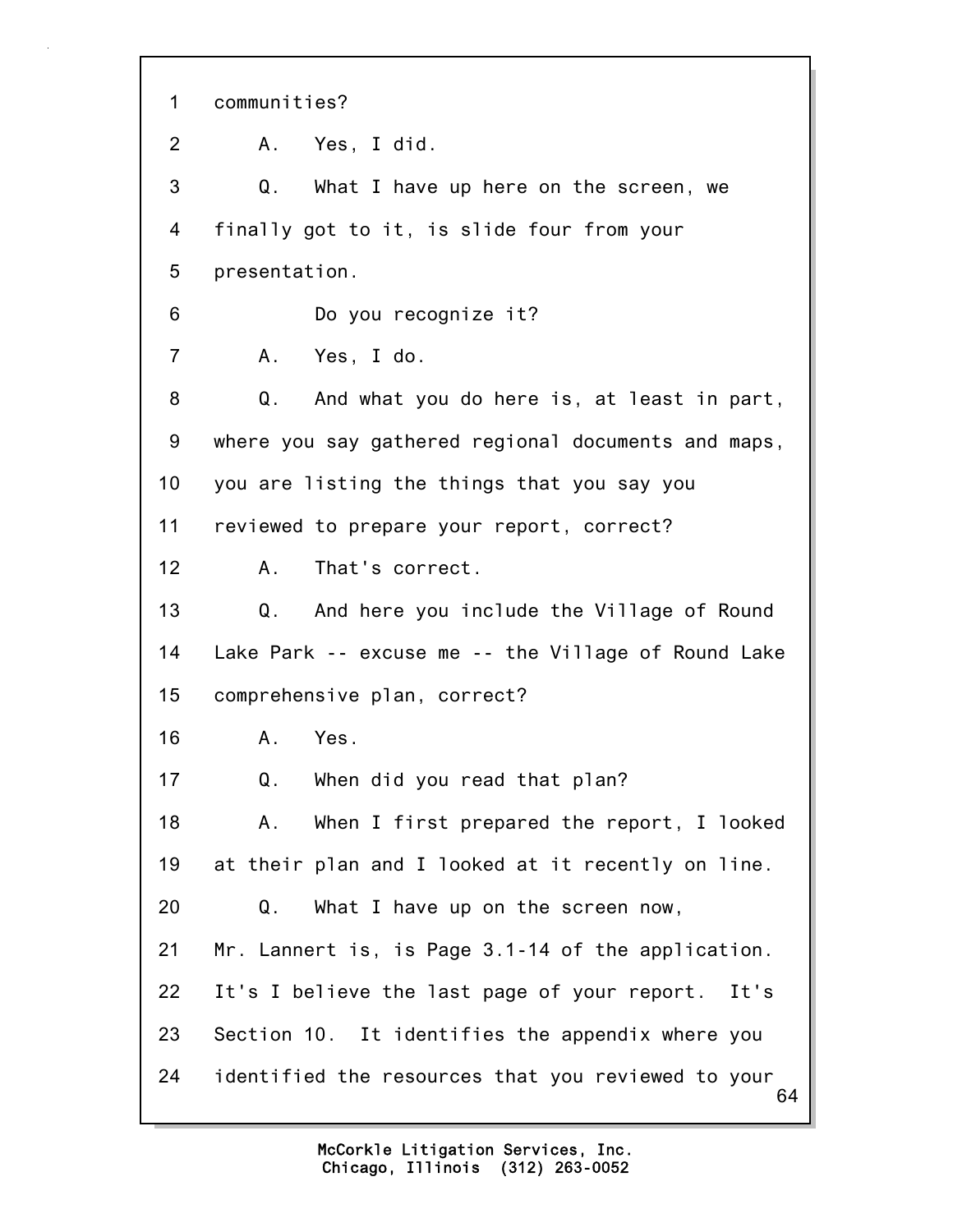1 communities?

2 A. Yes, I did.

3 Q. What I have up here on the screen, we

4 finally got to it, is slide four from your

5 presentation.

6 Do you recognize it?

7 A. Yes, I do.

8 Q. And what you do here is, at least in part,

9 where you say gathered regional documents and maps,

10 you are listing the things that you say you

11 reviewed to prepare your report, correct?

12 A. That's correct.

13 Q. And here you include the Village of Round

14 Lake Park -- excuse me -- the Village of Round Lake

15 comprehensive plan, correct?

16 A. Yes.

17 Q. When did you read that plan?

18 A. When I first prepared the report, I looked

19 at their plan and I looked at it recently on line.

20 Q. What I have up on the screen now,

21 Mr. Lannert is, is Page 3.1-14 of the application.

22 It's I believe the last page of your report. It's

23 Section 10. It identifies the appendix where you

24 identified the resources that you reviewed to your

McCorkle Litigation Services, Inc.
Chicago, Illinois (312) 263-0052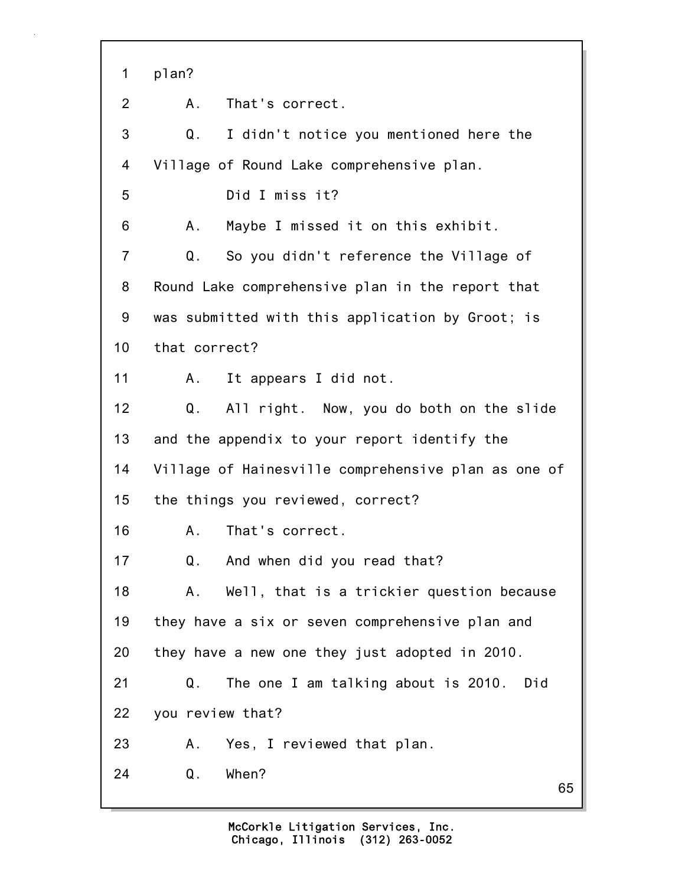1 plan?

2 A. That's correct.

3 Q. I didn't notice you mentioned here the

4 Village of Round Lake comprehensive plan.

5 Did I miss it?

6 A. Maybe I missed it on this exhibit.

7 Q. So you didn't reference the Village of

8 Round Lake comprehensive plan in the report that

9 was submitted with this application by Groot; is

10 that correct?

11 A. It appears I did not.

12 Q. All right. Now, you do both on the slide

13 and the appendix to your report identify the

14 Village of Hainesville comprehensive plan as one of

15 the things you reviewed, correct?

16 A. That's correct.

17 Q. And when did you read that?

18 A. Well, that is a trickier question because

19 they have a six or seven comprehensive plan and

20 they have a new one they just adopted in 2010.

21 Q. The one I am talking about is 2010. Did

22 you review that?

23 A. Yes, I reviewed that plan.

24 Q. When?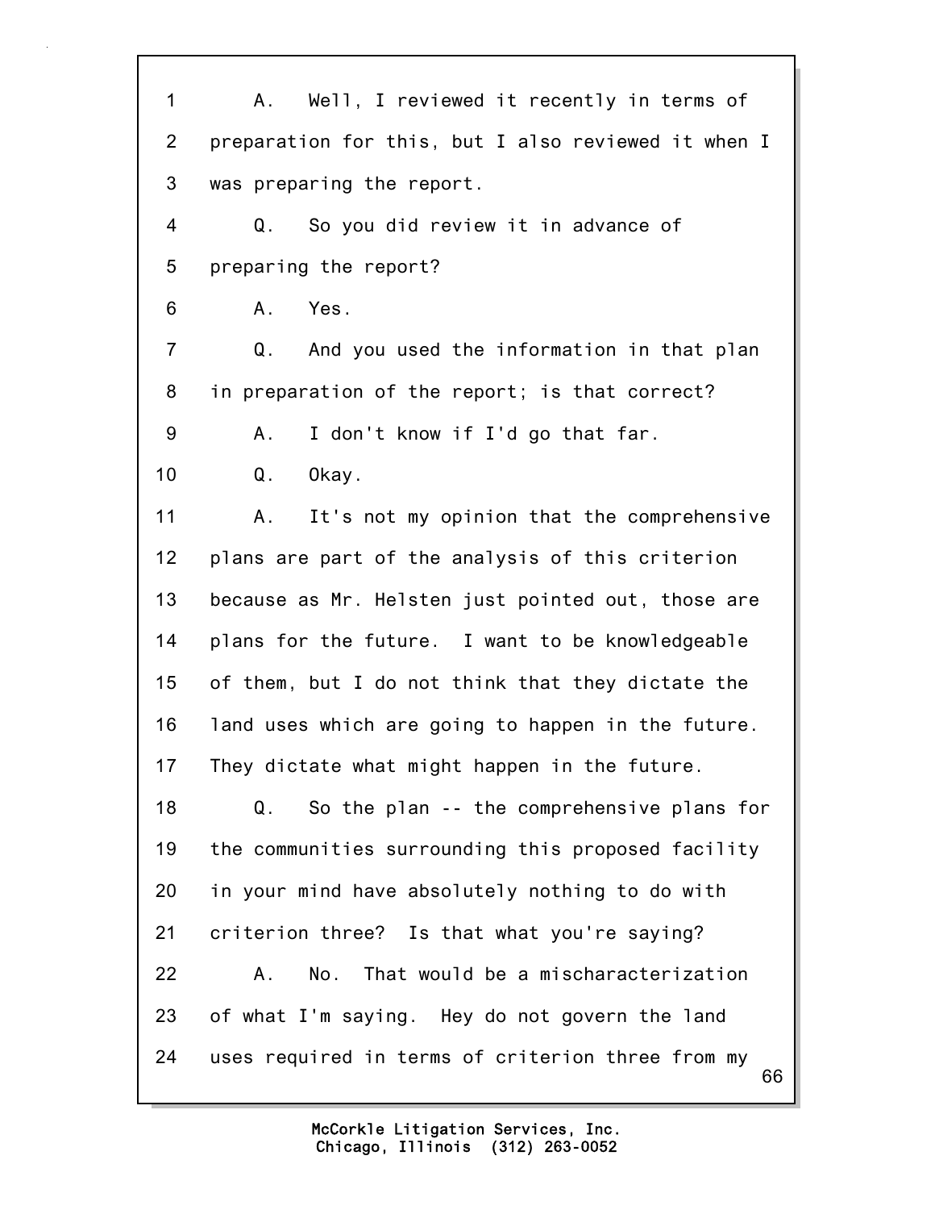1 A. Well, I reviewed it recently in terms of
2 preparation for this, but I also reviewed it when I
3 was preparing the report.
4 Q. So you did review it in advance of
5 preparing the report?
6 A. Yes.
7 Q. And you used the information in that plan
8 in preparation of the report; is that correct?
9 A. I don't know if I'd go that far.
10 Q. Okay.
11 A. It's not my opinion that the comprehensive
12 plans are part of the analysis of this criterion
13 because as Mr. Helsten just pointed out, those are
14 plans for the future. I want to be knowledgeable
15 of them, but I do not think that they dictate the
16 land uses which are going to happen in the future.
17 They dictate what might happen in the future.
18 Q. So the plan -- the comprehensive plans for
19 the communities surrounding this proposed facility
20 in your mind have absolutely nothing to do with
21 criterion three? Is that what you're saying?
22 A. No. That would be a mischaracterization
23 of what I'm saying. Hey do not govern the land
24 uses required in terms of criterion three from my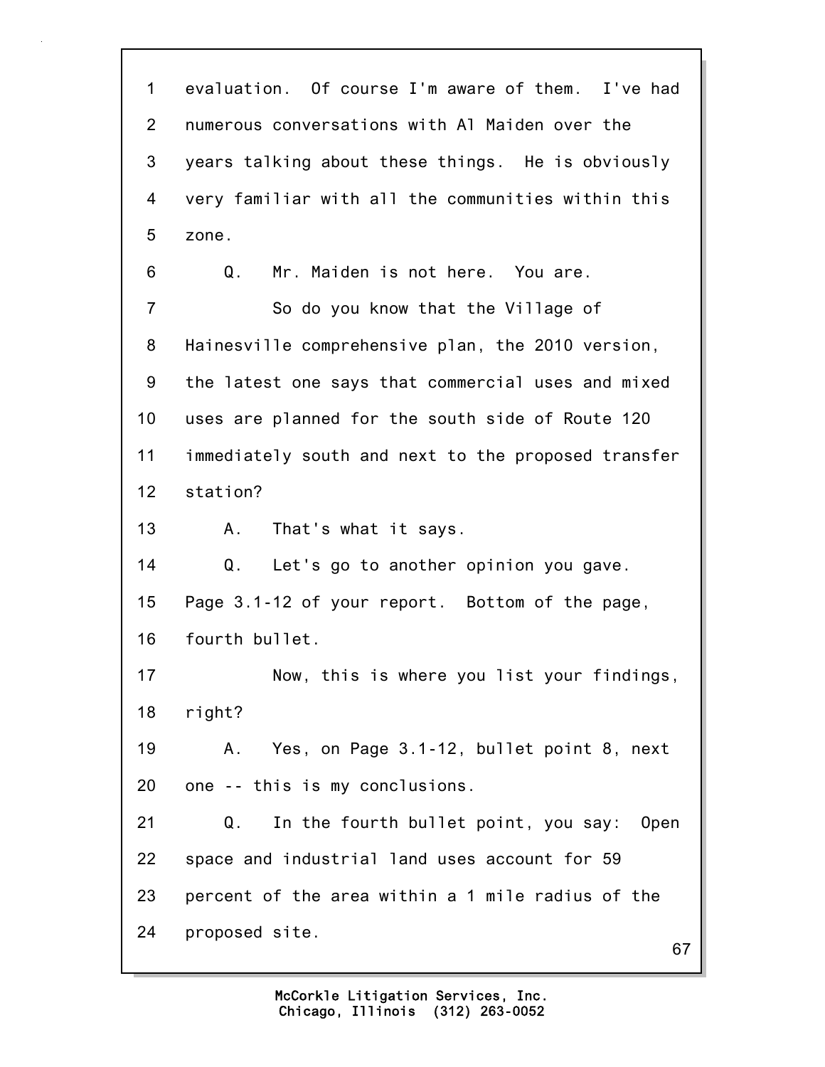1 evaluation. Of course I'm aware of them. I've had
2 numerous conversations with Al Maiden over the
3 years talking about these things. He is obviously
4 very familiar with all the communities within this
5 zone.
6 Q. Mr. Maiden is not here. You are.
7 So do you know that the Village of
8 Hainesville comprehensive plan, the 2010 version,
9 the latest one says that commercial uses and mixed
10 uses are planned for the south side of Route 120
11 immediately south and next to the proposed transfer
12 station?
13 A. That's what it says.
14 Q. Let's go to another opinion you gave.
15 Page 3.1-12 of your report. Bottom of the page,
16 fourth bullet.
17 Now, this is where you list your findings,
18 right?
19 A. Yes, on Page 3.1-12, bullet point 8, next
20 one -- this is my conclusions.
21 Q. In the fourth bullet point, you say: Open
22 space and industrial land uses account for 59
23 percent of the area within a 1 mile radius of the
24 proposed site.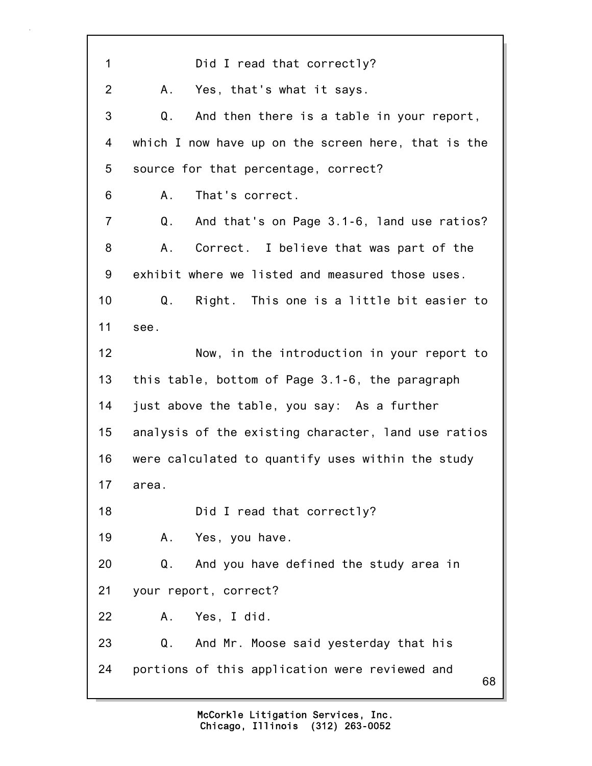1 Did I read that correctly?

2 A. Yes, that's what it says.

3 Q. And then there is a table in your report,

4 which I now have up on the screen here, that is the

5 source for that percentage, correct?

6 A. That's correct.

7 Q. And that's on Page 3.1-6, land use ratios?

8 A. Correct. I believe that was part of the

9 exhibit where we listed and measured those uses.

10 Q. Right. This one is a little bit easier to

11 see.

12 Now, in the introduction in your report to

13 this table, bottom of Page 3.1-6, the paragraph

14 just above the table, you say: As a further

15 analysis of the existing character, land use ratios

16 were calculated to quantify uses within the study

17 area.

18 Did I read that correctly?

19 A. Yes, you have.

20 Q. And you have defined the study area in

21 your report, correct?

22 A. Yes, I did.

23 Q. And Mr. Moose said yesterday that his

24 portions of this application were reviewed and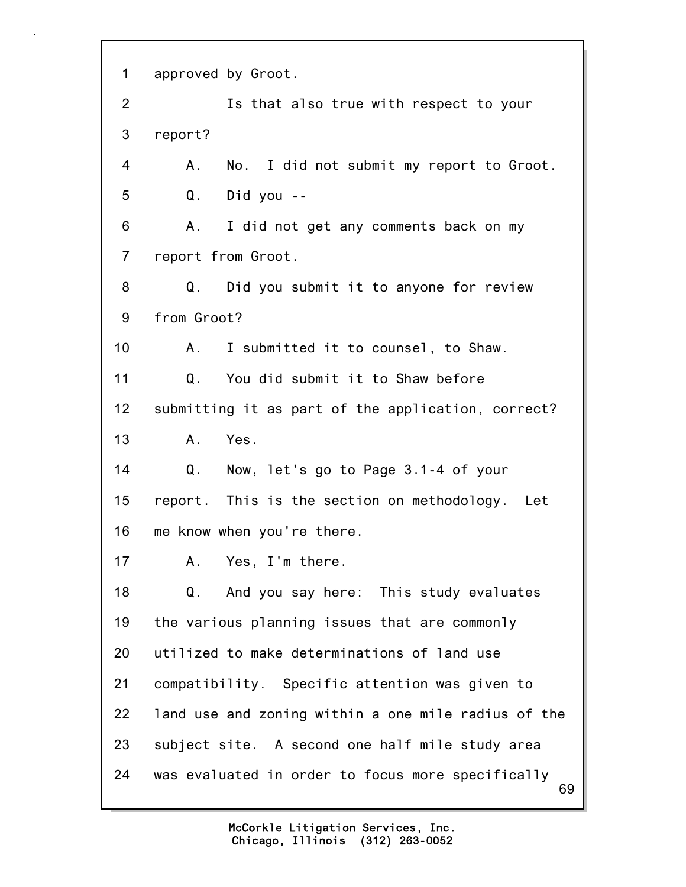1 approved by Groot.

2 Is that also true with respect to your

3 report?

4 A. No. I did not submit my report to Groot.

5 Q. Did you --

6 A. I did not get any comments back on my

7 report from Groot.

8 Q. Did you submit it to anyone for review

9 from Groot?

10 A. I submitted it to counsel, to Shaw.

11 Q. You did submit it to Shaw before

12 submitting it as part of the application, correct?

13 A. Yes.

14 Q. Now, let's go to Page 3.1-4 of your

15 report. This is the section on methodology. Let

16 me know when you're there.

17 A. Yes, I'm there.

18 Q. And you say here: This study evaluates

19 the various planning issues that are commonly

20 utilized to make determinations of land use

21 compatibility. Specific attention was given to

22 land use and zoning within a one mile radius of the

23 subject site. A second one half mile study area

24 was evaluated in order to focus more specifically

McCorkle Litigation Services, Inc.
Chicago, Illinois (312) 263-0052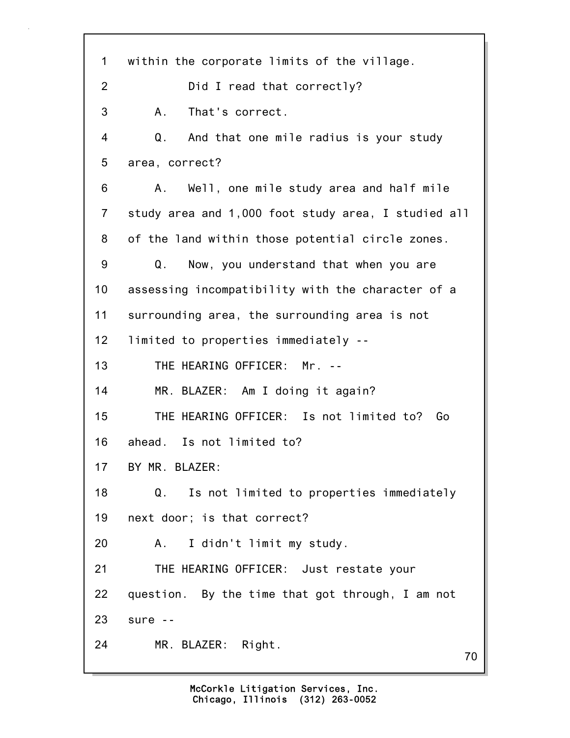1 within the corporate limits of the village.

2 Did I read that correctly?

3 A. That's correct.

4 Q. And that one mile radius is your study

5 area, correct?

6 A. Well, one mile study area and half mile

7 study area and 1,000 foot study area, I studied all

8 of the land within those potential circle zones.

9 Q. Now, you understand that when you are

10 assessing incompatibility with the character of a

11 surrounding area, the surrounding area is not

12 limited to properties immediately --

13 THE HEARING OFFICER: Mr. --

14 MR. BLAZER: Am I doing it again?

15 THE HEARING OFFICER: Is not limited to? Go

16 ahead. Is not limited to?

17 BY MR. BLAZER:

18 Q. Is not limited to properties immediately

19 next door; is that correct?

20 A. I didn't limit my study.

21 THE HEARING OFFICER: Just restate your

22 question. By the time that got through, I am not

23 sure --

24 MR. BLAZER: Right.

McCorkle Litigation Services, Inc.
Chicago, Illinois (312) 263-0052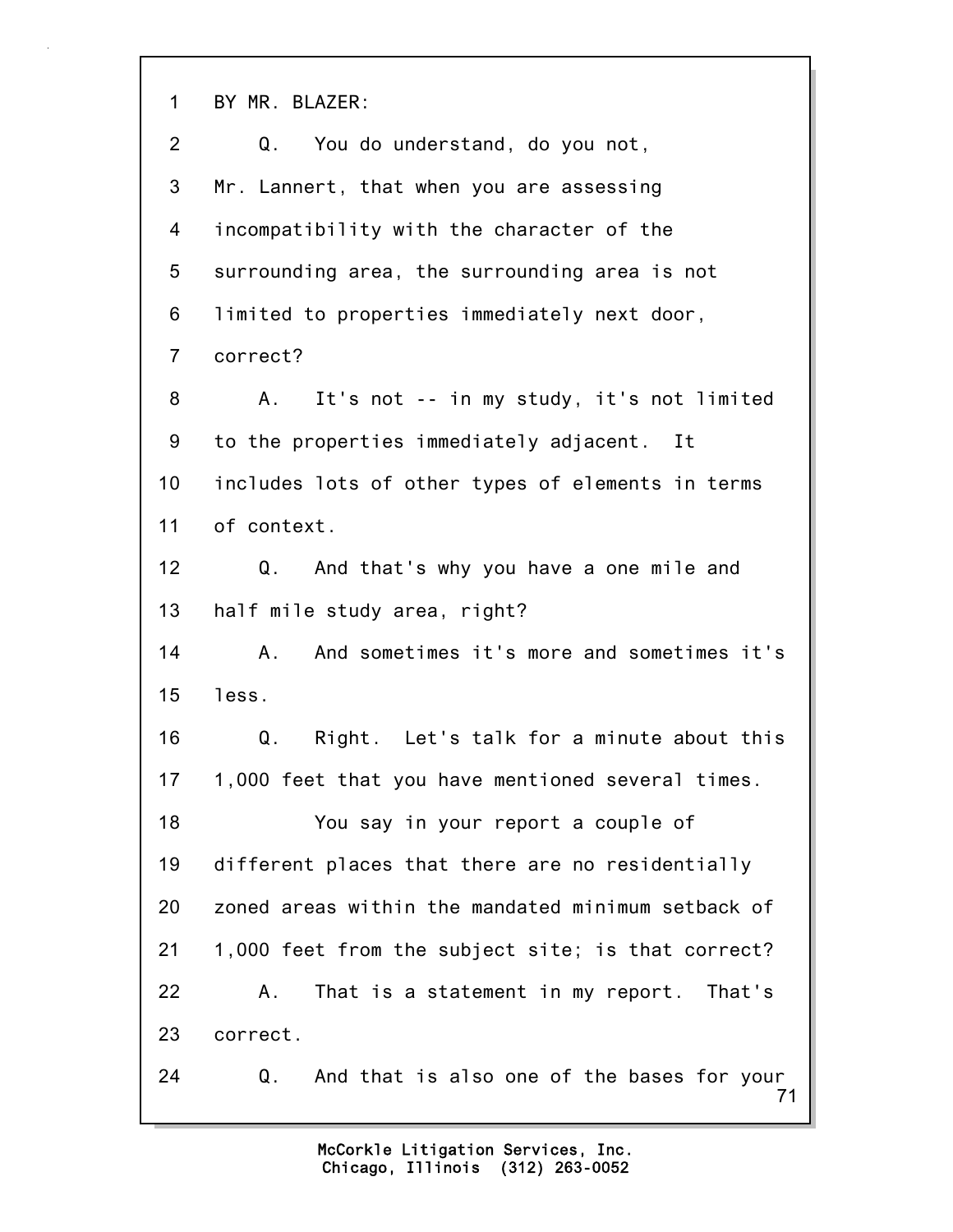BY MR. BLAZER:

Q. You do understand, do you not, Mr. Lannert, that when you are assessing incompatibility with the character of the surrounding area, the surrounding area is not limited to properties immediately next door, correct?

A. It's not -- in my study, it's not limited to the properties immediately adjacent. It includes lots of other types of elements in terms of context.

Q. And that's why you have a one mile and half mile study area, right?

A. And sometimes it's more and sometimes it's less.

Q. Right. Let's talk for a minute about this 1,000 feet that you have mentioned several times.

You say in your report a couple of different places that there are no residentially zoned areas within the mandated minimum setback of 1,000 feet from the subject site; is that correct?

A. That is a statement in my report. That's correct.

Q. And that is also one of the bases for your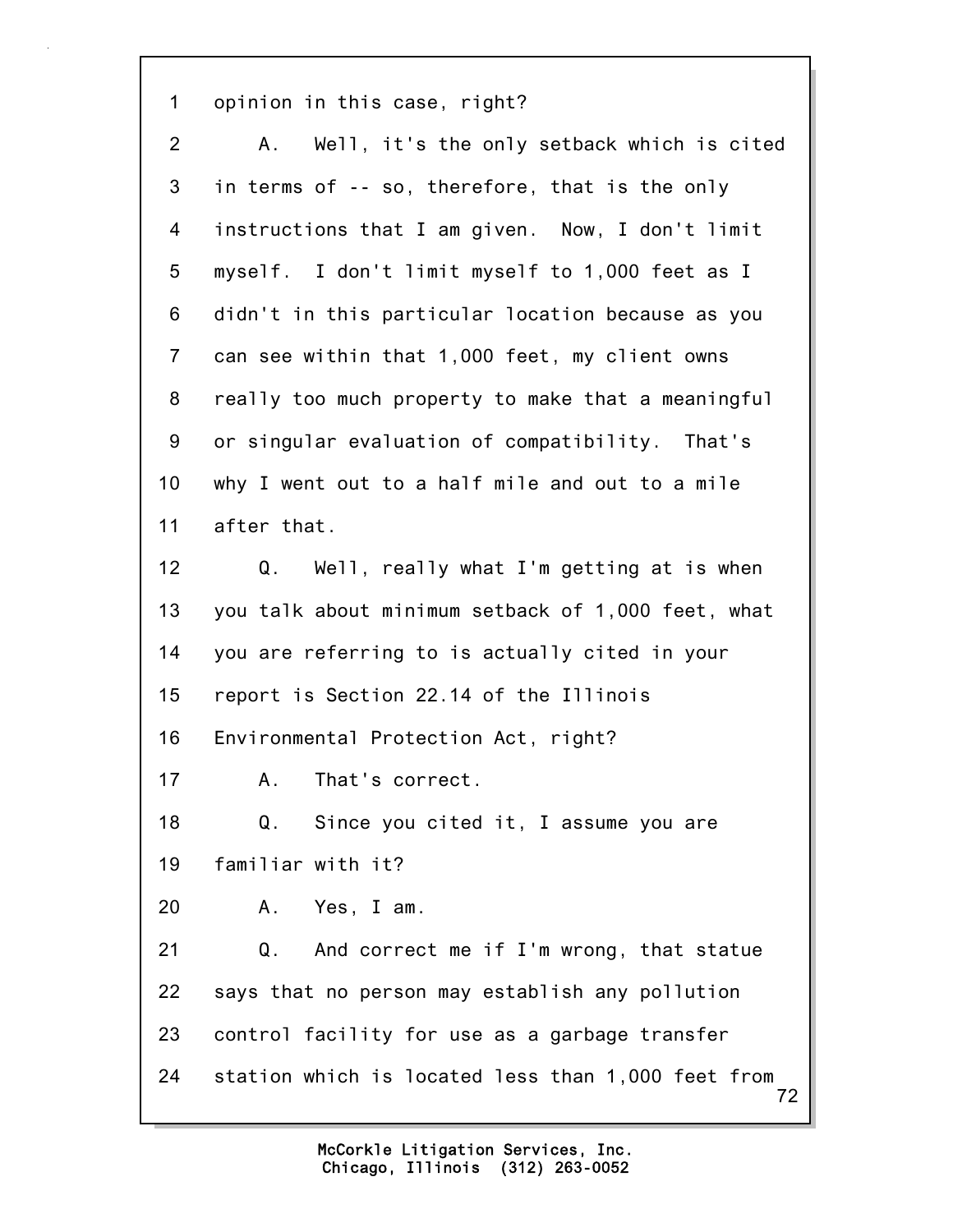1 opinion in this case, right?

2 A. Well, it's the only setback which is cited

3 in terms of -- so, therefore, that is the only

4 instructions that I am given. Now, I don't limit

5 myself. I don't limit myself to 1,000 feet as I

6 didn't in this particular location because as you

7 can see within that 1,000 feet, my client owns

8 really too much property to make that a meaningful

9 or singular evaluation of compatibility. That's

10 why I went out to a half mile and out to a mile

11 after that.

12 Q. Well, really what I'm getting at is when

13 you talk about minimum setback of 1,000 feet, what

14 you are referring to is actually cited in your

15 report is Section 22.14 of the Illinois

16 Environmental Protection Act, right?

17 A. That's correct.

18 Q. Since you cited it, I assume you are

19 familiar with it?

20 A. Yes, I am.

21 Q. And correct me if I'm wrong, that statue

22 says that no person may establish any pollution

23 control facility for use as a garbage transfer

24 station which is located less than 1,000 feet from

McCorkle Litigation Services, Inc.
Chicago, Illinois (312) 263-0052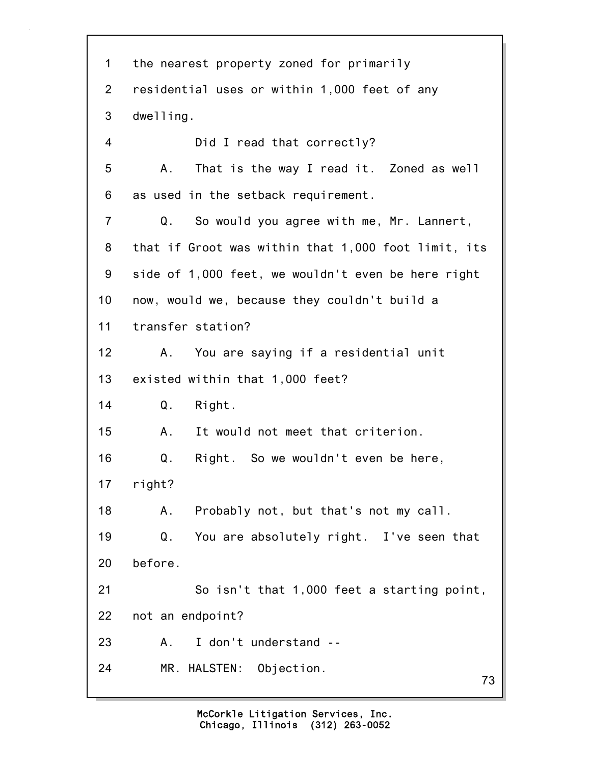1 the nearest property zoned for primarily

2 residential uses or within 1,000 feet of any

3 dwelling.

4 Did I read that correctly?

5 A. That is the way I read it. Zoned as well

6 as used in the setback requirement.

7 Q. So would you agree with me, Mr. Lannert,

8 that if Groot was within that 1,000 foot limit, its

9 side of 1,000 feet, we wouldn't even be here right

10 now, would we, because they couldn't build a

11 transfer station?

12 A. You are saying if a residential unit

13 existed within that 1,000 feet?

14 Q. Right.

15 A. It would not meet that criterion.

16 Q. Right. So we wouldn't even be here,

17 right?

18 A. Probably not, but that's not my call.

19 Q. You are absolutely right. I've seen that

20 before.

21 So isn't that 1,000 feet a starting point,

22 not an endpoint?

23 A. I don't understand --

24 MR. HALSTEN: Objection.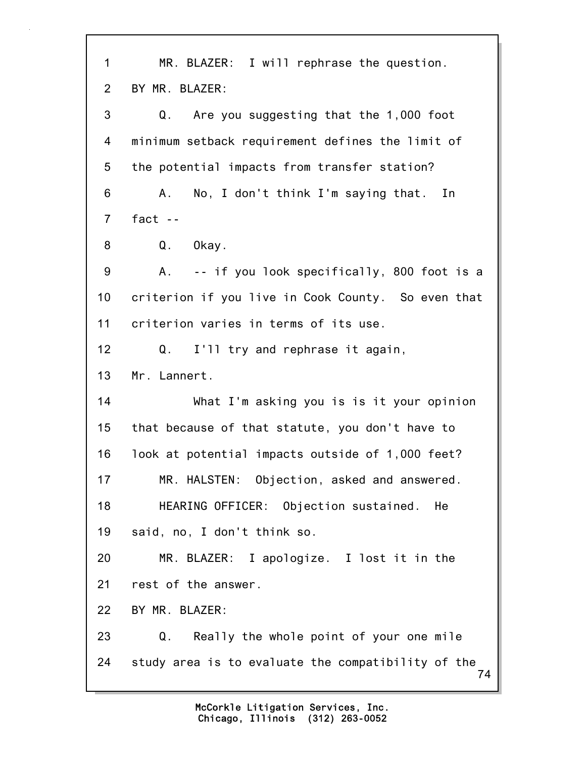1 MR. BLAZER: I will rephrase the question.

2 BY MR. BLAZER:

3 Q. Are you suggesting that the 1,000 foot

4 minimum setback requirement defines the limit of

5 the potential impacts from transfer station?

6 A. No, I don't think I'm saying that. In

7 fact --

8 Q. Okay.

9 A. -- if you look specifically, 800 foot is a

10 criterion if you live in Cook County. So even that

11 criterion varies in terms of its use.

12 Q. I'll try and rephrase it again,

13 Mr. Lannert.

14 What I'm asking you is is it your opinion

15 that because of that statute, you don't have to

16 look at potential impacts outside of 1,000 feet?

17 MR. HALSTEN: Objection, asked and answered.

18 HEARING OFFICER: Objection sustained. He

19 said, no, I don't think so.

20 MR. BLAZER: I apologize. I lost it in the

21 rest of the answer.

22 BY MR. BLAZER:

23 Q. Really the whole point of your one mile

24 study area is to evaluate the compatibility of the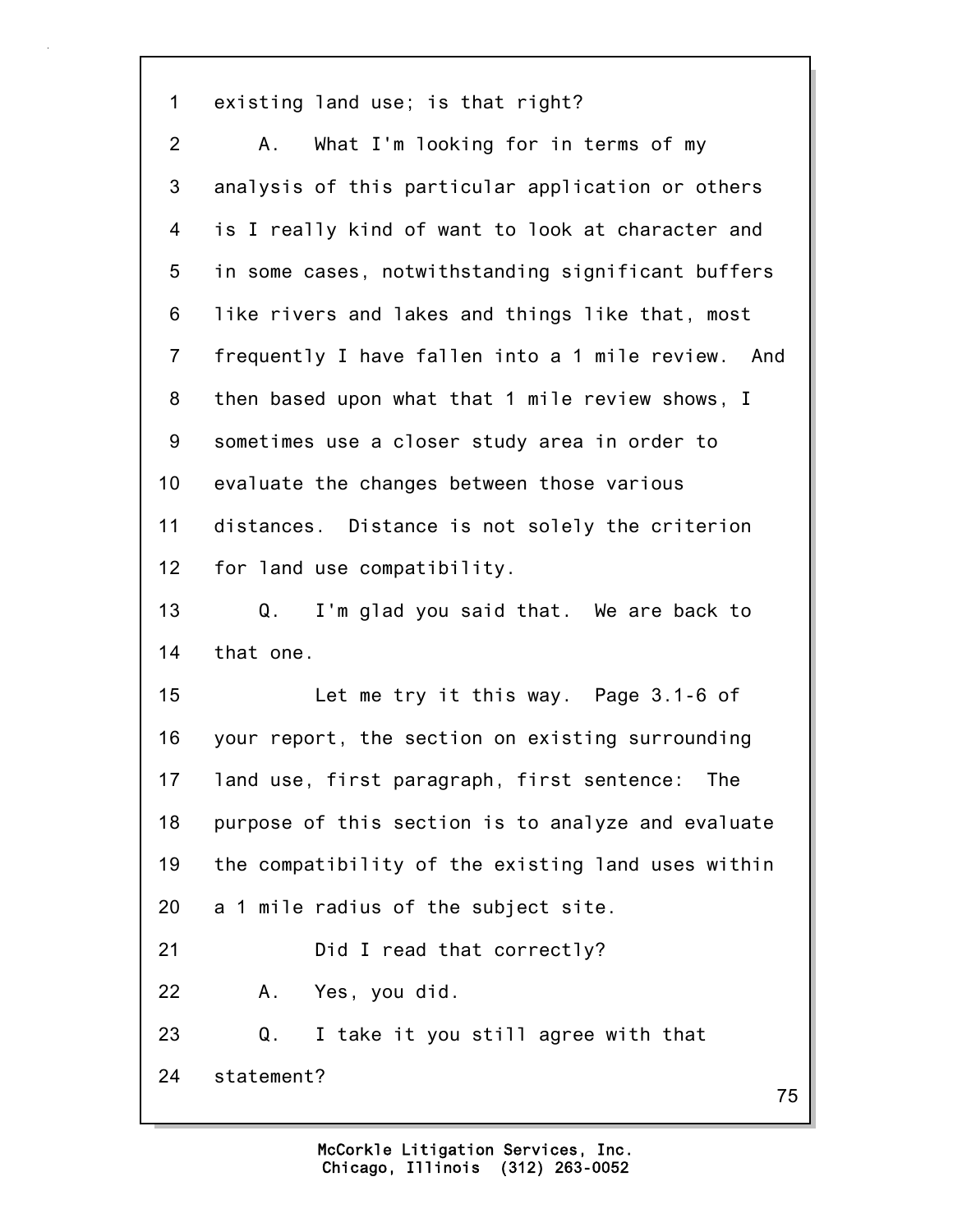1 existing land use; is that right?

2 A. What I'm looking for in terms of my

3 analysis of this particular application or others

4 is I really kind of want to look at character and

5 in some cases, notwithstanding significant buffers

6 like rivers and lakes and things like that, most

7 frequently I have fallen into a 1 mile review. And

8 then based upon what that 1 mile review shows, I

9 sometimes use a closer study area in order to

10 evaluate the changes between those various

11 distances. Distance is not solely the criterion

12 for land use compatibility.

13 Q. I'm glad you said that. We are back to

14 that one.

15 Let me try it this way. Page 3.1-6 of

16 your report, the section on existing surrounding

17 land use, first paragraph, first sentence: The

18 purpose of this section is to analyze and evaluate

19 the compatibility of the existing land uses within

20 a 1 mile radius of the subject site.

21 Did I read that correctly?

22 A. Yes, you did.

23 Q. I take it you still agree with that

24 statement?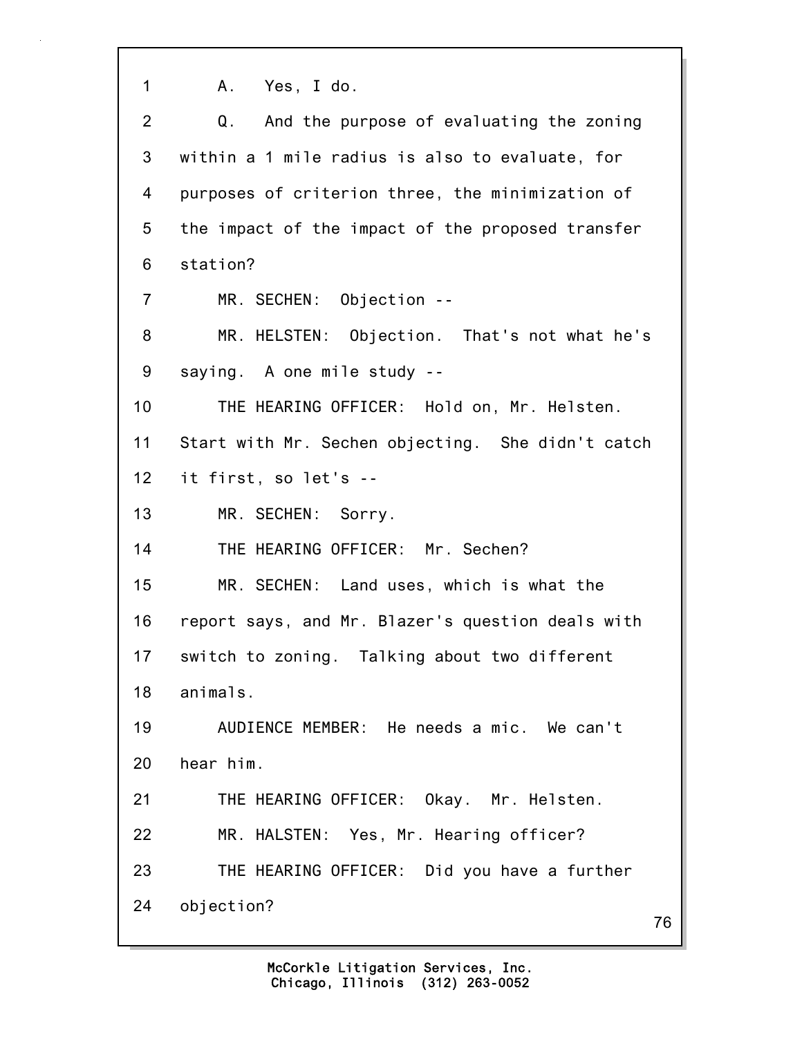1 A. Yes, I do.

2 Q. And the purpose of evaluating the zoning

3 within a 1 mile radius is also to evaluate, for

4 purposes of criterion three, the minimization of

5 the impact of the impact of the proposed transfer

6 station?

7 MR. SECHEN: Objection --

8 MR. HELSTEN: Objection. That's not what he's

9 saying. A one mile study --

10 THE HEARING OFFICER: Hold on, Mr. Helsten.

11 Start with Mr. Sechen objecting. She didn't catch

12 it first, so let's --

13 MR. SECHEN: Sorry.

14 THE HEARING OFFICER: Mr. Sechen?

15 MR. SECHEN: Land uses, which is what the

16 report says, and Mr. Blazer's question deals with

17 switch to zoning. Talking about two different

18 animals.

19 AUDIENCE MEMBER: He needs a mic. We can't

20 hear him.

21 THE HEARING OFFICER: Okay. Mr. Helsten.

22 MR. HALSTEN: Yes, Mr. Hearing officer?

23 THE HEARING OFFICER: Did you have a further

24 objection?

McCorkle Litigation Services, Inc.
Chicago, Illinois (312) 263-0052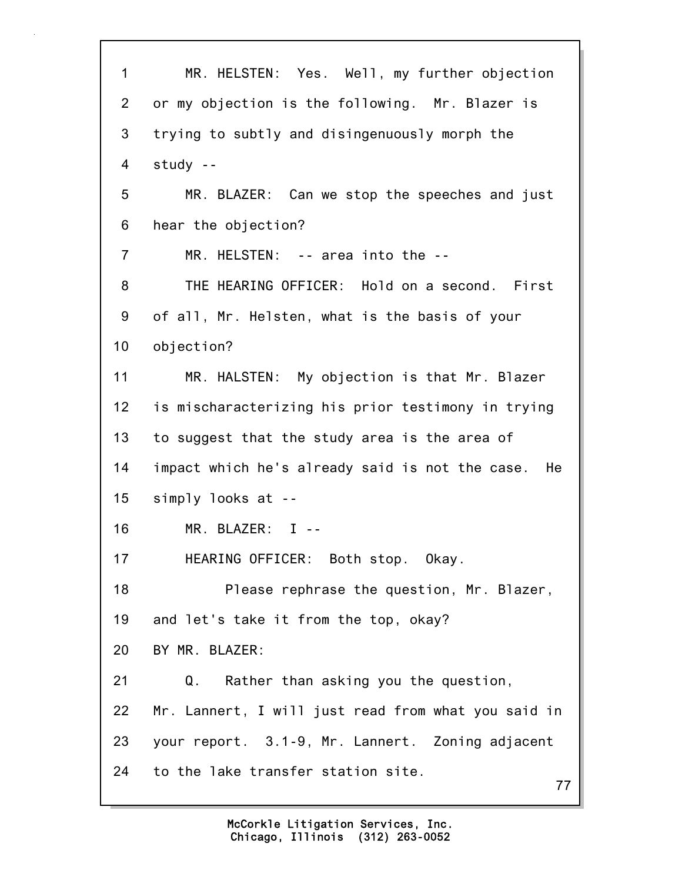MR. HELSTEN: Yes. Well, my further objection or my objection is the following. Mr. Blazer is trying to subtly and disingenuously morph the study --

MR. BLAZER: Can we stop the speeches and just hear the objection?

MR. HELSTEN: -- area into the --

THE HEARING OFFICER: Hold on a second. First of all, Mr. Helsten, what is the basis of your objection?

MR. HALSTEN: My objection is that Mr. Blazer is mischaracterizing his prior testimony in trying to suggest that the study area is the area of impact which he's already said is not the case. He simply looks at --

MR. BLAZER: I --

HEARING OFFICER: Both stop. Okay.

Please rephrase the question, Mr. Blazer, and let's take it from the top, okay?

BY MR. BLAZER:

Q. Rather than asking you the question, Mr. Lannert, I will just read from what you said in your report. 3.1-9, Mr. Lannert. Zoning adjacent to the lake transfer station site.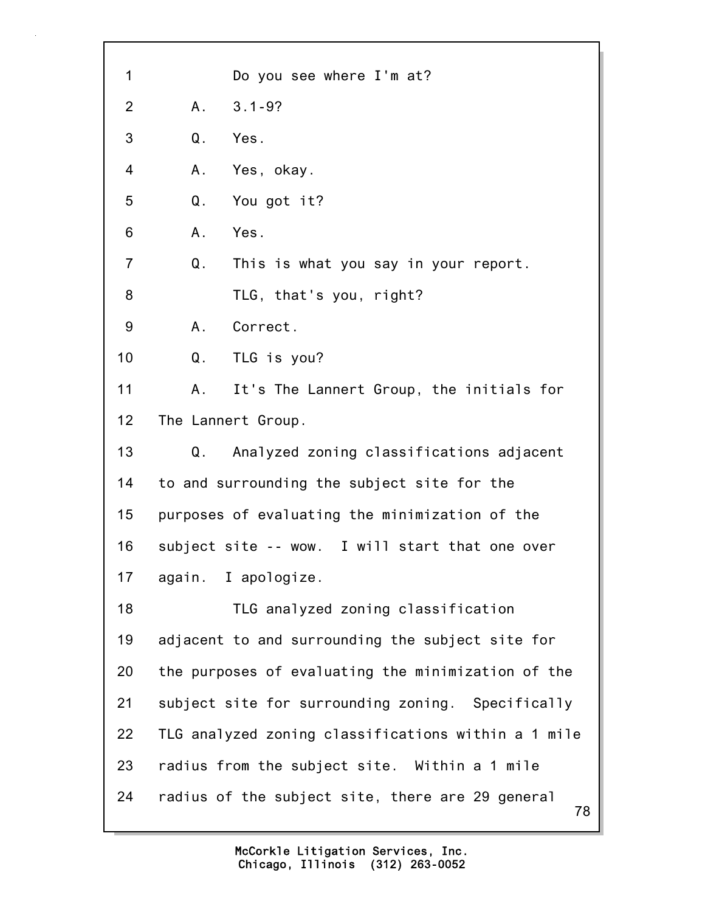1 Do you see where I'm at?

2 A. 3.1-9?

3 Q. Yes.

4 A. Yes, okay.

5 Q. You got it?

6 A. Yes.

7 Q. This is what you say in your report.

8 TLG, that's you, right?

9 A. Correct.

10 Q. TLG is you?

11 A. It's The Lannert Group, the initials for

12 The Lannert Group.

13 Q. Analyzed zoning classifications adjacent

14 to and surrounding the subject site for the

15 purposes of evaluating the minimization of the

16 subject site -- wow. I will start that one over

17 again. I apologize.

18 TLG analyzed zoning classification

19 adjacent to and surrounding the subject site for

20 the purposes of evaluating the minimization of the

21 subject site for surrounding zoning. Specifically

22 TLG analyzed zoning classifications within a 1 mile

23 radius from the subject site. Within a 1 mile

24 radius of the subject site, there are 29 general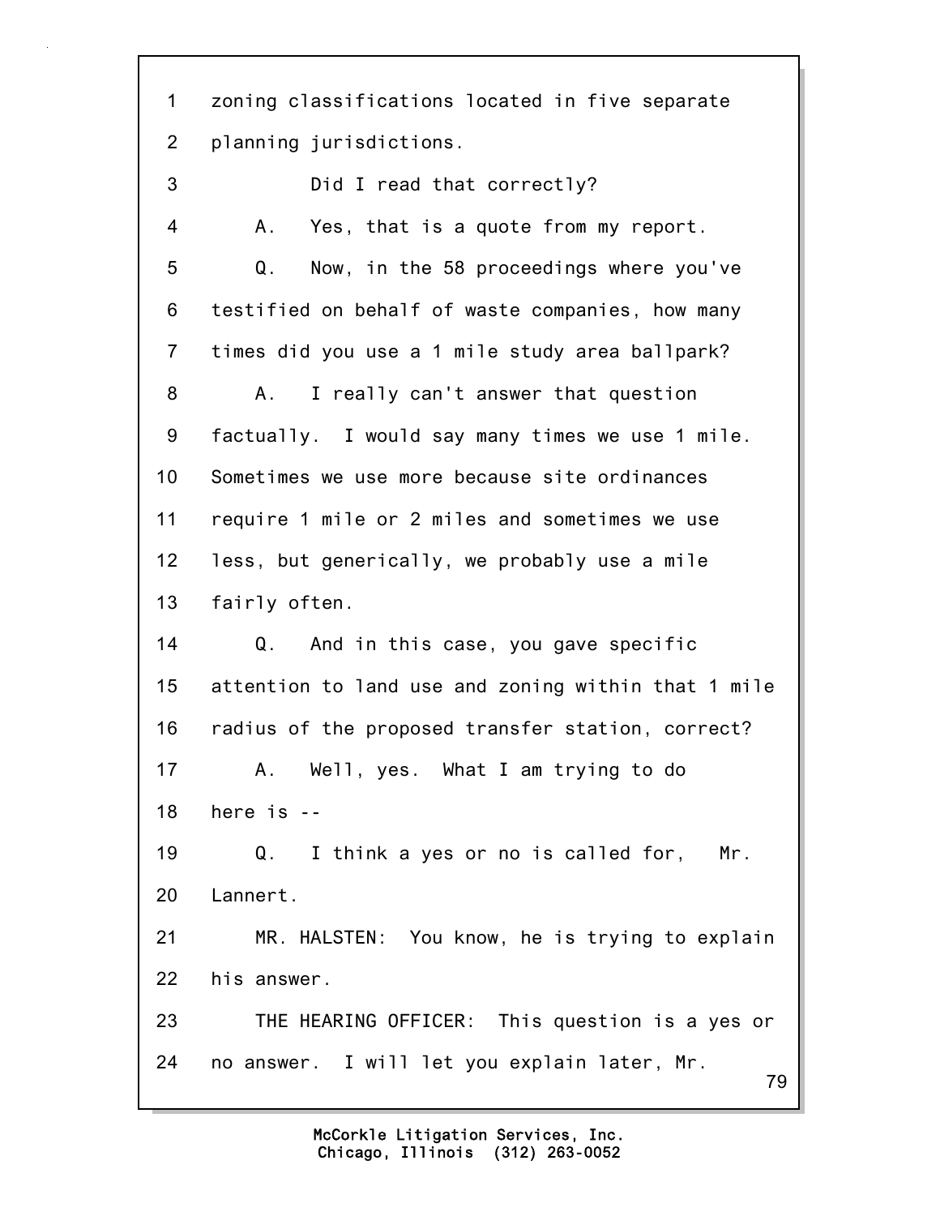zoning classifications located in five separate planning jurisdictions.

Did I read that correctly?

A. Yes, that is a quote from my report.

Q. Now, in the 58 proceedings where you've testified on behalf of waste companies, how many times did you use a 1 mile study area ballpark?

A. I really can't answer that question factually. I would say many times we use 1 mile. Sometimes we use more because site ordinances require 1 mile or 2 miles and sometimes we use less, but generically, we probably use a mile fairly often.

Q. And in this case, you gave specific attention to land use and zoning within that 1 mile radius of the proposed transfer station, correct?

A. Well, yes. What I am trying to do here is --

Q. I think a yes or no is called for, Mr. Lannert.

MR. HALSTEN: You know, he is trying to explain his answer.

THE HEARING OFFICER: This question is a yes or no answer. I will let you explain later, Mr.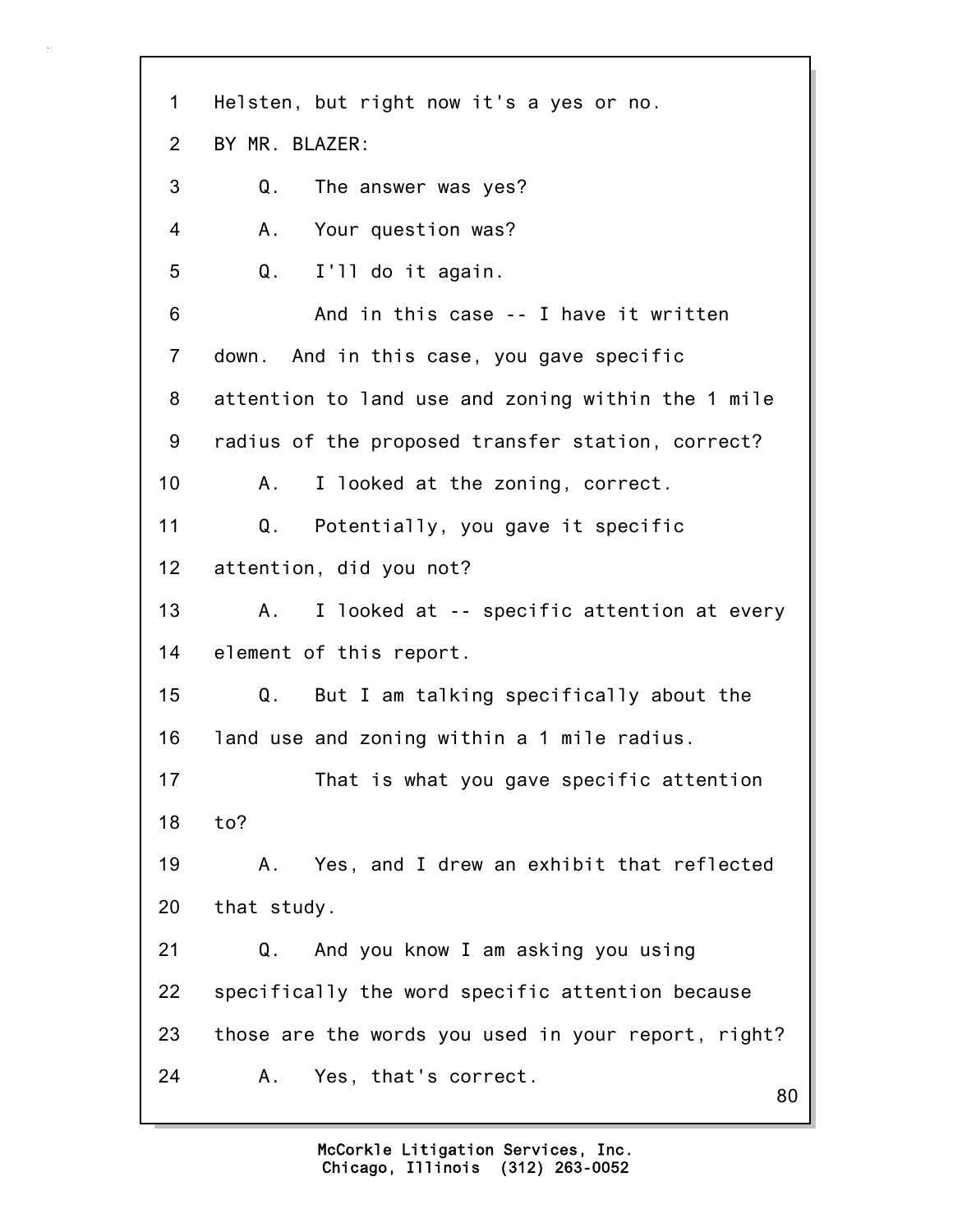1 Helsten, but right now it's a yes or no.

2 BY MR. BLAZER:

3 Q. The answer was yes?

4 A. Your question was?

5 Q. I'll do it again.

6 And in this case -- I have it written

7 down. And in this case, you gave specific

8 attention to land use and zoning within the 1 mile

9 radius of the proposed transfer station, correct?

10 A. I looked at the zoning, correct.

11 Q. Potentially, you gave it specific

12 attention, did you not?

13 A. I looked at -- specific attention at every

14 element of this report.

15 Q. But I am talking specifically about the

16 land use and zoning within a 1 mile radius.

17 That is what you gave specific attention

18 to?

19 A. Yes, and I drew an exhibit that reflected

20 that study.

21 Q. And you know I am asking you using

22 specifically the word specific attention because

23 those are the words you used in your report, right?

24 A. Yes, that's correct.

McCorkle Litigation Services, Inc.
Chicago, Illinois (312) 263-0052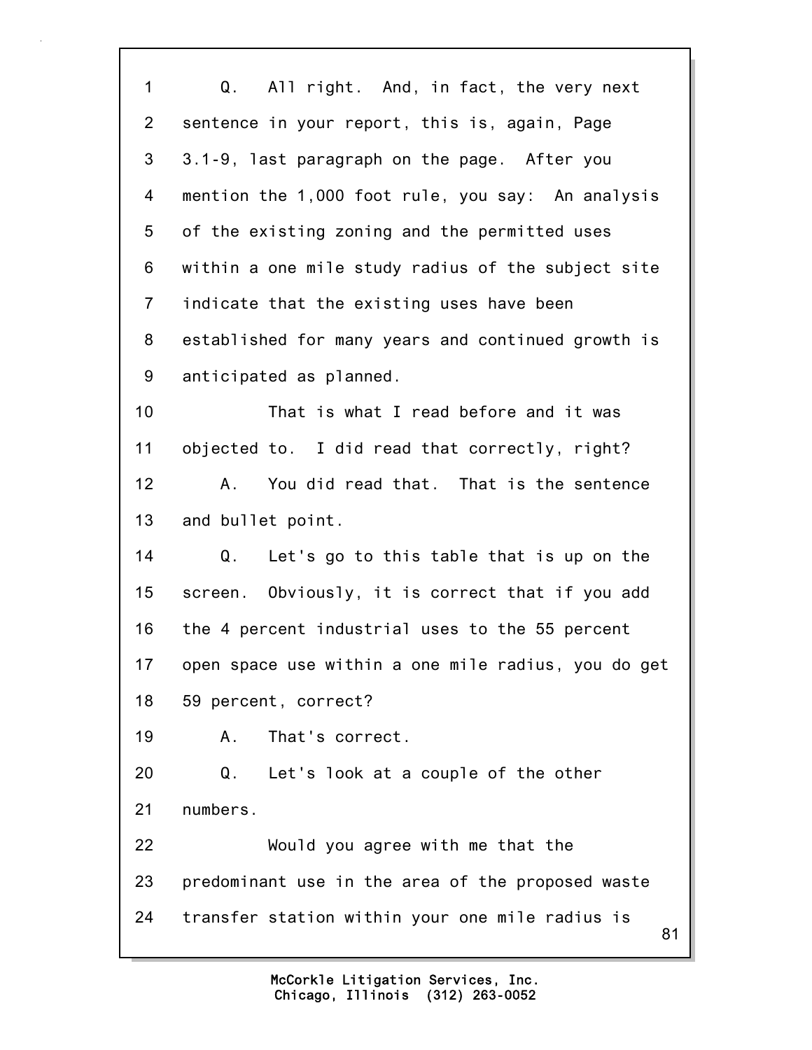1 Q. All right. And, in fact, the very next
2 sentence in your report, this is, again, Page
3 3.1-9, last paragraph on the page. After you
4 mention the 1,000 foot rule, you say: An analysis
5 of the existing zoning and the permitted uses
6 within a one mile study radius of the subject site
7 indicate that the existing uses have been
8 established for many years and continued growth is
9 anticipated as planned.
10 That is what I read before and it was
11 objected to. I did read that correctly, right?
12 A. You did read that. That is the sentence
13 and bullet point.
14 Q. Let's go to this table that is up on the
15 screen. Obviously, it is correct that if you add
16 the 4 percent industrial uses to the 55 percent
17 open space use within a one mile radius, you do get
18 59 percent, correct?
19 A. That's correct.
20 Q. Let's look at a couple of the other
21 numbers.
22 Would you agree with me that the
23 predominant use in the area of the proposed waste
24 transfer station within your one mile radius is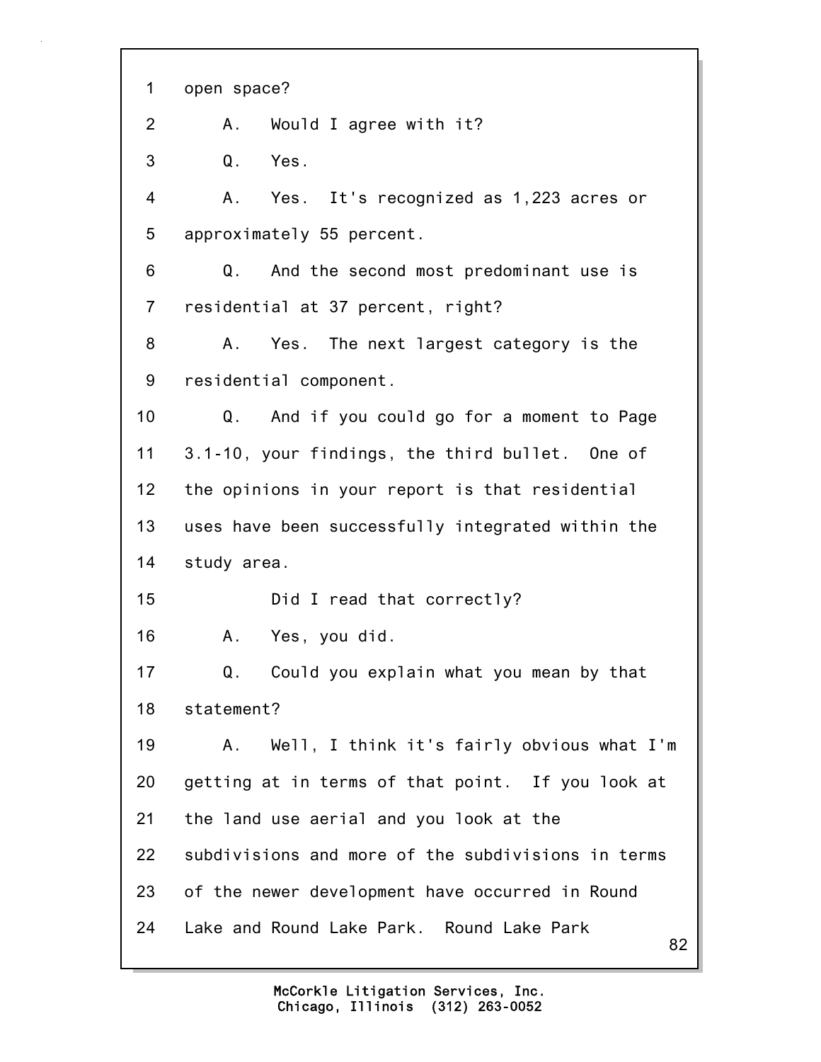1 open space?

2 A. Would I agree with it?

3 Q. Yes.

4 A. Yes. It's recognized as 1,223 acres or

5 approximately 55 percent.

6 Q. And the second most predominant use is

7 residential at 37 percent, right?

8 A. Yes. The next largest category is the

9 residential component.

10 Q. And if you could go for a moment to Page

11 3.1-10, your findings, the third bullet. One of

12 the opinions in your report is that residential

13 uses have been successfully integrated within the

14 study area.

15 Did I read that correctly?

16 A. Yes, you did.

17 Q. Could you explain what you mean by that

18 statement?

19 A. Well, I think it's fairly obvious what I'm

20 getting at in terms of that point. If you look at

21 the land use aerial and you look at the

22 subdivisions and more of the subdivisions in terms

23 of the newer development have occurred in Round

24 Lake and Round Lake Park. Round Lake Park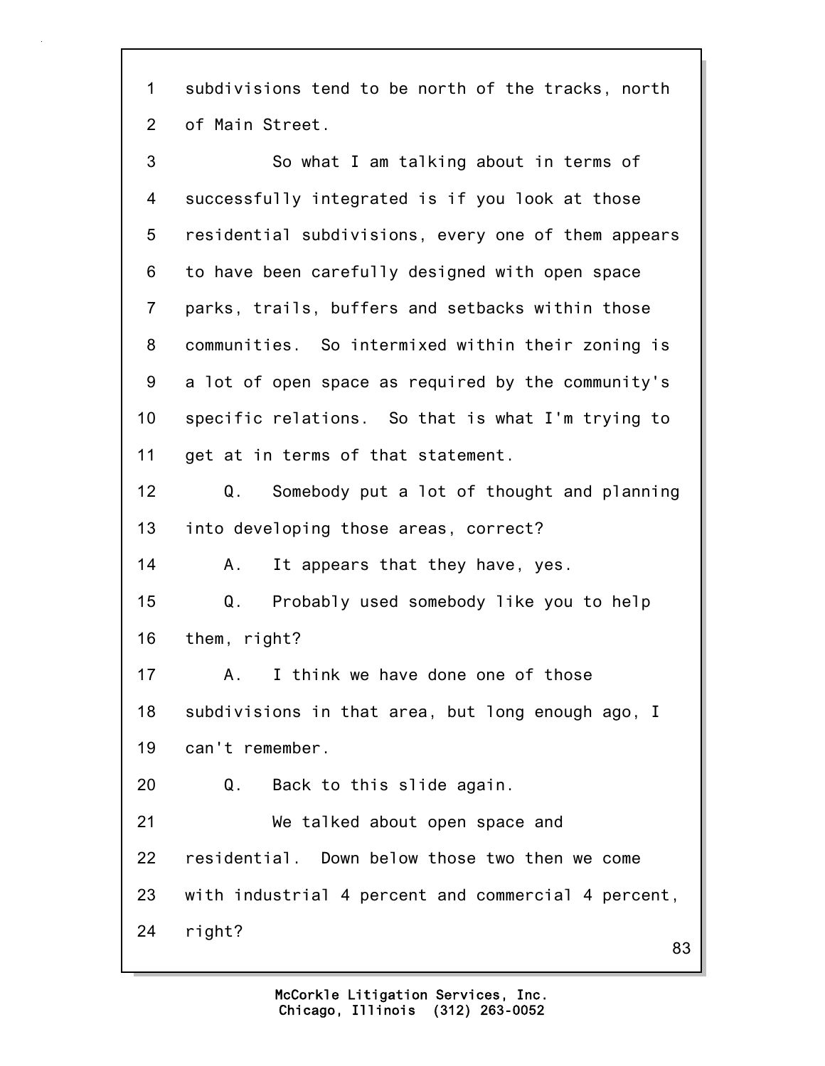1 subdivisions tend to be north of the tracks, north
2 of Main Street.
3 So what I am talking about in terms of
4 successfully integrated is if you look at those
5 residential subdivisions, every one of them appears
6 to have been carefully designed with open space
7 parks, trails, buffers and setbacks within those
8 communities. So intermixed within their zoning is
9 a lot of open space as required by the community's
10 specific relations. So that is what I'm trying to
11 get at in terms of that statement.
12 Q. Somebody put a lot of thought and planning
13 into developing those areas, correct?
14 A. It appears that they have, yes.
15 Q. Probably used somebody like you to help
16 them, right?
17 A. I think we have done one of those
18 subdivisions in that area, but long enough ago, I
19 can't remember.
20 Q. Back to this slide again.
21 We talked about open space and
22 residential. Down below those two then we come
23 with industrial 4 percent and commercial 4 percent,
24 right?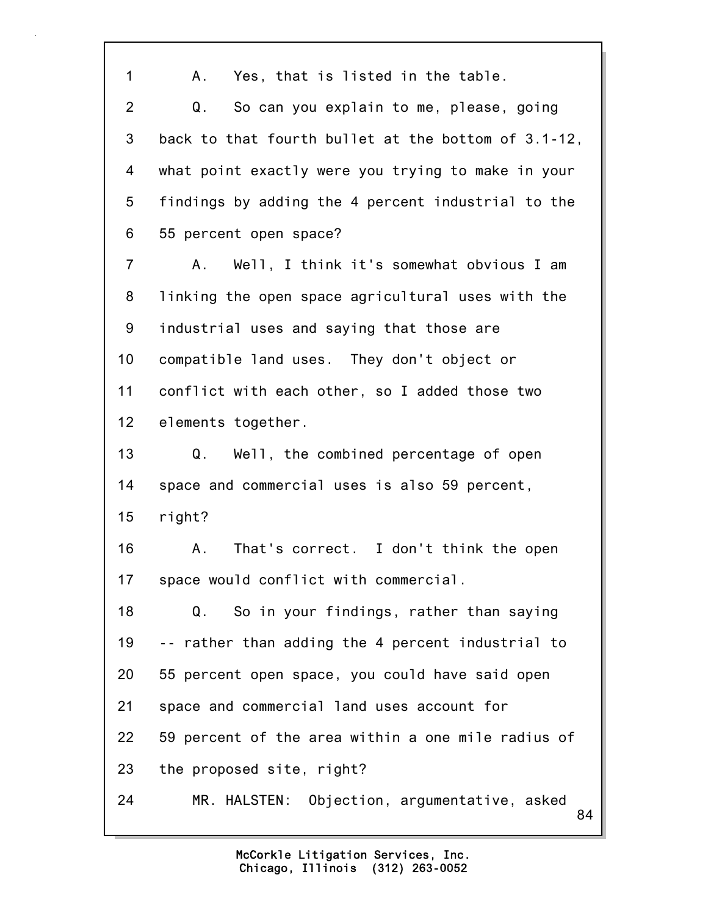1 A. Yes, that is listed in the table.

2 Q. So can you explain to me, please, going

3 back to that fourth bullet at the bottom of 3.1-12,

4 what point exactly were you trying to make in your

5 findings by adding the 4 percent industrial to the

6 55 percent open space?

7 A. Well, I think it's somewhat obvious I am

8 linking the open space agricultural uses with the

9 industrial uses and saying that those are

10 compatible land uses. They don't object or

11 conflict with each other, so I added those two

12 elements together.

13 Q. Well, the combined percentage of open

14 space and commercial uses is also 59 percent,

15 right?

16 A. That's correct. I don't think the open

17 space would conflict with commercial.

18 Q. So in your findings, rather than saying

19 -- rather than adding the 4 percent industrial to

20 55 percent open space, you could have said open

21 space and commercial land uses account for

22 59 percent of the area within a one mile radius of

23 the proposed site, right?

24 MR. HALSTEN: Objection, argumentative, asked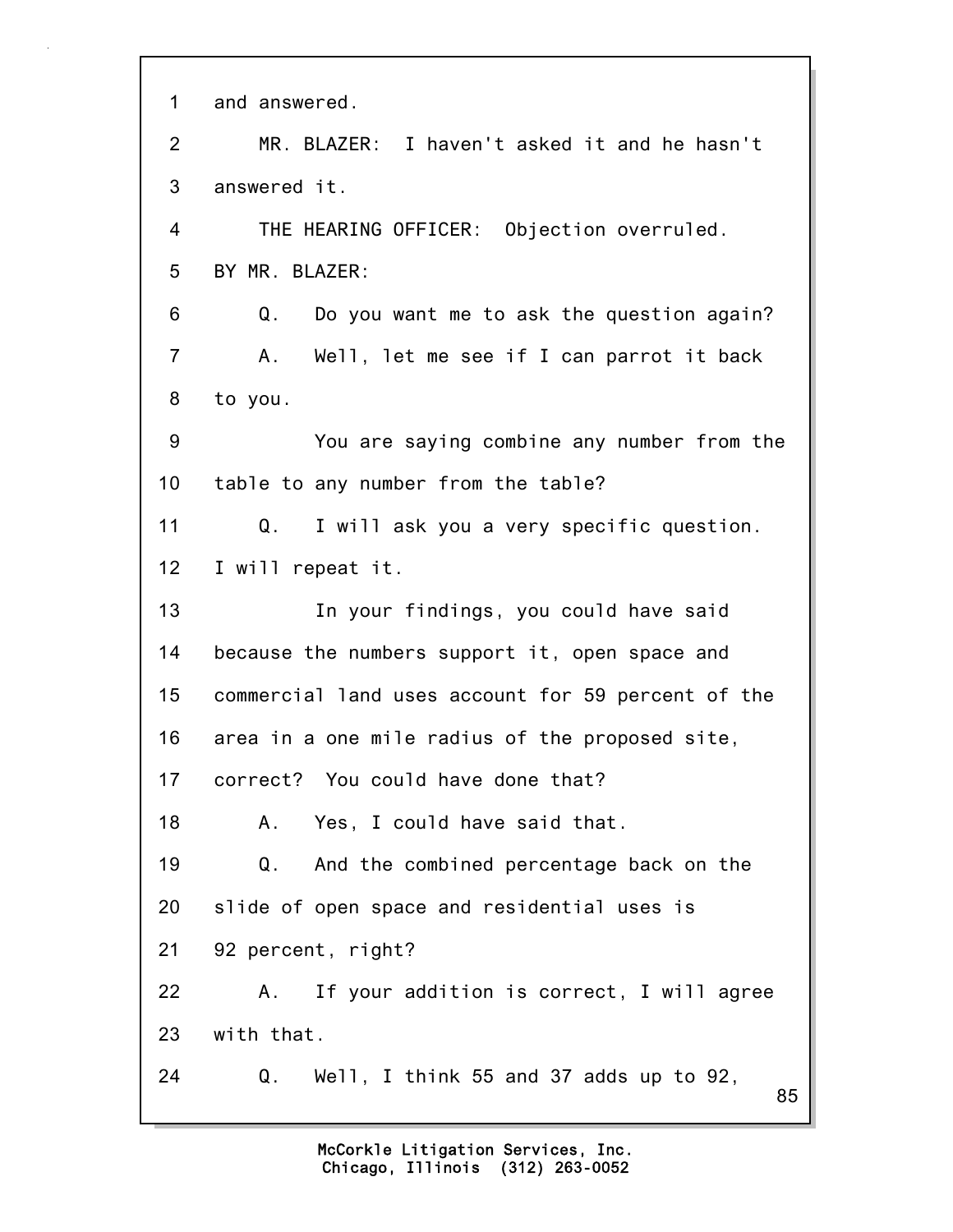1 and answered.

2 MR. BLAZER: I haven't asked it and he hasn't

3 answered it.

4 THE HEARING OFFICER: Objection overruled.

5 BY MR. BLAZER:

6 Q. Do you want me to ask the question again?

7 A. Well, let me see if I can parrot it back

8 to you.

9 You are saying combine any number from the

10 table to any number from the table?

11 Q. I will ask you a very specific question.

12 I will repeat it.

13 In your findings, you could have said

14 because the numbers support it, open space and

15 commercial land uses account for 59 percent of the

16 area in a one mile radius of the proposed site,

17 correct? You could have done that?

18 A. Yes, I could have said that.

19 Q. And the combined percentage back on the

20 slide of open space and residential uses is

21 92 percent, right?

22 A. If your addition is correct, I will agree

23 with that.

24 Q. Well, I think 55 and 37 adds up to 92,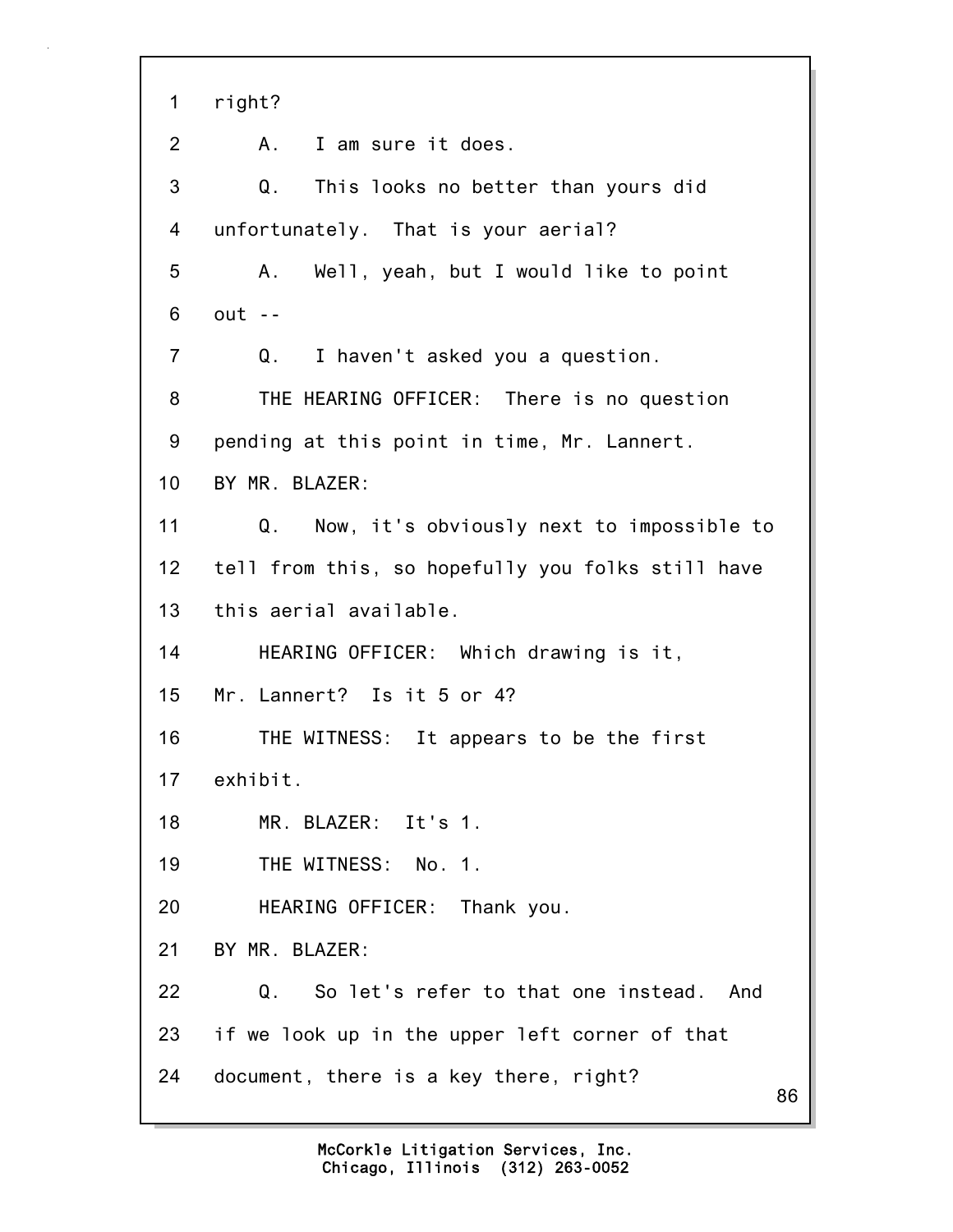1 right?

2 A. I am sure it does.

3 Q. This looks no better than yours did

4 unfortunately. That is your aerial?

5 A. Well, yeah, but I would like to point

6 out --

7 Q. I haven't asked you a question.

8 THE HEARING OFFICER: There is no question

9 pending at this point in time, Mr. Lannert.

10 BY MR. BLAZER:

11 Q. Now, it's obviously next to impossible to

12 tell from this, so hopefully you folks still have

13 this aerial available.

14 HEARING OFFICER: Which drawing is it,

15 Mr. Lannert? Is it 5 or 4?

16 THE WITNESS: It appears to be the first

17 exhibit.

18 MR. BLAZER: It's 1.

19 THE WITNESS: No. 1.

20 HEARING OFFICER: Thank you.

21 BY MR. BLAZER:

22 Q. So let's refer to that one instead. And

23 if we look up in the upper left corner of that

24 document, there is a key there, right?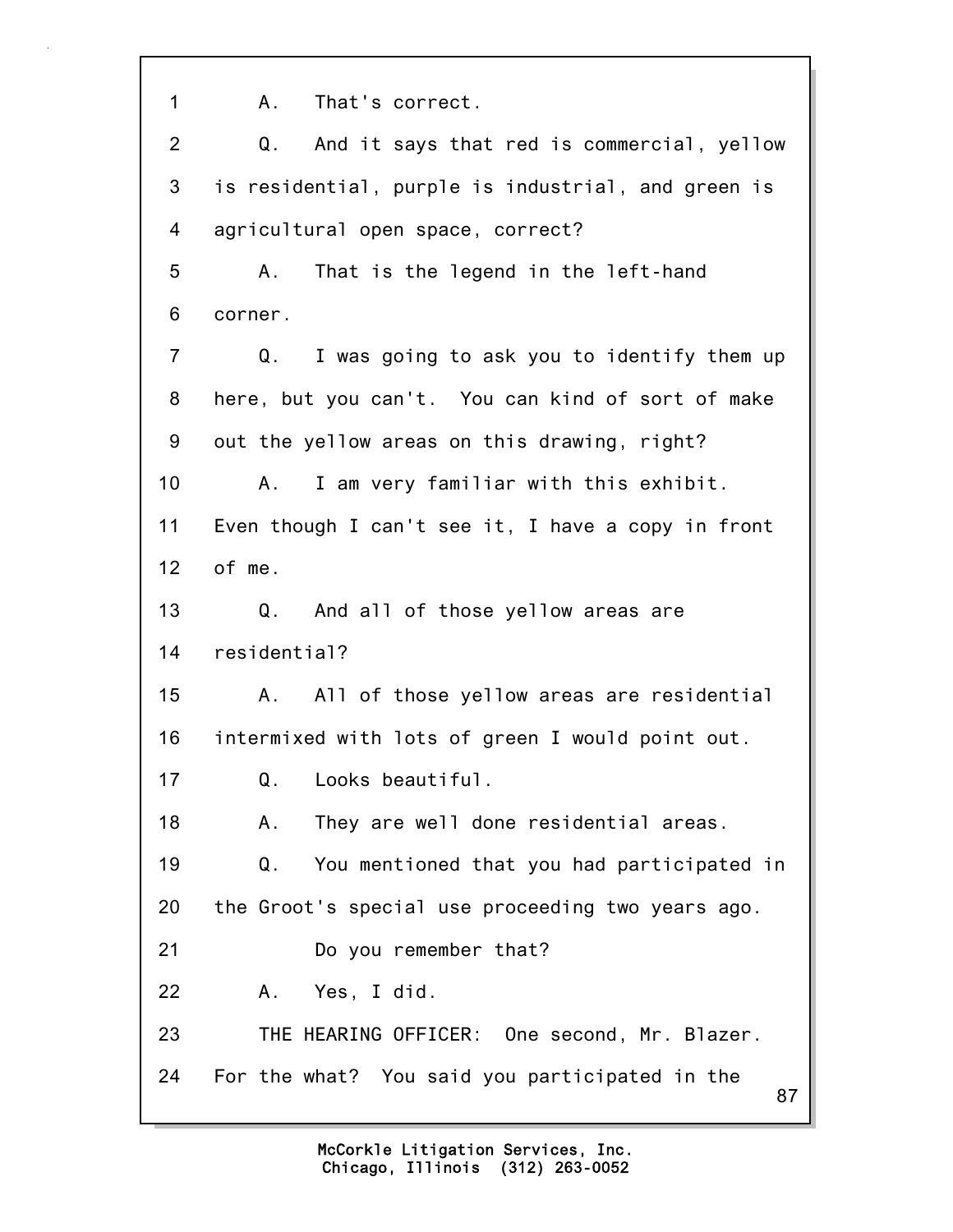1 A. That's correct.

2 Q. And it says that red is commercial, yellow

3 is residential, purple is industrial, and green is

4 agricultural open space, correct?

5 A. That is the legend in the left-hand

6 corner.

7 Q. I was going to ask you to identify them up

8 here, but you can't. You can kind of sort of make

9 out the yellow areas on this drawing, right?

10 A. I am very familiar with this exhibit.

11 Even though I can't see it, I have a copy in front

12 of me.

13 Q. And all of those yellow areas are

14 residential?

15 A. All of those yellow areas are residential

16 intermixed with lots of green I would point out.

17 Q. Looks beautiful.

18 A. They are well done residential areas.

19 Q. You mentioned that you had participated in

20 the Groot's special use proceeding two years ago.

21 Do you remember that?

22 A. Yes, I did.

23 THE HEARING OFFICER: One second, Mr. Blazer.

24 For the what? You said you participated in the

McCorkle Litigation Services, Inc.
Chicago, Illinois (312) 263-0052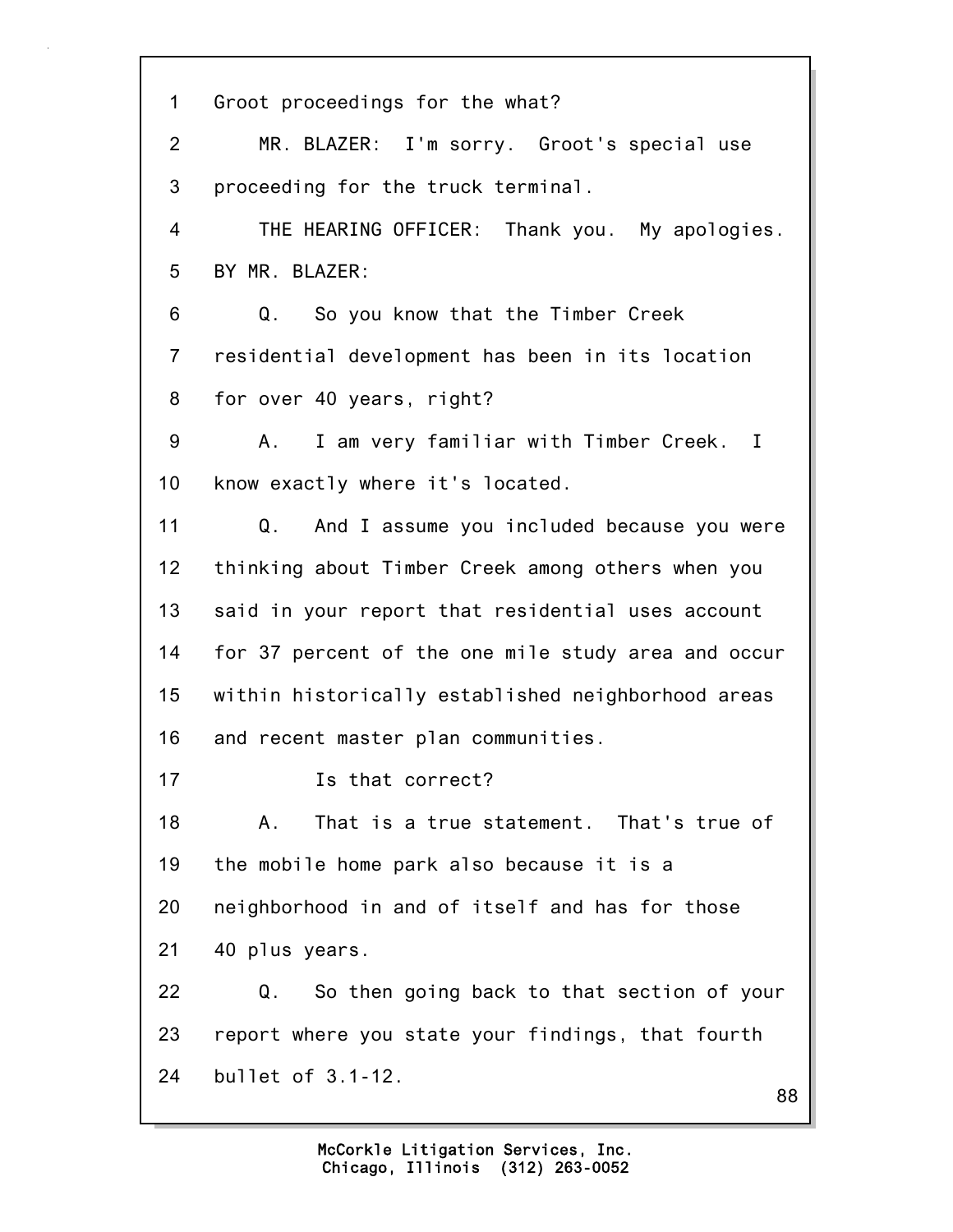1 Groot proceedings for the what?

2 MR. BLAZER: I'm sorry. Groot's special use

3 proceeding for the truck terminal.

4 THE HEARING OFFICER: Thank you. My apologies.

5 BY MR. BLAZER:

6 Q. So you know that the Timber Creek

7 residential development has been in its location

8 for over 40 years, right?

9 A. I am very familiar with Timber Creek. I

10 know exactly where it's located.

11 Q. And I assume you included because you were

12 thinking about Timber Creek among others when you

13 said in your report that residential uses account

14 for 37 percent of the one mile study area and occur

15 within historically established neighborhood areas

16 and recent master plan communities.

17 Is that correct?

18 A. That is a true statement. That's true of

19 the mobile home park also because it is a

20 neighborhood in and of itself and has for those

21 40 plus years.

22 Q. So then going back to that section of your

23 report where you state your findings, that fourth

24 bullet of 3.1-12.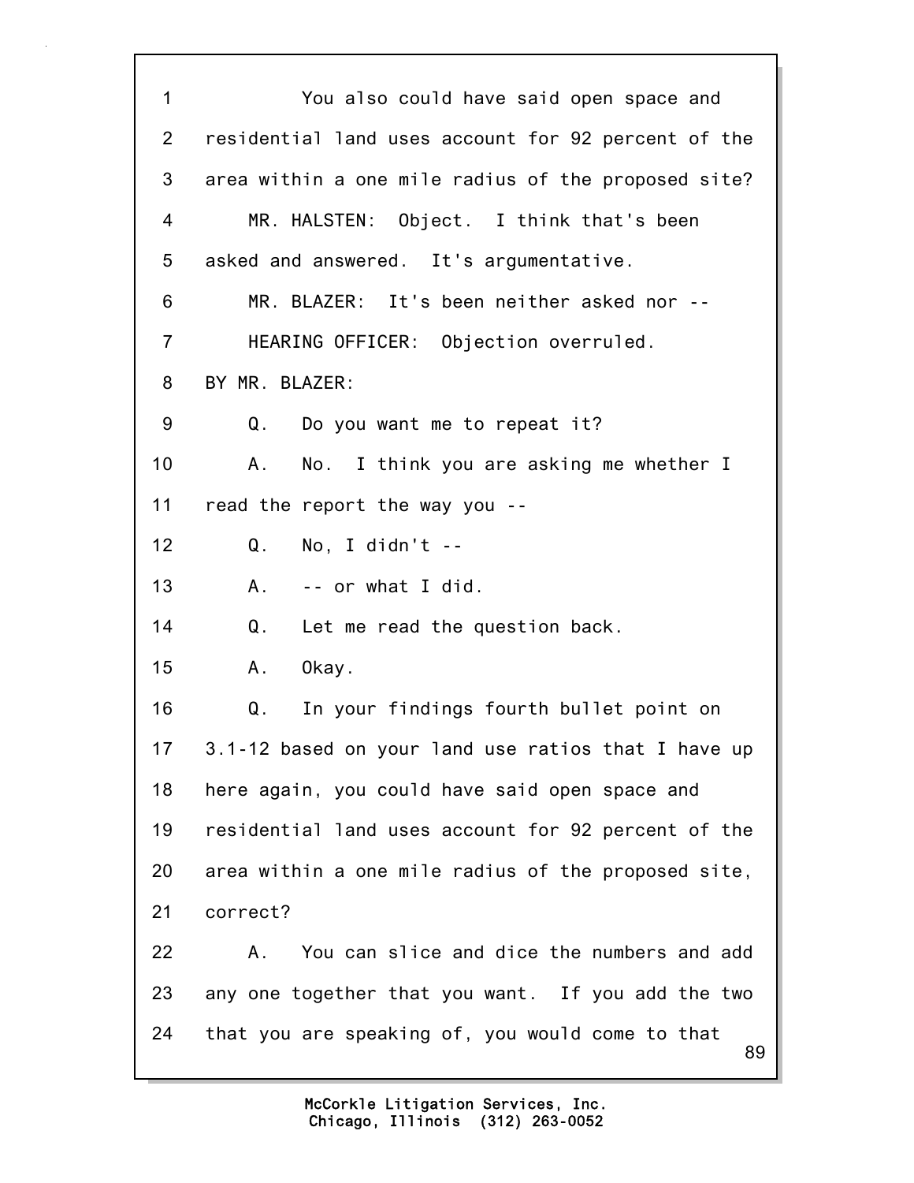1 You also could have said open space and
2 residential land uses account for 92 percent of the
3 area within a one mile radius of the proposed site?
4 MR. HALSTEN: Object. I think that's been
5 asked and answered. It's argumentative.
6 MR. BLAZER: It's been neither asked nor --
7 HEARING OFFICER: Objection overruled.
8 BY MR. BLAZER:
9 Q. Do you want me to repeat it?
10 A. No. I think you are asking me whether I
11 read the report the way you --
12 Q. No, I didn't --
13 A. -- or what I did.
14 Q. Let me read the question back.
15 A. Okay.
16 Q. In your findings fourth bullet point on
17 3.1-12 based on your land use ratios that I have up
18 here again, you could have said open space and
19 residential land uses account for 92 percent of the
20 area within a one mile radius of the proposed site,
21 correct?
22 A. You can slice and dice the numbers and add
23 any one together that you want. If you add the two
24 that you are speaking of, you would come to that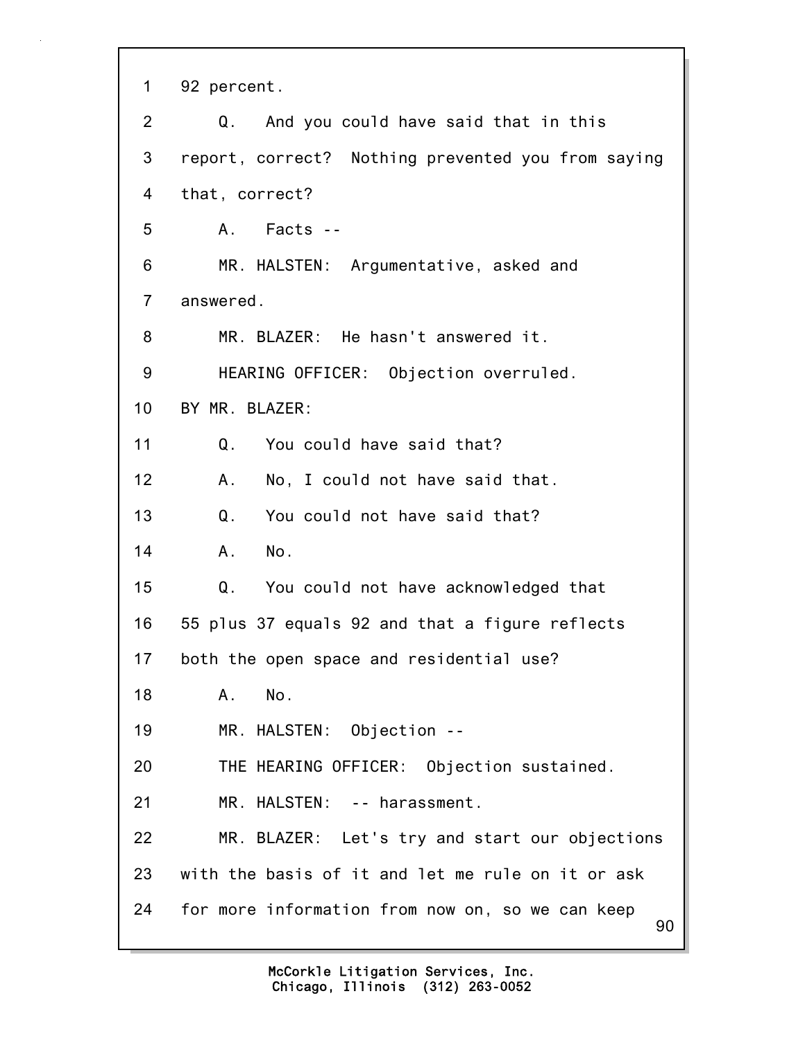1 92 percent.

2 Q. And you could have said that in this

3 report, correct? Nothing prevented you from saying

4 that, correct?

5 A. Facts --

6 MR. HALSTEN: Argumentative, asked and

7 answered.

8 MR. BLAZER: He hasn't answered it.

9 HEARING OFFICER: Objection overruled.

10 BY MR. BLAZER:

11 Q. You could have said that?

12 A. No, I could not have said that.

13 Q. You could not have said that?

14 A. No.

15 Q. You could not have acknowledged that

16 55 plus 37 equals 92 and that a figure reflects

17 both the open space and residential use?

18 A. No.

19 MR. HALSTEN: Objection --

20 THE HEARING OFFICER: Objection sustained.

21 MR. HALSTEN: -- harassment.

22 MR. BLAZER: Let's try and start our objections

23 with the basis of it and let me rule on it or ask

24 for more information from now on, so we can keep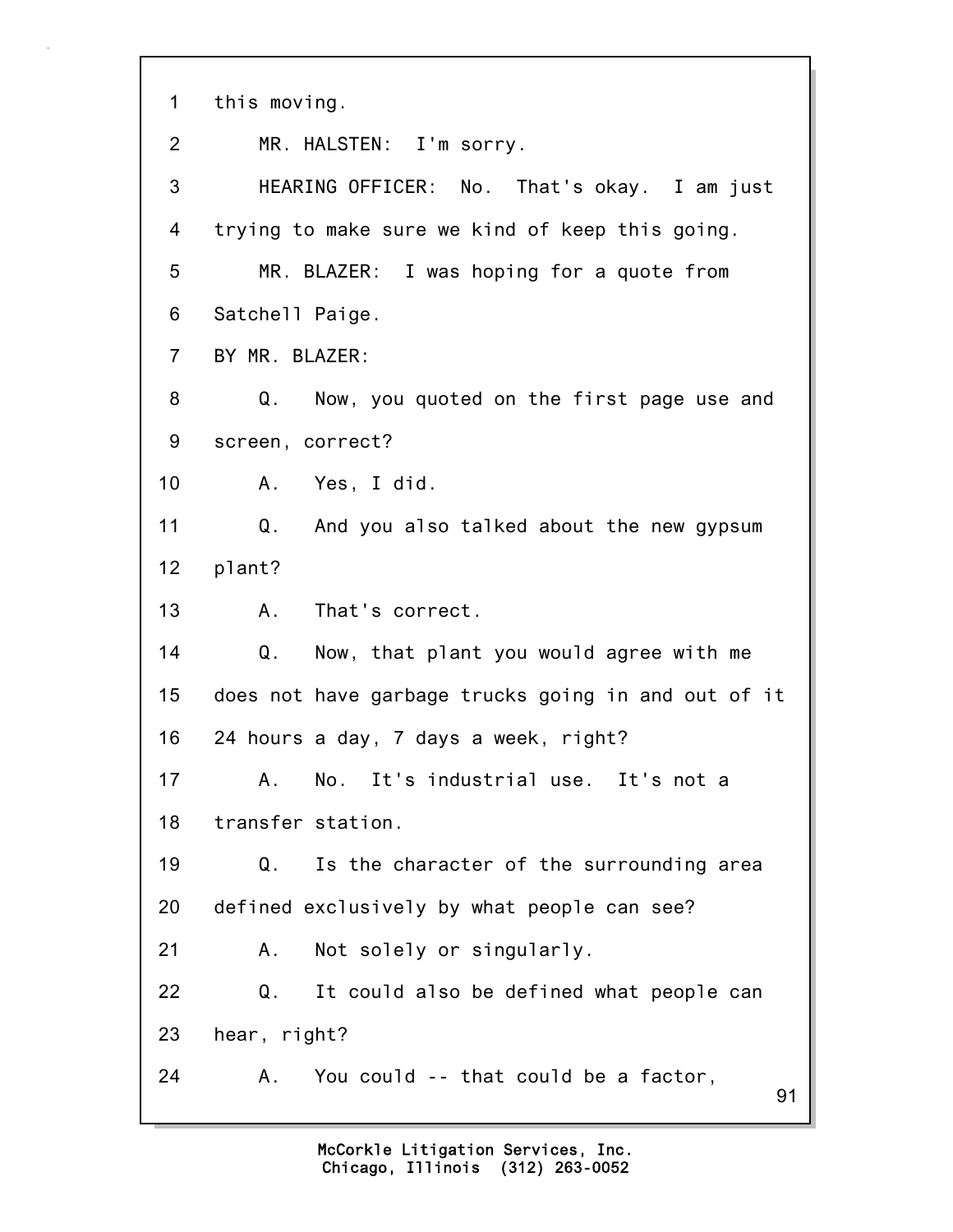1 this moving.

2 MR. HALSTEN: I'm sorry.

3 HEARING OFFICER: No. That's okay. I am just

4 trying to make sure we kind of keep this going.

5 MR. BLAZER: I was hoping for a quote from

6 Satchell Paige.

7 BY MR. BLAZER:

8 Q. Now, you quoted on the first page use and

9 screen, correct?

10 A. Yes, I did.

11 Q. And you also talked about the new gypsum

12 plant?

13 A. That's correct.

14 Q. Now, that plant you would agree with me

15 does not have garbage trucks going in and out of it

16 24 hours a day, 7 days a week, right?

17 A. No. It's industrial use. It's not a

18 transfer station.

19 Q. Is the character of the surrounding area

20 defined exclusively by what people can see?

21 A. Not solely or singularly.

22 Q. It could also be defined what people can

23 hear, right?

24 A. You could -- that could be a factor,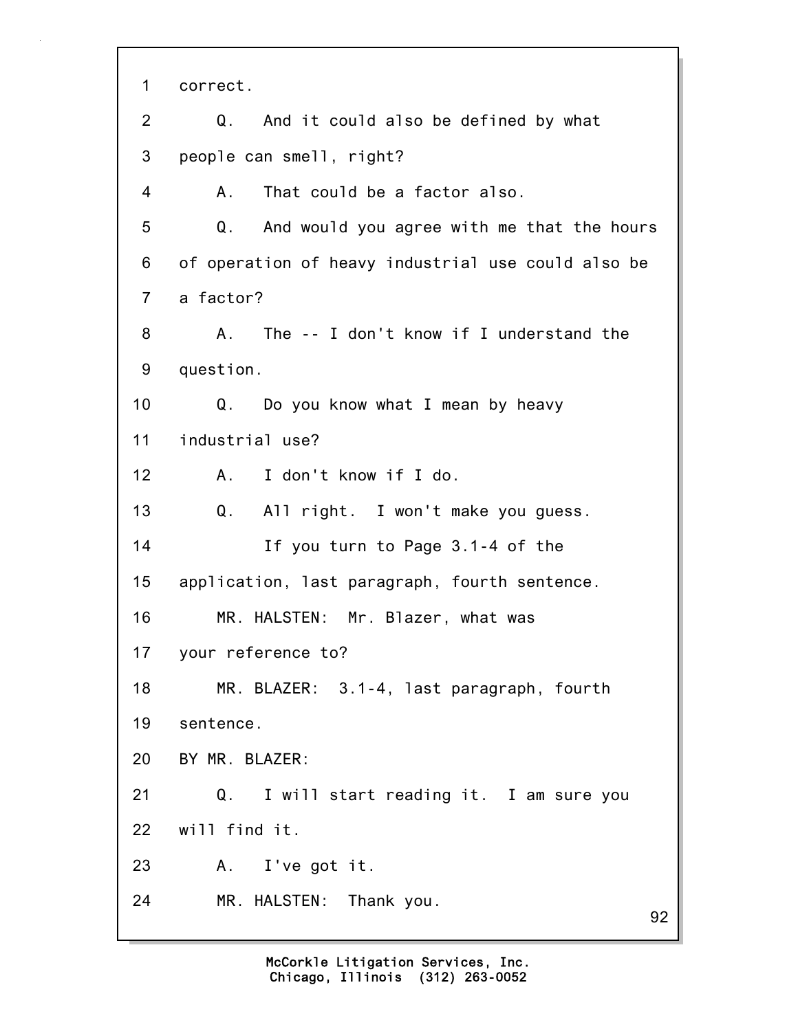1 correct.

2 Q. And it could also be defined by what

3 people can smell, right?

4 A. That could be a factor also.

5 Q. And would you agree with me that the hours

6 of operation of heavy industrial use could also be

7 a factor?

8 A. The -- I don't know if I understand the

9 question.

10 Q. Do you know what I mean by heavy

11 industrial use?

12 A. I don't know if I do.

13 Q. All right. I won't make you guess.

14 If you turn to Page 3.1-4 of the

15 application, last paragraph, fourth sentence.

16 MR. HALSTEN: Mr. Blazer, what was

17 your reference to?

18 MR. BLAZER: 3.1-4, last paragraph, fourth

19 sentence.

20 BY MR. BLAZER:

21 Q. I will start reading it. I am sure you

22 will find it.

23 A. I've got it.

24 MR. HALSTEN: Thank you.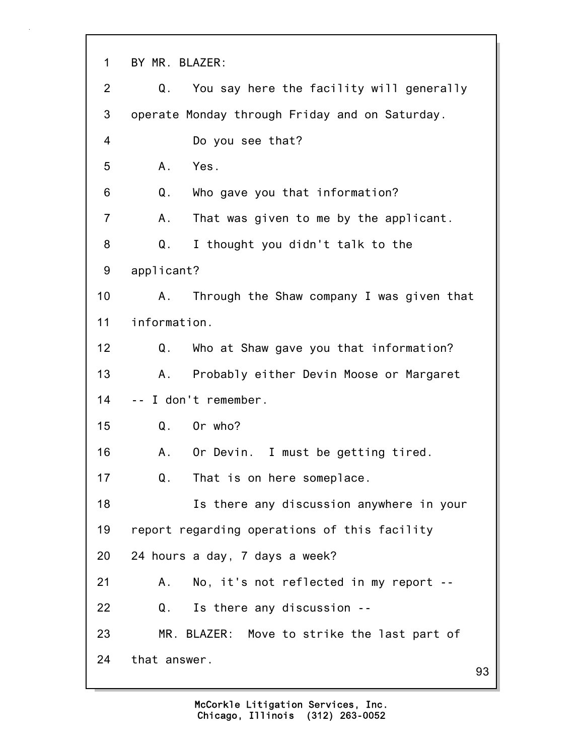1 BY MR. BLAZER:

2 Q. You say here the facility will generally

3 operate Monday through Friday and on Saturday.

4 Do you see that?

5 A. Yes.

6 Q. Who gave you that information?

7 A. That was given to me by the applicant.

8 Q. I thought you didn't talk to the

9 applicant?

10 A. Through the Shaw company I was given that

11 information.

12 Q. Who at Shaw gave you that information?

13 A. Probably either Devin Moose or Margaret

14 -- I don't remember.

15 Q. Or who?

16 A. Or Devin. I must be getting tired.

17 Q. That is on here someplace.

18 Is there any discussion anywhere in your

19 report regarding operations of this facility

20 24 hours a day, 7 days a week?

21 A. No, it's not reflected in my report --

22 Q. Is there any discussion --

23 MR. BLAZER: Move to strike the last part of

24 that answer.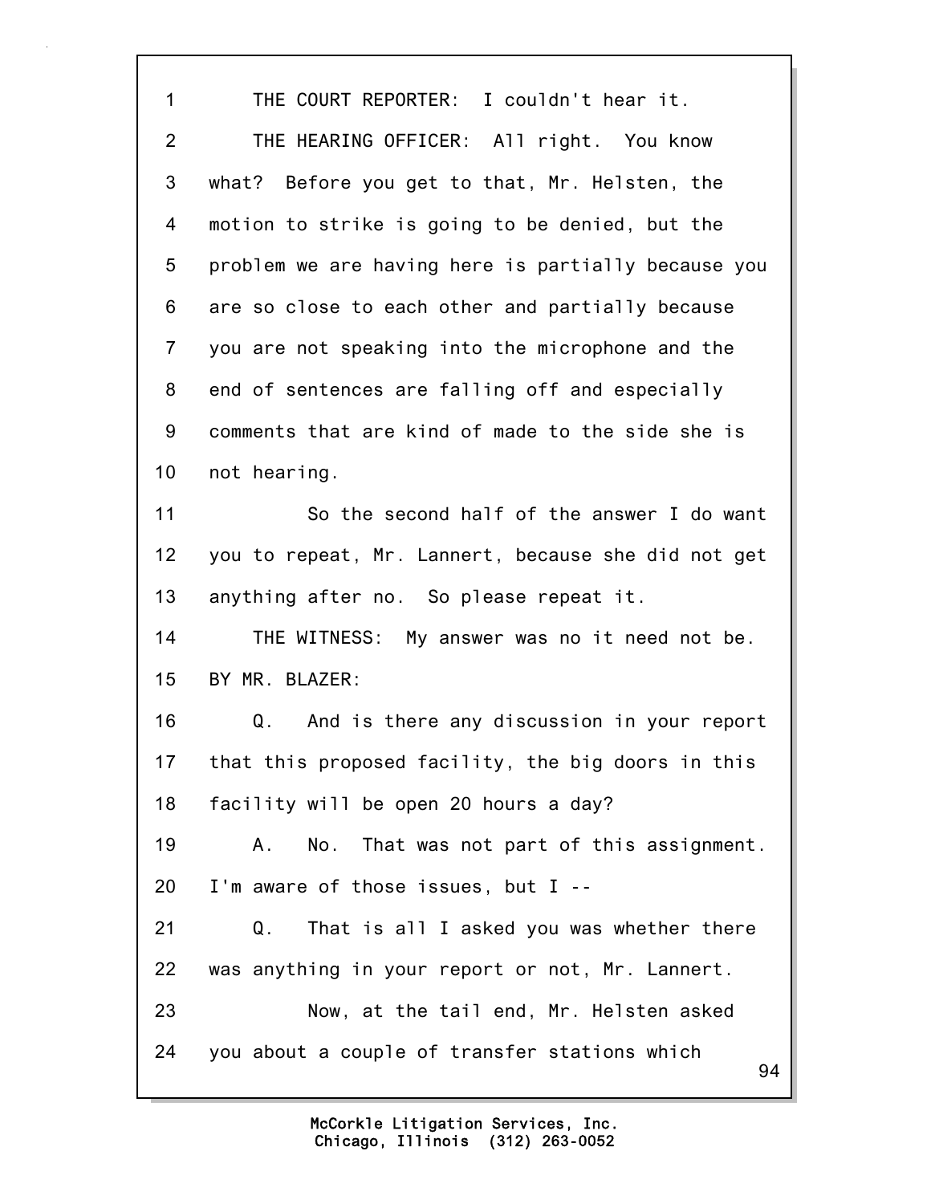1 THE COURT REPORTER: I couldn't hear it.

2 THE HEARING OFFICER: All right. You know

3 what? Before you get to that, Mr. Helsten, the

4 motion to strike is going to be denied, but the

5 problem we are having here is partially because you

6 are so close to each other and partially because

7 you are not speaking into the microphone and the

8 end of sentences are falling off and especially

9 comments that are kind of made to the side she is

10 not hearing.

11 So the second half of the answer I do want

12 you to repeat, Mr. Lannert, because she did not get

13 anything after no. So please repeat it.

14 THE WITNESS: My answer was no it need not be.

15 BY MR. BLAZER:

16 Q. And is there any discussion in your report

17 that this proposed facility, the big doors in this

18 facility will be open 20 hours a day?

19 A. No. That was not part of this assignment.

20 I'm aware of those issues, but I --

21 Q. That is all I asked you was whether there

22 was anything in your report or not, Mr. Lannert.

23 Now, at the tail end, Mr. Helsten asked

24 you about a couple of transfer stations which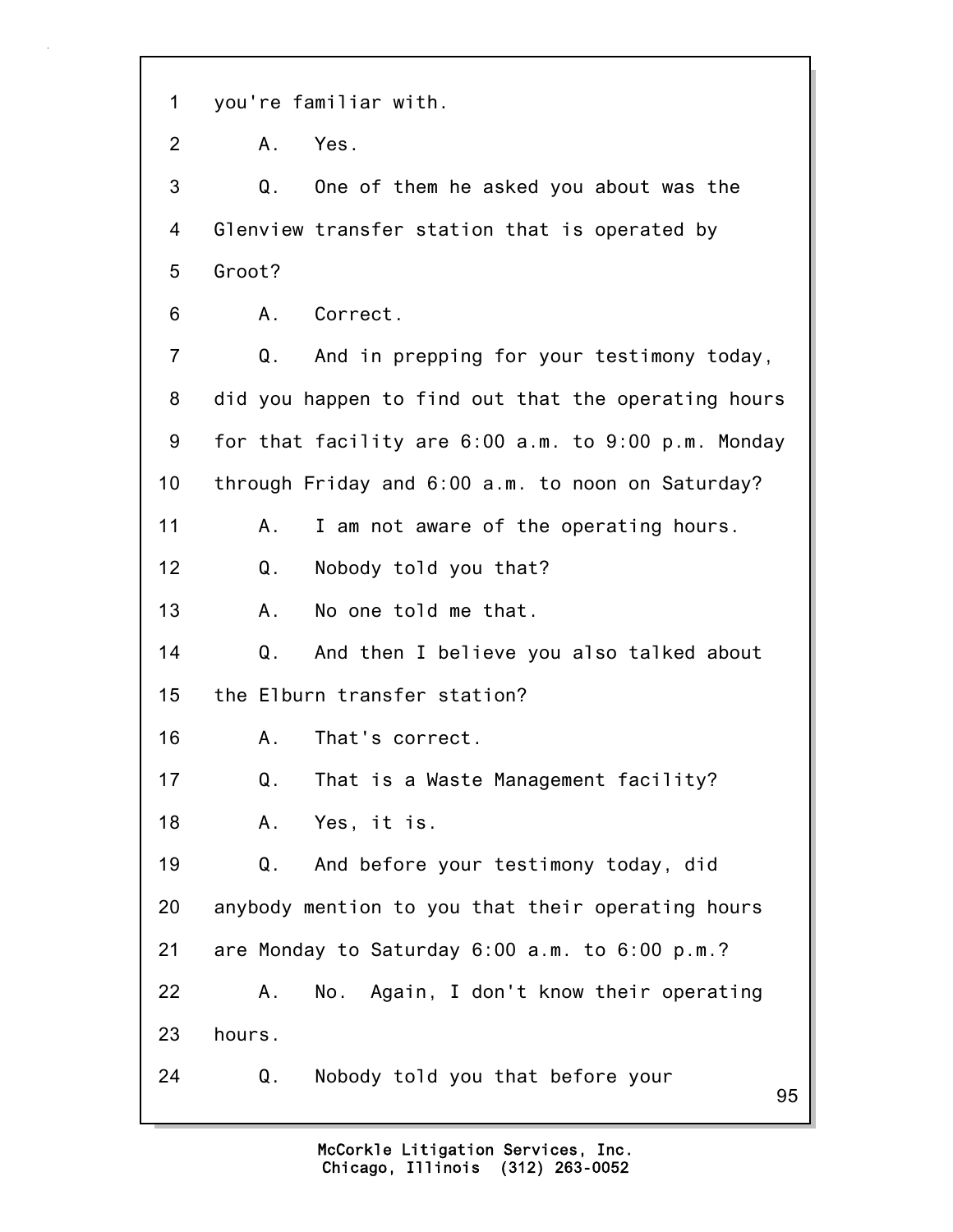1 you're familiar with.

2 A. Yes.

3 Q. One of them he asked you about was the

4 Glenview transfer station that is operated by

5 Groot?

6 A. Correct.

7 Q. And in prepping for your testimony today,

8 did you happen to find out that the operating hours

9 for that facility are 6:00 a.m. to 9:00 p.m. Monday

10 through Friday and 6:00 a.m. to noon on Saturday?

11 A. I am not aware of the operating hours.

12 Q. Nobody told you that?

13 A. No one told me that.

14 Q. And then I believe you also talked about

15 the Elburn transfer station?

16 A. That's correct.

17 Q. That is a Waste Management facility?

18 A. Yes, it is.

19 Q. And before your testimony today, did

20 anybody mention to you that their operating hours

21 are Monday to Saturday 6:00 a.m. to 6:00 p.m.?

22 A. No. Again, I don't know their operating

23 hours.

24 Q. Nobody told you that before your

McCorkle Litigation Services, Inc.
Chicago, Illinois (312) 263-0052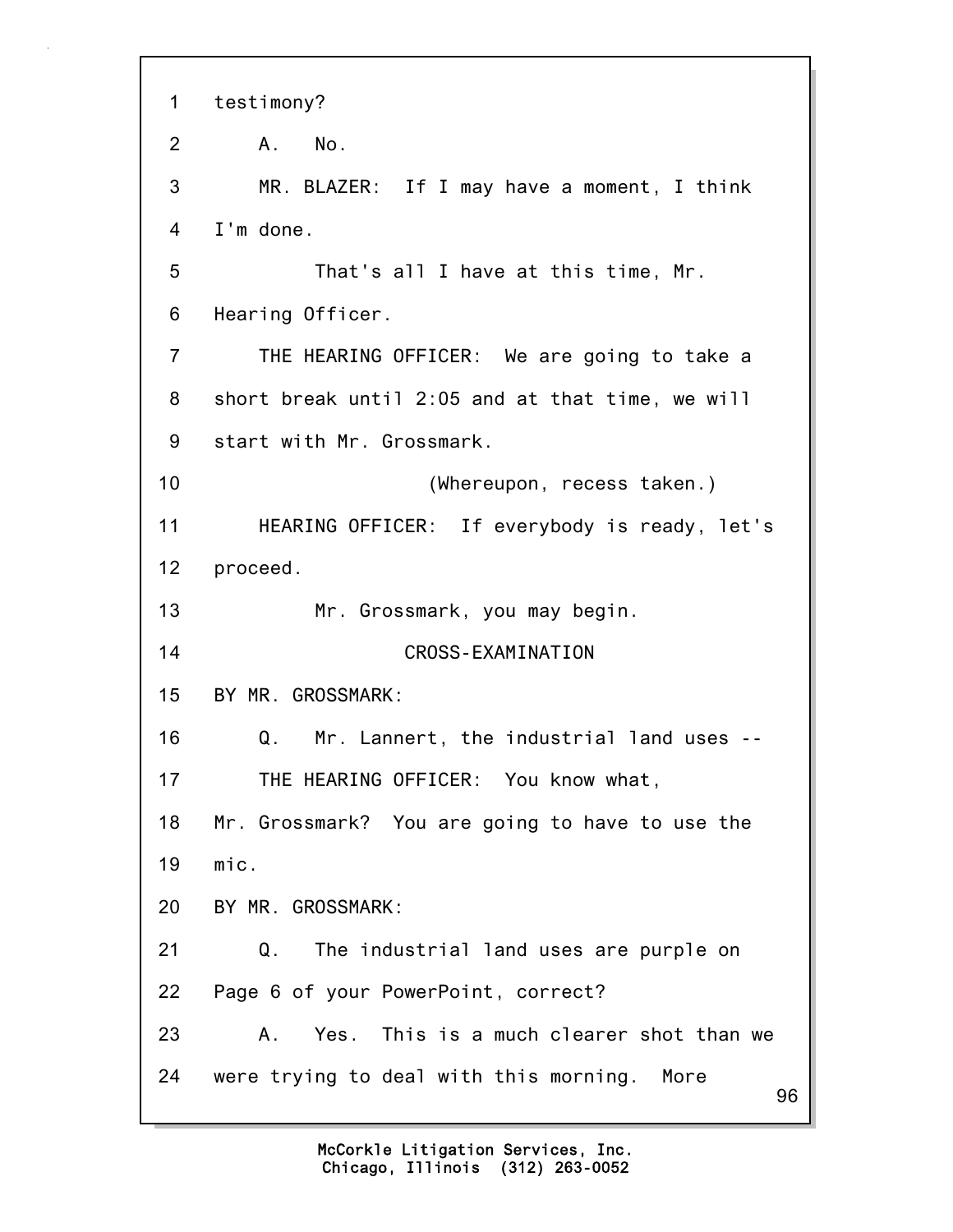testimony?

A. No.

MR. BLAZER: If I may have a moment, I think I'm done.

That's all I have at this time, Mr. Hearing Officer.

THE HEARING OFFICER: We are going to take a short break until 2:05 and at that time, we will start with Mr. Grossmark.

(Whereupon, recess taken.)

HEARING OFFICER: If everybody is ready, let's proceed.

Mr. Grossmark, you may begin.

CROSS-EXAMINATION

BY MR. GROSSMARK:

Q. Mr. Lannert, the industrial land uses --

THE HEARING OFFICER: You know what, Mr. Grossmark? You are going to have to use the mic.

BY MR. GROSSMARK:

Q. The industrial land uses are purple on Page 6 of your PowerPoint, correct?

A. Yes. This is a much clearer shot than we were trying to deal with this morning. More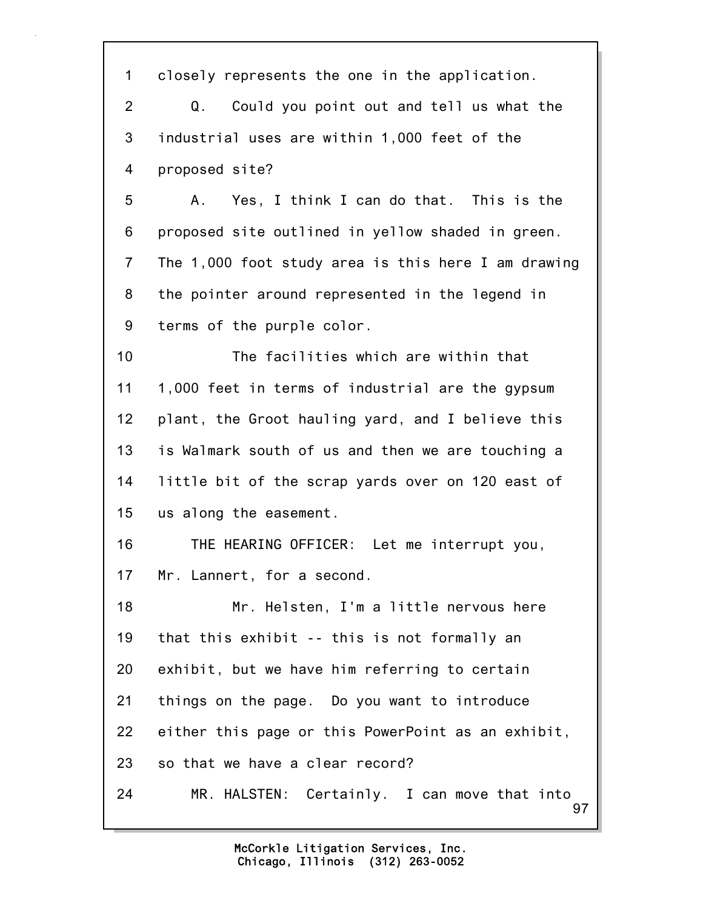1 closely represents the one in the application.

2 Q. Could you point out and tell us what the

3 industrial uses are within 1,000 feet of the

4 proposed site?

5 A. Yes, I think I can do that. This is the

6 proposed site outlined in yellow shaded in green.

7 The 1,000 foot study area is this here I am drawing

8 the pointer around represented in the legend in

9 terms of the purple color.

10 The facilities which are within that

11 1,000 feet in terms of industrial are the gypsum

12 plant, the Groot hauling yard, and I believe this

13 is Walmark south of us and then we are touching a

14 little bit of the scrap yards over on 120 east of

15 us along the easement.

16 THE HEARING OFFICER: Let me interrupt you,

17 Mr. Lannert, for a second.

18 Mr. Helsten, I'm a little nervous here

19 that this exhibit -- this is not formally an

20 exhibit, but we have him referring to certain

21 things on the page. Do you want to introduce

22 either this page or this PowerPoint as an exhibit,

23 so that we have a clear record?

24 MR. HALSTEN: Certainly. I can move that into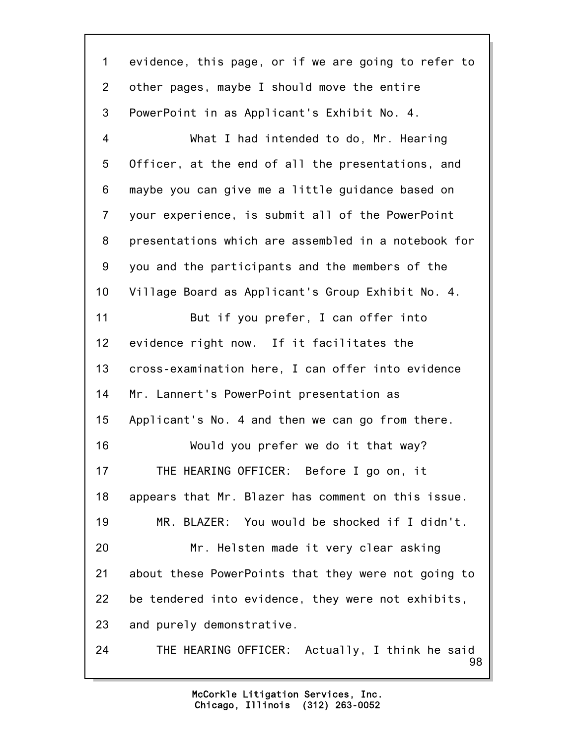1 evidence, this page, or if we are going to refer to
2 other pages, maybe I should move the entire
3 PowerPoint in as Applicant's Exhibit No. 4.
4 What I had intended to do, Mr. Hearing
5 Officer, at the end of all the presentations, and
6 maybe you can give me a little guidance based on
7 your experience, is submit all of the PowerPoint
8 presentations which are assembled in a notebook for
9 you and the participants and the members of the
10 Village Board as Applicant's Group Exhibit No. 4.
11 But if you prefer, I can offer into
12 evidence right now. If it facilitates the
13 cross-examination here, I can offer into evidence
14 Mr. Lannert's PowerPoint presentation as
15 Applicant's No. 4 and then we can go from there.
16 Would you prefer we do it that way?
17 THE HEARING OFFICER: Before I go on, it
18 appears that Mr. Blazer has comment on this issue.
19 MR. BLAZER: You would be shocked if I didn't.
20 Mr. Helsten made it very clear asking
21 about these PowerPoints that they were not going to
22 be tendered into evidence, they were not exhibits,
23 and purely demonstrative.
24 THE HEARING OFFICER: Actually, I think he said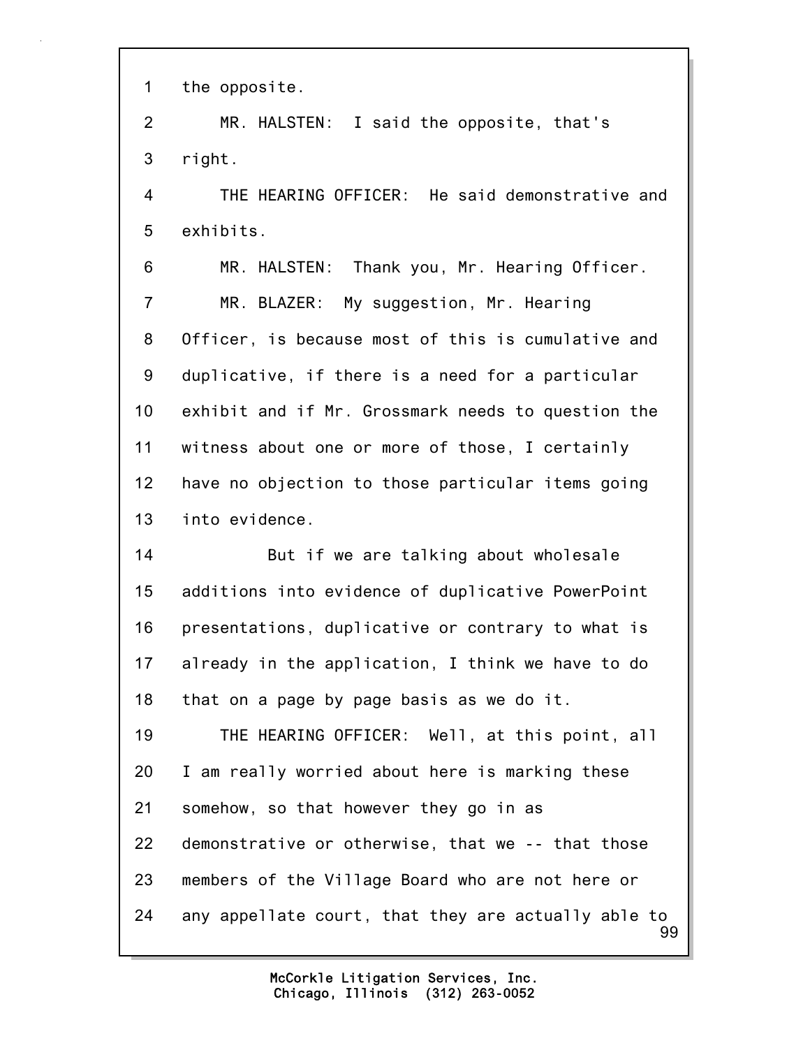1 the opposite.

2 MR. HALSTEN: I said the opposite, that's

3 right.

4 THE HEARING OFFICER: He said demonstrative and

5 exhibits.

6 MR. HALSTEN: Thank you, Mr. Hearing Officer.

7 MR. BLAZER: My suggestion, Mr. Hearing

8 Officer, is because most of this is cumulative and

9 duplicative, if there is a need for a particular

10 exhibit and if Mr. Grossmark needs to question the

11 witness about one or more of those, I certainly

12 have no objection to those particular items going

13 into evidence.

14 But if we are talking about wholesale

15 additions into evidence of duplicative PowerPoint

16 presentations, duplicative or contrary to what is

17 already in the application, I think we have to do

18 that on a page by page basis as we do it.

19 THE HEARING OFFICER: Well, at this point, all

20 I am really worried about here is marking these

21 somehow, so that however they go in as

22 demonstrative or otherwise, that we -- that those

23 members of the Village Board who are not here or

24 any appellate court, that they are actually able to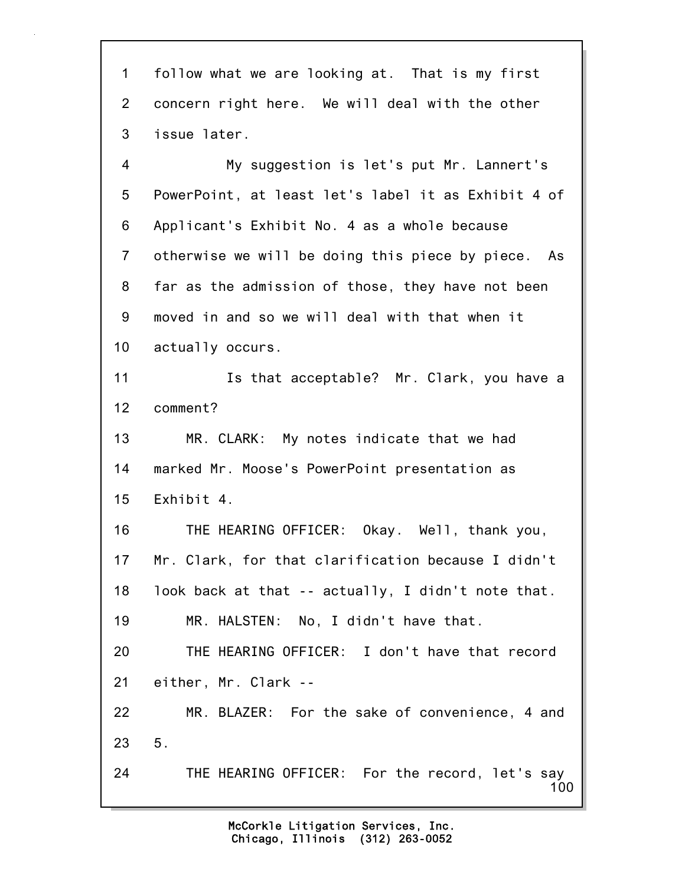1 follow what we are looking at. That is my first
2 concern right here. We will deal with the other
3 issue later.
4 My suggestion is let's put Mr. Lannert's
5 PowerPoint, at least let's label it as Exhibit 4 of
6 Applicant's Exhibit No. 4 as a whole because
7 otherwise we will be doing this piece by piece. As
8 far as the admission of those, they have not been
9 moved in and so we will deal with that when it
10 actually occurs.
11 Is that acceptable? Mr. Clark, you have a
12 comment?
13 MR. CLARK: My notes indicate that we had
14 marked Mr. Moose's PowerPoint presentation as
15 Exhibit 4.
16 THE HEARING OFFICER: Okay. Well, thank you,
17 Mr. Clark, for that clarification because I didn't
18 look back at that -- actually, I didn't note that.
19 MR. HALSTEN: No, I didn't have that.
20 THE HEARING OFFICER: I don't have that record
21 either, Mr. Clark --
22 MR. BLAZER: For the sake of convenience, 4 and
23 5.
24 THE HEARING OFFICER: For the record, let's say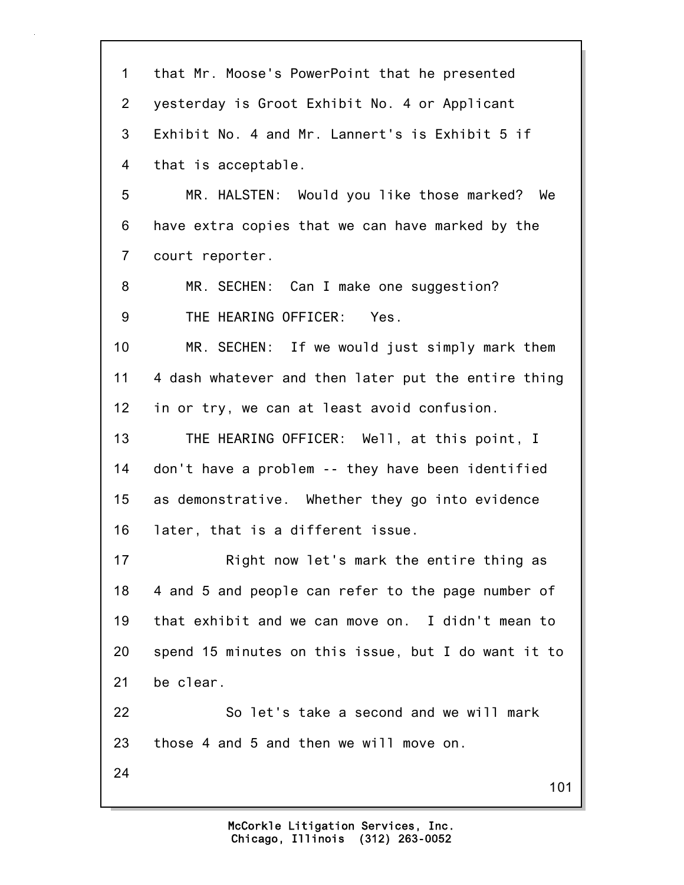that Mr. Moose's PowerPoint that he presented yesterday is Groot Exhibit No. 4 or Applicant Exhibit No. 4 and Mr. Lannert's is Exhibit 5 if that is acceptable.

MR. HALSTEN: Would you like those marked? We have extra copies that we can have marked by the court reporter.

MR. SECHEN: Can I make one suggestion?

THE HEARING OFFICER: Yes.

MR. SECHEN: If we would just simply mark them 4 dash whatever and then later put the entire thing in or try, we can at least avoid confusion.

THE HEARING OFFICER: Well, at this point, I don't have a problem -- they have been identified as demonstrative. Whether they go into evidence later, that is a different issue.

Right now let's mark the entire thing as 4 and 5 and people can refer to the page number of that exhibit and we can move on. I didn't mean to spend 15 minutes on this issue, but I do want it to be clear.

So let's take a second and we will mark those 4 and 5 and then we will move on.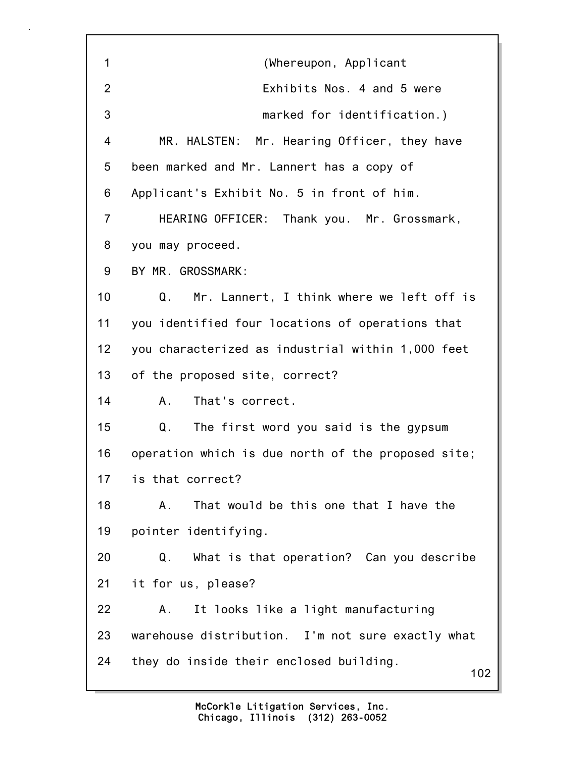(Whereupon, Applicant Exhibits Nos. 4 and 5 were marked for identification.)

MR. HALSTEN: Mr. Hearing Officer, they have been marked and Mr. Lannert has a copy of Applicant's Exhibit No. 5 in front of him.

HEARING OFFICER: Thank you. Mr. Grossmark, you may proceed.

BY MR. GROSSMARK:

Q. Mr. Lannert, I think where we left off is you identified four locations of operations that you characterized as industrial within 1,000 feet of the proposed site, correct?

A. That's correct.

Q. The first word you said is the gypsum operation which is due north of the proposed site; is that correct?

A. That would be this one that I have the pointer identifying.

Q. What is that operation? Can you describe it for us, please?

A. It looks like a light manufacturing warehouse distribution. I'm not sure exactly what they do inside their enclosed building.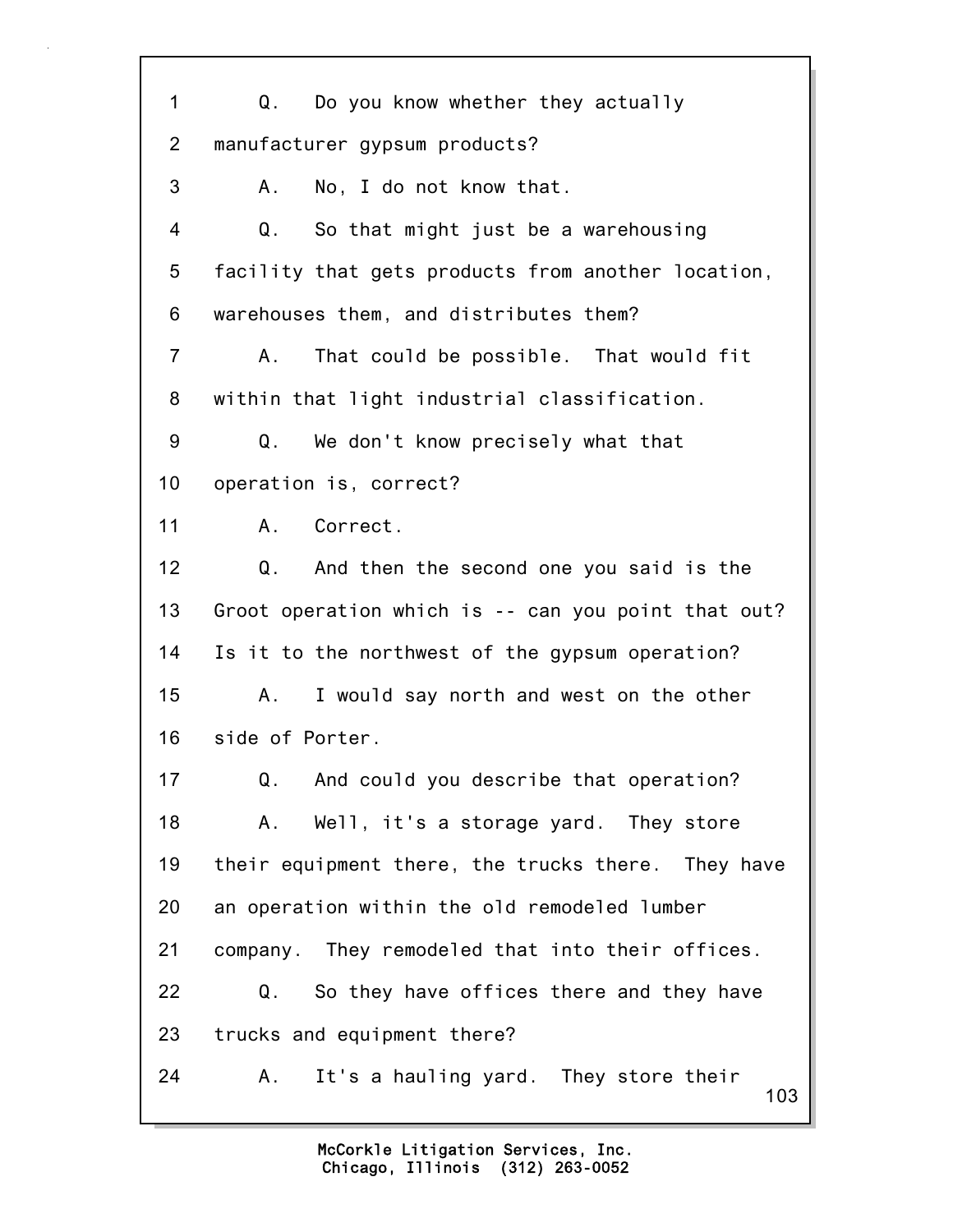1 Q. Do you know whether they actually

2 manufacturer gypsum products?

3 A. No, I do not know that.

4 Q. So that might just be a warehousing

5 facility that gets products from another location,

6 warehouses them, and distributes them?

7 A. That could be possible. That would fit

8 within that light industrial classification.

9 Q. We don't know precisely what that

10 operation is, correct?

11 A. Correct.

12 Q. And then the second one you said is the

13 Groot operation which is -- can you point that out?

14 Is it to the northwest of the gypsum operation?

15 A. I would say north and west on the other

16 side of Porter.

17 Q. And could you describe that operation?

18 A. Well, it's a storage yard. They store

19 their equipment there, the trucks there. They have

20 an operation within the old remodeled lumber

21 company. They remodeled that into their offices.

22 Q. So they have offices there and they have

23 trucks and equipment there?

24 A. It's a hauling yard. They store their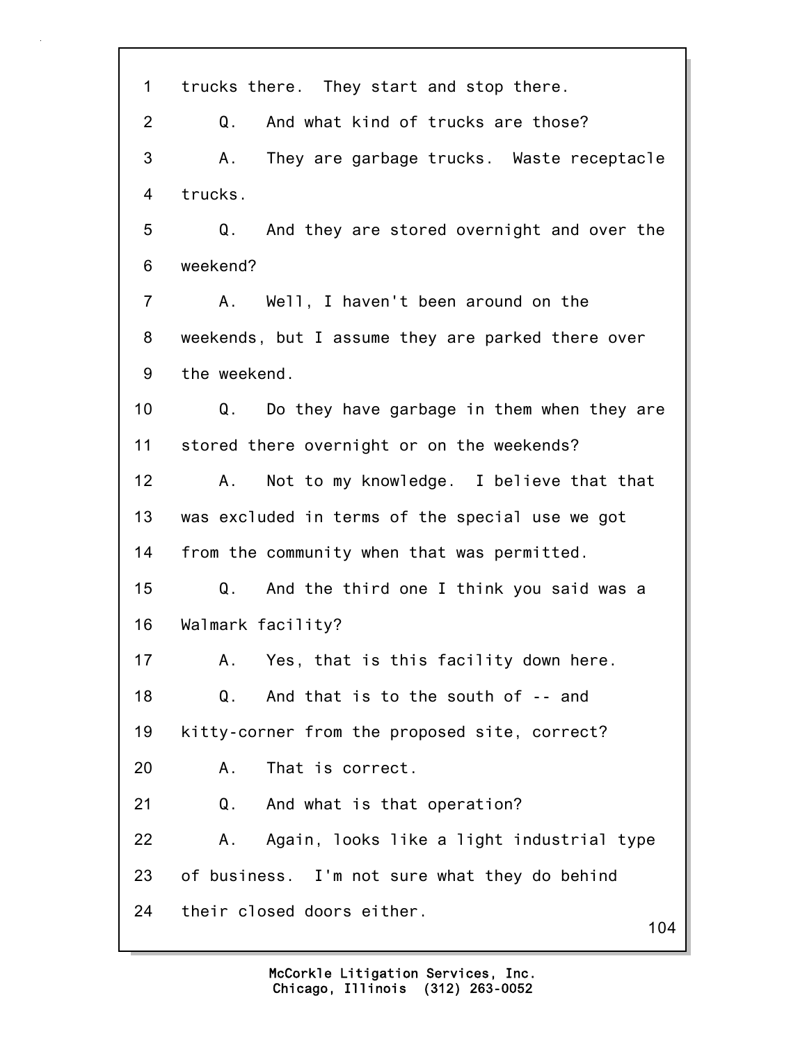1 trucks there. They start and stop there.

2 Q. And what kind of trucks are those?

3 A. They are garbage trucks. Waste receptacle

4 trucks.

5 Q. And they are stored overnight and over the

6 weekend?

7 A. Well, I haven't been around on the

8 weekends, but I assume they are parked there over

9 the weekend.

10 Q. Do they have garbage in them when they are

11 stored there overnight or on the weekends?

12 A. Not to my knowledge. I believe that that

13 was excluded in terms of the special use we got

14 from the community when that was permitted.

15 Q. And the third one I think you said was a

16 Walmark facility?

17 A. Yes, that is this facility down here.

18 Q. And that is to the south of -- and

19 kitty-corner from the proposed site, correct?

20 A. That is correct.

21 Q. And what is that operation?

22 A. Again, looks like a light industrial type

23 of business. I'm not sure what they do behind

24 their closed doors either.

McCorkle Litigation Services, Inc.
Chicago, Illinois (312) 263-0052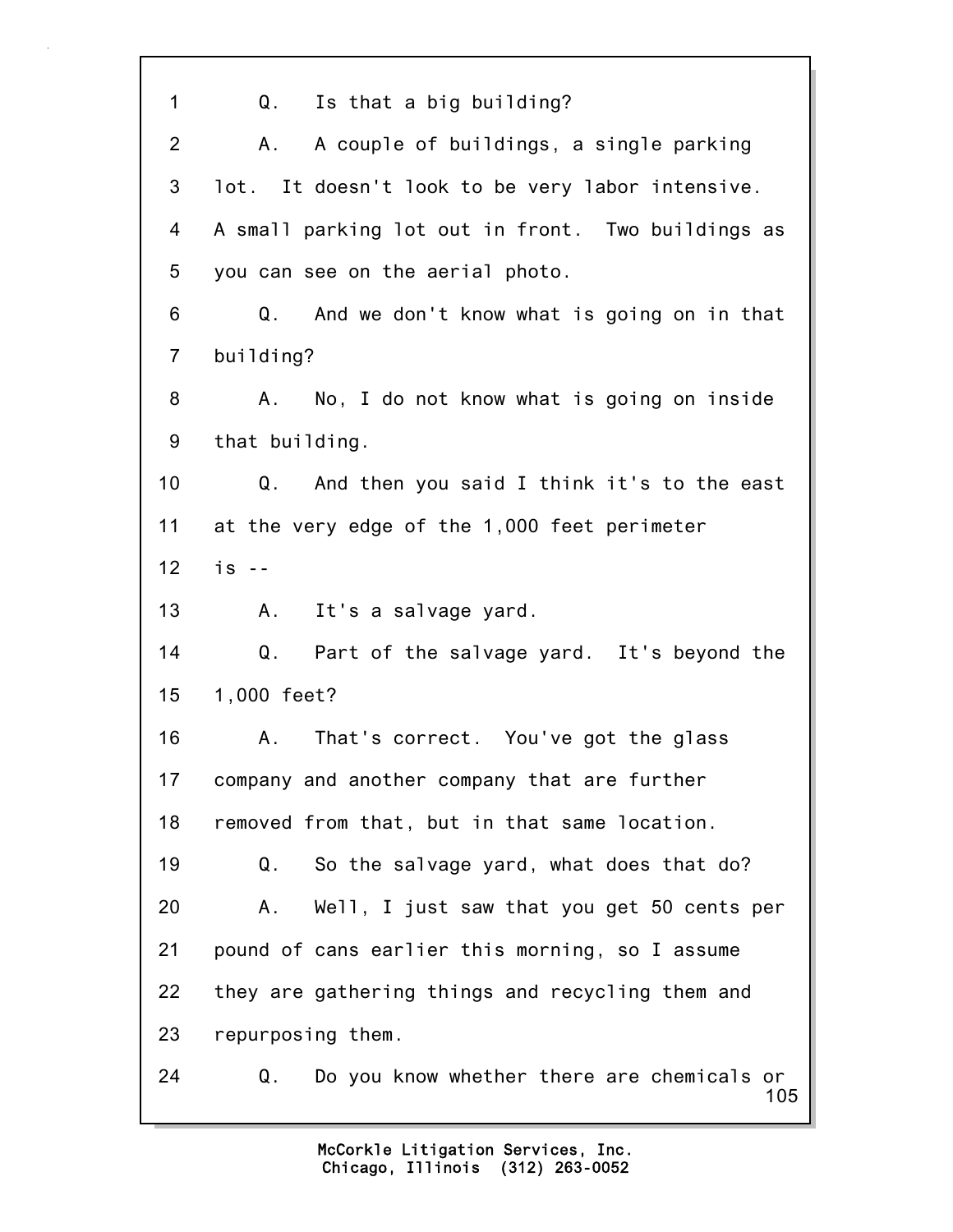1 Q. Is that a big building?

2 A. A couple of buildings, a single parking

3 lot. It doesn't look to be very labor intensive.

4 A small parking lot out in front. Two buildings as

5 you can see on the aerial photo.

6 Q. And we don't know what is going on in that

7 building?

8 A. No, I do not know what is going on inside

9 that building.

10 Q. And then you said I think it's to the east

11 at the very edge of the 1,000 feet perimeter

12 is --

13 A. It's a salvage yard.

14 Q. Part of the salvage yard. It's beyond the

15 1,000 feet?

16 A. That's correct. You've got the glass

17 company and another company that are further

18 removed from that, but in that same location.

19 Q. So the salvage yard, what does that do?

20 A. Well, I just saw that you get 50 cents per

21 pound of cans earlier this morning, so I assume

22 they are gathering things and recycling them and

23 repurposing them.

24 Q. Do you know whether there are chemicals or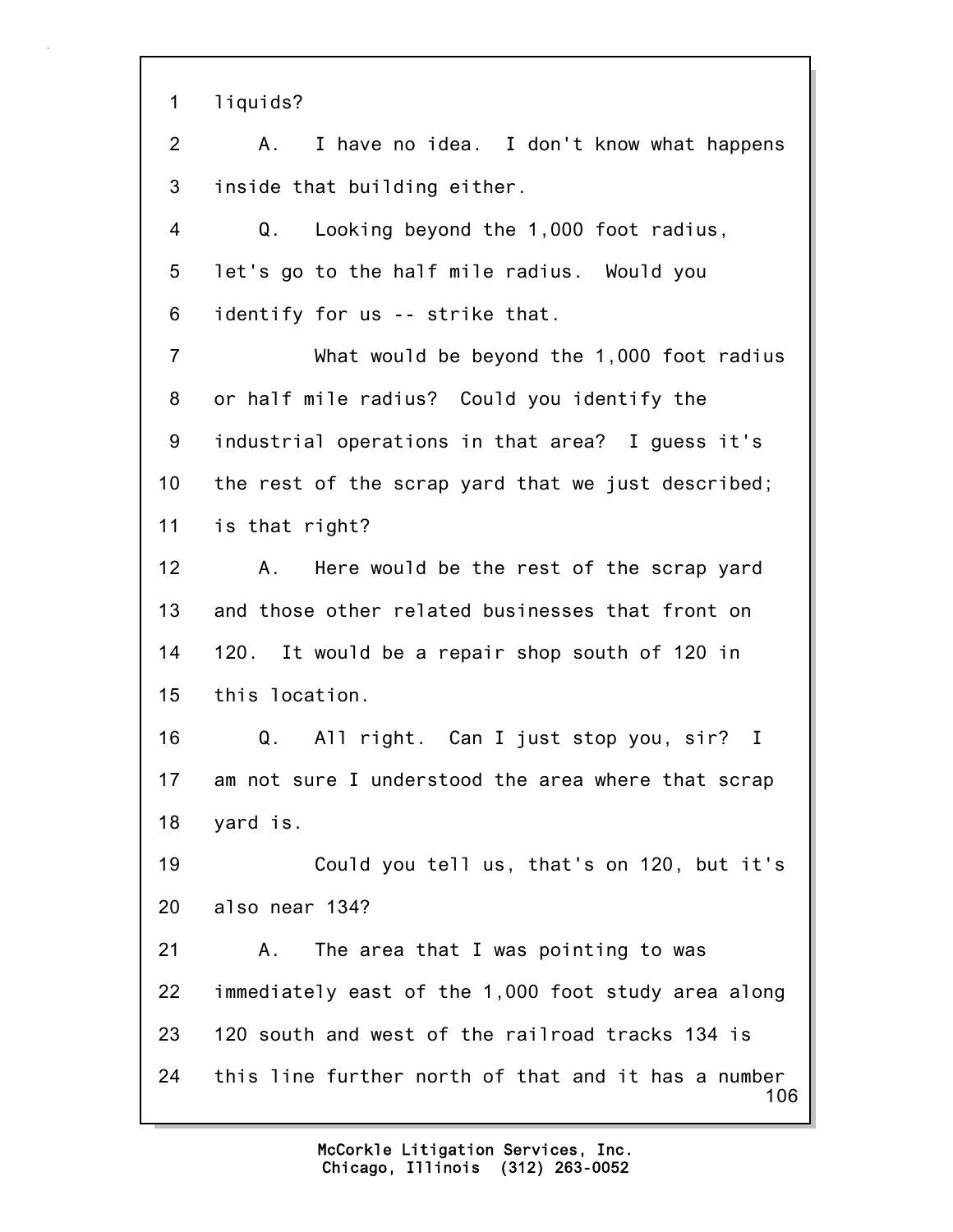1 liquids?

2 A. I have no idea. I don't know what happens

3 inside that building either.

4 Q. Looking beyond the 1,000 foot radius,

5 let's go to the half mile radius. Would you

6 identify for us -- strike that.

7 What would be beyond the 1,000 foot radius

8 or half mile radius? Could you identify the

9 industrial operations in that area? I guess it's

10 the rest of the scrap yard that we just described;

11 is that right?

12 A. Here would be the rest of the scrap yard

13 and those other related businesses that front on

14 120. It would be a repair shop south of 120 in

15 this location.

16 Q. All right. Can I just stop you, sir? I

17 am not sure I understood the area where that scrap

18 yard is.

19 Could you tell us, that's on 120, but it's

20 also near 134?

21 A. The area that I was pointing to was

22 immediately east of the 1,000 foot study area along

23 120 south and west of the railroad tracks 134 is

24 this line further north of that and it has a number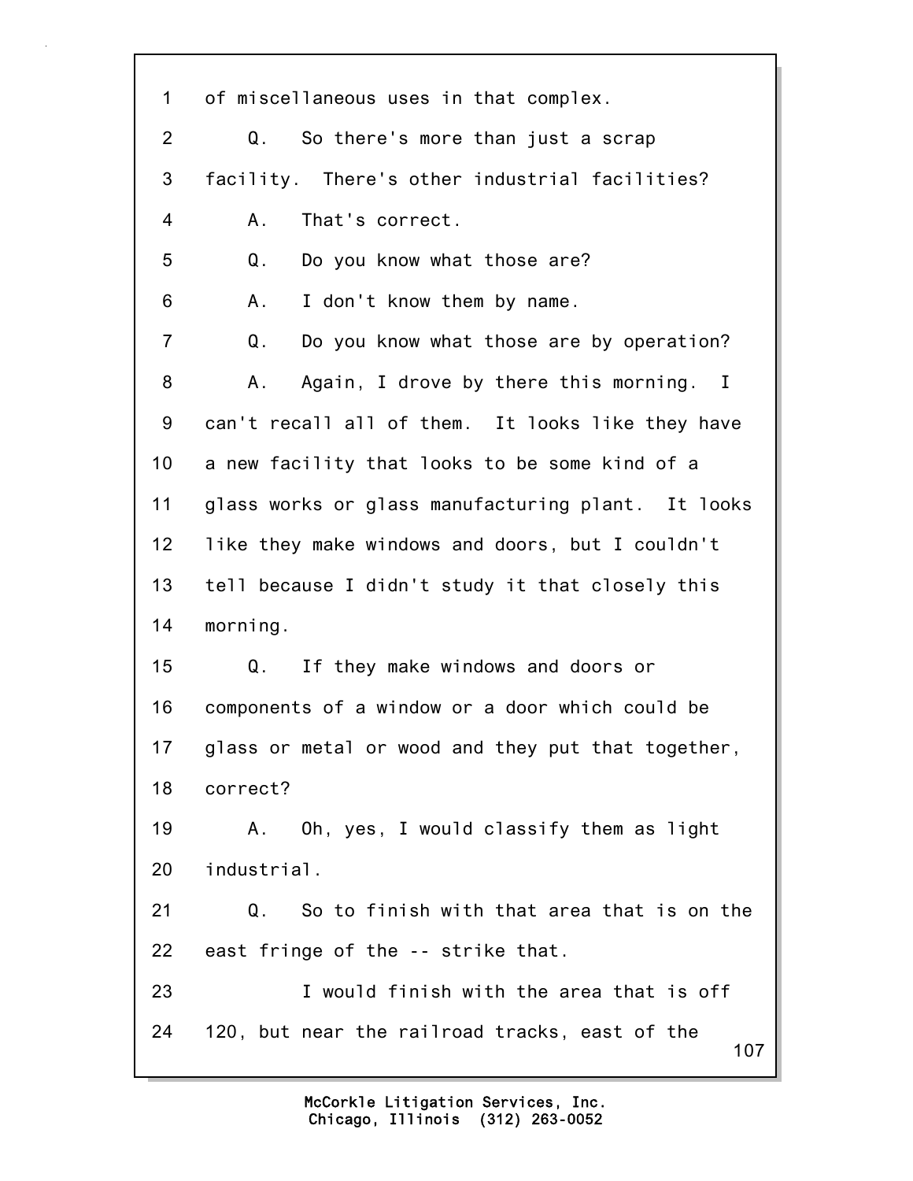1 of miscellaneous uses in that complex.

2 Q. So there's more than just a scrap

3 facility. There's other industrial facilities?

4 A. That's correct.

5 Q. Do you know what those are?

6 A. I don't know them by name.

7 Q. Do you know what those are by operation?

8 A. Again, I drove by there this morning. I

9 can't recall all of them. It looks like they have

10 a new facility that looks to be some kind of a

11 glass works or glass manufacturing plant. It looks

12 like they make windows and doors, but I couldn't

13 tell because I didn't study it that closely this

14 morning.

15 Q. If they make windows and doors or

16 components of a window or a door which could be

17 glass or metal or wood and they put that together,

18 correct?

19 A. Oh, yes, I would classify them as light

20 industrial.

21 Q. So to finish with that area that is on the

22 east fringe of the -- strike that.

23 I would finish with the area that is off

24 120, but near the railroad tracks, east of the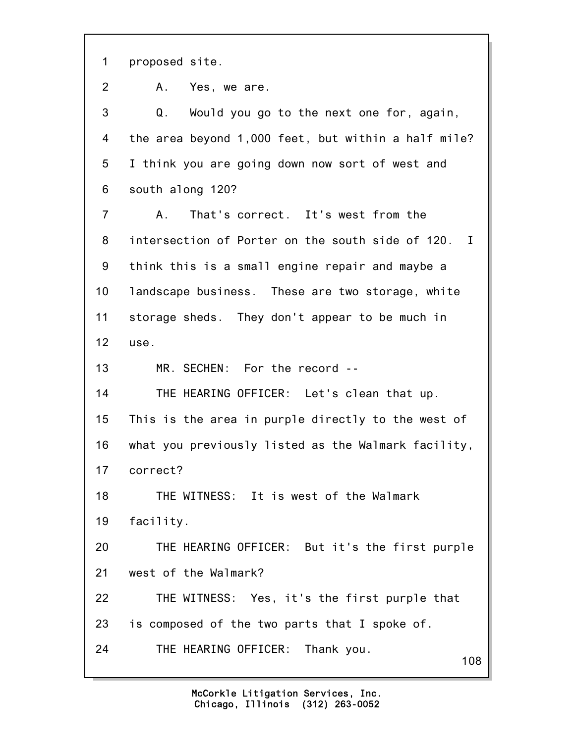1 proposed site.

2 A. Yes, we are.

3 Q. Would you go to the next one for, again,

4 the area beyond 1,000 feet, but within a half mile?

5 I think you are going down now sort of west and

6 south along 120?

7 A. That's correct. It's west from the

8 intersection of Porter on the south side of 120. I

9 think this is a small engine repair and maybe a

10 landscape business. These are two storage, white

11 storage sheds. They don't appear to be much in

12 use.

13 MR. SECHEN: For the record --

14 THE HEARING OFFICER: Let's clean that up.

15 This is the area in purple directly to the west of

16 what you previously listed as the Walmark facility,

17 correct?

18 THE WITNESS: It is west of the Walmark

19 facility.

20 THE HEARING OFFICER: But it's the first purple

21 west of the Walmark?

22 THE WITNESS: Yes, it's the first purple that

23 is composed of the two parts that I spoke of.

24 THE HEARING OFFICER: Thank you.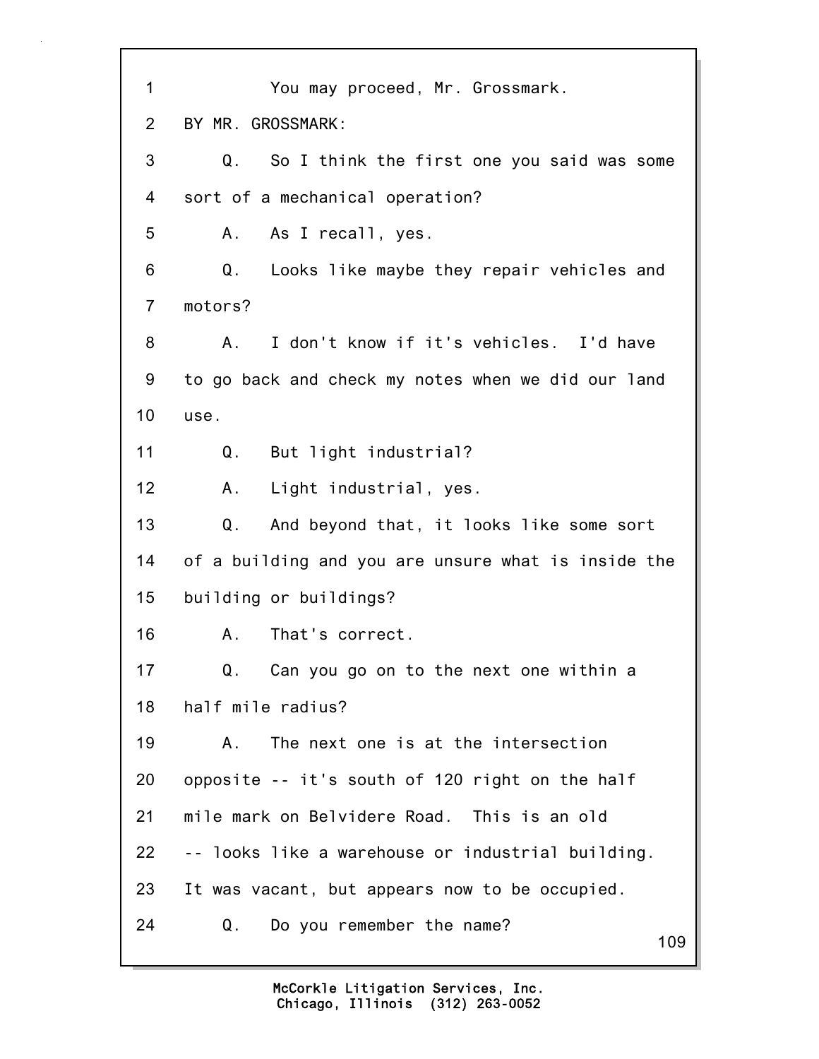1 You may proceed, Mr. Grossmark.

2 BY MR. GROSSMARK:

3 Q. So I think the first one you said was some

4 sort of a mechanical operation?

5 A. As I recall, yes.

6 Q. Looks like maybe they repair vehicles and

7 motors?

8 A. I don't know if it's vehicles. I'd have

9 to go back and check my notes when we did our land

10 use.

11 Q. But light industrial?

12 A. Light industrial, yes.

13 Q. And beyond that, it looks like some sort

14 of a building and you are unsure what is inside the

15 building or buildings?

16 A. That's correct.

17 Q. Can you go on to the next one within a

18 half mile radius?

19 A. The next one is at the intersection

20 opposite -- it's south of 120 right on the half

21 mile mark on Belvidere Road. This is an old

22 -- looks like a warehouse or industrial building.

23 It was vacant, but appears now to be occupied.

24 Q. Do you remember the name?

McCorkle Litigation Services, Inc.
Chicago, Illinois (312) 263-0052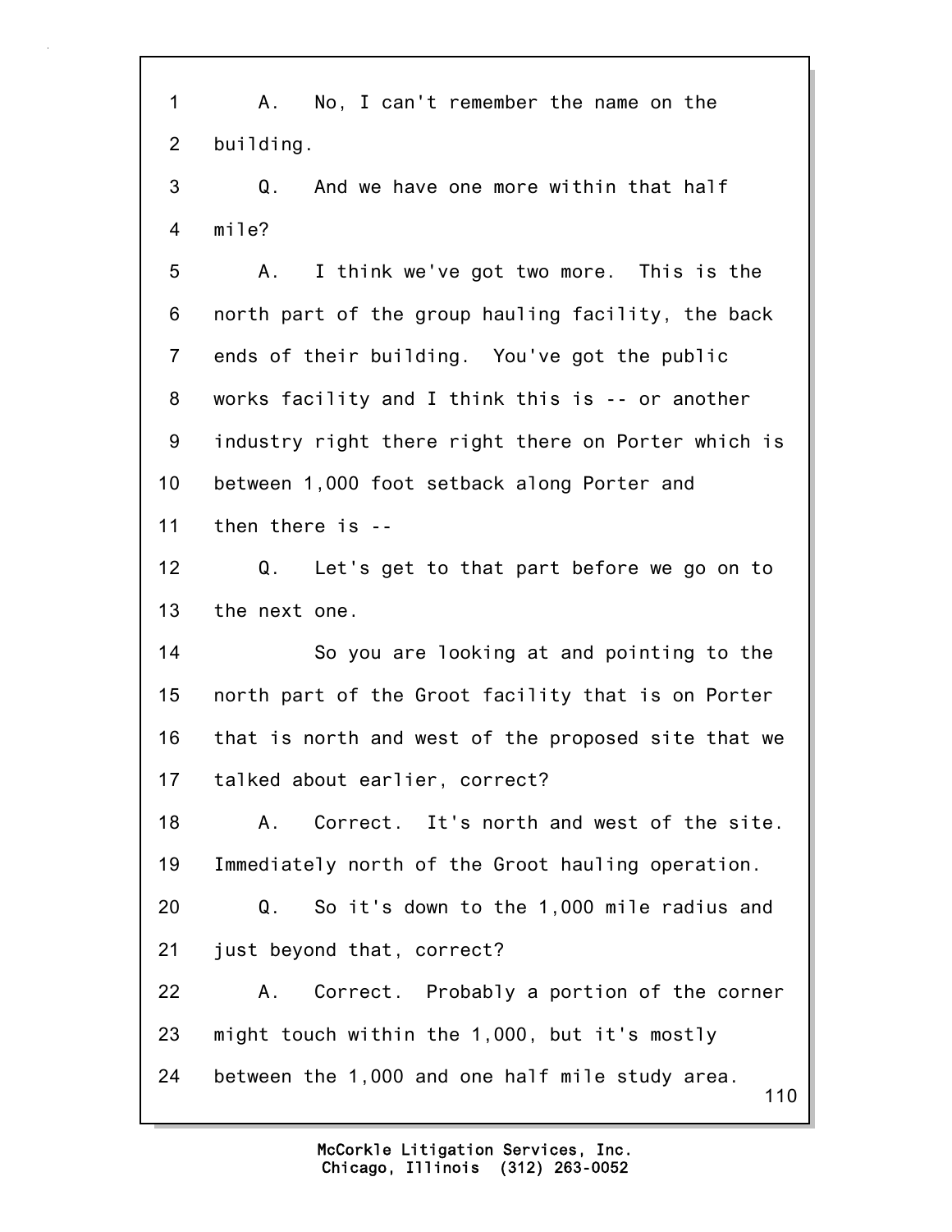1 A. No, I can't remember the name on the
2 building.
3 Q. And we have one more within that half
4 mile?
5 A. I think we've got two more. This is the
6 north part of the group hauling facility, the back
7 ends of their building. You've got the public
8 works facility and I think this is -- or another
9 industry right there right there on Porter which is
10 between 1,000 foot setback along Porter and
11 then there is --
12 Q. Let's get to that part before we go on to
13 the next one.
14 So you are looking at and pointing to the
15 north part of the Groot facility that is on Porter
16 that is north and west of the proposed site that we
17 talked about earlier, correct?
18 A. Correct. It's north and west of the site.
19 Immediately north of the Groot hauling operation.
20 Q. So it's down to the 1,000 mile radius and
21 just beyond that, correct?
22 A. Correct. Probably a portion of the corner
23 might touch within the 1,000, but it's mostly
24 between the 1,000 and one half mile study area.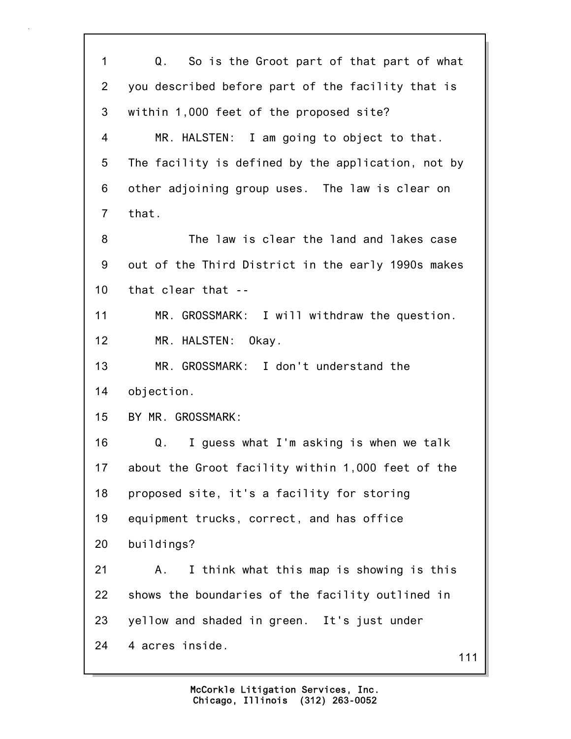Q. So is the Groot part of that part of what you described before part of the facility that is within 1,000 feet of the proposed site?

MR. HALSTEN: I am going to object to that. The facility is defined by the application, not by other adjoining group uses. The law is clear on that.

The law is clear the land and lakes case out of the Third District in the early 1990s makes that clear that --

MR. GROSSMARK: I will withdraw the question.

MR. HALSTEN: Okay.

MR. GROSSMARK: I don't understand the objection.

BY MR. GROSSMARK:

Q. I guess what I'm asking is when we talk about the Groot facility within 1,000 feet of the proposed site, it's a facility for storing equipment trucks, correct, and has office buildings?

A. I think what this map is showing is this shows the boundaries of the facility outlined in yellow and shaded in green. It's just under 4 acres inside.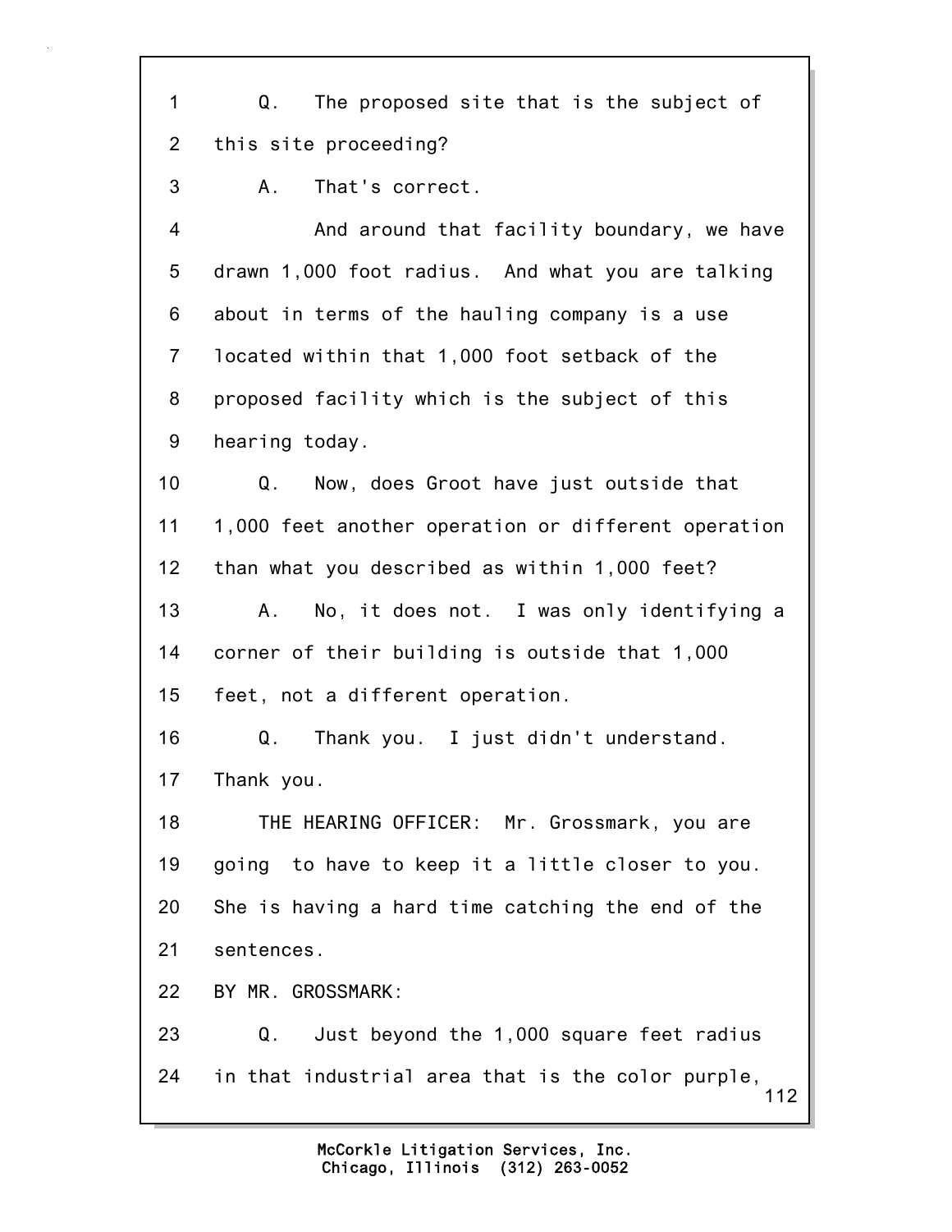1 Q. The proposed site that is the subject of
2 this site proceeding?
3 A. That's correct.
4 And around that facility boundary, we have
5 drawn 1,000 foot radius. And what you are talking
6 about in terms of the hauling company is a use
7 located within that 1,000 foot setback of the
8 proposed facility which is the subject of this
9 hearing today.
10 Q. Now, does Groot have just outside that
11 1,000 feet another operation or different operation
12 than what you described as within 1,000 feet?
13 A. No, it does not. I was only identifying a
14 corner of their building is outside that 1,000
15 feet, not a different operation.
16 Q. Thank you. I just didn't understand.
17 Thank you.
18 THE HEARING OFFICER: Mr. Grossmark, you are
19 going to have to keep it a little closer to you.
20 She is having a hard time catching the end of the
21 sentences.
22 BY MR. GROSSMARK:
23 Q. Just beyond the 1,000 square feet radius
24 in that industrial area that is the color purple,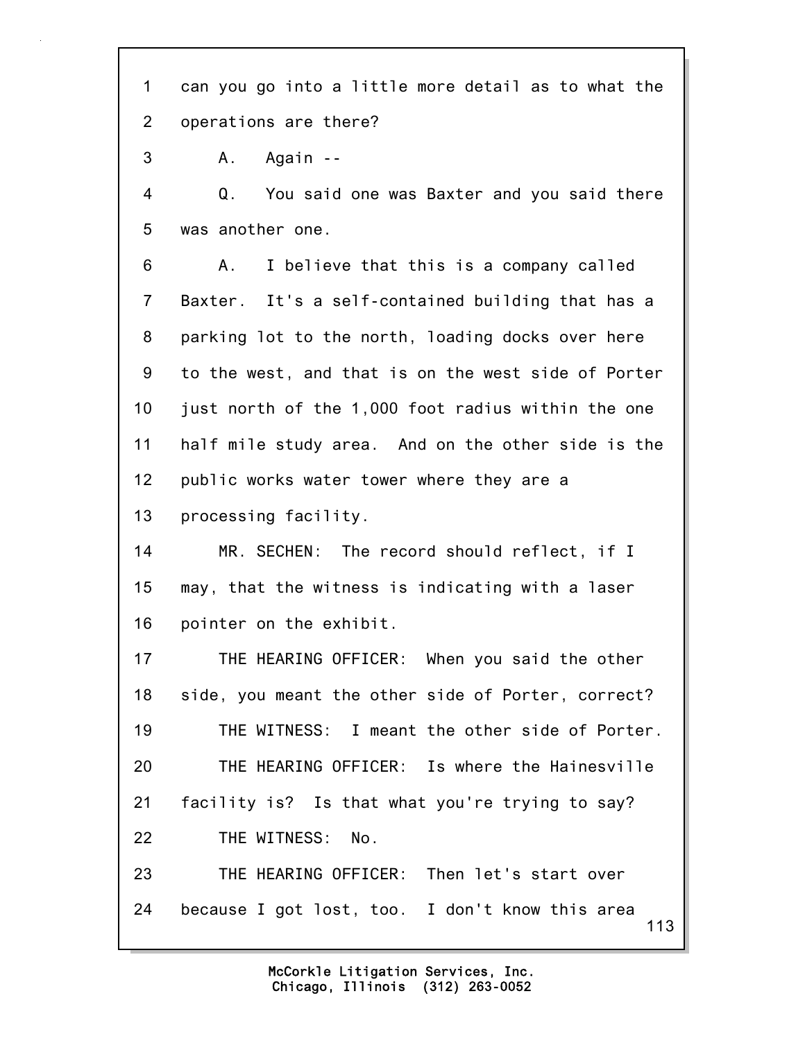1 can you go into a little more detail as to what the
2 operations are there?

3 A. Again --

4 Q. You said one was Baxter and you said there
5 was another one.

6 A. I believe that this is a company called
7 Baxter. It's a self-contained building that has a
8 parking lot to the north, loading docks over here
9 to the west, and that is on the west side of Porter
10 just north of the 1,000 foot radius within the one
11 half mile study area. And on the other side is the
12 public works water tower where they are a
13 processing facility.

14 MR. SECHEN: The record should reflect, if I
15 may, that the witness is indicating with a laser
16 pointer on the exhibit.

17 THE HEARING OFFICER: When you said the other
18 side, you meant the other side of Porter, correct?

19 THE WITNESS: I meant the other side of Porter.

20 THE HEARING OFFICER: Is where the Hainesville
21 facility is? Is that what you're trying to say?

22 THE WITNESS: No.

23 THE HEARING OFFICER: Then let's start over
24 because I got lost, too. I don't know this area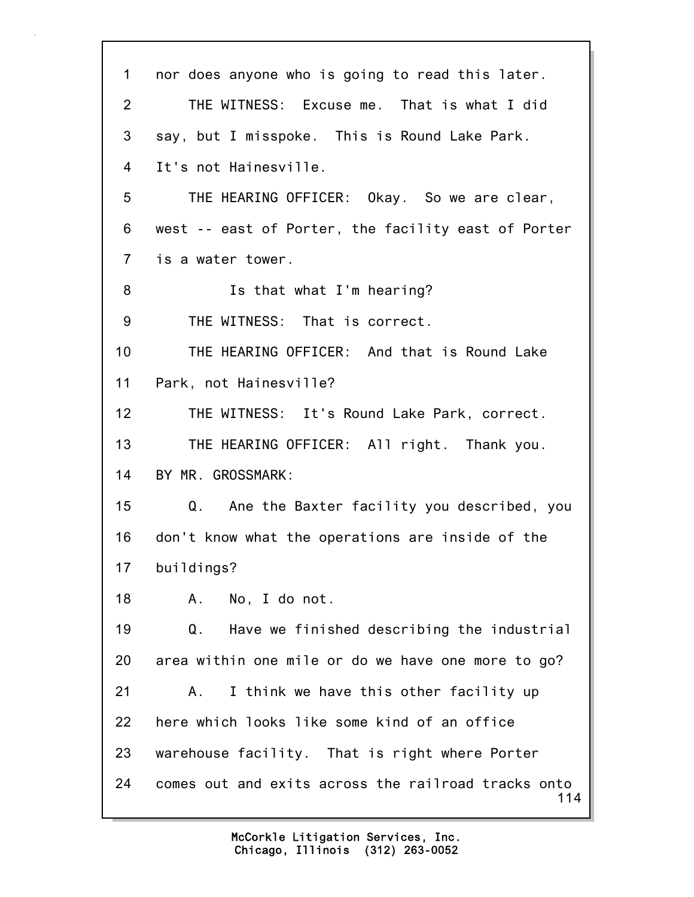1 nor does anyone who is going to read this later.

2 THE WITNESS: Excuse me. That is what I did

3 say, but I misspoke. This is Round Lake Park.

4 It's not Hainesville.

5 THE HEARING OFFICER: Okay. So we are clear,

6 west -- east of Porter, the facility east of Porter

7 is a water tower.

8 Is that what I'm hearing?

9 THE WITNESS: That is correct.

10 THE HEARING OFFICER: And that is Round Lake

11 Park, not Hainesville?

12 THE WITNESS: It's Round Lake Park, correct.

13 THE HEARING OFFICER: All right. Thank you.

14 BY MR. GROSSMARK:

15 Q. Ane the Baxter facility you described, you

16 don't know what the operations are inside of the

17 buildings?

18 A. No, I do not.

19 Q. Have we finished describing the industrial

20 area within one mile or do we have one more to go?

21 A. I think we have this other facility up

22 here which looks like some kind of an office

23 warehouse facility. That is right where Porter

24 comes out and exits across the railroad tracks onto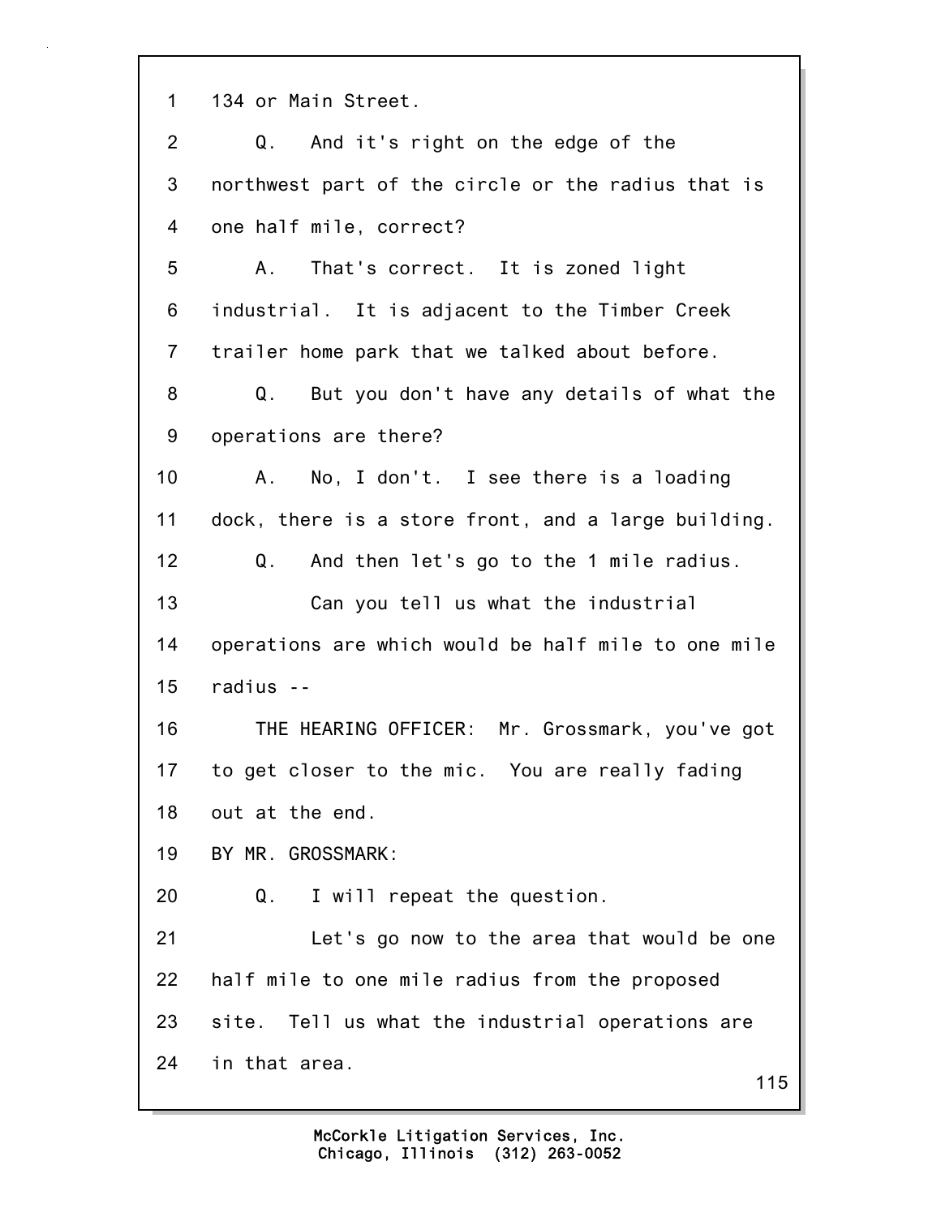1 134 or Main Street.

2 Q. And it's right on the edge of the

3 northwest part of the circle or the radius that is

4 one half mile, correct?

5 A. That's correct. It is zoned light

6 industrial. It is adjacent to the Timber Creek

7 trailer home park that we talked about before.

8 Q. But you don't have any details of what the

9 operations are there?

10 A. No, I don't. I see there is a loading

11 dock, there is a store front, and a large building.

12 Q. And then let's go to the 1 mile radius.

13 Can you tell us what the industrial

14 operations are which would be half mile to one mile

15 radius --

16 THE HEARING OFFICER: Mr. Grossmark, you've got

17 to get closer to the mic. You are really fading

18 out at the end.

19 BY MR. GROSSMARK:

20 Q. I will repeat the question.

21 Let's go now to the area that would be one

22 half mile to one mile radius from the proposed

23 site. Tell us what the industrial operations are

24 in that area.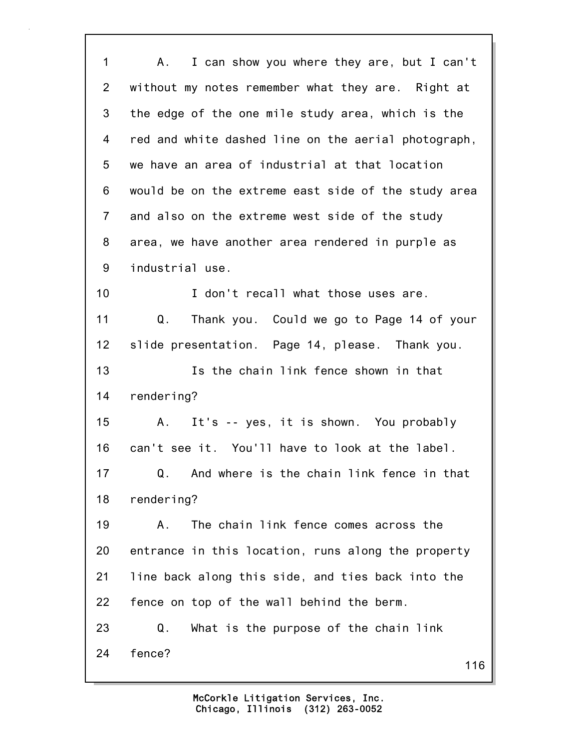1 A. I can show you where they are, but I can't
2 without my notes remember what they are. Right at
3 the edge of the one mile study area, which is the
4 red and white dashed line on the aerial photograph,
5 we have an area of industrial at that location
6 would be on the extreme east side of the study area
7 and also on the extreme west side of the study
8 area, we have another area rendered in purple as
9 industrial use.
10 I don't recall what those uses are.
11 Q. Thank you. Could we go to Page 14 of your
12 slide presentation. Page 14, please. Thank you.
13 Is the chain link fence shown in that
14 rendering?
15 A. It's -- yes, it is shown. You probably
16 can't see it. You'll have to look at the label.
17 Q. And where is the chain link fence in that
18 rendering?
19 A. The chain link fence comes across the
20 entrance in this location, runs along the property
21 line back along this side, and ties back into the
22 fence on top of the wall behind the berm.
23 Q. What is the purpose of the chain link
24 fence?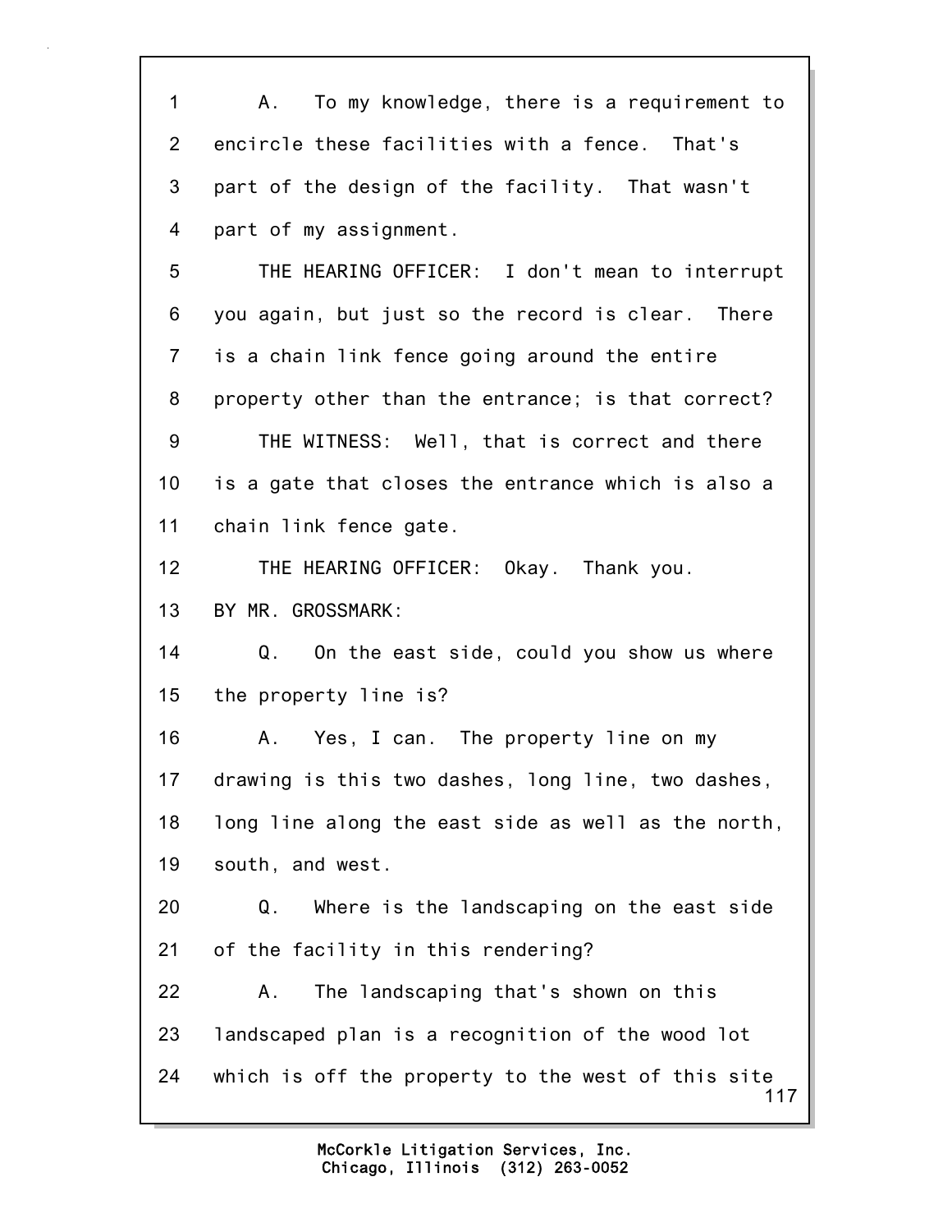A. To my knowledge, there is a requirement to encircle these facilities with a fence. That's part of the design of the facility. That wasn't part of my assignment.

THE HEARING OFFICER: I don't mean to interrupt you again, but just so the record is clear. There is a chain link fence going around the entire property other than the entrance; is that correct?

THE WITNESS: Well, that is correct and there is a gate that closes the entrance which is also a chain link fence gate.

THE HEARING OFFICER: Okay. Thank you.

BY MR. GROSSMARK:

Q. On the east side, could you show us where the property line is?

A. Yes, I can. The property line on my drawing is this two dashes, long line, two dashes, long line along the east side as well as the north, south, and west.

Q. Where is the landscaping on the east side of the facility in this rendering?

A. The landscaping that's shown on this landscaped plan is a recognition of the wood lot which is off the property to the west of this site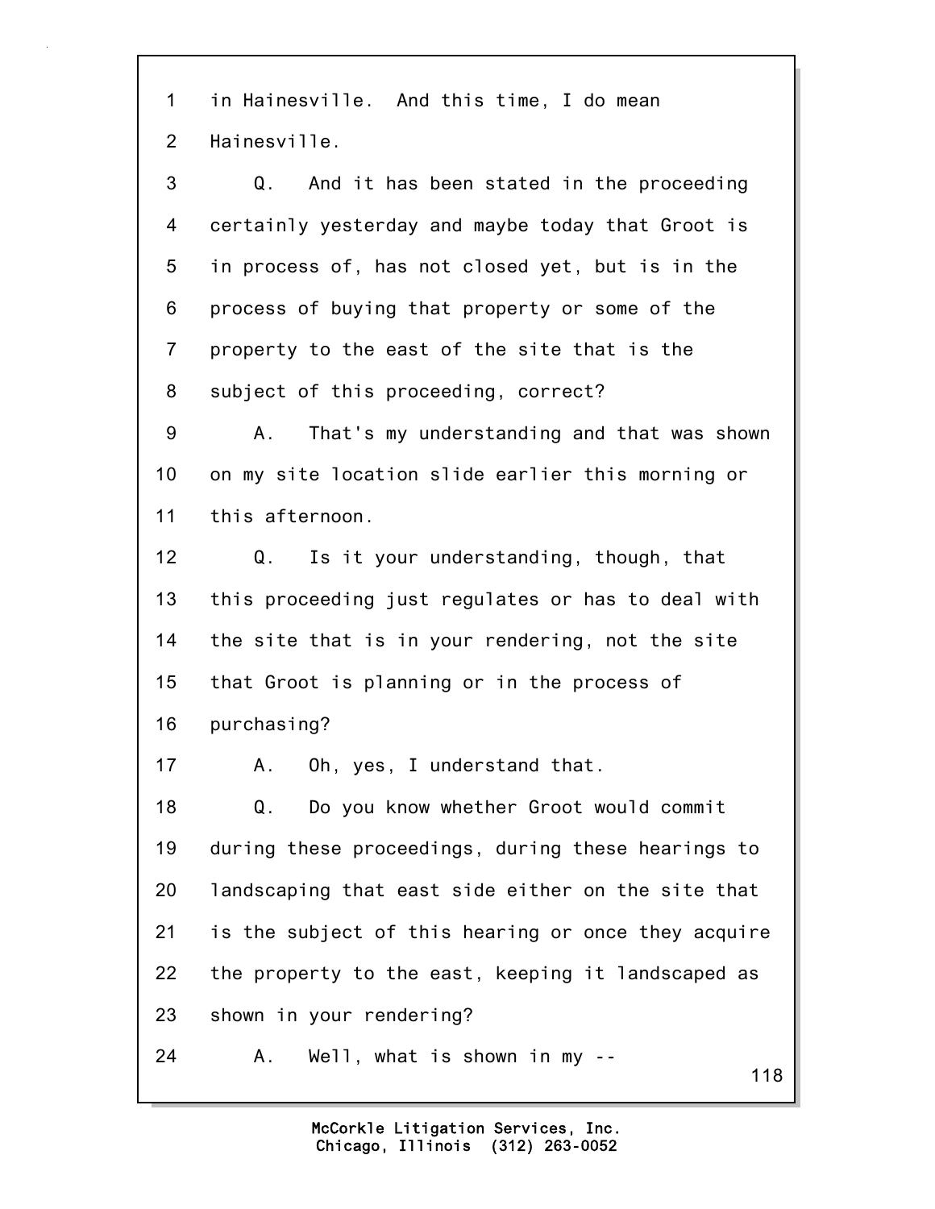1 in Hainesville. And this time, I do mean
2 Hainesville.
3 Q. And it has been stated in the proceeding
4 certainly yesterday and maybe today that Groot is
5 in process of, has not closed yet, but is in the
6 process of buying that property or some of the
7 property to the east of the site that is the
8 subject of this proceeding, correct?
9 A. That's my understanding and that was shown
10 on my site location slide earlier this morning or
11 this afternoon.
12 Q. Is it your understanding, though, that
13 this proceeding just regulates or has to deal with
14 the site that is in your rendering, not the site
15 that Groot is planning or in the process of
16 purchasing?
17 A. Oh, yes, I understand that.
18 Q. Do you know whether Groot would commit
19 during these proceedings, during these hearings to
20 landscaping that east side either on the site that
21 is the subject of this hearing or once they acquire
22 the property to the east, keeping it landscaped as
23 shown in your rendering?
24 A. Well, what is shown in my --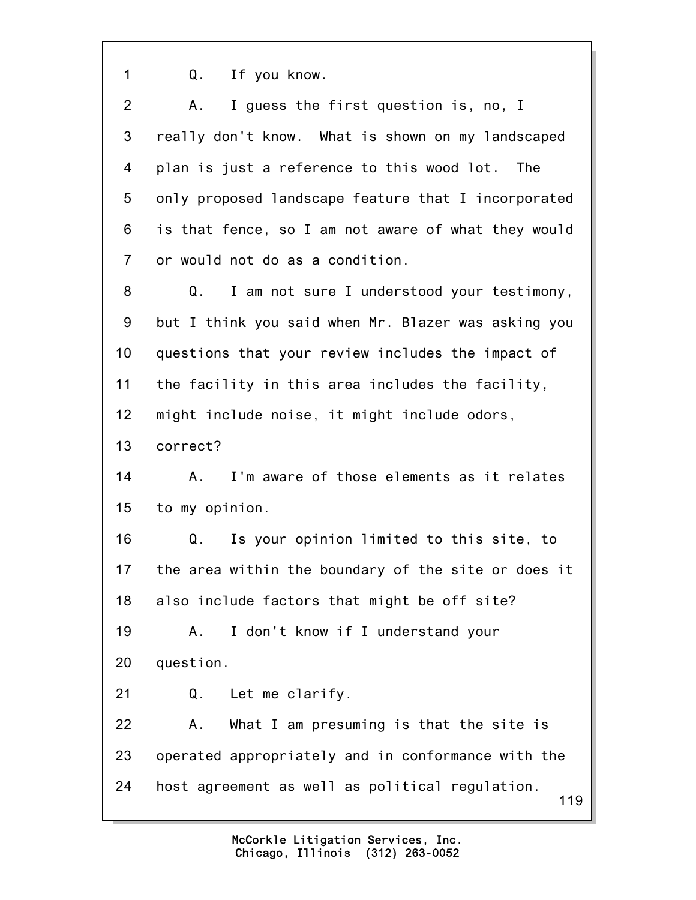1 Q. If you know.

2 A. I guess the first question is, no, I

3 really don't know. What is shown on my landscaped

4 plan is just a reference to this wood lot. The

5 only proposed landscape feature that I incorporated

6 is that fence, so I am not aware of what they would

7 or would not do as a condition.

8 Q. I am not sure I understood your testimony,

9 but I think you said when Mr. Blazer was asking you

10 questions that your review includes the impact of

11 the facility in this area includes the facility,

12 might include noise, it might include odors,

13 correct?

14 A. I'm aware of those elements as it relates

15 to my opinion.

16 Q. Is your opinion limited to this site, to

17 the area within the boundary of the site or does it

18 also include factors that might be off site?

19 A. I don't know if I understand your

20 question.

21 Q. Let me clarify.

22 A. What I am presuming is that the site is

23 operated appropriately and in conformance with the

24 host agreement as well as political regulation.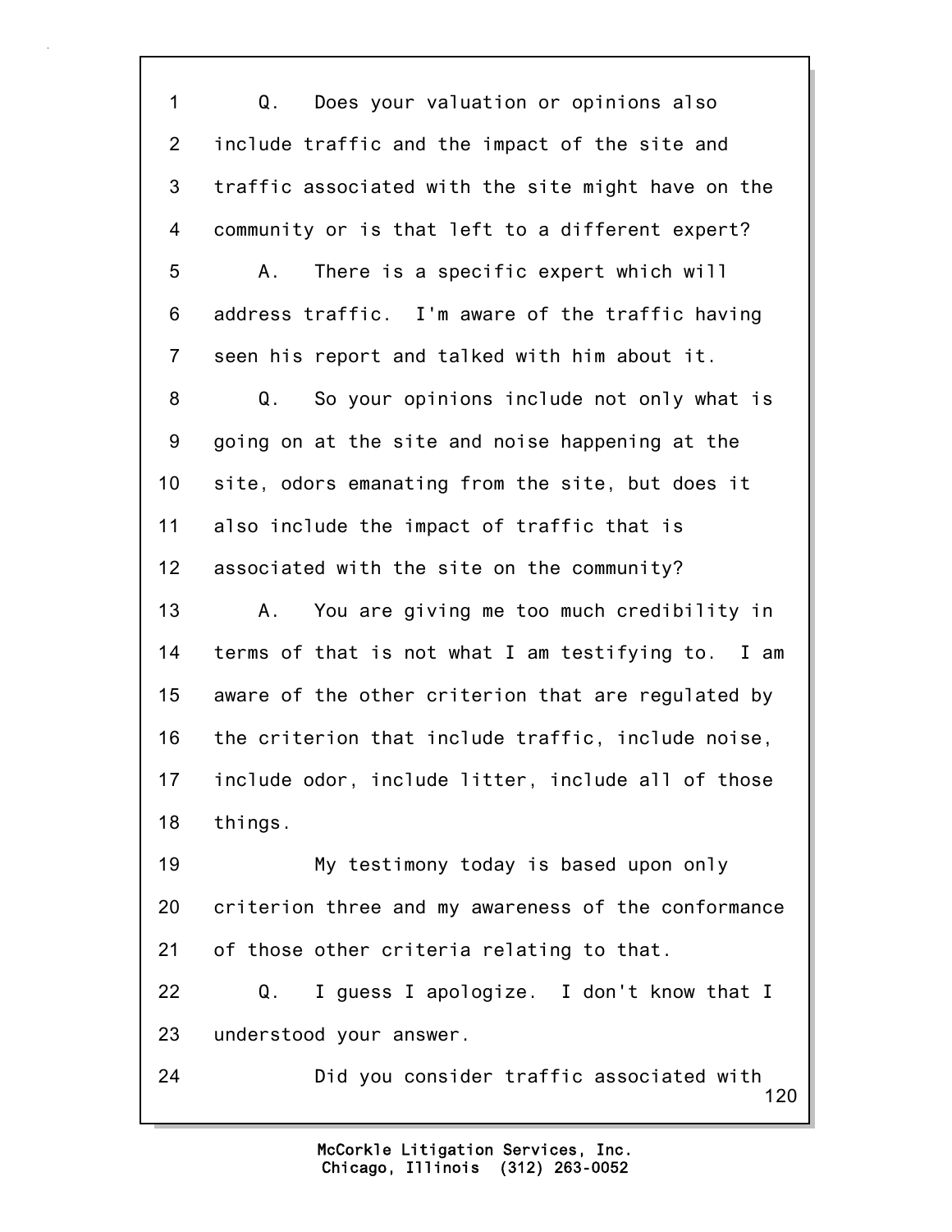1 Q. Does your valuation or opinions also
2 include traffic and the impact of the site and
3 traffic associated with the site might have on the
4 community or is that left to a different expert?
5 A. There is a specific expert which will
6 address traffic. I'm aware of the traffic having
7 seen his report and talked with him about it.
8 Q. So your opinions include not only what is
9 going on at the site and noise happening at the
10 site, odors emanating from the site, but does it
11 also include the impact of traffic that is
12 associated with the site on the community?
13 A. You are giving me too much credibility in
14 terms of that is not what I am testifying to. I am
15 aware of the other criterion that are regulated by
16 the criterion that include traffic, include noise,
17 include odor, include litter, include all of those
18 things.
19 My testimony today is based upon only
20 criterion three and my awareness of the conformance
21 of those other criteria relating to that.
22 Q. I guess I apologize. I don't know that I
23 understood your answer.
24 Did you consider traffic associated with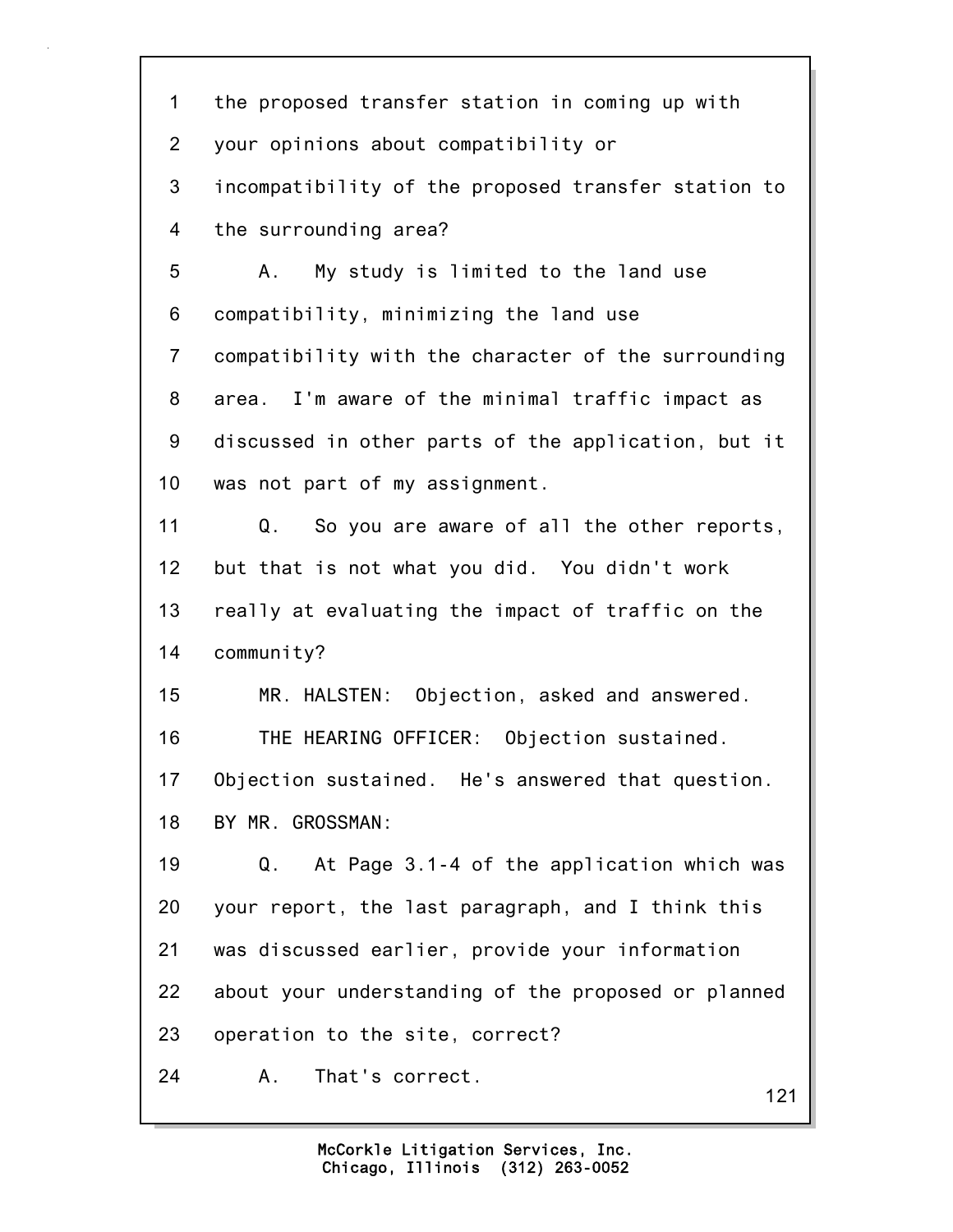1 the proposed transfer station in coming up with
2 your opinions about compatibility or
3 incompatibility of the proposed transfer station to
4 the surrounding area?

5 A. My study is limited to the land use
6 compatibility, minimizing the land use
7 compatibility with the character of the surrounding
8 area. I'm aware of the minimal traffic impact as
9 discussed in other parts of the application, but it
10 was not part of my assignment.

11 Q. So you are aware of all the other reports,
12 but that is not what you did. You didn't work
13 really at evaluating the impact of traffic on the
14 community?

15 MR. HALSTEN: Objection, asked and answered.

16 THE HEARING OFFICER: Objection sustained.
17 Objection sustained. He's answered that question.

18 BY MR. GROSSMAN:

19 Q. At Page 3.1-4 of the application which was
20 your report, the last paragraph, and I think this
21 was discussed earlier, provide your information
22 about your understanding of the proposed or planned
23 operation to the site, correct?

24 A. That's correct.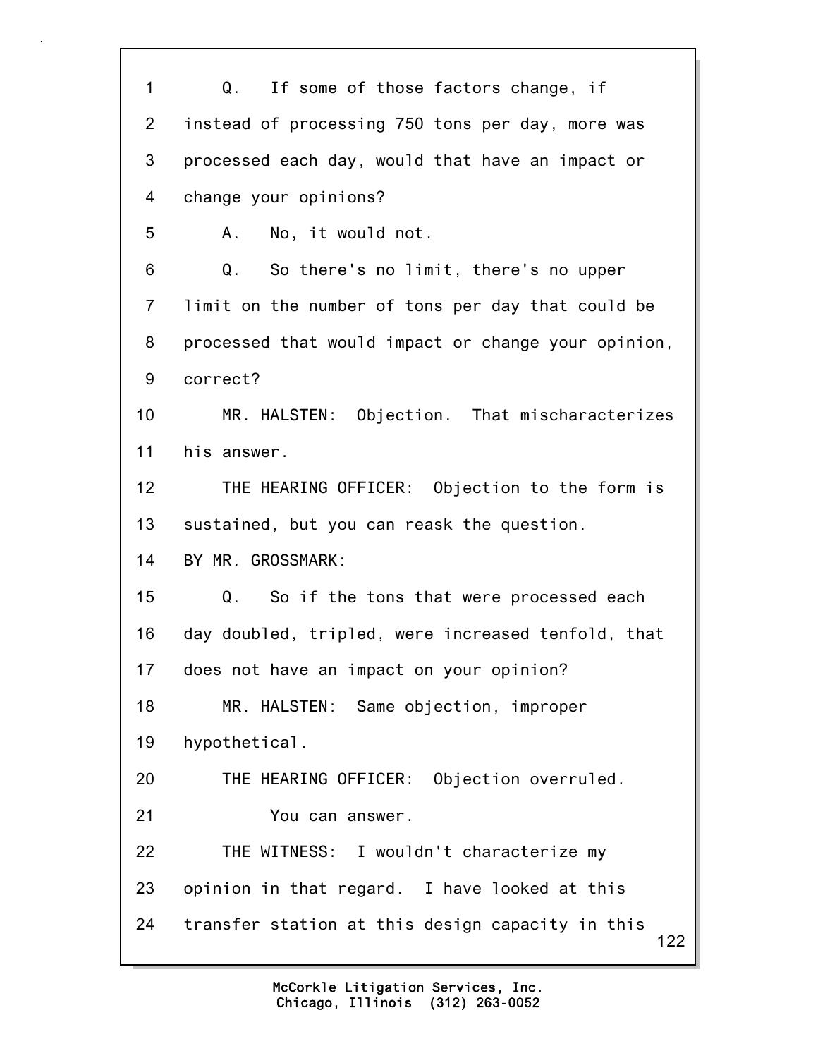Q. If some of those factors change, if instead of processing 750 tons per day, more was processed each day, would that have an impact or change your opinions?

A. No, it would not.

Q. So there's no limit, there's no upper limit on the number of tons per day that could be processed that would impact or change your opinion, correct?

MR. HALSTEN: Objection. That mischaracterizes his answer.

THE HEARING OFFICER: Objection to the form is sustained, but you can reask the question.

BY MR. GROSSMARK:

Q. So if the tons that were processed each day doubled, tripled, were increased tenfold, that does not have an impact on your opinion?

MR. HALSTEN: Same objection, improper hypothetical.

THE HEARING OFFICER: Objection overruled.

You can answer.

THE WITNESS: I wouldn't characterize my opinion in that regard. I have looked at this transfer station at this design capacity in this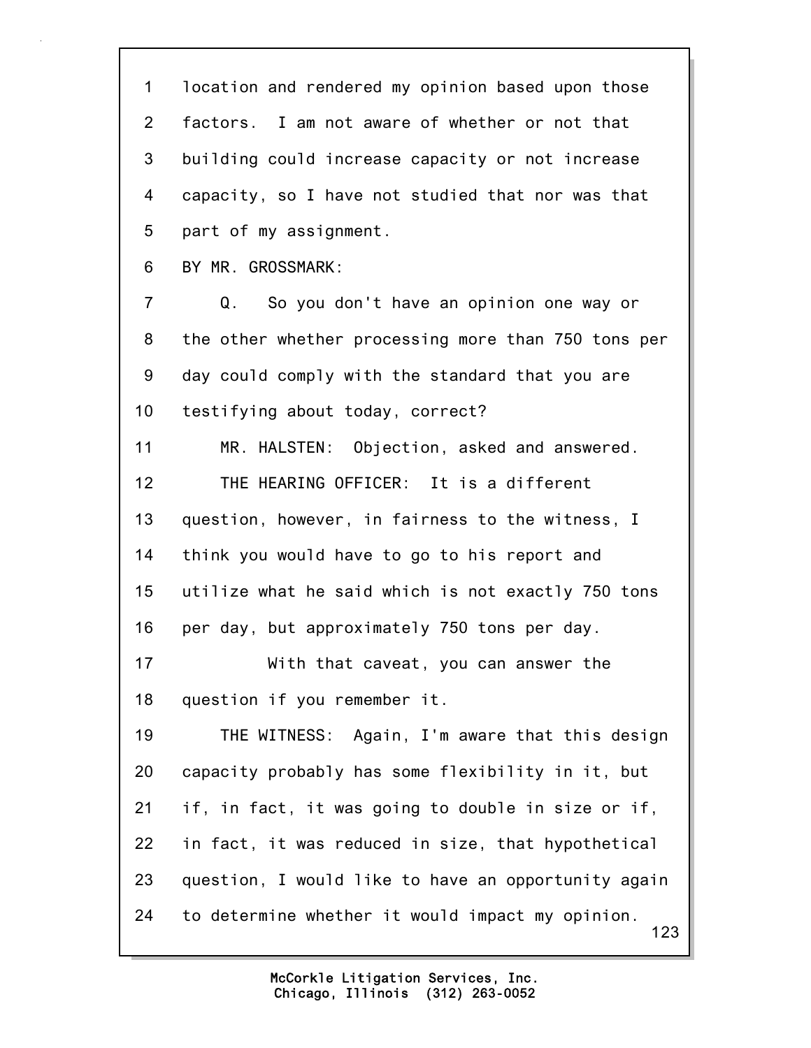1 location and rendered my opinion based upon those
2 factors. I am not aware of whether or not that
3 building could increase capacity or not increase
4 capacity, so I have not studied that nor was that
5 part of my assignment.
6 BY MR. GROSSMARK:
7 Q. So you don't have an opinion one way or
8 the other whether processing more than 750 tons per
9 day could comply with the standard that you are
10 testifying about today, correct?
11 MR. HALSTEN: Objection, asked and answered.
12 THE HEARING OFFICER: It is a different
13 question, however, in fairness to the witness, I
14 think you would have to go to his report and
15 utilize what he said which is not exactly 750 tons
16 per day, but approximately 750 tons per day.
17 With that caveat, you can answer the
18 question if you remember it.
19 THE WITNESS: Again, I'm aware that this design
20 capacity probably has some flexibility in it, but
21 if, in fact, it was going to double in size or if,
22 in fact, it was reduced in size, that hypothetical
23 question, I would like to have an opportunity again
24 to determine whether it would impact my opinion.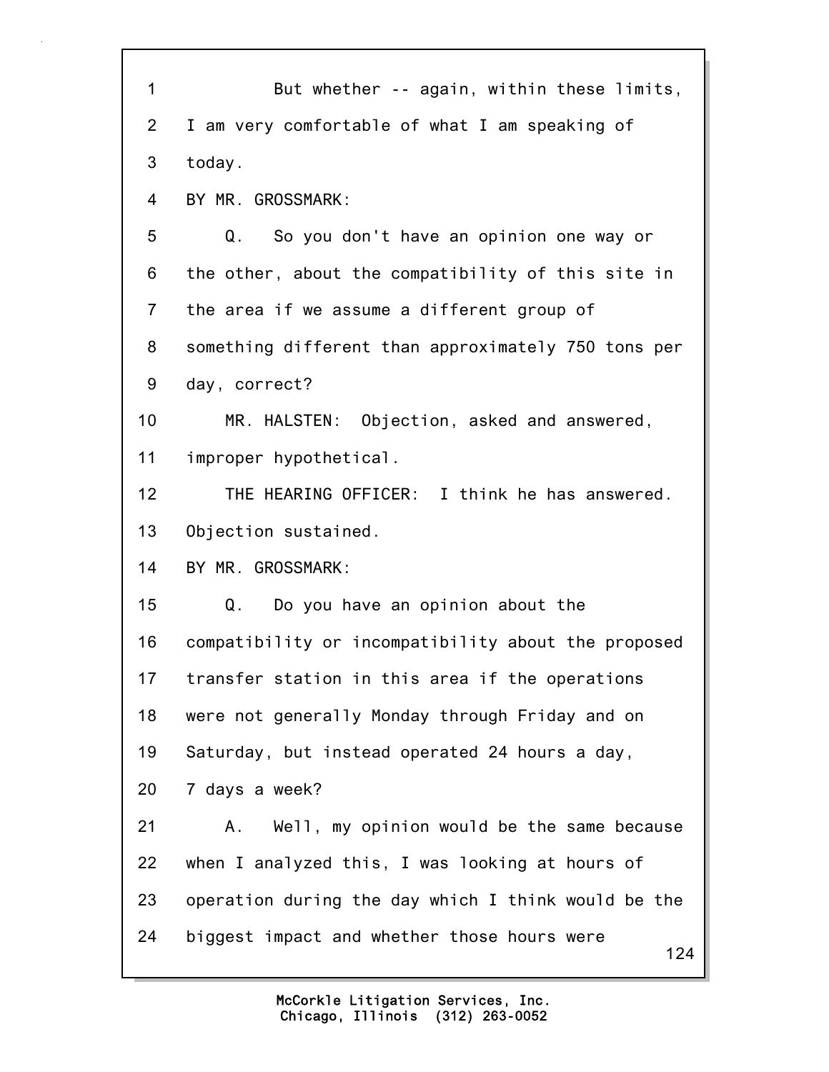But whether -- again, within these limits, I am very comfortable of what I am speaking of today.

BY MR. GROSSMARK:

Q. So you don't have an opinion one way or the other, about the compatibility of this site in the area if we assume a different group of something different than approximately 750 tons per day, correct?

MR. HALSTEN: Objection, asked and answered, improper hypothetical.

THE HEARING OFFICER: I think he has answered. Objection sustained.

BY MR. GROSSMARK:

Q. Do you have an opinion about the compatibility or incompatibility about the proposed transfer station in this area if the operations were not generally Monday through Friday and on Saturday, but instead operated 24 hours a day, 7 days a week?

A. Well, my opinion would be the same because when I analyzed this, I was looking at hours of operation during the day which I think would be the biggest impact and whether those hours were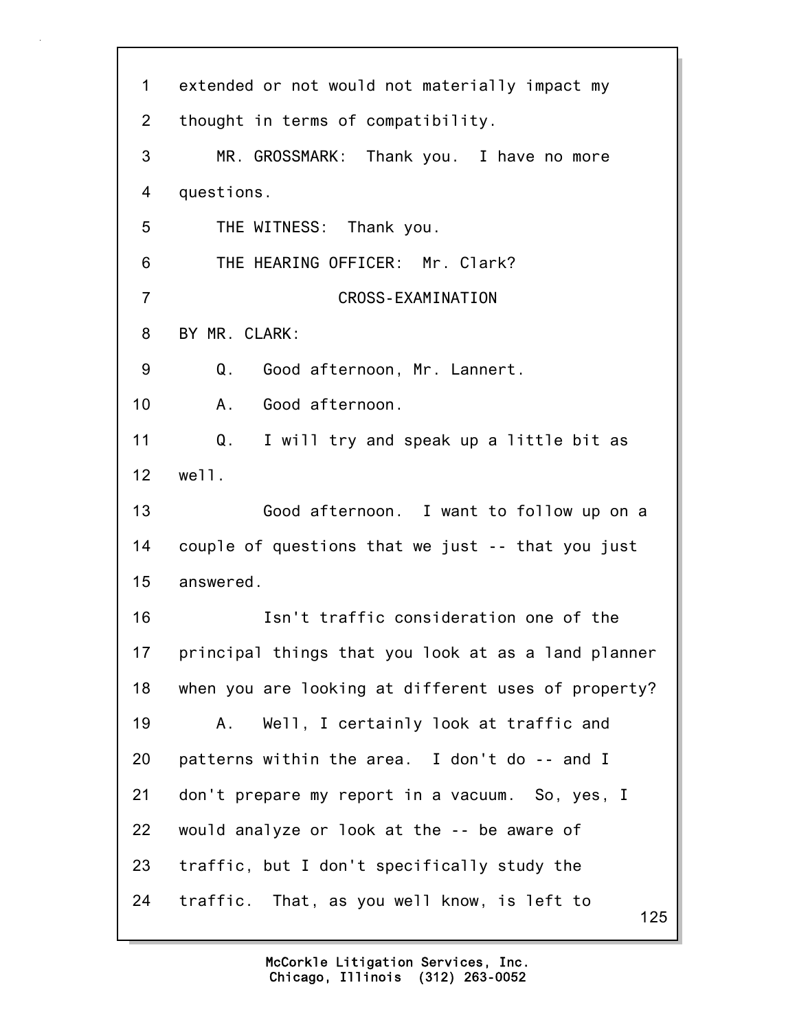extended or not would not materially impact my thought in terms of compatibility.

MR. GROSSMARK: Thank you. I have no more questions.

THE WITNESS: Thank you.

THE HEARING OFFICER: Mr. Clark?

CROSS-EXAMINATION

BY MR. CLARK:

Q. Good afternoon, Mr. Lannert.

A. Good afternoon.

Q. I will try and speak up a little bit as well.

Good afternoon. I want to follow up on a couple of questions that we just -- that you just answered.

Isn't traffic consideration one of the principal things that you look at as a land planner when you are looking at different uses of property?

A. Well, I certainly look at traffic and patterns within the area. I don't do -- and I don't prepare my report in a vacuum. So, yes, I would analyze or look at the -- be aware of traffic, but I don't specifically study the traffic. That, as you well know, is left to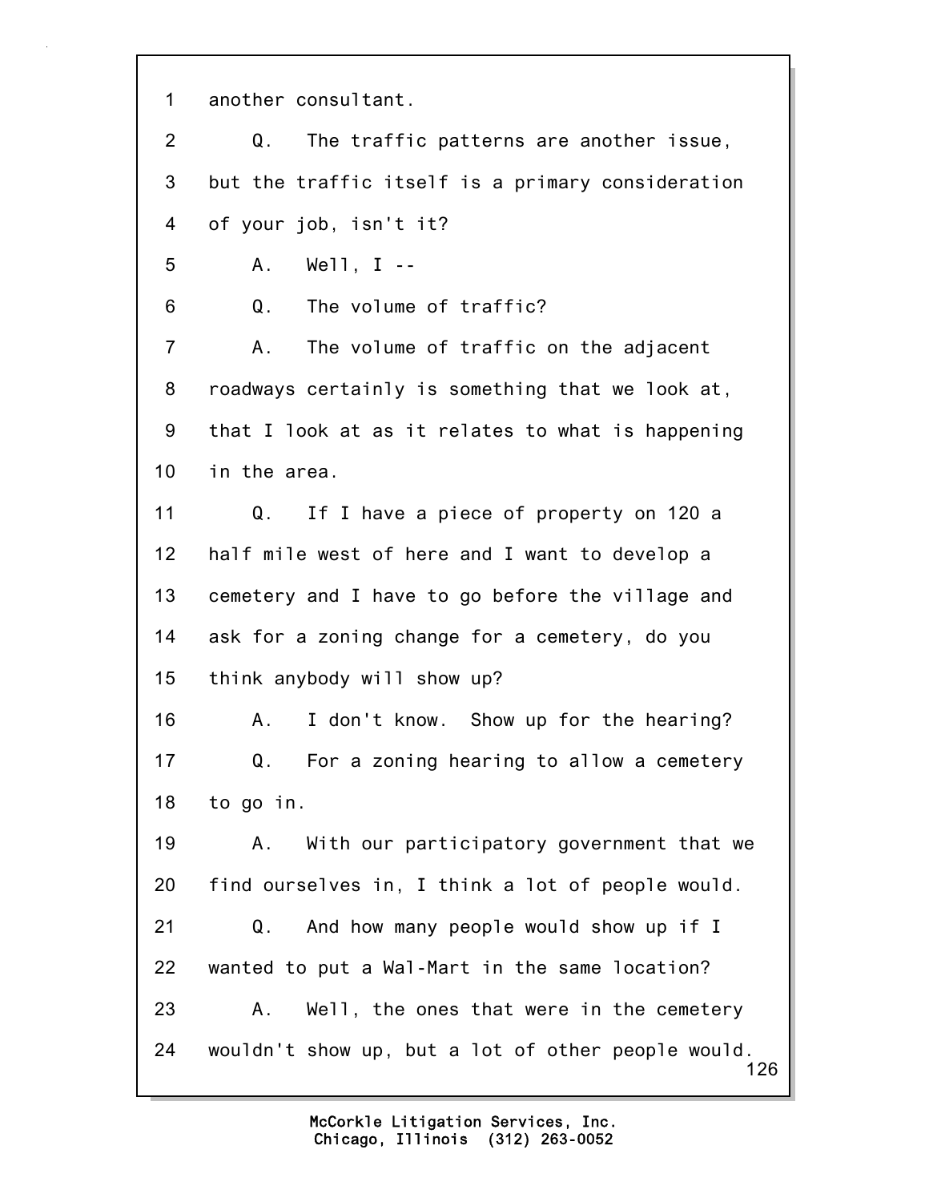1 another consultant.

2 Q. The traffic patterns are another issue,

3 but the traffic itself is a primary consideration

4 of your job, isn't it?

5 A. Well, I --

6 Q. The volume of traffic?

7 A. The volume of traffic on the adjacent

8 roadways certainly is something that we look at,

9 that I look at as it relates to what is happening

10 in the area.

11 Q. If I have a piece of property on 120 a

12 half mile west of here and I want to develop a

13 cemetery and I have to go before the village and

14 ask for a zoning change for a cemetery, do you

15 think anybody will show up?

16 A. I don't know. Show up for the hearing?

17 Q. For a zoning hearing to allow a cemetery

18 to go in.

19 A. With our participatory government that we

20 find ourselves in, I think a lot of people would.

21 Q. And how many people would show up if I

22 wanted to put a Wal-Mart in the same location?

23 A. Well, the ones that were in the cemetery

24 wouldn't show up, but a lot of other people would.

McCorkle Litigation Services, Inc.
Chicago, Illinois (312) 263-0052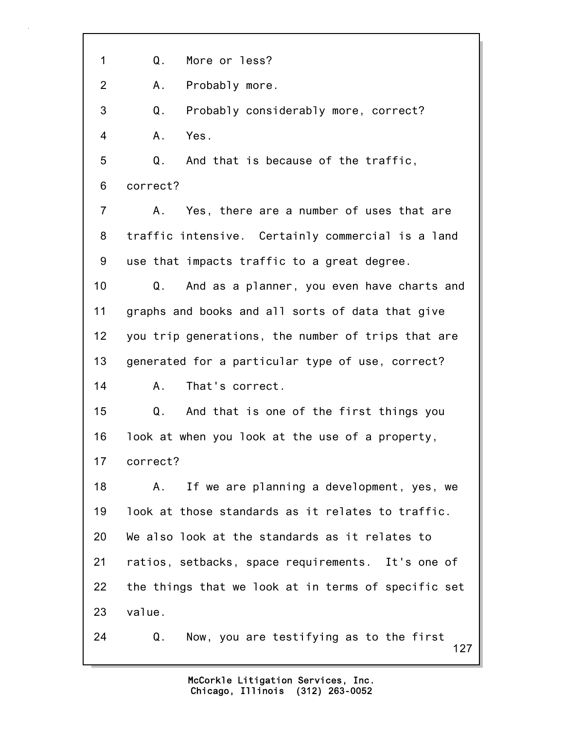1 Q. More or less?

2 A. Probably more.

3 Q. Probably considerably more, correct?

4 A. Yes.

5 Q. And that is because of the traffic,

6 correct?

7 A. Yes, there are a number of uses that are

8 traffic intensive. Certainly commercial is a land

9 use that impacts traffic to a great degree.

10 Q. And as a planner, you even have charts and

11 graphs and books and all sorts of data that give

12 you trip generations, the number of trips that are

13 generated for a particular type of use, correct?

14 A. That's correct.

15 Q. And that is one of the first things you

16 look at when you look at the use of a property,

17 correct?

18 A. If we are planning a development, yes, we

19 look at those standards as it relates to traffic.

20 We also look at the standards as it relates to

21 ratios, setbacks, space requirements. It's one of

22 the things that we look at in terms of specific set

23 value.

24 Q. Now, you are testifying as to the first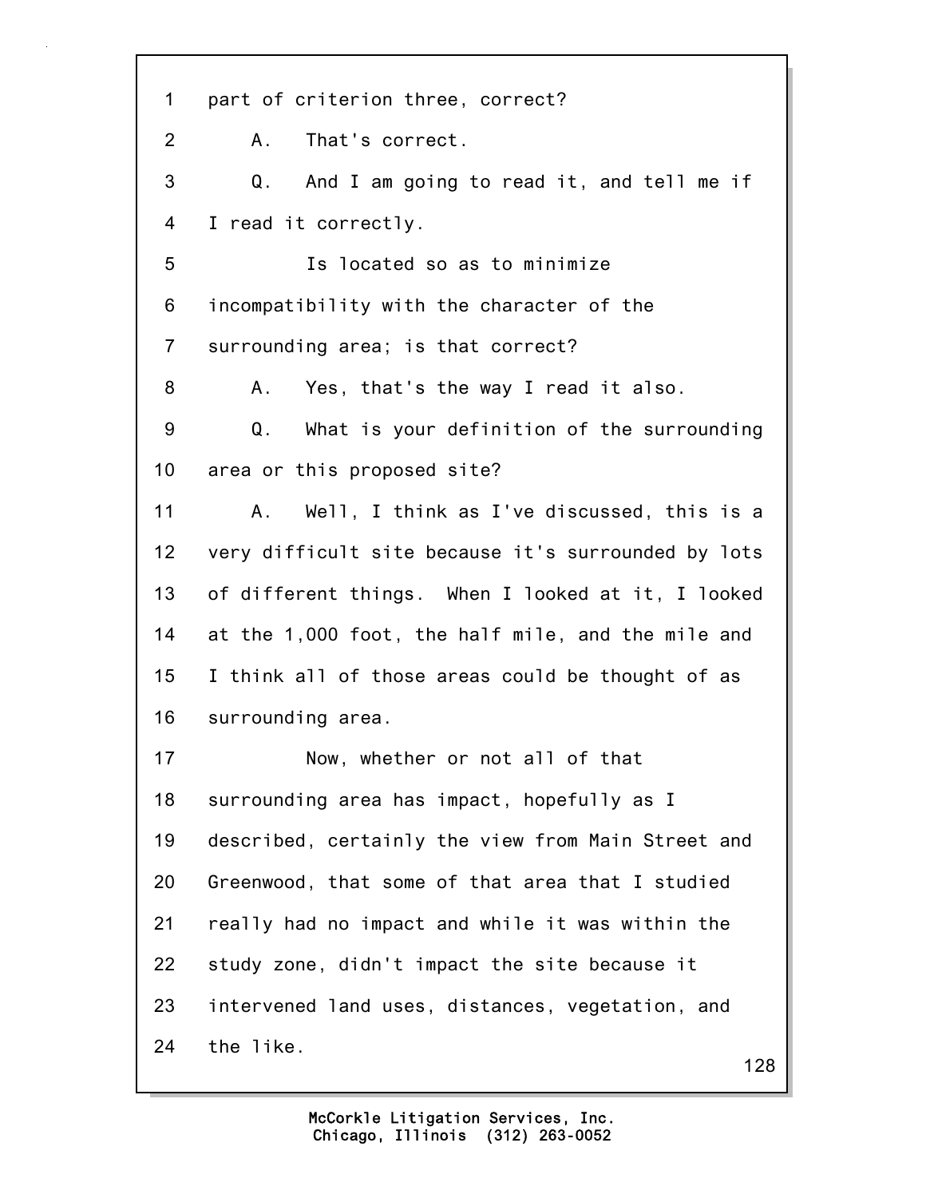1 part of criterion three, correct?

2 A. That's correct.

3 Q. And I am going to read it, and tell me if

4 I read it correctly.

5 Is located so as to minimize

6 incompatibility with the character of the

7 surrounding area; is that correct?

8 A. Yes, that's the way I read it also.

9 Q. What is your definition of the surrounding

10 area or this proposed site?

11 A. Well, I think as I've discussed, this is a

12 very difficult site because it's surrounded by lots

13 of different things. When I looked at it, I looked

14 at the 1,000 foot, the half mile, and the mile and

15 I think all of those areas could be thought of as

16 surrounding area.

17 Now, whether or not all of that

18 surrounding area has impact, hopefully as I

19 described, certainly the view from Main Street and

20 Greenwood, that some of that area that I studied

21 really had no impact and while it was within the

22 study zone, didn't impact the site because it

23 intervened land uses, distances, vegetation, and

24 the like.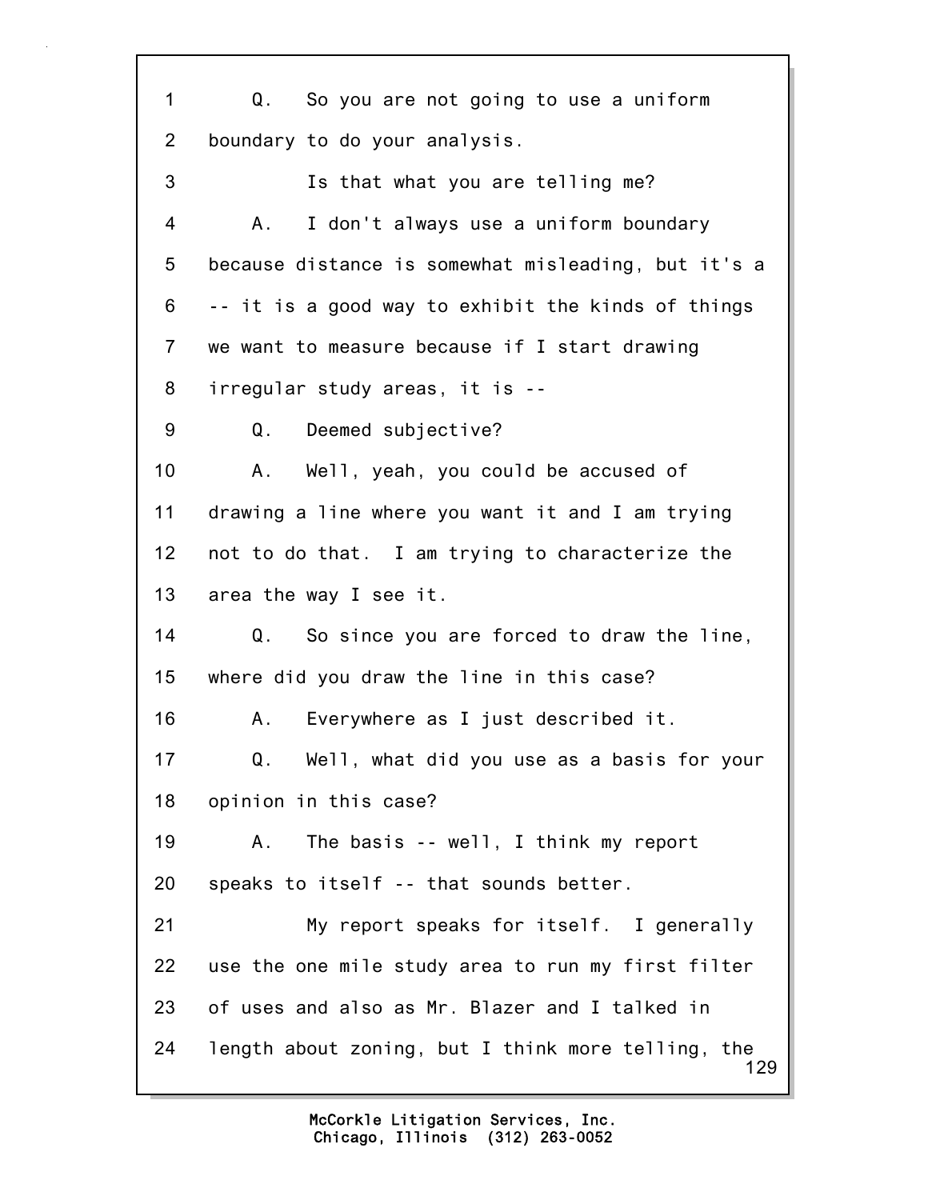1 Q. So you are not going to use a uniform
2 boundary to do your analysis.
3 Is that what you are telling me?
4 A. I don't always use a uniform boundary
5 because distance is somewhat misleading, but it's a
6 -- it is a good way to exhibit the kinds of things
7 we want to measure because if I start drawing
8 irregular study areas, it is --
9 Q. Deemed subjective?
10 A. Well, yeah, you could be accused of
11 drawing a line where you want it and I am trying
12 not to do that. I am trying to characterize the
13 area the way I see it.
14 Q. So since you are forced to draw the line,
15 where did you draw the line in this case?
16 A. Everywhere as I just described it.
17 Q. Well, what did you use as a basis for your
18 opinion in this case?
19 A. The basis -- well, I think my report
20 speaks to itself -- that sounds better.
21 My report speaks for itself. I generally
22 use the one mile study area to run my first filter
23 of uses and also as Mr. Blazer and I talked in
24 length about zoning, but I think more telling, the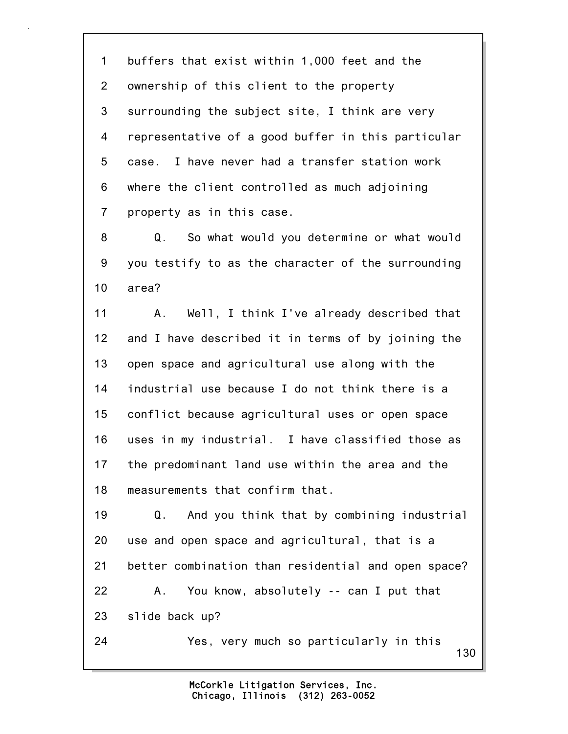1 buffers that exist within 1,000 feet and the
2 ownership of this client to the property
3 surrounding the subject site, I think are very
4 representative of a good buffer in this particular
5 case. I have never had a transfer station work
6 where the client controlled as much adjoining
7 property as in this case.

8 Q. So what would you determine or what would
9 you testify to as the character of the surrounding
10 area?

11 A. Well, I think I've already described that
12 and I have described it in terms of by joining the
13 open space and agricultural use along with the
14 industrial use because I do not think there is a
15 conflict because agricultural uses or open space
16 uses in my industrial. I have classified those as
17 the predominant land use within the area and the
18 measurements that confirm that.

19 Q. And you think that by combining industrial
20 use and open space and agricultural, that is a
21 better combination than residential and open space?

22 A. You know, absolutely -- can I put that
23 slide back up?

24 Yes, very much so particularly in this

McCorkle Litigation Services, Inc.
Chicago, Illinois (312) 263-0052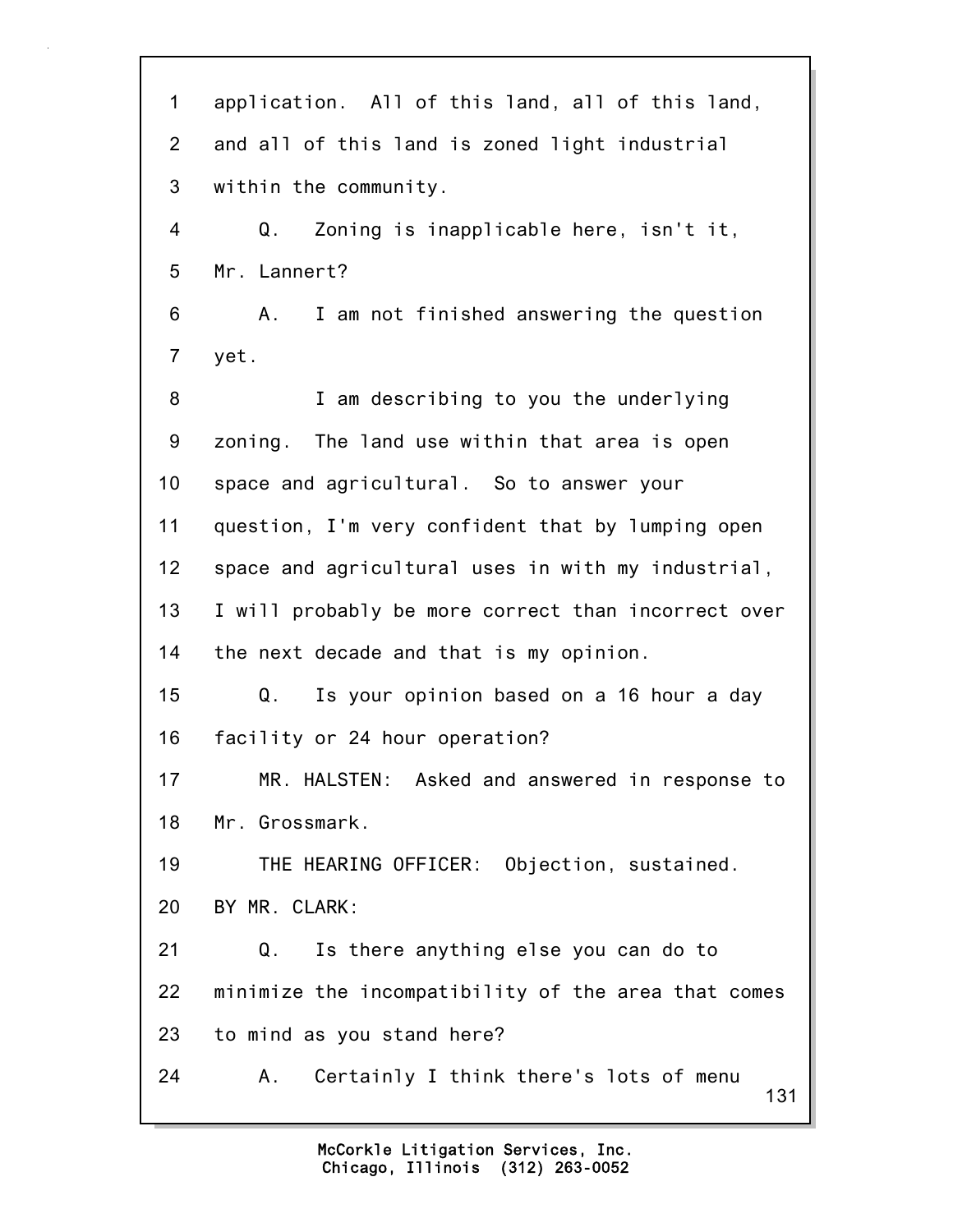application. All of this land, all of this land, and all of this land is zoned light industrial within the community.

Q. Zoning is inapplicable here, isn't it, Mr. Lannert?

A. I am not finished answering the question yet.

I am describing to you the underlying zoning. The land use within that area is open space and agricultural. So to answer your question, I'm very confident that by lumping open space and agricultural uses in with my industrial, I will probably be more correct than incorrect over the next decade and that is my opinion.

Q. Is your opinion based on a 16 hour a day facility or 24 hour operation?

MR. HALSTEN: Asked and answered in response to Mr. Grossmark.

THE HEARING OFFICER: Objection, sustained.

BY MR. CLARK:

Q. Is there anything else you can do to minimize the incompatibility of the area that comes to mind as you stand here?

A. Certainly I think there's lots of menu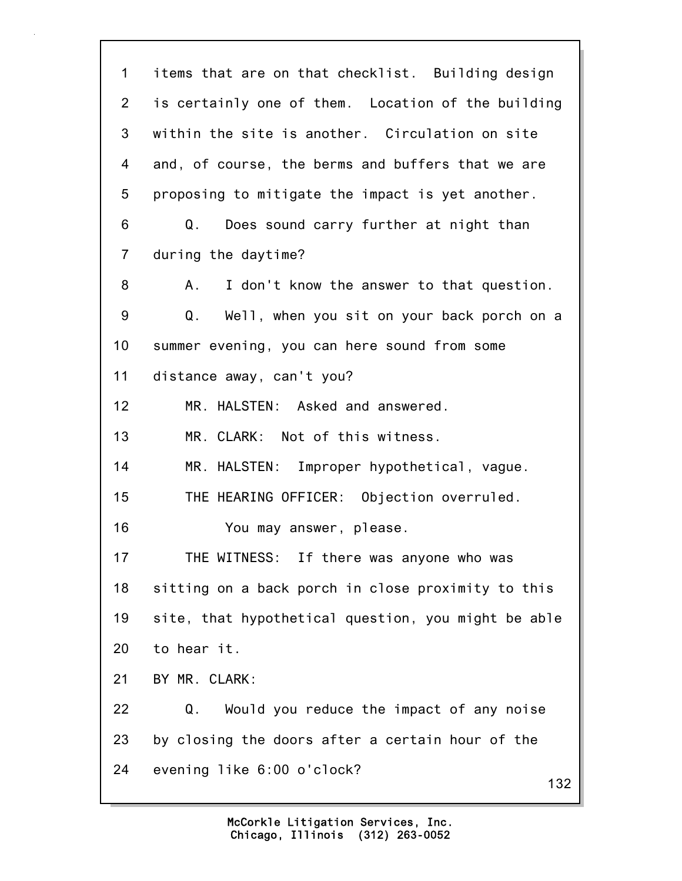1 items that are on that checklist. Building design
2 is certainly one of them. Location of the building
3 within the site is another. Circulation on site
4 and, of course, the berms and buffers that we are
5 proposing to mitigate the impact is yet another.
6 Q. Does sound carry further at night than
7 during the daytime?
8 A. I don't know the answer to that question.
9 Q. Well, when you sit on your back porch on a
10 summer evening, you can here sound from some
11 distance away, can't you?
12 MR. HALSTEN: Asked and answered.
13 MR. CLARK: Not of this witness.
14 MR. HALSTEN: Improper hypothetical, vague.
15 THE HEARING OFFICER: Objection overruled.
16 You may answer, please.
17 THE WITNESS: If there was anyone who was
18 sitting on a back porch in close proximity to this
19 site, that hypothetical question, you might be able
20 to hear it.
21 BY MR. CLARK:
22 Q. Would you reduce the impact of any noise
23 by closing the doors after a certain hour of the
24 evening like 6:00 o'clock?

McCorkle Litigation Services, Inc.
Chicago, Illinois (312) 263-0052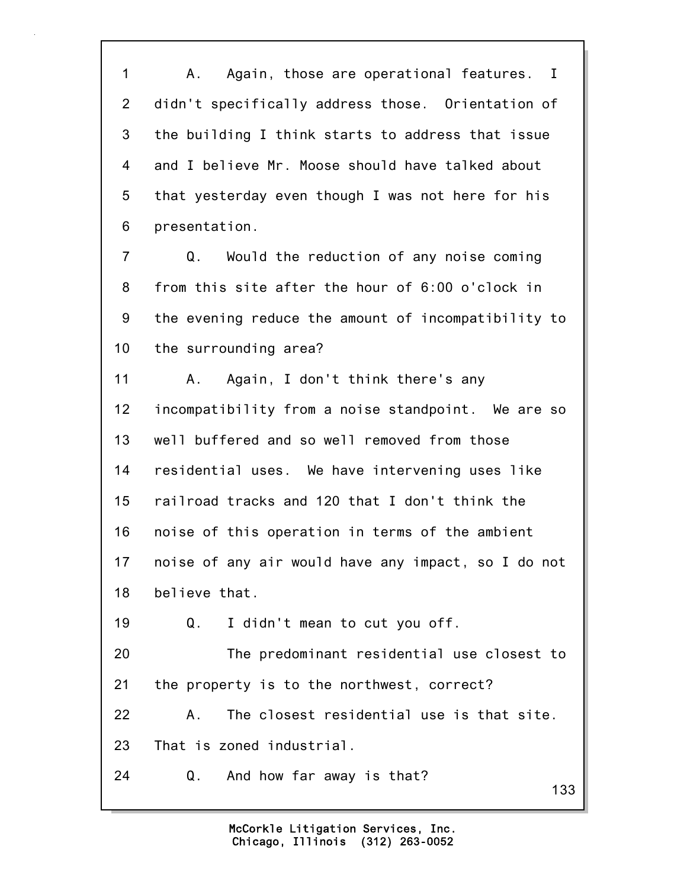1 A. Again, those are operational features. I
2 didn't specifically address those. Orientation of
3 the building I think starts to address that issue
4 and I believe Mr. Moose should have talked about
5 that yesterday even though I was not here for his
6 presentation.

7 Q. Would the reduction of any noise coming
8 from this site after the hour of 6:00 o'clock in
9 the evening reduce the amount of incompatibility to
10 the surrounding area?

11 A. Again, I don't think there's any
12 incompatibility from a noise standpoint. We are so
13 well buffered and so well removed from those
14 residential uses. We have intervening uses like
15 railroad tracks and 120 that I don't think the
16 noise of this operation in terms of the ambient
17 noise of any air would have any impact, so I do not
18 believe that.

19 Q. I didn't mean to cut you off.

20 The predominant residential use closest to
21 the property is to the northwest, correct?

22 A. The closest residential use is that site.
23 That is zoned industrial.

24 Q. And how far away is that?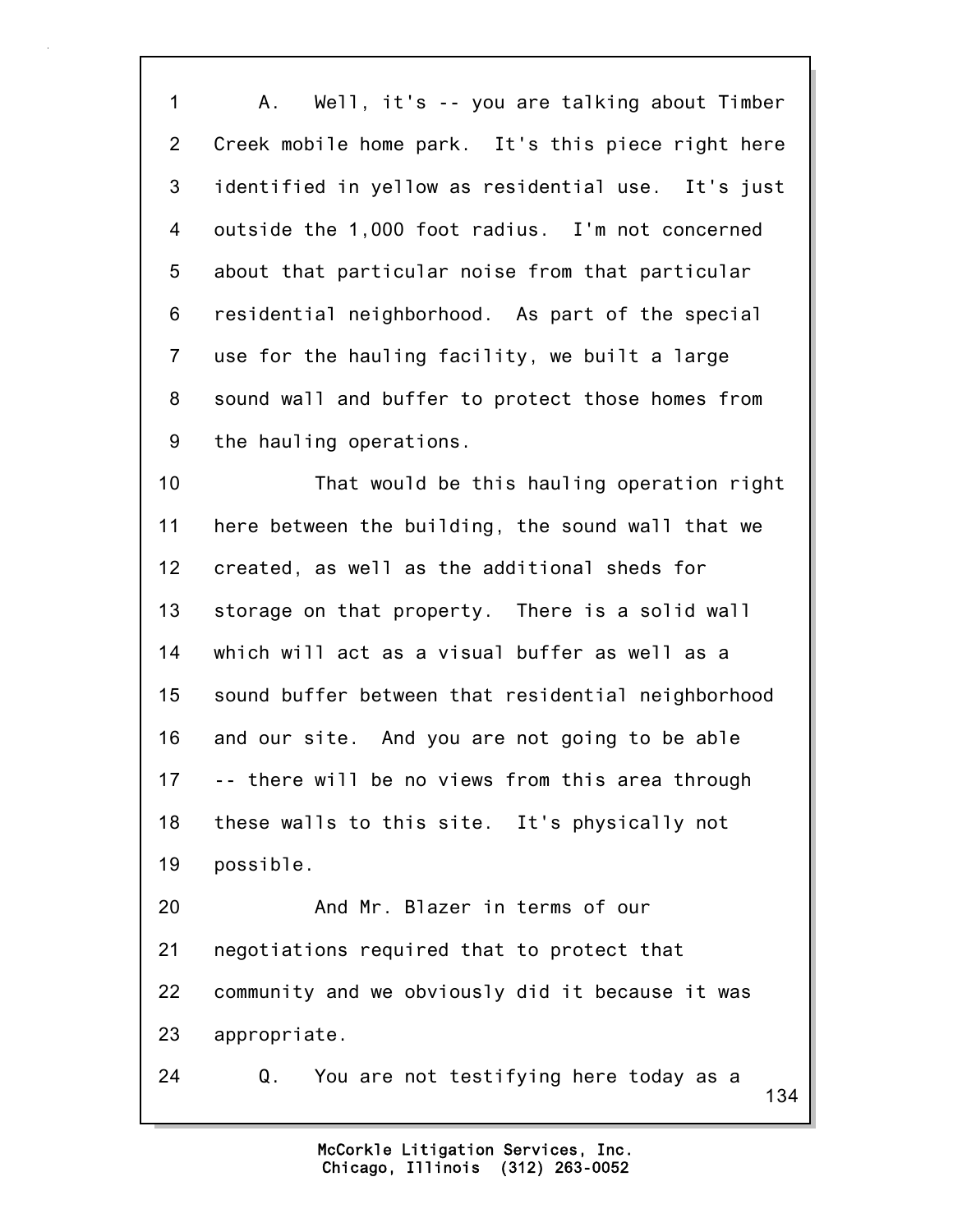1 A. Well, it's -- you are talking about Timber
2 Creek mobile home park. It's this piece right here
3 identified in yellow as residential use. It's just
4 outside the 1,000 foot radius. I'm not concerned
5 about that particular noise from that particular
6 residential neighborhood. As part of the special
7 use for the hauling facility, we built a large
8 sound wall and buffer to protect those homes from
9 the hauling operations.

10 That would be this hauling operation right
11 here between the building, the sound wall that we
12 created, as well as the additional sheds for
13 storage on that property. There is a solid wall
14 which will act as a visual buffer as well as a
15 sound buffer between that residential neighborhood
16 and our site. And you are not going to be able
17 -- there will be no views from this area through
18 these walls to this site. It's physically not
19 possible.

20 And Mr. Blazer in terms of our
21 negotiations required that to protect that
22 community and we obviously did it because it was
23 appropriate.

24 Q. You are not testifying here today as a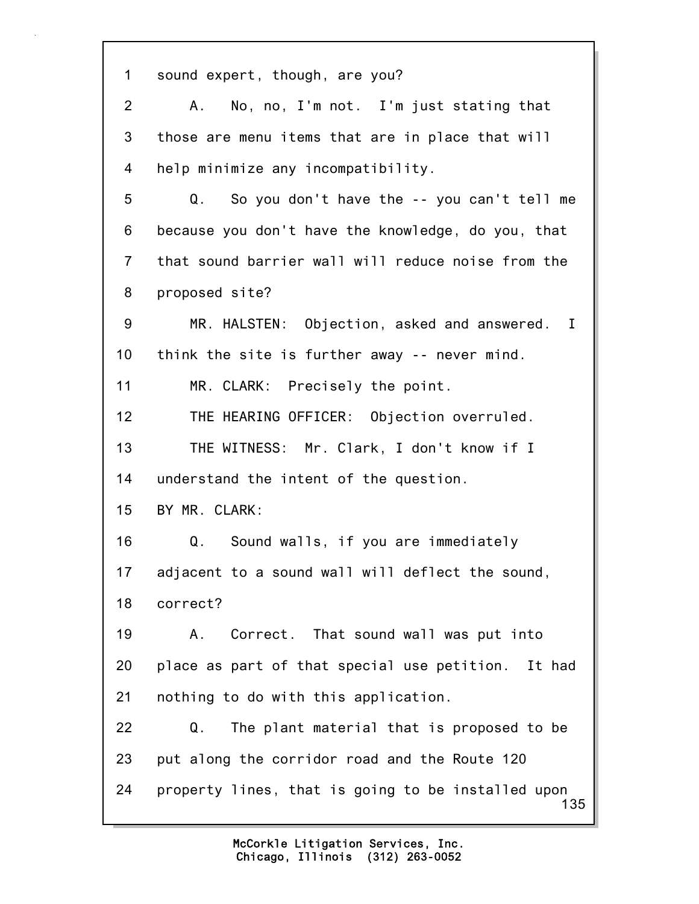1 sound expert, though, are you?

2 A. No, no, I'm not. I'm just stating that

3 those are menu items that are in place that will

4 help minimize any incompatibility.

5 Q. So you don't have the -- you can't tell me

6 because you don't have the knowledge, do you, that

7 that sound barrier wall will reduce noise from the

8 proposed site?

9 MR. HALSTEN: Objection, asked and answered. I

10 think the site is further away -- never mind.

11 MR. CLARK: Precisely the point.

12 THE HEARING OFFICER: Objection overruled.

13 THE WITNESS: Mr. Clark, I don't know if I

14 understand the intent of the question.

15 BY MR. CLARK:

16 Q. Sound walls, if you are immediately

17 adjacent to a sound wall will deflect the sound,

18 correct?

19 A. Correct. That sound wall was put into

20 place as part of that special use petition. It had

21 nothing to do with this application.

22 Q. The plant material that is proposed to be

23 put along the corridor road and the Route 120

24 property lines, that is going to be installed upon

McCorkle Litigation Services, Inc.
Chicago, Illinois (312) 263-0052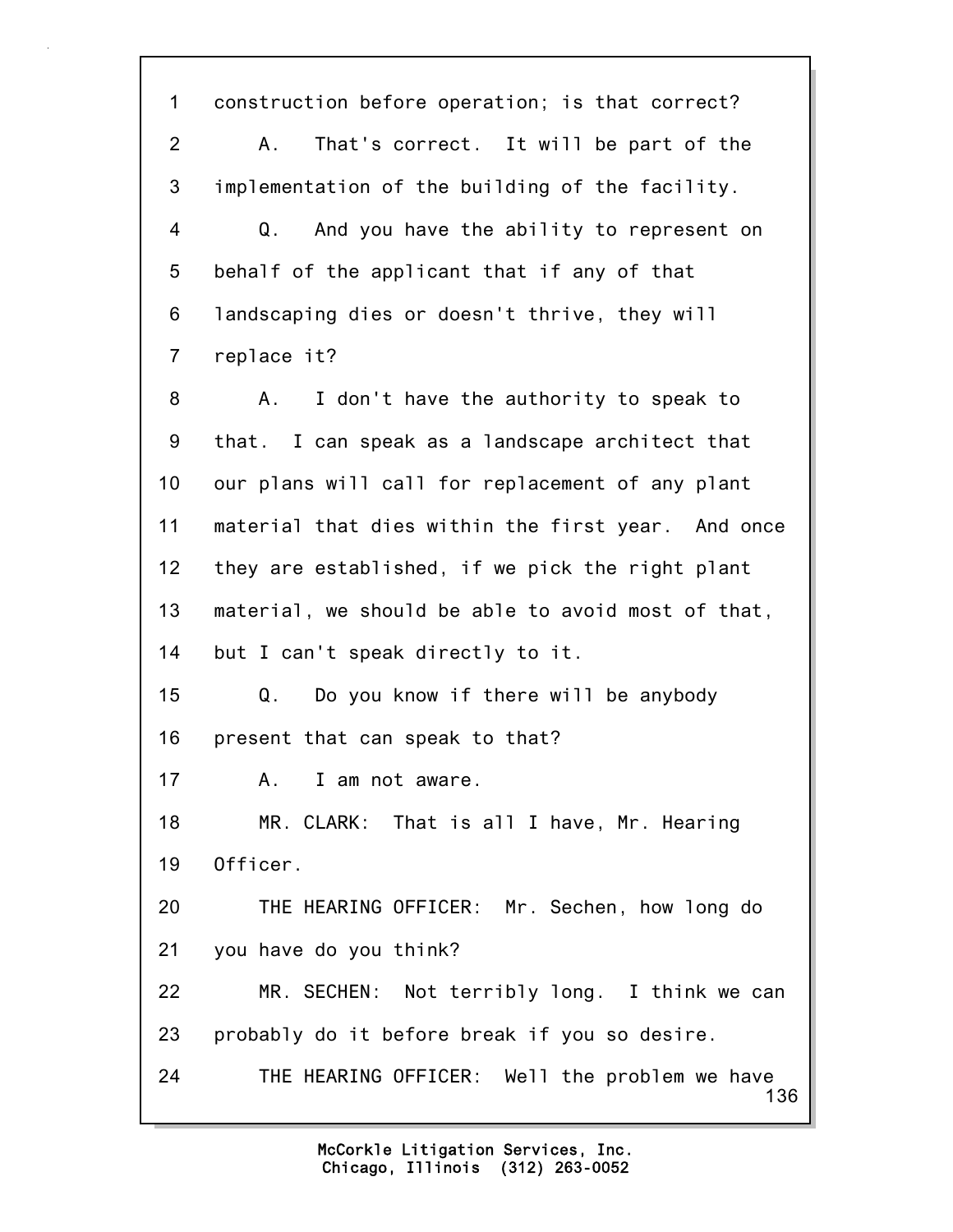1 construction before operation; is that correct?

2 A. That's correct. It will be part of the

3 implementation of the building of the facility.

4 Q. And you have the ability to represent on

5 behalf of the applicant that if any of that

6 landscaping dies or doesn't thrive, they will

7 replace it?

8 A. I don't have the authority to speak to

9 that. I can speak as a landscape architect that

10 our plans will call for replacement of any plant

11 material that dies within the first year. And once

12 they are established, if we pick the right plant

13 material, we should be able to avoid most of that,

14 but I can't speak directly to it.

15 Q. Do you know if there will be anybody

16 present that can speak to that?

17 A. I am not aware.

18 MR. CLARK: That is all I have, Mr. Hearing

19 Officer.

20 THE HEARING OFFICER: Mr. Sechen, how long do

21 you have do you think?

22 MR. SECHEN: Not terribly long. I think we can

23 probably do it before break if you so desire.

24 THE HEARING OFFICER: Well the problem we have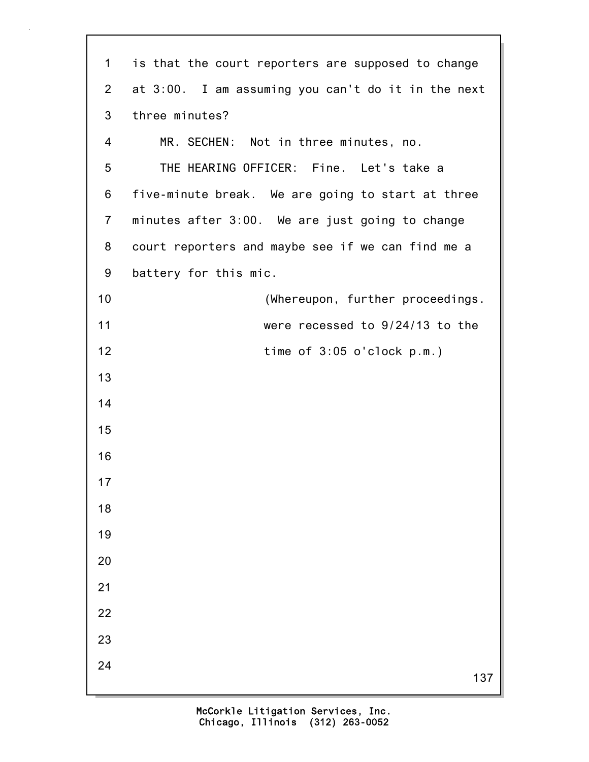is that the court reporters are supposed to change at 3:00. I am assuming you can't do it in the next three minutes?

MR. SECHEN: Not in three minutes, no.

THE HEARING OFFICER: Fine. Let's take a five-minute break. We are going to start at three minutes after 3:00. We are just going to change court reporters and maybe see if we can find me a battery for this mic.

(Whereupon, further proceedings. were recessed to 9/24/13 to the time of 3:05 o'clock p.m.)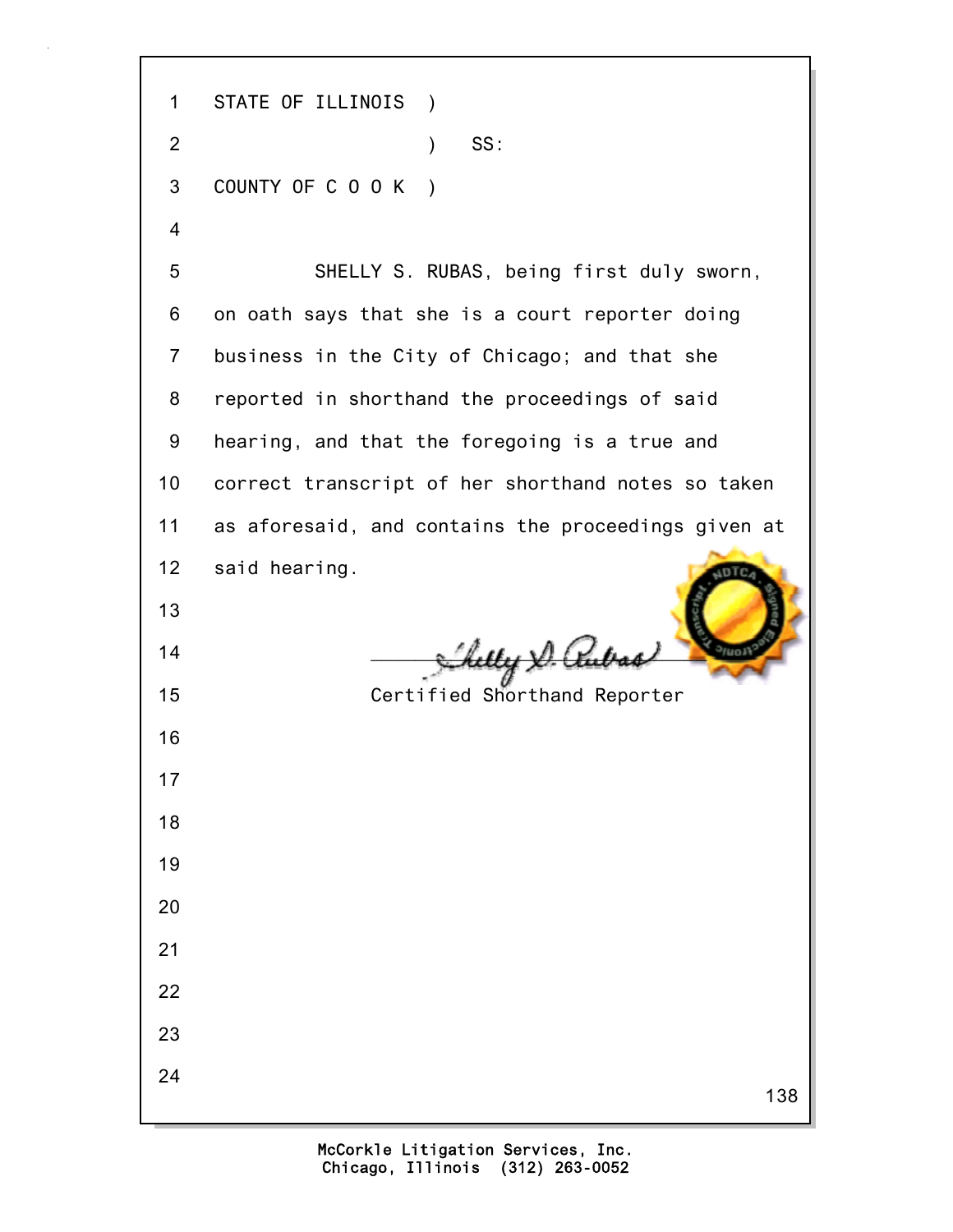STATE OF ILLINOIS )
) SS:
COUNTY OF C O O K )

SHELLY S. RUBAS, being first duly sworn, on oath says that she is a court reporter doing business in the City of Chicago; and that she reported in shorthand the proceedings of said hearing, and that the foregoing is a true and correct transcript of her shorthand notes so taken as aforesaid, and contains the proceedings given at said hearing.

Certified Shorthand Reporter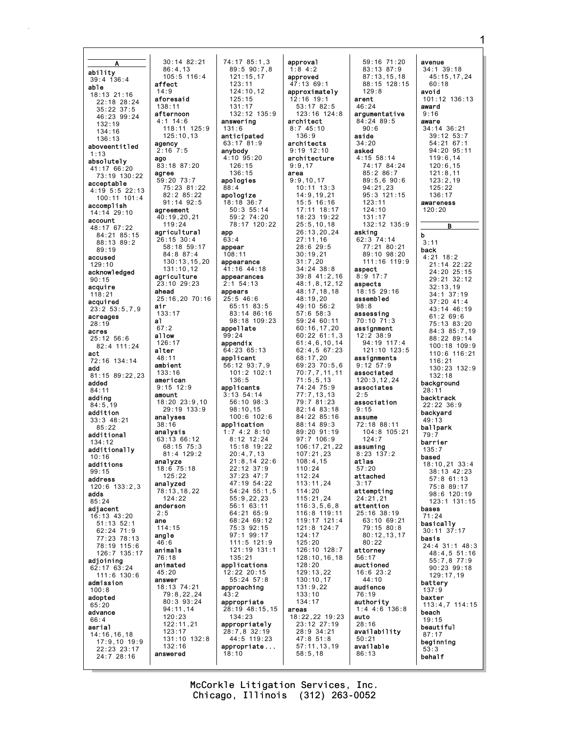**A**

**ability**
39:4 136:4

**able**
18:13 21:16
22:18 28:24
35:22 37:5
46:23 99:24
132:19
134:16
136:13

**aboveentitled**
1:13

**absolutely**
41:17 66:20
73:19 130:22

**acceptable**
4:19 5:5 22:13
100:11 101:4

**accomplish**
14:14 29:10

**account**
48:17 67:22
84:21 85:15
88:13 89:2
89:19

**accused**
129:10

**acknowledged**
90:15

**acquire**
118:21

**acquired**
23:2 53:5,7,9

**acreages**
28:19

**acres**
25:12 56:6
82:4 111:24

**act**
72:16 134:14

**add**
81:15 89:22,23

**added**
84:11

**adding**
84:5,19

**addition**
33:3 48:21
85:22

**additional**
134:12

**additionally**
10:16

**additions**
99:15

**address**
120:6 133:2,3

**adds**
85:24

**adjacent**
16:13 43:20
51:13 52:1
62:24 71:9
77:23 78:13
78:19 115:6
126:7 135:17

**adjoining**
62:17 63:24
111:6 130:6

**admission**
100:8

**adopted**
65:20

**advance**
66:4

**aerial**
14:16,16,18
17:9,10 19:9
22:23 23:17
24:7 28:16
30:14 82:21
86:4,13
105:5 116:4

**affect**
14:9

**aforesaid**
138:11

**afternoon**
4:1 14:6
118:11 125:9
125:10,13

**agency**
2:16 7:5

**ago**
83:18 87:20

**agree**
59:20 73:7
75:23 81:22
82:2 85:22
91:14 92:5

**agreement**
40:19,20,21
119:24

**agricultural**
26:15 30:4
58:18 59:17
84:8 87:4
130:13,15,20
131:10,12

**agriculture**
23:10 29:23

**ahead**
25:16,20 70:16

**air**
133:17

**al**
67:2

**allow**
126:17

**alter**
48:11

**ambient**
133:16

**american**
9:15 12:9

**amount**
18:20 23:9,10
29:19 133:9

**analyses**
38:16

**analysis**
63:13 66:12
68:15 75:3
81:4 129:2

**analyze**
18:6 75:18
125:22

**analyzed**
78:13,18,22
124:22

**anderson**
2:5

**ane**
114:15

**angle**
46:6

**animals**
76:18

**animated**
45:20

**answer**
18:13 74:21
79:8,22,24
80:3 93:24
94:11,14
120:23
122:11,21
123:17
131:10 132:8
132:16

**answered**
74:17 85:1,3
89:5 90:7,8
121:15,17
123:11
124:10,12
125:15
131:17
132:12 135:9

**answering**
131:6

**anticipated**
63:17 81:9

**anybody**
4:10 95:20
126:15
136:15

**apologies**
88:4

**apologize**
18:18 36:7
50:3 55:14
59:2 74:20
78:17 120:22

**app**
63:4

**appear**
108:11

**appearance**
41:16 44:18

**appearances**
2:1 54:13

**appears**
25:5 46:6
65:11 83:5
83:14 86:16
98:18 109:23

**appellate**
99:24

**appendix**
64:23 65:13

**applicant**
56:12 93:7,9
101:2 102:1
136:5

**applicants**
3:13 54:14
56:10 98:3
98:10,15
100:6 102:6

**application**
1:7 4:2 8:10
8:12 12:24
15:18 19:22
20:4,7,13
21:8,14 22:6
22:12 37:9
37:23 47:7
47:19 54:22
54:24 55:1,5
55:9,22,23
56:1 63:11
64:21 65:9
68:24 69:12
75:3 92:15
97:1 99:17
111:5 121:9
121:19 131:1
135:21

**applications**
12:22 20:15
55:24 57:8

**approaching**
43:2

**appropriate**
28:19 48:15,15
134:23

**appropriately**
28:7,8 32:19
44:5 119:23

**appropriate...**
18:10

**approval**
1:8 4:2

**approved**
47:13 69:1

**approximately**
12:16 19:1
53:17 82:5
123:16 124:8

**architect**
8:7 45:10
136:9

**architects**
9:19 12:10

**architecture**
9:9,17

**area**
9:9,10,17
10:11 13:3
14:9,19,21
15:5 16:16
17:11 18:17
18:23 19:22
25:5,10,18
26:13,20,24
27:11,16
28:6 29:5
30:19,21
31:7,20
34:24 38:8
39:8 41:2,16
48:1,8,12,12
48:17,18,18
48:19,20
49:10 56:2
57:6 58:3
59:24 60:11
60:16,17,20
60:22 61:1,3
61:4,6,10,14
62:4,5 67:23
68:17,20
69:23 70:5,6
70:7,7,11,11
71:5,5,13
74:24 75:9
77:7,13,13
79:7 81:23
82:14 83:18
84:22 85:16
88:14 89:3
89:20 91:19
97:7 106:9
106:17,21,22
107:21,23
108:4,15
110:24
112:24
113:11,24
114:20
115:21,24
116:3,5,6,8
116:8 119:11
119:17 121:4
121:8 124:7
124:17
125:20
126:10 128:7
128:10,16,18
128:20
129:13,22
130:10,17
131:9,22
133:10
134:17

**areas**
18:22,22 19:23
23:12 27:19
28:9 34:21
47:8 51:8
57:11,13,19
58:5,18
59:16 71:20
83:13 87:9
87:13,15,18
88:15 128:15
129:8

**arent**
46:24

**argumentative**
84:24 89:5
90:6

**aside**
34:20

**asked**
4:15 58:14
74:17 84:24
85:2 86:7
89:5,6 90:6
94:21,23
95:3 121:15
123:11
124:10
131:17
132:12 135:9

**asking**
62:3 74:14
77:21 80:21
89:10 98:20
111:16 119:9

**aspect**
8:9 17:7

**aspects**
18:15 29:16

**assembled**
98:8

**assessing**
70:10 71:3

**assignment**
12:2 38:9
94:19 117:4
121:10 123:5

**assignments**
9:12 57:9

**associated**
120:3,12,24

**associates**
2:5

**association**
9:15

**assume**
72:18 88:11
104:8 105:21
124:7

**assuming**
8:23 137:2

**atlas**
57:20

**attached**
3:17

**attempting**
24:21,21

**attention**
25:16 38:19
63:10 69:21
79:15 80:8
80:12,13,17
80:22

**attorney**
56:17

**auctioned**
16:6 23:2
44:10

**audience**
76:19

**authority**
1:4 4:6 136:8

**auto**
28:16

**availability**
50:21

**available**
86:13

**avenue**
34:1 39:18
45:15,17,24
60:18

**avoid**
101:12 136:13

**award**
9:16

**aware**
34:14 36:21
39:12 53:7
54:21 67:1
94:20 95:11
119:6,14
120:6,15
121:8,11
123:2,19
125:22
136:17

**awareness**
120:20

**B**

**b**
3:11

**back**
4:21 18:2
21:14 22:22
24:20 25:15
29:21 32:12
32:13,19
34:1 37:19
37:20 41:4
43:14 46:19
61:2 69:6
75:13 83:20
84:3 85:7,19
88:22 89:14
100:18 109:9
110:6 116:21
116:21
130:23 132:9
132:18

**background**
28:11

**backtrack**
22:22 36:9

**backyard**
49:13

**ballpark**
79:7

**barrier**
135:7

**based**
18:10,21 33:4
38:13 42:23
57:8 61:13
75:8 89:17
98:6 120:19
123:1 131:15

**bases**
71:24

**basically**
30:11 37:17

**basis**
24:4 31:1 48:3
48:4,5 51:16
55:7,8 77:9
90:23 99:18
129:17,19

**battery**
137:9

**baxter**
113:4,7 114:15

**beach**
19:15

**beautiful**
87:17

**beginning**
53:3

**behalf**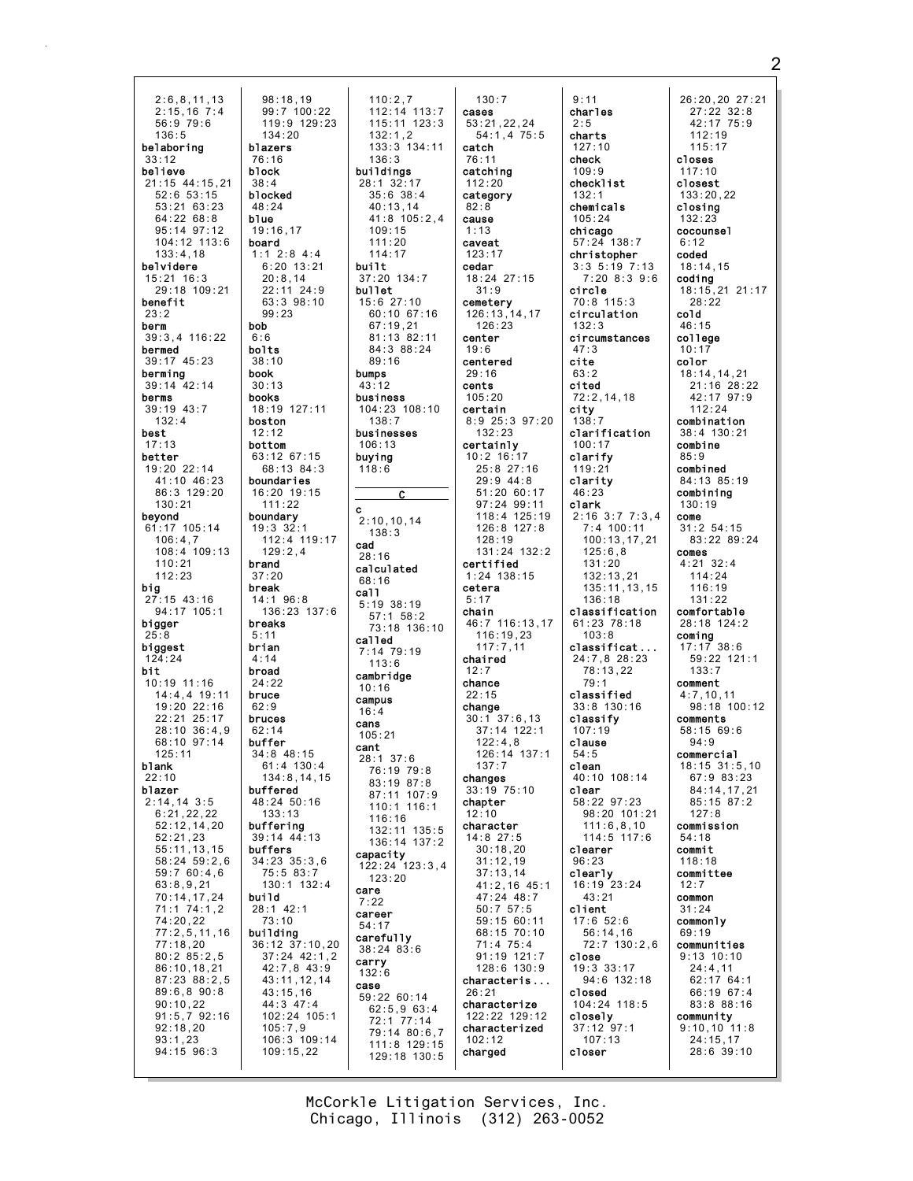2:6,8,11,13
2:15,16 7:4
56:9 79:6
136:5

**belaboring**
33:12

**believe**
21:15 44:15,21
52:6 53:15
53:21 63:23
64:22 68:8
95:14 97:12
104:12 113:6
133:4,18

**belvidere**
15:21 16:3
29:18 109:21

**benefit**
23:2

**berm**
39:3,4 116:22

**bermed**
39:17 45:23

**berming**
39:14 42:14

**berms**
39:19 43:7
132:4

**best**
17:13

**better**
19:20 22:14
41:10 46:23
86:3 129:20
130:21

**beyond**
61:17 105:14
106:4,7
108:4 109:13
110:21
112:23

**big**
27:15 43:16
94:17 105:1

**bigger**
25:8

**biggest**
124:24

**bit**
10:19 11:16
14:4,4 19:11
19:20 22:16
22:21 25:17
28:10 36:4,9
68:10 97:14
125:11

**blank**
22:10

**blazer**
2:14,14 3:5
6:21,22,22
52:12,14,20
52:21,23
55:11,13,15
58:24 59:2,6
59:7 60:4,6
63:8,9,21
70:14,17,24
71:1 74:1,2
74:20,22
77:2,5,11,16
77:18,20
80:2 85:2,5
86:10,18,21
87:23 88:2,5
89:6,8 90:8
90:10,22
91:5,7 92:16
92:18,20
93:1,23
94:15 96:3

98:18,19
99:7 100:22
119:9 129:23
134:20

**blazers**
76:16

**block**
38:4

**blocked**
48:24

**blue**
19:16,17

**board**
1:1 2:8 4:4
6:20 13:21
20:8,14
22:11 24:9
63:3 98:10
99:23

**bob**
6:6

**bolts**
38:10

**book**
30:13

**books**
18:19 127:11

**boston**
12:12

**bottom**
63:12 67:15
68:13 84:3

**boundaries**
16:20 19:15
111:22

**boundary**
19:3 32:1
112:4 119:17
129:2,4

**brand**
37:20

**break**
14:1 96:8
136:23 137:6

**breaks**
5:11

**brian**
4:14

**broad**
24:22

**bruce**
62:9

**bruces**
62:14

**buffer**
34:8 48:15
61:4 130:4
134:8,14,15

**buffered**
48:24 50:16
133:13

**buffering**
39:14 44:13

**buffers**
34:23 35:3,6
75:5 83:7
130:1 132:4

**build**
28:1 42:1
73:10

**building**
36:12 37:10,20
37:24 42:1,2
42:7,8 43:9
43:11,12,14
43:15,16
44:3 47:4
102:24 105:1
105:7,9
106:3 109:14
109:15,22

110:2,7
112:14 113:7
115:11 123:3
132:1,2
133:3 134:11
136:3

**buildings**
28:1 32:17
35:6 38:4
40:13,14
41:8 105:2,4
109:15
111:20
114:17

**built**
37:20 134:7

**bullet**
15:6 27:10
60:10 67:16
67:19,21
81:13 82:11
84:3 88:24
89:16

**bumps**
43:12

**business**
104:23 108:10
138:7

**businesses**
106:13

**buying**
118:6

## C

**c**
2:10,10,14
138:3

**cad**
28:16

**calculated**
68:16

**call**
5:19 38:19
57:1 58:2
73:18 136:10

**called**
7:14 79:19
113:6

**cambridge**
10:16

**campus**
16:4

**cans**
105:21

**cant**
28:1 37:6
76:19 79:8
83:19 87:8
87:11 107:9
110:1 116:1
116:16
132:11 135:5
136:14 137:2

**capacity**
122:24 123:3,4
123:20

**care**
7:22

**career**
54:17

**carefully**
38:24 83:6

**carry**
132:6

**case**
59:22 60:14
62:5,9 63:4
72:1 77:14
79:14 80:6,7
111:8 129:15
129:18 130:5

130:7

**cases**
53:21,22,24
54:1,4 75:5

**catch**
76:11

**catching**
112:20

**category**
82:8

**cause**
1:13

**caveat**
123:17

**cedar**
18:24 27:15
31:9

**cemetery**
126:13,14,17
126:23

**center**
19:6

**centered**
29:16

**cents**
105:20

**certain**
8:9 25:3 97:20
132:23

**certainly**
10:2 16:17
25:8 27:16
29:9 44:8
51:20 60:17
97:24 99:11
118:4 125:19
126:8 127:8
128:19
131:24 132:2

**certified**
1:24 138:15

**cetera**
5:17

**chain**
46:7 116:13,17
116:19,23
117:7,11

**chaired**
12:7

**chance**
22:15

**change**
30:1 37:6,13
37:14 122:1
122:4,8
126:14 137:1
137:7

**changes**
33:19 75:10

**chapter**
12:10

**character**
14:8 27:5
30:18,20
31:12,19
37:13,14
41:2,16 45:1
47:24 48:7
50:7 57:5
59:15 60:11
68:15 70:10
71:4 75:4
91:19 121:7
128:6 130:9

**characteris...**
26:21

**characterize**
122:22 129:12

**characterized**
102:12

**charged**

9:11

**charles**
2:5

**charts**
127:10

**check**
109:9

**checklist**
132:1

**chemicals**
105:24

**chicago**
57:24 138:7

**christopher**
3:3 5:19 7:13
7:20 8:3 9:6

**circle**
70:8 115:3

**circulation**
132:3

**circumstances**
47:3

**cite**
63:2

**cited**
72:2,14,18

**city**
138:7

**clarification**
38:4 130:21

**clarify**
100:17
119:21

**clarity**
46:23

**clark**
2:16 3:7 7:3,4
7:4 100:11
100:13,17,21
125:6,8
131:20
132:13,21
135:11,13,15
136:18

**classification**
61:23 78:18
103:8

**classificat...**
24:7,8 28:23
78:13,22
79:1

**classified**
33:8 130:16

**classify**
107:19

**clause**
54:5

**clean**
40:10 108:14

**clear**
58:22 97:23
98:20 101:21
111:6,8,10
114:5 117:6

**clearer**
96:23

**clearly**
16:19 23:24
43:21

**client**
17:6 52:6
56:14,16
72:7 130:2,6

**close**
19:3 33:17
94:6 132:18

**closed**
104:24 118:5

**closely**
37:12 97:1
107:13

**closer**

26:20,20 27:21
27:22 32:8
42:17 75:9
112:19
115:17

**closes**
117:10

**closest**
133:20,22

**closing**
132:23

**cocounsel**
6:12

**coded**
18:14,15

**coding**
18:15,21 21:17
28:22

**cold**
46:15

**college**
10:17

**color**
18:14,14,21
21:16 28:22
42:17 97:9
112:24

**combination**
130:21

**combine**
85:9

**combined**
84:13 85:19

**combining**
130:19

**come**
31:2 54:15
83:22 89:24

**comes**
4:21 32:4
114:24
116:19
131:22

**comfortable**
28:18 124:2

**coming**
17:17 38:6
59:22 121:1
133:7

**comment**
4:7,10,11
98:18 100:12

**comments**
58:15 69:6
94:9

**commercial**
18:15 31:5,10
67:9 83:23
84:14,17,21
85:15 87:2
127:8

**commission**
54:18

**commit**
118:18

**committee**
12:7

**common**
31:24

**commonly**
69:19

**communities**
9:13 10:10
24:4,11
62:17 64:1
66:19 67:4
83:8 88:16

**community**
9:10,10 11:8
24:15,17
28:6 39:10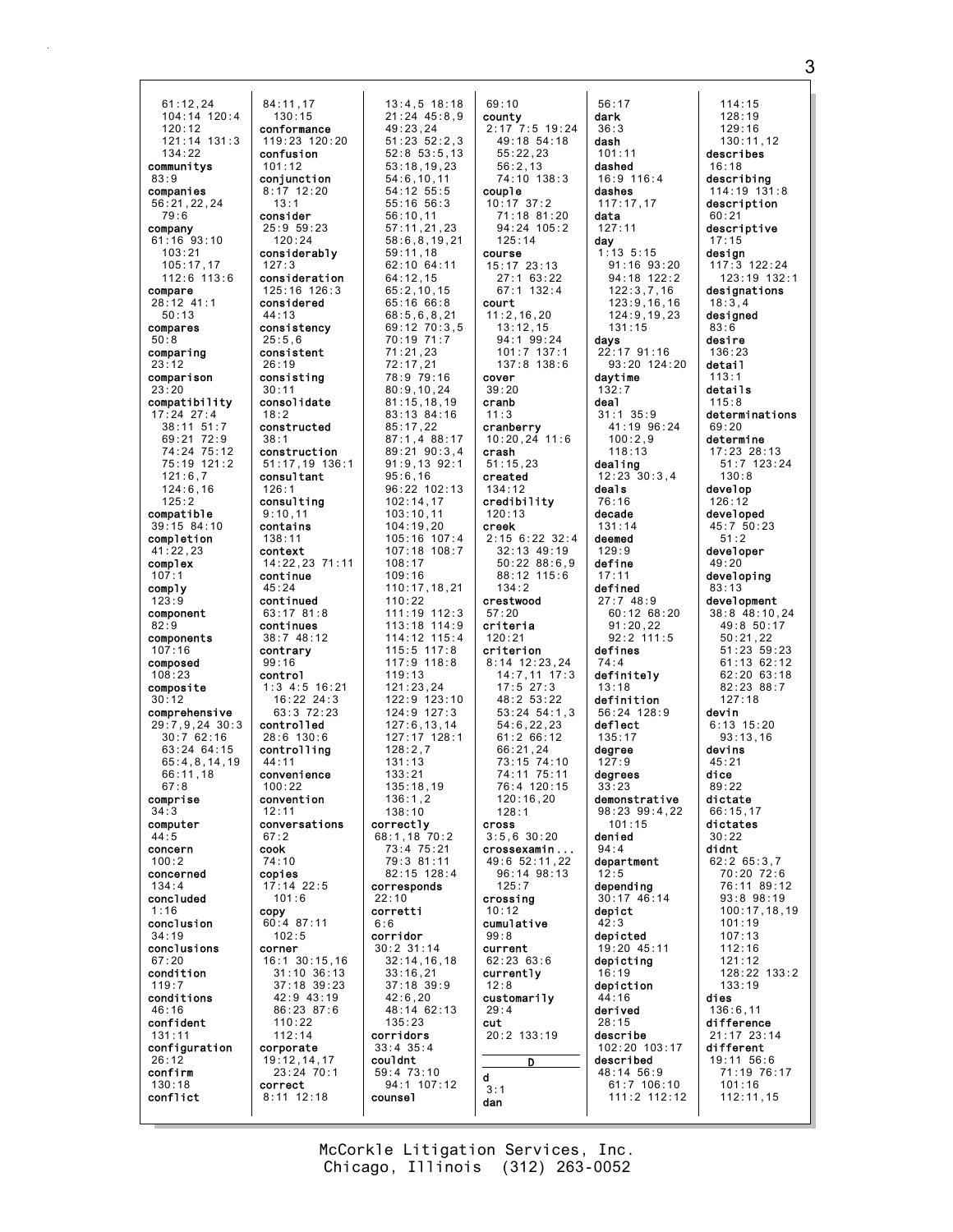61:12,24
104:14 120:4
120:12
121:14 131:3
134:22
**communitys**
83:9
**companies**
56:21,22,24
79:6
**company**
61:16 93:10
103:21
105:17,17
112:6 113:6
**compare**
28:12 41:1
50:13
**compares**
50:8
**comparing**
23:12
**comparison**
23:20
**compatibility**
17:24 27:4
38:11 51:7
69:21 72:9
74:24 75:12
75:19 121:2
121:6,7
124:6,16
125:2
**compatible**
39:15 84:10
**completion**
41:22,23
**complex**
107:1
**comply**
123:9
**component**
82:9
**components**
107:16
**composed**
108:23
**composite**
30:12
**comprehensive**
29:7,9,24 30:3
30:7 62:16
63:24 64:15
65:4,8,14,19
66:11,18
67:8
**comprise**
34:3
**computer**
44:5
**concern**
100:2
**concerned**
134:4
**concluded**
1:16
**conclusion**
34:19
**conclusions**
67:20
**condition**
119:7
**conditions**
46:16
**confident**
131:11
**configuration**
26:12
**confirm**
130:18
**conflict**
84:11,17
130:15
**conformance**
119:23 120:20
**confusion**
101:12
**conjunction**
8:17 12:20
13:1
**consider**
25:9 59:23
120:24
**considerably**
127:3
**consideration**
125:16 126:3
**considered**
44:13
**consistency**
25:5,6
**consistent**
26:19
**consisting**
30:11
**consolidate**
18:2
**constructed**
38:1
**construction**
51:17,19 136:1
**consultant**
126:1
**consulting**
9:10,11
**contains**
138:11
**context**
14:22,23 71:11
**continue**
45:24
**continued**
63:17 81:8
**continues**
38:7 48:12
**contrary**
99:16
**control**
1:3 4:5 16:21
16:22 24:3
63:3 72:23
**controlled**
28:6 130:6
**controlling**
44:11
**convenience**
100:22
**convention**
12:11
**conversations**
67:2
**cook**
74:10
**copies**
17:14 22:5
101:6
**copy**
60:4 87:11
102:5
**corner**
16:1 30:15,16
31:10 36:13
37:18 39:23
42:9 43:19
86:23 87:6
110:22
112:14
**corporate**
19:12,14,17
23:24 70:1
**correct**
8:11 12:18
13:4,5 18:18
21:24 45:8,9
49:23,24
51:23 52:2,3
52:8 53:5,13
53:18,19,23
54:6,10,11
54:12 55:5
55:16 56:3
56:10,11
57:11,21,23
58:6,8,19,21
59:11,18
62:10 64:11
64:12,15
65:2,10,15
65:16 66:8
68:5,6,8,21
69:12 70:3,5
70:19 71:7
71:21,23
72:17,21
78:9 79:16
80:9,10,24
81:15,18,19
83:13 84:16
85:17,22
87:1,4 88:17
89:21 90:3,4
91:9,13 92:1
95:6,16
96:22 102:13
102:14,17
103:10,11
104:19,20
105:16 107:4
107:18 108:7
108:17
109:16
110:17,18,21
110:22
111:19 112:3
113:18 114:9
114:12 115:4
115:5 117:8
117:9 118:8
119:13
121:23,24
122:9 123:10
124:9 127:3
127:6,13,14
127:17 128:1
128:2,7
131:13
133:21
135:18,19
136:1,2
138:10
**correctly**
68:1,18 70:2
73:4 75:21
79:3 81:11
82:15 128:4
**corresponds**
22:10
**corretti**
6:6
**corridor**
30:2 31:14
32:14,16,18
33:16,21
37:18 39:9
42:6,20
48:14 62:13
135:23
**corridors**
33:4 35:4
**couldnt**
59:4 73:10
94:1 107:12
**counsel**
69:10
**county**
2:17 7:5 19:24
49:18 54:18
55:22,23
56:2,13
74:10 138:3
**couple**
10:17 37:2
71:18 81:20
94:24 105:2
125:14
**course**
15:17 23:13
27:1 63:22
67:1 132:4
**court**
11:2,16,20
13:12,15
94:1 99:24
101:7 137:1
137:8 138:6
**cover**
39:20
**cranb**
11:3
**cranberry**
10:20,24 11:6
**crash**
51:15,23
**created**
134:12
**credibility**
120:13
**creek**
2:15 6:22 32:4
32:13 49:19
50:22 88:6,9
88:12 115:6
134:2
**crestwood**
57:20
**criteria**
120:21
**criterion**
8:14 12:23,24
14:7,11 17:3
17:5 27:3
48:2 53:22
53:24 54:1,3
54:6,22,23
61:2 66:12
66:21,24
73:15 74:10
74:11 75:11
76:4 120:15
120:16,20
128:1
**cross**
3:5,6 30:20
**crossexamin...**
49:6 52:11,22
96:14 98:13
125:7
**crossing**
10:12
**cumulative**
99:8
**current**
62:23 63:6
**currently**
12:8
**customarily**
29:4
**cut**
20:2 133:19

**D**

**d**
3:1
**dan**
56:17
**dark**
36:3
**dash**
101:11
**dashed**
16:9 116:4
**dashes**
117:17,17
**data**
127:11
**day**
1:13 5:15
91:16 93:20
94:18 122:2
122:3,7,16
123:9,16,16
124:9,19,23
131:15
**days**
22:17 91:16
93:20 124:20
**daytime**
132:7
**deal**
31:1 35:9
41:19 96:24
100:2,9
118:13
**dealing**
12:23 30:3,4
**deals**
76:16
**decade**
131:14
**deemed**
129:9
**define**
17:11
**defined**
27:7 48:9
60:12 68:20
91:20,22
92:2 111:5
**defines**
74:4
**definitely**
13:18
**definition**
56:24 128:9
**deflect**
135:17
**degree**
127:9
**degrees**
33:23
**demonstrative**
98:23 99:4,22
101:15
**denied**
94:4
**department**
12:5
**depending**
30:17 46:14
**depict**
42:3
**depicted**
19:20 45:11
**depicting**
16:19
**depiction**
44:16
**derived**
28:15
**describe**
102:20 103:17
**described**
48:14 56:9
61:7 106:10
111:2 112:12
114:15
128:19
129:16
130:11,12
**describes**
16:18
**describing**
114:19 131:8
**description**
60:21
**descriptive**
17:15
**design**
117:3 122:24
123:19 132:1
**designations**
18:3,4
**designed**
83:6
**desire**
136:23
**detail**
113:1
**details**
115:8
**determinations**
69:20
**determine**
17:23 28:13
51:7 123:24
130:8
**develop**
126:12
**developed**
45:7 50:23
51:2
**developer**
49:20
**developing**
83:13
**development**
38:8 48:10,24
49:8 50:17
50:21,22
51:23 59:23
61:13 62:12
62:20 63:18
82:23 88:7
127:18
**devin**
6:13 15:20
93:13,16
**devins**
45:21
**dice**
89:22
**dictate**
66:15,17
**dictates**
30:22
**didnt**
62:2 65:3,7
70:20 72:6
76:11 89:12
93:8 98:19
100:17,18,19
101:19
107:13
112:16
121:12
128:22 133:2
133:19
**dies**
136:6,11
**difference**
21:17 23:14
**different**
19:11 56:6
71:19 76:17
101:16
112:11,15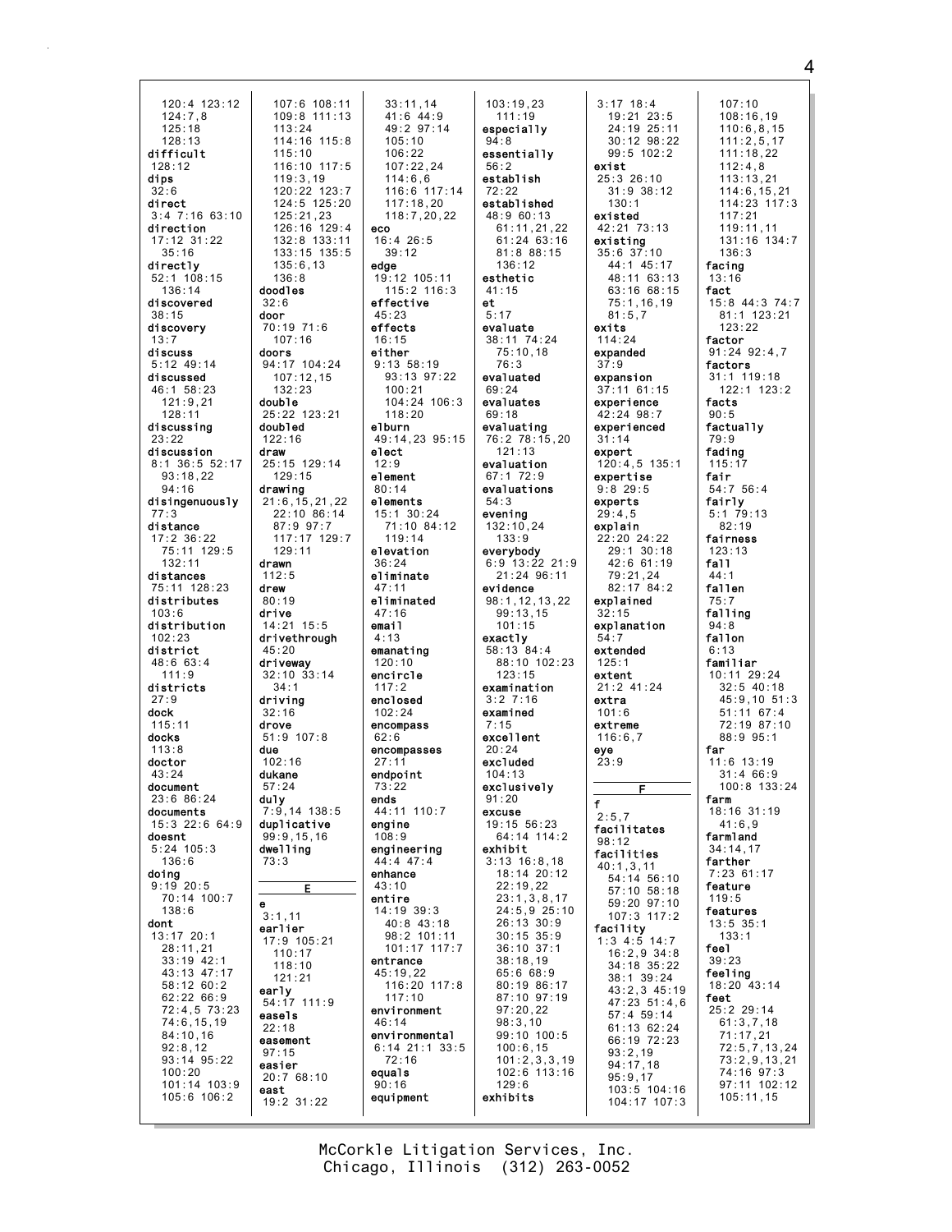120:4 123:12
124:7,8
125:18
128:13
**difficult**
128:12
**dips**
32:6
**direct**
3:4 7:16 63:10
**direction**
17:12 31:22
35:16
**directly**
52:1 108:15
136:14
**discovered**
38:15
**discovery**
13:7
**discuss**
5:12 49:14
**discussed**
46:1 58:23
121:9,21
128:11
**discussing**
23:22
**discussion**
8:1 36:5 52:17
93:18,22
94:16
**disingenuously**
77:3
**distance**
17:2 36:22
75:11 129:5
132:11
**distances**
75:11 128:23
**distributes**
103:6
**distribution**
102:23
**district**
48:6 63:4
111:9
**districts**
27:9
**dock**
115:11
**docks**
113:8
**doctor**
43:24
**document**
23:6 86:24
**documents**
15:3 22:6 64:9
**doesnt**
5:24 105:3
136:6
**doing**
9:19 20:5
70:14 100:7
138:6
**dont**
13:17 20:1
28:11,21
33:19 42:1
43:13 47:17
58:12 60:2
62:22 66:9
72:4,5 73:23
74:6,15,19
84:10,16
92:8,12
93:14 95:22
100:20
101:14 103:9
105:6 106:2

107:6 108:11
109:8 111:13
113:24
114:16 115:8
115:10
116:10 117:5
119:3,19
120:22 123:7
124:5 125:20
125:21,23
126:16 129:4
132:8 133:11
133:15 135:5
135:6,13
136:8
**doodles**
32:6
**door**
70:19 71:6
107:16
**doors**
94:17 104:24
107:12,15
132:23
**double**
25:22 123:21
**doubled**
122:16
**draw**
25:15 129:14
129:15
**drawing**
21:6,15,21,22
22:10 86:14
87:9 97:7
117:17 129:7
129:11
**drawn**
112:5
**drew**
80:19
**drive**
14:21 15:5
**drivethrough**
45:20
**driveway**
32:10 33:14
34:1
**driving**
32:16
**drove**
51:9 107:8
**due**
102:16
**dukane**
57:24
**duly**
7:9,14 138:5
**duplicative**
99:9,15,16
**dwelling**
73:3

**E**

**e**
3:1,11
**earlier**
17:9 105:21
110:17
118:10
121:21
**early**
54:17 111:9
**easels**
22:18
**easement**
97:15
**easier**
20:7 68:10
**east**
19:2 31:22

33:11,14
41:6 44:9
49:2 97:14
105:10
106:22
107:22,24
114:6,6
116:6 117:14
117:18,20
118:7,20,22
**eco**
16:4 26:5
39:12
**edge**
19:12 105:11
115:2 116:3
**effective**
45:23
**effects**
16:15
**either**
9:13 58:19
93:13 97:22
100:21
104:24 106:3
118:20
**elburn**
49:14,23 95:15
**elect**
12:9
**element**
80:14
**elements**
15:1 30:24
71:10 84:12
119:14
**elevation**
36:24
**eliminate**
47:11
**eliminated**
47:16
**email**
4:13
**emanating**
120:10
**encircle**
117:2
**enclosed**
102:24
**encompass**
62:6
**encompasses**
27:11
**endpoint**
73:22
**ends**
44:11 110:7
**engine**
108:9
**engineering**
44:4 47:4
**enhance**
43:10
**entire**
14:19 39:3
40:8 43:18
98:2 101:11
101:17 117:7
**entrance**
45:19,22
116:20 117:8
117:10
**environment**
46:14
**environmental**
6:14 21:1 33:5
72:16
**equals**
90:16
**equipment**

103:19,23
111:19
**especially**
94:8
**essentially**
56:2
**establish**
72:22
**established**
48:9 60:13
61:11,21,22
61:24 63:16
81:8 88:15
136:12
**esthetic**
41:15
**et**
5:17
**evaluate**
38:11 74:24
75:10,18
76:3
**evaluated**
69:24
**evaluates**
69:18
**evaluating**
76:2 78:15,20
121:13
**evaluation**
67:1 72:9
**evaluations**
54:3
**evening**
132:10,24
133:9
**everybody**
6:9 13:22 21:9
21:24 96:11
**evidence**
98:1,12,13,22
99:13,15
101:15
**exactly**
58:13 84:4
88:10 102:23
123:15
**examination**
3:2 7:16
**examined**
7:15
**excellent**
20:24
**excluded**
104:13
**exclusively**
91:20
**excuse**
19:15 56:23
64:14 114:2
**exhibit**
3:13 16:8,18
18:14 20:12
22:19,22
23:1,3,8,17
24:5,9 25:10
26:13 30:9
30:15 35:9
36:10 37:1
38:18,19
65:6 68:9
80:19 86:17
87:10 97:19
97:20,22
98:3,10
99:10 100:5
100:6,15
101:2,3,3,19
102:6 113:16
129:6
**exhibits**

3:17 18:4
19:21 23:5
24:19 25:11
30:12 98:22
99:5 102:2
**exist**
25:3 26:10
31:9 38:12
130:1
**existed**
42:21 73:13
**existing**
35:6 37:10
44:1 45:17
48:11 63:13
63:16 68:15
75:1,16,19
81:5,7
**exits**
114:24
**expanded**
37:9
**expansion**
37:11 61:15
**experience**
42:24 98:7
**experienced**
31:14
**expert**
120:4,5 135:1
**expertise**
9:8 29:5
**experts**
29:4,5
**explain**
22:20 24:22
29:1 30:18
42:6 61:19
79:21,24
82:17 84:2
**explained**
32:15
**explanation**
54:7
**extended**
125:1
**extent**
21:2 41:24
**extra**
101:6
**extreme**
116:6,7
**eye**
23:9

**F**

**f**
2:5,7
**facilitates**
98:12
**facilities**
40:1,3,11
54:14 56:10
57:10 58:18
59:20 97:10
107:3 117:2
**facility**
1:3 4:5 14:7
16:2,9 34:8
34:18 35:22
38:1 39:24
43:2,3 45:19
47:23 51:4,6
57:4 59:14
61:13 62:24
66:19 72:23
93:2,19
94:17,18
95:9,17
103:5 104:16
104:17 107:3

107:10
108:16,19
110:6,8,15
111:2,5,17
111:18,22
112:4,8
113:13,21
114:6,15,21
114:23 117:3
117:21
119:11,11
131:16 134:7
136:3
**facing**
13:16
**fact**
15:8 44:3 74:7
81:1 123:21
123:22
**factor**
91:24 92:4,7
**factors**
31:1 119:18
122:1 123:2
**facts**
90:5
**factually**
79:9
**fading**
115:17
**fair**
54:7 56:4
**fairly**
5:1 79:13
82:19
**fairness**
123:13
**fall**
44:1
**fallen**
75:7
**falling**
94:8
**fallon**
6:13
**familiar**
10:11 29:24
32:5 40:18
45:9,10 51:3
51:11 67:4
72:19 87:10
88:9 95:1
**far**
11:6 13:19
31:4 66:9
100:8 133:24
**farm**
18:16 31:19
41:6,9
**farmland**
34:14,17
**farther**
7:23 61:17
**feature**
119:5
**features**
13:5 35:1
133:1
**feel**
39:23
**feeling**
18:20 43:14
**feet**
25:2 29:14
61:3,7,18
71:17,21
72:5,7,13,24
73:2,9,13,21
74:16 97:3
97:11 102:12
105:11,15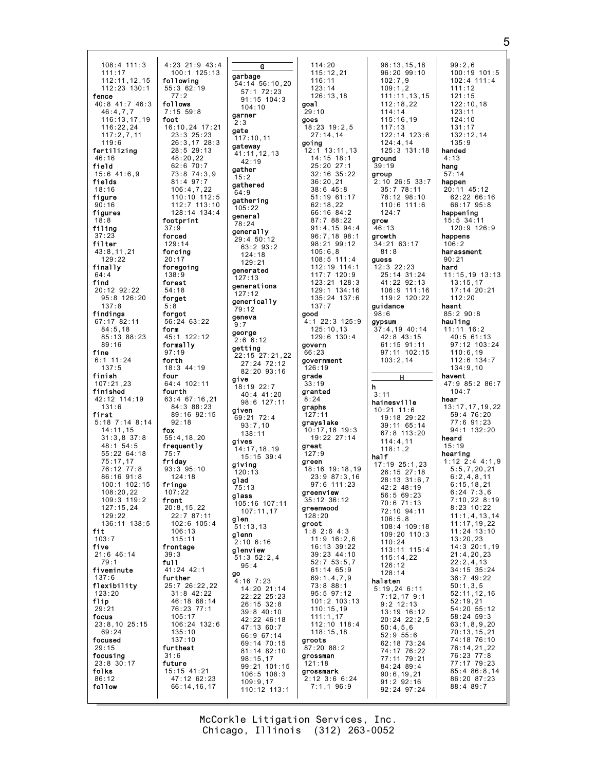108:4 111:3
111:17
112:11,12,15
112:23 130:1
**fence**
40:8 41:7 46:3
46:4,7,7
116:13,17,19
116:22,24
117:2,7,11
119:6
**fertilizing**
46:16
**field**
15:6 41:6,9
**fields**
18:16
**figure**
90:16
**figures**
18:8
**filing**
37:23
**filter**
43:8,11,21
129:22
**finally**
64:4
**find**
20:12 92:22
95:8 126:20
137:8
**findings**
67:17 82:11
84:5,18
85:13 88:23
89:16
**fine**
6:1 11:24
137:5
**finish**
107:21,23
**finished**
42:12 114:19
131:6
**first**
5:18 7:14 8:14
14:11,15
31:3,8 37:8
48:1 54:5
55:22 64:18
75:17,17
76:12 77:8
86:16 91:8
100:1 102:15
108:20,22
109:3 119:2
127:15,24
129:22
136:11 138:5
**fit**
103:7
**five**
21:6 46:14
79:1
**fiveminute**
137:6
**flexibility**
123:20
**flip**
29:21
**focus**
23:8,10 25:15
69:24
**focused**
29:15
**focusing**
23:8 30:17
**folks**
86:12
**follow**
4:23 21:9 43:4
100:1 125:13
**following**
55:3 62:19
77:2
**follows**
7:15 59:8
**foot**
16:10,24 17:21
23:3 25:23
26:3,17 28:3
28:5 29:13
48:20,22
62:6 70:7
73:8 74:3,9
81:4 97:7
106:4,7,22
110:10 112:5
112:7 113:10
128:14 134:4
**footprint**
37:9
**forced**
129:14
**forcing**
20:17
**foregoing**
138:9
**forest**
54:18
**forget**
5:8
**forgot**
56:24 63:22
**form**
45:1 122:12
**formally**
97:19
**forth**
18:3 44:19
**four**
64:4 102:11
**fourth**
63:4 67:16,21
84:3 88:23
89:16 92:15
92:18
**fox**
55:4,18,20
**frequently**
75:7
**friday**
93:3 95:10
124:18
**fringe**
107:22
**front**
20:8,15,22
22:7 87:11
102:6 105:4
106:13
115:11
**frontage**
39:3
**full**
41:24 42:1
**further**
25:7 26:22,22
31:8 42:22
46:18 68:14
76:23 77:1
105:17
106:24 132:6
135:10
137:10
**furthest**
31:6
**future**
15:15 41:21
47:12 62:23
66:14,16,17

**G**

**garbage**
54:14 56:10,20
57:1 72:23
91:15 104:3
104:10
**garner**
2:3
**gate**
117:10,11
**gateway**
41:11,12,13
42:19
**gather**
15:2
**gathered**
64:9
**gathering**
105:22
**general**
78:24
**generally**
29:4 50:12
63:2 93:2
124:18
129:21
**generated**
127:13
**generations**
127:12
**generically**
79:12
**geneva**
9:7
**george**
2:6 6:12
**getting**
22:15 27:21,22
27:24 72:12
82:20 93:16
**give**
18:19 22:7
40:4 41:20
98:6 127:11
**given**
69:21 72:4
93:7,10
138:11
**gives**
14:17,18,19
15:15 39:4
**giving**
120:13
**glad**
75:13
**glass**
105:16 107:11
107:11,17
**glen**
51:13,13
**glenn**
2:10 6:16
**glenview**
51:3 52:2,4
95:4
**go**
4:16 7:23
14:20 21:14
22:22 25:23
26:15 32:8
39:8 40:10
42:22 46:18
47:13 60:7
66:9 67:14
69:14 70:15
81:14 82:10
98:15,17
99:21 101:15
106:5 108:3
109:9,17
110:12 113:1
114:20
115:12,21
116:11
123:14
126:13,18
**goal**
29:10
**goes**
18:23 19:2,5
27:14,14
**going**
12:1 13:11,13
14:15 18:1
25:20 27:1
32:16 35:22
36:20,21
38:6 45:8
51:19 61:17
62:18,22
66:16 84:2
87:7 88:22
91:4,15 94:4
96:7,18 98:1
98:21 99:12
105:6,8
108:5 111:4
112:19 114:1
117:7 120:9
123:21 128:3
129:1 134:16
135:24 137:6
137:7
**good**
4:1 22:3 125:9
125:10,13
129:6 130:4
**govern**
66:23
**government**
126:19
**grade**
33:19
**granted**
8:24
**graphs**
127:11
**grayslake**
10:17,18 19:3
19:22 27:14
**great**
127:9
**green**
18:16 19:18,19
23:9 87:3,16
97:6 111:23
**greenview**
35:12 36:12
**greenwood**
128:20
**groot**
1:8 2:6 4:3
11:9 16:2,6
16:13 39:22
39:23 44:10
52:7 53:5,7
61:14 65:9
69:1,4,7,9
73:8 88:1
95:5 97:12
101:2 103:13
110:15,19
111:1,17
112:10 118:4
118:15,18
**groots**
87:20 88:2
**grossman**
121:18
**grossmark**
2:12 3:6 6:24
7:1,1 96:9
96:13,15,18
96:20 99:10
102:7,9
109:1,2
111:11,13,15
112:18,22
114:14
115:16,19
117:13
122:14 123:6
124:4,14
125:3 131:18
**ground**
39:19
**group**
2:10 26:5 33:7
35:7 78:11
78:12 98:10
110:6 111:6
124:7
**grow**
46:13
**growth**
34:21 63:17
81:8
**guess**
12:3 22:23
25:14 31:24
41:22 92:13
106:9 111:16
119:2 120:22
**guidance**
98:6
**gypsum**
37:4,19 40:14
42:8 43:15
61:15 91:11
97:11 102:15
103:2,14

**H**

**h**
3:11
**hainesville**
10:21 11:6
19:18 29:22
39:11 65:14
67:8 113:20
114:4,11
118:1,2
**half**
17:19 25:1,23
26:15 27:18
28:13 31:6,7
42:2 48:19
56:5 69:23
70:6 71:13
72:10 94:11
106:5,8
108:4 109:18
109:20 110:3
110:24
113:11 115:4
115:14,22
126:12
128:14
**halsten**
5:19,24 6:11
7:12,17 9:1
9:2 12:13
13:19 16:12
20:24 22:2,5
50:4,5,6
52:9 55:6
62:18 73:24
74:17 76:22
77:11 79:21
84:24 89:4
90:6,19,21
91:2 92:16
92:24 97:24
99:2,6
100:19 101:5
102:4 111:4
111:12
121:15
122:10,18
123:11
124:10
131:17
132:12,14
135:9
**handed**
4:13
**hang**
57:14
**happen**
20:11 45:12
62:22 66:16
66:17 95:8
**happening**
15:5 34:11
120:9 126:9
**happens**
106:2
**harassment**
90:21
**hard**
11:15,19 13:13
13:15,17
17:14 20:21
112:20
**hasnt**
85:2 90:8
**hauling**
11:11 16:2
40:5 61:13
97:12 103:24
110:6,19
112:6 134:7
134:9,10
**havent**
47:9 85:2 86:7
104:7
**hear**
13:17,17,19,22
59:4 76:20
77:6 91:23
94:1 132:20
**heard**
15:19
**hearing**
1:12 2:4 4:1,9
5:5,7,20,21
6:2,4,8,11
6:15,18,21
6:24 7:3,6
7:10,22 8:19
8:23 10:22
11:1,4,13,14
11:17,19,22
11:24 13:10
13:20,23
14:3 20:1,19
21:4,20,23
22:2,4,13
34:15 35:24
36:7 49:22
50:1,3,5
52:11,12,16
52:19,21
54:20 55:12
58:24 59:3
63:1,8,9,20
70:13,15,21
74:18 76:10
76:14,21,22
76:23 77:8
77:17 79:23
85:4 86:8,14
86:20 87:23
88:4 89:7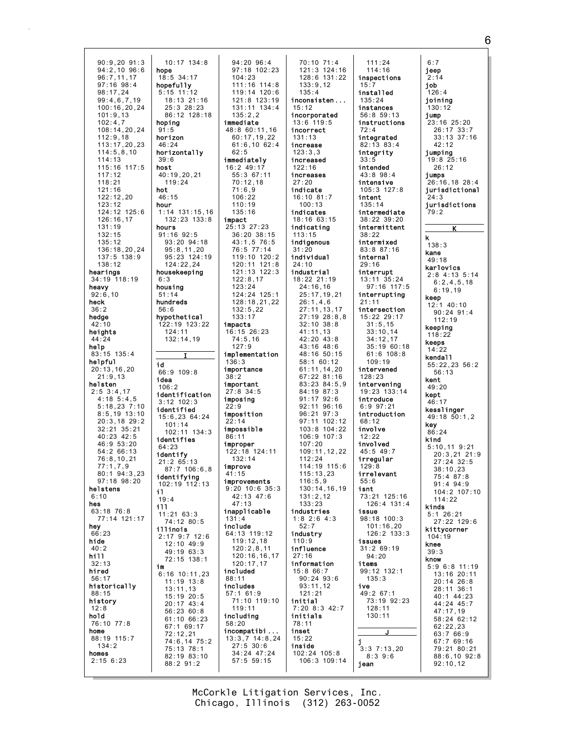90:9,20 91:3
94:2,10 96:6
96:7,11,17
97:16 98:4
98:17,24
99:4,6,7,19
100:16,20,24
101:9,13
102:4,7
108:14,20,24
112:9,18
113:17,20,23
114:5,8,10
114:13
115:16 117:5
117:12
118:21
121:16
122:12,20
123:12
124:12 125:6
126:16,17
131:19
132:15
135:12
136:18,20,24
137:5 138:9
138:12

**hearings**
34:19 118:19

**heavy**
92:6,10

**heck**
36:2

**hedge**
42:10

**heights**
44:24

**help**
83:15 135:4

**helpful**
20:13,16,20
21:9,13

**helsten**
2:5 3:4,17
4:18 5:4,5
5:18,23 7:10
8:5,19 13:10
20:3,18 29:2
32:21 35:21
40:23 42:5
46:9 53:20
54:2 66:13
76:8,10,21
77:1,7,9
80:1 94:3,23
97:18 98:20

**helstens**
6:10

**hes**
63:18 76:8
77:14 121:17

**hey**
66:23

**hide**
40:2

**hill**
32:13

**hired**
56:17

**historically**
88:15

**history**
12:8

**hold**
76:10 77:8

**home**
88:19 115:7
134:2

**homes**
2:15 6:23
10:17 134:8

**hope**
18:5 34:17

**hopefully**
5:15 11:12
18:13 21:16
25:3 28:23
86:12 128:18

**hoping**
91:5

**horizon**
46:24

**horizontally**
39:6

**host**
40:19,20,21
119:24

**hot**
46:15

**hour**
1:14 131:15,16
132:23 133:8

**hours**
91:16 92:5
93:20 94:18
95:8,11,20
95:23 124:19
124:22,24

**housekeeping**
6:3

**housing**
51:14

**hundreds**
56:6

**hypothetical**
122:19 123:22
124:11
132:14,19

## I

**id**
66:9 109:8

**idea**
106:2

**identification**
3:12 102:3

**identified**
15:6,23 64:24
101:14
102:11 134:3

**identifies**
64:23

**identify**
21:2 65:13
87:7 106:6,8

**identifying**
102:19 112:13

**il**
19:4

**ill**
11:21 63:3
74:12 80:5

**illinois**
2:17 9:7 12:6
12:10 49:9
49:19 63:3
72:15 138:1

**im**
6:16 10:11,23
11:19 13:8
13:11,13
15:19 20:5
20:17 43:4
56:23 60:8
61:10 66:23
67:1 69:17
72:12,21
74:6,14 75:2
75:13 78:1
82:19 83:10
88:2 91:2
94:20 96:4
97:18 102:23
104:23
111:16 114:8
119:14 120:6
121:8 123:19
131:11 134:4
135:2,2

**immediate**
48:8 60:11,16
60:17,19,22
61:6,10 62:4
62:5

**immediately**
16:2 49:17
55:3 67:11
70:12,18
71:6,9
106:22
110:19
135:16

**impact**
25:13 27:23
36:20 38:15
43:1,5 76:5
76:5 77:14
119:10 120:2
120:11 121:8
121:13 122:3
122:8,17
123:24
124:24 125:1
128:18,21,22
132:5,22
133:17

**impacts**
16:15 26:23
74:5,16
127:9

**implementation**
136:3

**importance**
38:2

**important**
27:8 34:5

**imposing**
22:9

**imposition**
22:14

**impossible**
86:11

**improper**
122:18 124:11
132:14

**improve**
41:15

**improvements**
9:20 10:6 35:3
42:13 47:6
47:13

**inapplicable**
131:4

**include**
64:13 119:12
119:12,18
120:2,8,11
120:16,16,17
120:17,17

**included**
88:11

**includes**
57:1 61:9
71:10 119:10
119:11

**including**
58:20

**incompatibi...**
13:3,7 14:8,24
27:5 30:6
34:24 47:24
57:5 59:15
70:10 71:4
121:3 124:16
128:6 131:22
133:9,12
135:4

**inconsisten...**
15:12

**incorporated**
13:6 119:5

**incorrect**
131:13

**increase**
123:3,3

**increased**
122:16

**increases**
27:20

**indicate**
16:10 81:7
100:13

**indicates**
18:16 63:15

**indicating**
113:15

**indigenous**
31:20

**individual**
24:10

**industrial**
18:22 21:19
24:16,16
25:17,19,21
26:1,4,6
27:11,13,17
27:19 28:8,8
32:10 38:8
41:11,13
42:20 43:8
43:16 48:6
48:16 50:15
58:1 60:12
61:11,14,20
67:22 81:16
83:23 84:5,9
84:19 87:3
91:17 92:6
92:11 96:16
96:21 97:3
97:11 102:12
103:8 104:22
106:9 107:3
107:20
109:11,12,22
112:24
114:19 115:6
115:13,23
116:5,9
130:14,16,19
131:2,12
133:23

**industries**
1:8 2:6 4:3
52:7

**industry**
110:9

**influence**
27:16

**information**
15:8 66:7
90:24 93:6
93:11,12
121:21

**initial**
7:20 8:3 42:7

**initials**
78:11

**inset**
15:22

**inside**
102:24 105:8
106:3 109:14
111:24
114:16

**inspections**
15:7

**installed**
135:24

**instances**
56:8 59:13

**instructions**
72:4

**integrated**
82:13 83:4

**integrity**
33:5

**intended**
43:8 98:4

**intensive**
105:3 127:8

**intent**
135:14

**intermediate**
38:22 39:20

**intermittent**
38:22

**intermixed**
83:8 87:16

**internal**
29:16

**interrupt**
13:11 35:24
97:16 117:5

**interrupting**
21:11

**intersection**
15:22 29:17
31:5,15
33:10,14
34:12,17
35:19 60:18
61:6 108:8
109:19

**intervened**
128:23

**intervening**
19:23 133:14

**introduce**
6:9 97:21

**introduction**
68:12

**involve**
12:22

**involved**
45:5 49:7

**irregular**
129:8

**irrelevant**
55:6

**isnt**
73:21 125:16
126:4 131:4

**issue**
98:18 100:3
101:16,20
126:2 133:3

**issues**
31:2 69:19
94:20

**items**
99:12 132:1
135:3

**ive**
49:2 67:1
73:19 92:23
128:11
130:11

## J

**j**
3:3 7:13,20
8:3 9:6

**jean**
6:7

**jeep**
2:14

**job**
126:4

**joining**
130:12

**jump**
23:16 25:20
26:17 33:7
33:13 37:16
42:12

**jumping**
19:8 25:16
26:12

**jumps**
26:16,18 28:4

**jurisdictional**
24:3

**jurisdictions**
79:2

## K

**k**
138:3

**kane**
49:18

**karlovics**
2:8 4:13 5:14
6:2,4,5,18
6:19,19

**keep**
12:1 40:10
90:24 91:4
112:19

**keeping**
118:22

**keeps**
14:22

**kendall**
55:22,23 56:2
56:13

**kent**
49:20

**kept**
46:17

**kesslinger**
49:18 50:1,2

**key**
86:24

**kind**
5:10,11 9:21
20:3,21 21:9
27:24 32:5
38:10,23
75:4 87:8
91:4 94:9
104:2 107:10
114:22

**kinds**
5:1 26:21
27:22 129:6

**kittycorner**
104:19

**knee**
39:3

**know**
5:9 6:8 11:19
13:16 20:11
20:14 26:8
28:11 36:1
40:1 44:23
44:24 45:7
47:17,19
58:24 62:12
62:22,23
63:7 66:9
67:7 69:16
79:21 80:21
88:6,10 92:8
92:10,12

McCorkle Litigation Services, Inc.
Chicago, Illinois (312) 263-0052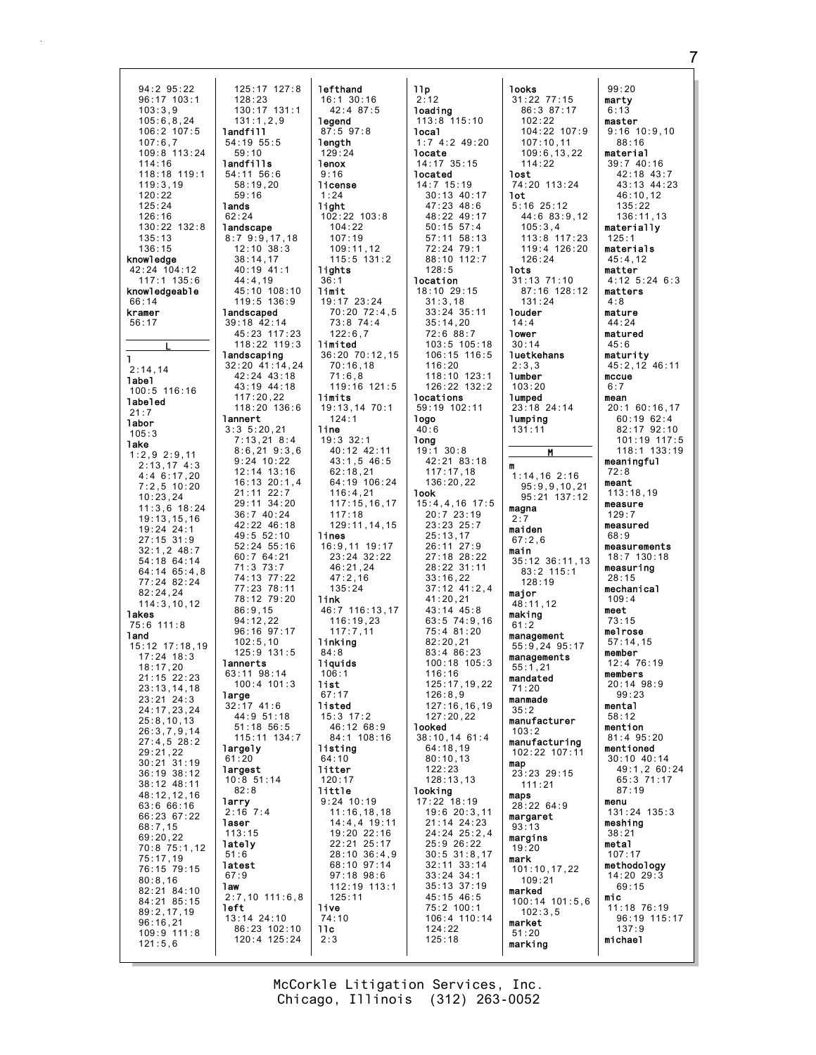94:2 95:22
96:17 103:1
103:3,9
105:6,8,24
106:2 107:5
107:6,7
109:8 113:24
114:16
118:18 119:1
119:3,19
120:22
125:24
126:16
130:22 132:8
135:13
136:15

**knowledge**
42:24 104:12
117:1 135:6

**knowledgeable**
66:14

**kramer**
56:17

**L**

**l**
2:14,14

**label**
100:5 116:16

**labeled**
21:7

**labor**
105:3

**lake**
1:2,9 2:9,11
2:13,17 4:3
4:4 6:17,20
7:2,5 10:20
10:23,24
11:3,6 18:24
19:13,15,16
19:24 24:1
27:15 31:9
32:1,2 48:7
54:18 64:14
64:14 65:4,8
77:24 82:24
82:24,24
114:3,10,12

**lakes**
75:6 111:8

**land**
15:12 17:18,19
17:24 18:3
18:17,20
21:15 22:23
23:13,14,18
23:21 24:3
24:17,23,24
25:8,10,13
26:3,7,9,14
27:4,5 28:2
29:21,22
30:21 31:19
36:19 38:12
38:12 48:11
48:12,12,16
63:6 66:16
66:23 67:22
68:7,15
69:20,22
70:8 75:1,12
75:17,19
76:15 79:15
80:8,16
82:21 84:10
84:21 85:15
89:2,17,19
96:16,21
109:9 111:8
121:5,6

125:17 127:8
128:23
130:17 131:1
131:1,2,9

**landfill**
54:19 55:5
59:10

**landfills**
54:11 56:6
58:19,20
59:16

**lands**
62:24

**landscape**
8:7 9:9,17,18
12:10 38:3
38:14,17
40:19 41:1
44:4,19
45:10 108:10
119:5 136:9

**landscaped**
39:18 42:14
45:23 117:23
118:22 119:3

**landscaping**
32:20 41:14,24
42:24 43:18
43:19 44:18
117:20,22
118:20 136:6

**lannert**
3:3 5:20,21
7:13,21 8:4
8:6,21 9:3,6
9:24 10:22
12:14 13:16
16:13 20:1,4
21:11 22:7
29:11 34:20
36:7 40:24
42:22 46:18
49:5 52:10
52:24 55:16
60:7 64:21
71:3 73:7
74:13 77:22
77:23 78:11
78:12 79:20
86:9,15
94:12,22
96:16 97:17
102:5,10
125:9 131:5

**lannerts**
63:11 98:14
100:4 101:3

**large**
32:17 41:6
44:9 51:18
51:18 56:5
115:11 134:7

**largely**
61:20

**largest**
10:8 51:14
82:8

**larry**
2:16 7:4

**laser**
113:15

**lately**
51:6

**latest**
67:9

**law**
2:7,10 111:6,8

**left**
13:14 24:10
86:23 102:10
120:4 125:24

**lefthand**
16:1 30:16
42:4 87:5

**legend**
87:5 97:8

**length**
129:24

**lenox**
9:16

**license**
1:24

**light**
102:22 103:8
104:22
107:19
109:11,12
115:5 131:2

**lights**
36:1

**limit**
19:17 23:24
70:20 72:4,5
73:8 74:4
122:6,7

**limited**
36:20 70:12,15
70:16,18
71:6,8
119:16 121:5

**limits**
19:13,14 70:1
124:1

**line**
19:3 32:1
40:12 42:11
43:1,5 46:5
62:18,21
64:19 106:24
116:4,21
117:15,16,17
117:18
129:11,14,15

**lines**
16:9,11 19:17
23:24 32:22
46:21,24
47:2,16
135:24

**link**
46:7 116:13,17
116:19,23
117:7,11

**linking**
84:8

**liquids**
106:1

**list**
67:17

**listed**
15:3 17:2
46:12 68:9
84:1 108:16

**listing**
64:10

**litter**
120:17

**little**
9:24 10:19
11:16,18,18
14:4,4 19:11
19:20 22:16
22:21 25:17
28:10 36:4,9
68:10 97:14
97:18 98:6
112:19 113:1
125:11

**live**
74:10

**llc**
2:3

**llp**
2:12

**loading**
113:8 115:10

**local**
1:7 4:2 49:20

**locate**
14:17 35:15

**located**
14:7 15:19
30:13 40:17
47:23 48:6
48:22 49:17
50:15 57:4
57:11 58:13
72:24 79:1
88:10 112:7
128:5

**location**
18:10 29:15
31:3,18
33:24 35:11
35:14,20
72:6 88:7
103:5 105:18
106:15 116:5
116:20
118:10 123:1
126:22 132:2

**locations**
59:19 102:11

**logo**
40:6

**long**
19:1 30:8
42:21 83:18
117:17,18
136:20,22

**look**
15:4,4,16 17:5
20:7 23:19
23:23 25:7
25:13,17
26:11 27:9
27:18 28:22
28:22 31:11
33:16,22
37:12 41:2,4
41:20,21
43:14 45:8
63:5 74:9,16
75:4 81:20
82:20,21
83:4 86:23
100:18 105:3
116:16
125:17,19,22
126:8,9
127:16,16,19
127:20,22

**looked**
38:10,14 61:4
64:18,19
80:10,13
122:23
128:13,13

**looking**
17:22 18:19
19:6 20:3,11
21:14 24:23
24:24 25:2,4
25:9 26:22
30:5 31:8,17
32:11 33:14
33:24 34:1
35:13 37:19
45:15 46:5
75:2 100:1
106:4 110:14
124:22
125:18

**looks**
31:22 77:15
86:3 87:17
102:22
104:22 107:9
107:10,11
109:6,13,22
114:22

**lost**
74:20 113:24

**lot**
5:16 25:12
44:6 83:9,12
105:3,4
113:8 117:23
119:4 126:20
126:24

**lots**
31:13 71:10
87:16 128:12
131:24

**louder**
14:4

**lower**
30:14

**luetkehans**
2:3,3

**lumber**
103:20

**lumped**
23:18 24:14

**lumping**
131:11

**M**

**m**
1:14,16 2:16
95:9,9,10,21
95:21 137:12

**magna**
2:7

**maiden**
67:2,6

**main**
35:12 36:11,13
83:2 115:1
128:19

**major**
48:11,12

**making**
61:2

**management**
55:9,24 95:17

**managements**
55:1,21

**mandated**
71:20

**manmade**
35:2

**manufacturer**
103:2

**manufacturing**
102:22 107:11

**map**
23:23 29:15
111:21

**maps**
28:22 64:9

**margaret**
93:13

**margins**
19:20

**mark**
101:10,17,22
109:21

**marked**
100:14 101:5,6
102:3,5

**market**
51:20

**marking**

99:20

**marty**
6:13

**master**
9:16 10:9,10
88:16

**material**
39:7 40:16
42:18 43:7
43:13 44:23
46:10,12
135:22
136:11,13

**materially**
125:1

**materials**
45:4,12

**matter**
4:12 5:24 6:3

**matters**
4:8

**mature**
44:24

**matured**
45:6

**maturity**
45:2,12 46:11

**mccue**
6:7

**mean**
20:1 60:16,17
60:19 62:4
82:17 92:10
101:19 117:5
118:1 133:19

**meaningful**
72:8

**meant**
113:18,19

**measure**
129:7

**measured**
68:9

**measurements**
18:7 130:18

**measuring**
28:15

**mechanical**
109:4

**meet**
73:15

**melrose**
57:14,15

**member**
12:4 76:19

**members**
20:14 98:9
99:23

**mental**
58:12

**mention**
81:4 95:20

**mentioned**
30:10 40:14
49:1,2 60:24
65:3 71:17
87:19

**menu**
131:24 135:3

**meshing**
38:21

**metal**
107:17

**methodology**
14:20 29:3
69:15

**mic**
11:18 76:19
96:19 115:17
137:9

**michael**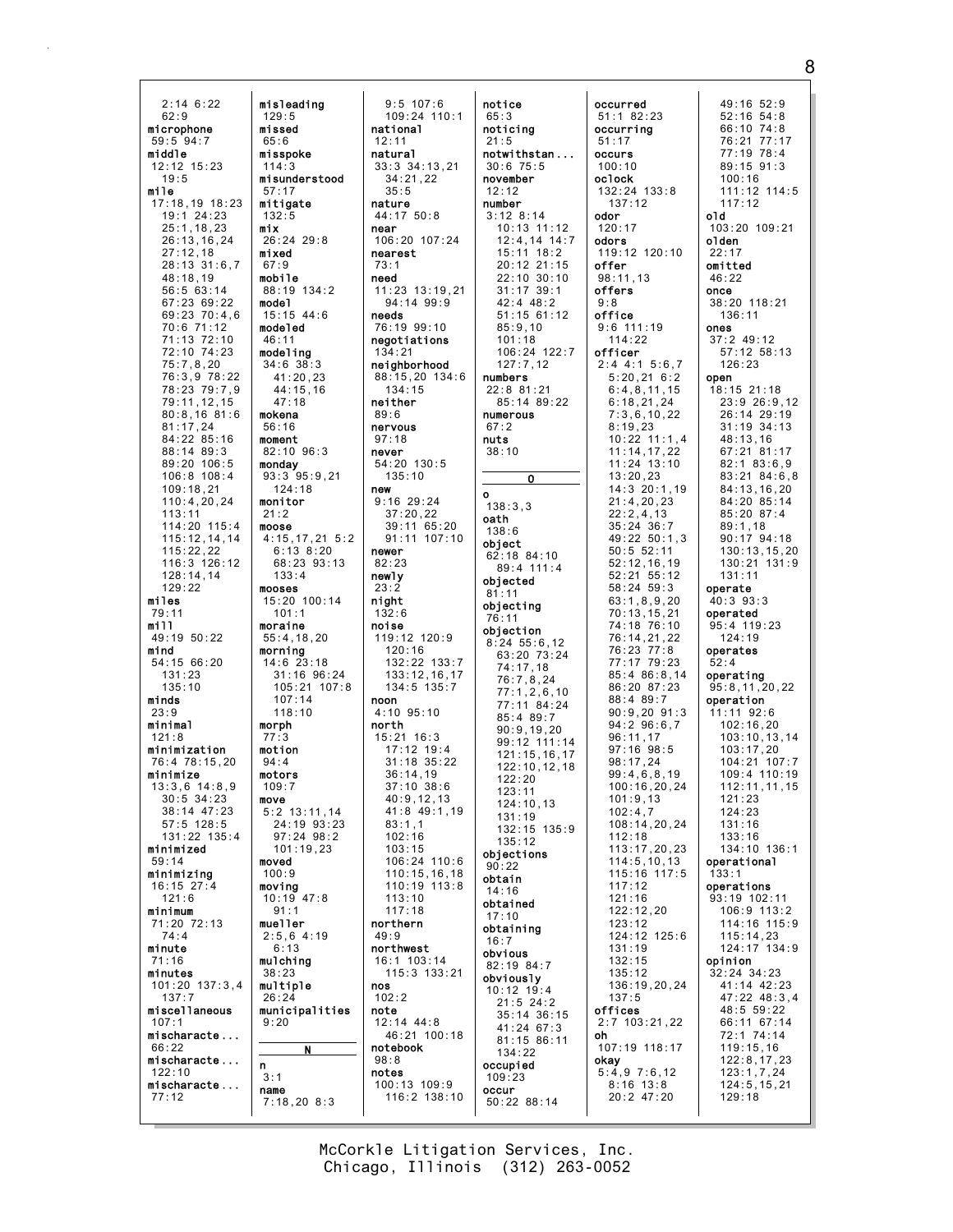2:14 6:22
62:9
**microphone**
59:5 94:7
**middle**
12:12 15:23
19:5
**mile**
17:18,19 18:23
19:1 24:23
25:1,18,23
26:13,16,24
27:12,18
28:13 31:6,7
48:18,19
56:5 63:14
67:23 69:22
69:23 70:4,6
70:6 71:12
71:13 72:10
72:10 74:23
75:7,8,20
76:3,9 78:22
78:23 79:7,9
79:11,12,15
80:8,16 81:6
81:17,24
84:22 85:16
88:14 89:3
89:20 106:5
106:8 108:4
109:18,21
110:4,20,24
113:11
114:20 115:4
115:12,14,14
115:22,22
116:3 126:12
128:14,14
129:22
**miles**
79:11
**mill**
49:19 50:22
**mind**
54:15 66:20
131:23
135:10
**minds**
23:9
**minimal**
121:8
**minimization**
76:4 78:15,20
**minimize**
13:3,6 14:8,9
30:5 34:23
38:14 47:23
57:5 128:5
131:22 135:4
**minimized**
59:14
**minimizing**
16:15 27:4
121:6
**minimum**
71:20 72:13
74:4
**minute**
71:16
**minutes**
101:20 137:3,4
137:7
**miscellaneous**
107:1
**mischaracte...**
66:22
**mischaracte...**
122:10
**mischaracte...**
77:12

**misleading**
129:5
**missed**
65:6
**misspoke**
114:3
**misunderstood**
57:17
**mitigate**
132:5
**mix**
26:24 29:8
**mixed**
67:9
**mobile**
88:19 134:2
**model**
15:15 44:6
**modeled**
46:11
**modeling**
34:6 38:3
41:20,23
44:15,16
47:18
**mokena**
56:16
**moment**
82:10 96:3
**monday**
93:3 95:9,21
124:18
**monitor**
21:2
**moose**
4:15,17,21 5:2
6:13 8:20
68:23 93:13
133:4
**mooses**
15:20 100:14
101:1
**moraine**
55:4,18,20
**morning**
14:6 23:18
31:16 96:24
105:21 107:8
107:14
118:10
**morph**
77:3
**motion**
94:4
**motors**
109:7
**move**
5:2 13:11,14
24:19 93:23
97:24 98:2
101:19,23
**moved**
100:9
**moving**
10:19 47:8
91:1
**mueller**
2:5,6 4:19
6:13
**mulching**
38:23
**multiple**
26:24
**municipalities**
9:20

**N**

**n**
3:1
**name**
7:18,20 8:3

9:5 107:6
109:24 110:1
**national**
12:11
**natural**
33:3 34:13,21
34:21,22
35:5
**nature**
44:17 50:8
**near**
106:20 107:24
**nearest**
73:1
**need**
11:23 13:19,21
94:14 99:9
**needs**
76:19 99:10
**negotiations**
134:21
**neighborhood**
88:15,20 134:6
134:15
**neither**
89:6
**nervous**
97:18
**never**
54:20 130:5
135:10
**new**
9:16 29:24
37:20,22
39:11 65:20
91:11 107:10
**newer**
82:23
**newly**
23:2
**night**
132:6
**noise**
119:12 120:9
120:16
132:22 133:7
133:12,16,17
134:5 135:7
**noon**
4:10 95:10
**north**
15:21 16:3
17:12 19:4
31:18 35:22
36:14,19
37:10 38:6
40:9,12,13
41:8 49:1,19
83:1,1
102:16
103:15
106:24 110:6
110:15,16,18
110:19 113:8
113:10
117:18
**northern**
49:9
**northwest**
16:1 103:14
115:3 133:21
**nos**
102:2
**note**
12:14 44:8
46:21 100:18
**notebook**
98:8
**notes**
100:13 109:9
116:2 138:10

**notice**
65:3
**noticing**
21:5
**notwithstan...**
30:6 75:5
**november**
12:12
**number**
3:12 8:14
10:13 11:12
12:4,14 14:7
15:11 18:2
20:12 21:15
22:10 30:10
31:17 39:1
42:4 48:2
51:15 61:12
85:9,10
101:18
106:24 122:7
127:7,12
**numbers**
22:8 81:21
85:14 89:22
**numerous**
67:2
**nuts**
38:10

**O**

**o**
138:3,3
**oath**
138:6
**object**
62:18 84:10
89:4 111:4
**objected**
81:11
**objecting**
76:11
**objection**
8:24 55:6,12
63:20 73:24
74:17,18
76:7,8,24
77:1,2,6,10
77:11 84:24
85:4 89:7
90:9,19,20
99:12 111:14
121:15,16,17
122:10,12,18
122:20
123:11
124:10,13
131:19
132:15 135:9
135:12
**objections**
90:22
**obtain**
14:16
**obtained**
17:10
**obtaining**
16:7
**obvious**
82:19 84:7
**obviously**
10:12 19:4
21:5 24:2
35:14 36:15
41:24 67:3
81:15 86:11
134:22
**occupied**
109:23
**occur**
50:22 88:14

**occurred**
51:1 82:23
**occurring**
51:17
**occurs**
100:10
**oclock**
132:24 133:8
137:12
**odor**
120:17
**odors**
119:12 120:10
**offer**
98:11,13
**offers**
9:8
**office**
9:6 111:19
114:22
**officer**
2:4 4:1 5:6,7
5:20,21 6:2
6:4,8,11,15
6:18,21,24
7:3,6,10,22
8:19,23
10:22 11:1,4
11:14,17,22
11:24 13:10
13:20,23
14:3 20:1,19
21:4,20,23
22:2,4,13
35:24 36:7
49:22 50:1,3
50:5 52:11
52:12,16,19
52:21 55:12
58:24 59:3
63:1,8,9,20
70:13,15,21
74:18 76:10
76:14,21,22
76:23 77:8
77:17 79:23
85:4 86:8,14
86:20 87:23
88:4 89:7
90:9,20 91:3
94:2 96:6,7
96:11,17
97:16 98:5
98:17,24
99:4,6,8,19
100:16,20,24
101:9,13
102:4,7
108:14,20,24
112:18
113:17,20,23
114:5,10,13
115:16 117:5
117:12
121:16
122:12,20
123:12
124:12 125:6
131:19
132:15
135:12
136:19,20,24
137:5
**offices**
2:7 103:21,22
**oh**
107:19 118:17
**okay**
5:4,9 7:6,12
8:16 13:8
20:2 47:20

49:16 52:9
52:16 54:8
66:10 74:8
76:21 77:17
77:19 78:4
89:15 91:3
100:16
111:12 114:5
117:12
**old**
103:20 109:21
**olden**
22:17
**omitted**
46:22
**once**
38:20 118:21
136:11
**ones**
37:2 49:12
57:12 58:13
126:23
**open**
18:15 21:18
23:9 26:9,12
26:14 29:19
31:19 34:13
48:13,16
67:21 81:17
82:1 83:6,9
83:21 84:6,8
84:13,16,20
84:20 85:14
85:20 87:4
89:1,18
90:17 94:18
130:13,15,20
130:21 131:9
131:11
**operate**
40:3 93:3
**operated**
95:4 119:23
124:19
**operates**
52:4
**operating**
95:8,11,20,22
**operation**
11:11 92:6
102:16,20
103:10,13,14
103:17,20
104:21 107:7
109:4 110:19
112:11,11,15
121:23
124:23
131:16
133:16
134:10 136:1
**operational**
133:1
**operations**
93:19 102:11
106:9 113:2
114:16 115:9
115:14,23
124:17 134:9
**opinion**
32:24 34:23
41:14 42:23
47:22 48:3,4
48:5 59:22
66:11 67:14
72:1 74:14
119:15,16
122:8,17,23
123:1,7,24
124:5,15,21
129:18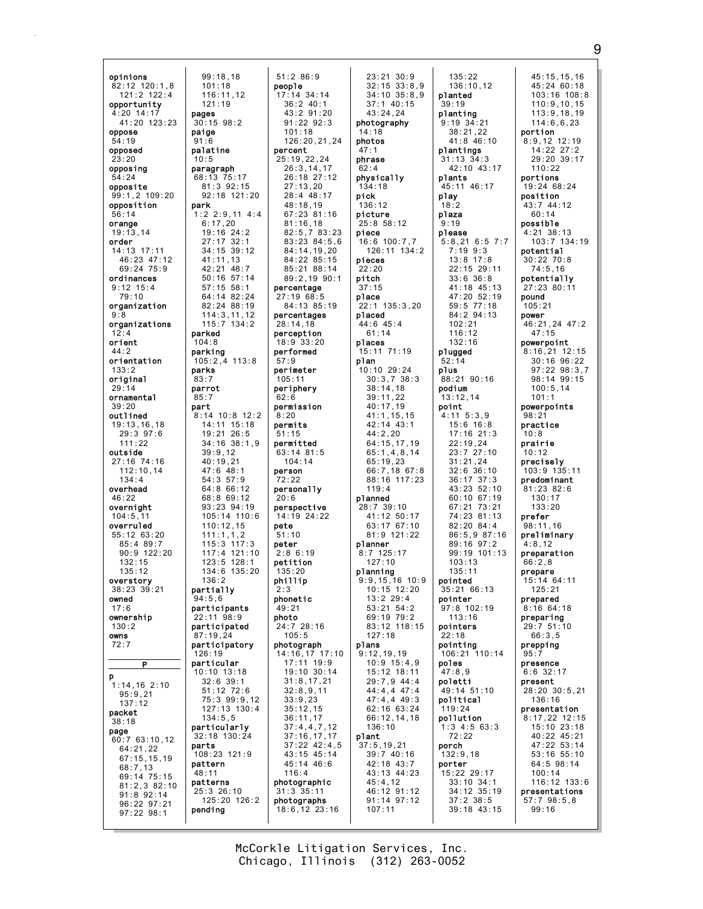opinions
82:12 120:1,8
121:2 122:4
opportunity
4:20 14:17
41:20 123:23
oppose
54:19
opposed
23:20
opposing
54:24
opposite
99:1,2 109:20
opposition
56:14
orange
19:13,14
order
14:13 17:11
46:23 47:12
69:24 75:9
ordinances
9:12 15:4
79:10
organization
9:8
organizations
12:4
orient
44:2
orientation
133:2
original
29:14
ornamental
39:20
outlined
19:13,16,18
29:3 97:6
111:22
outside
27:16 74:16
112:10,14
134:4
overhead
46:22
overnight
104:5,11
overruled
55:12 63:20
85:4 89:7
90:9 122:20
132:15
135:12
overstory
38:23 39:21
owned
17:6
ownership
130:2
owns
72:7

P

p
1:14,16 2:10
95:9,21
137:12
packet
38:18
page
60:7 63:10,12
64:21,22
67:15,15,19
68:7,13
69:14 75:15
81:2,3 82:10
91:8 92:14
96:22 97:21
97:22 98:1
99:18,18
101:18
116:11,12
121:19
pages
30:15 98:2
paige
91:6
palatine
10:5
paragraph
68:13 75:17
81:3 92:15
92:18 121:20
park
1:2 2:9,11 4:4
6:17,20
19:16 24:2
27:17 32:1
34:15 39:12
41:11,13
42:21 48:7
50:16 57:14
57:15 58:1
64:14 82:24
82:24 88:19
114:3,11,12
115:7 134:2
parked
104:8
parking
105:2,4 113:8
parks
83:7
parrot
85:7
part
8:14 10:8 12:2
14:11 15:18
19:21 26:5
34:16 38:1,9
39:9,12
40:19,21
47:6 48:1
54:3 57:9
64:8 66:12
68:8 69:12
93:23 94:19
105:14 110:6
110:12,15
111:1,1,2
115:3 117:3
117:4 121:10
123:5 128:1
134:6 135:20
136:2
partially
94:5,6
participants
22:11 98:9
participated
87:19,24
participatory
126:19
particular
10:10 13:18
32:6 39:1
51:12 72:6
75:3 99:9,12
127:13 130:4
134:5,5
particularly
32:18 130:24
parts
108:23 121:9
pattern
48:11
patterns
25:3 26:10
125:20 126:2
pending
51:2 86:9
people
17:14 34:14
36:2 40:1
43:2 91:20
91:22 92:3
101:18
126:20,21,24
percent
25:19,22,24
26:3,14,17
26:18 27:12
27:13,20
28:4 48:17
48:18,19
67:23 81:16
81:16,18
82:5,7 83:23
83:23 84:5,6
84:14,19,20
84:22 85:15
85:21 88:14
89:2,19 90:1
percentage
27:19 68:5
84:13 85:19
percentages
28:14,18
perception
18:9 33:20
performed
57:9
perimeter
105:11
periphery
62:6
permission
8:20
permits
51:15
permitted
63:14 81:5
104:14
person
72:22
personally
20:6
perspective
14:19 24:22
pete
51:10
peter
2:8 6:19
petition
135:20
phillip
2:3
phonetic
49:21
photo
24:7 28:16
105:5
photograph
14:16,17 17:10
17:11 19:9
19:10 30:14
31:8,17,21
32:8,9,11
33:9,23
35:12,15
36:11,17
37:4,4,7,12
37:16,17,17
37:22 42:4,5
43:15 45:14
45:14 46:6
116:4
photographic
31:3 35:11
photographs
18:6,12 23:16
23:21 30:9
32:15 33:8,9
34:10 35:8,9
37:1 40:15
43:24,24
photography
14:18
photos
47:1
phrase
62:4
physically
134:18
pick
136:12
picture
25:8 58:12
piece
16:6 100:7,7
126:11 134:2
pieces
22:20
pitch
37:15
place
22:1 135:3,20
placed
44:6 45:4
61:14
places
15:11 71:19
plan
10:10 29:24
30:3,7 38:3
38:14,18
39:11,22
40:17,19
41:1,15,15
42:14 43:1
44:2,20
64:15,17,19
65:1,4,8,14
65:19,23
66:7,18 67:8
88:16 117:23
119:4
planned
28:7 39:10
41:12 50:17
63:17 67:10
81:9 121:22
planner
8:7 125:17
127:10
planning
9:9,15,16 10:9
10:15 12:20
13:2 29:4
53:21 54:2
69:19 79:2
83:12 118:15
127:18
plans
9:12,19,19
10:9 15:4,9
15:12 18:11
29:7,9 44:4
44:4,4 47:4
47:4,4 49:3
62:16 63:24
66:12,14,18
136:10
plant
37:5,19,21
39:7 40:16
42:18 43:7
43:13 44:23
45:4,12
46:12 91:12
91:14 97:12
107:11
135:22
136:10,12
planted
39:19
planting
9:19 34:21
38:21,22
41:8 46:10
plantings
31:13 34:3
42:10 43:17
plants
45:11 46:17
play
18:2
plaza
9:19
please
5:8,21 6:5 7:7
7:19 9:3
13:8 17:8
22:15 29:11
33:6 36:8
41:18 45:13
47:20 52:19
59:5 77:18
84:2 94:13
102:21
116:12
132:16
plugged
52:14
plus
88:21 90:16
podium
13:12,14
point
4:11 5:3,9
15:6 16:8
17:16 21:3
22:19,24
23:7 27:10
31:21,24
32:6 36:10
36:17 37:3
43:23 52:10
60:10 67:19
67:21 73:21
74:23 81:13
82:20 84:4
86:5,9 87:16
89:16 97:2
99:19 101:13
103:13
135:11
pointed
35:21 66:13
pointer
97:8 102:19
113:16
pointers
22:18
pointing
106:21 110:14
poles
47:8,9
poletti
49:14 51:10
political
119:24
pollution
1:3 4:5 63:3
72:22
porch
132:9,18
porter
15:22 29:17
33:10 34:1
34:12 35:19
37:2 38:5
39:18 43:15
45:15,15,16
45:24 60:18
103:16 108:8
110:9,10,15
113:9,18,19
114:6,6,23
portion
8:9,12 12:19
14:22 27:2
29:20 39:17
110:22
portions
19:24 68:24
position
43:7 44:12
60:14
possible
4:21 38:13
103:7 134:19
potential
30:22 70:8
74:5,16
potentially
27:23 80:11
pound
105:21
power
46:21,24 47:2
47:15
powerpoint
8:16,21 12:15
30:16 96:22
97:22 98:3,7
98:14 99:15
100:5,14
101:1
powerpoints
98:21
practice
10:8
prairie
10:12
precisely
103:9 135:11
predominant
81:23 82:6
130:17
133:20
prefer
98:11,16
preliminary
4:8,12
preparation
66:2,8
prepare
15:14 64:11
125:21
prepared
8:16 64:18
preparing
29:7 51:10
66:3,5
prepping
95:7
presence
6:6 32:17
present
28:20 30:5,21
136:16
presentation
8:17,22 12:15
15:10 23:18
40:22 45:21
47:22 53:14
53:16 55:10
64:5 98:14
100:14
116:12 133:6
presentations
57:7 98:5,8
99:16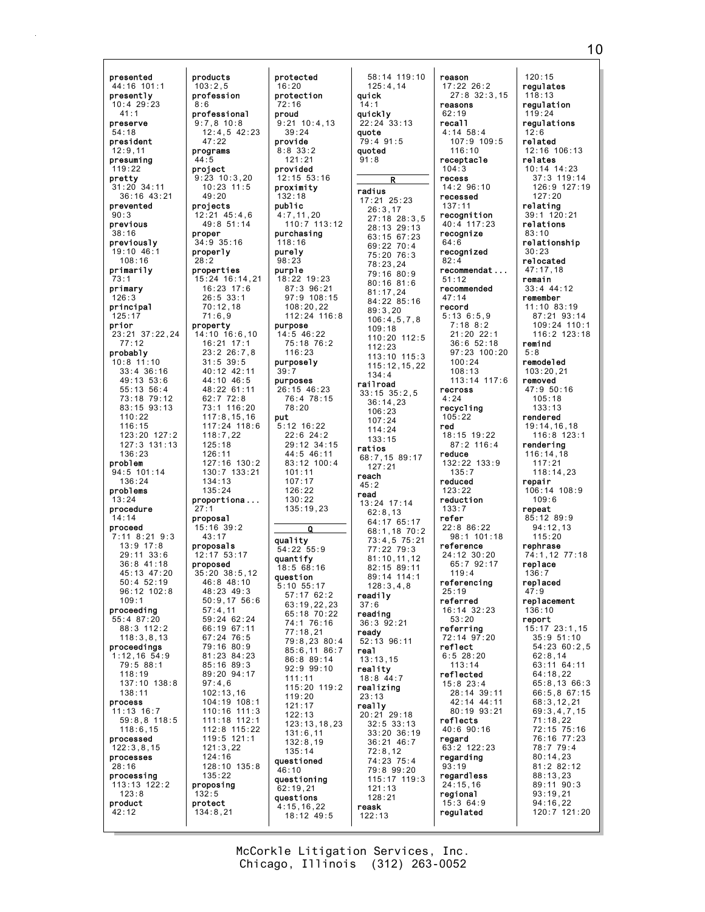presented
44:16 101:1
presently
10:4 29:23
41:1
preserve
54:18
president
12:9,11
presuming
119:22
pretty
31:20 34:11
36:16 43:21
prevented
90:3
previous
38:16
previously
19:10 46:1
108:16
primarily
73:1
primary
126:3
principal
125:17
prior
23:21 37:22,24
77:12
probably
10:8 11:10
33:4 36:16
49:13 53:6
55:13 56:4
73:18 79:12
83:15 93:13
110:22
116:15
123:20 127:2
127:3 131:13
136:23
problem
94:5 101:14
136:24
problems
13:24
procedure
14:14
proceed
7:11 8:21 9:3
13:9 17:8
29:11 33:6
36:8 41:18
45:13 47:20
50:4 52:19
96:12 102:8
109:1
proceeding
55:4 87:20
88:3 112:2
118:3,8,13
proceedings
1:12,16 54:9
79:5 88:1
118:19
137:10 138:8
138:11
process
11:13 16:7
59:8,8 118:5
118:6,15
processed
122:3,8,15
processes
28:16
processing
113:13 122:2
123:8
product
42:12

products
103:2,5
profession
8:6
professional
9:7,8 10:8
12:4,5 42:23
47:22
programs
44:5
project
9:23 10:3,20
10:23 11:5
49:20
projects
12:21 45:4,6
49:8 51:14
proper
34:9 35:16
properly
28:2
properties
15:24 16:14,21
16:23 17:6
26:5 33:1
70:12,18
71:6,9
property
14:10 16:6,10
16:21 17:1
23:2 26:7,8
31:5 39:5
40:12 42:11
44:10 46:5
48:22 61:11
62:7 72:8
73:1 116:20
117:8,15,16
117:24 118:6
118:7,22
125:18
126:11
127:16 130:2
130:7 133:21
134:13
135:24
proportiona...
27:1
proposal
15:16 39:2
43:17
proposals
12:17 53:17
proposed
35:20 38:5,12
46:8 48:10
48:23 49:3
50:9,17 56:6
57:4,11
59:24 62:24
66:19 67:11
67:24 76:5
79:16 80:9
81:23 84:23
85:16 89:3
89:20 94:17
97:4,6
102:13,16
104:19 108:1
110:16 111:3
111:18 112:1
112:8 115:22
119:5 121:1
121:3,22
124:16
128:10 135:8
135:22
proposing
132:5
protect
134:8,21

protected
16:20
protection
72:16
proud
9:21 10:4,13
39:24
provide
8:8 33:2
121:21
provided
12:15 53:16
proximity
132:18
public
4:7,11,20
110:7 113:12
purchasing
118:16
purely
98:23
purple
18:22 19:23
87:3 96:21
97:9 108:15
108:20,22
112:24 116:8
purpose
14:5 46:22
75:18 76:2
116:23
purposely
39:7
purposes
26:15 46:23
76:4 78:15
78:20
put
5:12 16:22
22:6 24:2
29:12 34:15
44:5 46:11
83:12 100:4
101:11
107:17
126:22
130:22
135:19,23

**Q**

quality
54:22 55:9
quantify
18:5 68:16
question
5:10 55:17
57:17 62:2
63:19,22,23
65:18 70:22
74:1 76:16
77:18,21
79:8,23 80:4
85:6,11 86:7
86:8 89:14
92:9 99:10
111:11
115:20 119:2
119:20
121:17
122:13
123:13,18,23
131:6,11
132:8,19
135:14
questioned
46:10
questioning
62:19,21
questions
4:15,16,22
18:12 49:5

58:14 119:10
125:4,14
quick
14:1
quickly
22:24 33:13
quote
79:4 91:5
quoted
91:8

**R**

radius
17:21 25:23
26:3,17
27:18 28:3,5
28:13 29:13
63:15 67:23
69:22 70:4
75:20 76:3
78:23,24
79:16 80:9
80:16 81:6
81:17,24
84:22 85:16
89:3,20
106:4,5,7,8
109:18
110:20 112:5
112:23
113:10 115:3
115:12,15,22
134:4
railroad
33:15 35:2,5
36:14,23
106:23
107:24
114:24
133:15
ratios
68:7,15 89:17
127:21
reach
45:2
read
13:24 17:14
62:8,13
64:17 65:17
68:1,18 70:2
73:4,5 75:21
77:22 79:3
81:10,11,12
82:15 89:11
89:14 114:1
128:3,4,8
readily
37:6
reading
36:3 92:21
ready
52:13 96:11
real
13:13,15
reality
18:8 44:7
realizing
23:13
really
20:21 29:18
32:5 33:13
33:20 36:19
36:21 46:7
72:8,12
74:23 75:4
79:8 99:20
115:17 119:3
121:13
128:21
reask
122:13

reason
17:22 26:2
27:8 32:3,15
reasons
62:19
recall
4:14 58:4
107:9 109:5
116:10
receptacle
104:3
recess
14:2 96:10
recessed
137:11
recognition
40:4 117:23
recognize
64:6
recognized
82:4
recommendat...
51:12
recommended
47:14
record
5:13 6:5,9
7:18 8:2
21:20 22:1
36:6 52:18
97:23 100:20
100:24
108:13
113:14 117:6
recross
4:24
recycling
105:22
red
18:15 19:22
87:2 116:4
reduce
132:22 133:9
135:7
reduced
123:22
reduction
133:7
refer
22:8 86:22
98:1 101:18
reference
24:12 30:20
65:7 92:17
119:4
referencing
25:19
referred
16:14 32:23
53:20
referring
72:14 97:20
reflect
6:5 28:20
113:14
reflected
15:8 23:4
28:14 39:11
42:14 44:11
80:19 93:21
reflects
40:6 90:16
regard
63:2 122:23
regarding
93:19
regardless
24:15,16
regional
15:3 64:9
regulated

120:15
regulates
118:13
regulation
119:24
regulations
12:6
related
12:16 106:13
relates
10:14 14:23
37:3 119:14
126:9 127:19
127:20
relating
39:1 120:21
relations
83:10
relationship
30:23
relocated
47:17,18
remain
33:4 44:12
remember
11:10 83:19
87:21 93:14
109:24 110:1
116:2 123:18
remind
5:8
remodeled
103:20,21
removed
47:9 50:16
105:18
133:13
rendered
19:14,16,18
116:8 123:1
rendering
116:14,18
117:21
118:14,23
repair
106:14 108:9
109:6
repeat
85:12 89:9
94:12,13
115:20
rephrase
74:1,12 77:18
replace
136:7
replaced
47:9
replacement
136:10
report
15:17 23:1,15
35:9 51:10
54:23 60:2,5
62:8,14
63:11 64:11
64:18,22
65:8,13 66:3
66:5,8 67:15
68:3,12,21
69:3,4,7,15
71:18,22
72:15 75:16
76:16 77:23
78:7 79:4
80:14,23
81:2 82:12
88:13,23
89:11 90:3
93:19,21
94:16,22
120:7 121:20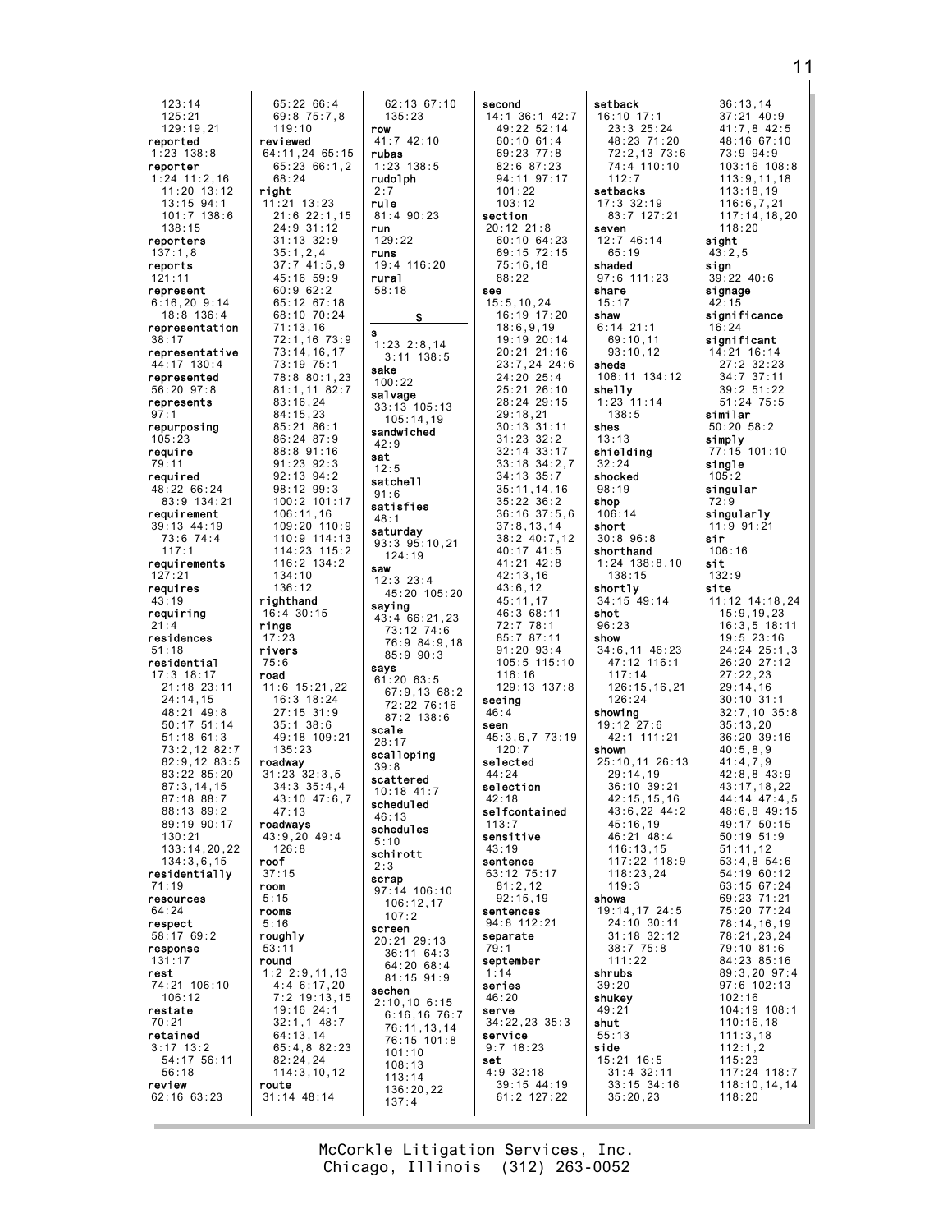123:14
125:21
129:19,21
**reported**
1:23 138:8
**reporter**
1:24 11:2,16
11:20 13:12
13:15 94:1
101:7 138:6
138:15
**reporters**
137:1,8
**reports**
121:11
**represent**
6:16,20 9:14
18:8 136:4
**representation**
38:17
**representative**
44:17 130:4
**represented**
56:20 97:8
**represents**
97:1
**repurposing**
105:23
**require**
79:11
**required**
48:22 66:24
83:9 134:21
**requirement**
39:13 44:19
73:6 74:4
117:1
**requirements**
127:21
**requires**
43:19
**requiring**
21:4
**residences**
51:18
**residential**
17:3 18:17
21:18 23:11
24:14,15
48:21 49:8
50:17 51:14
51:18 61:3
73:2,12 82:7
82:9,12 83:5
83:22 85:20
87:3,14,15
87:18 88:7
88:13 89:2
89:19 90:17
130:21
133:14,20,22
134:3,6,15
**residentially**
71:19
**resources**
64:24
**respect**
58:17 69:2
**response**
131:17
**rest**
74:21 106:10
106:12
**restate**
70:21
**retained**
3:17 13:2
54:17 56:11
56:18
**review**
62:16 63:23
65:22 66:4
69:8 75:7,8
119:10
**reviewed**
64:11,24 65:15
65:23 66:1,2
68:24
**right**
11:21 13:23
21:6 22:1,15
24:9 31:12
31:13 32:9
35:1,2,4
37:7 41:5,9
45:16 59:9
60:9 62:2
65:12 67:18
68:10 70:24
71:13,16
72:1,16 73:9
73:14,16,17
73:19 75:1
78:8 80:1,23
81:1,11 82:7
83:16,24
84:15,23
85:21 86:1
86:24 87:9
88:8 91:16
91:23 92:3
92:13 94:2
98:12 99:3
100:2 101:17
106:11,16
109:20 110:9
110:9 114:13
114:23 115:2
116:2 134:2
134:10
136:12
**righthand**
16:4 30:15
**rings**
17:23
**rivers**
75:6
**road**
11:6 15:21,22
16:3 18:24
27:15 31:9
35:1 38:6
49:18 109:21
135:23
**roadway**
31:23 32:3,5
34:3 35:4,4
43:10 47:6,7
47:13
**roadways**
43:9,20 49:4
126:8
**roof**
37:15
**room**
5:15
**rooms**
5:16
**roughly**
53:11
**round**
1:2 2:9,11,13
4:4 6:17,20
7:2 19:13,15
19:16 24:1
32:1,1 48:7
64:13,14
65:4,8 82:23
82:24,24
114:3,10,12
**route**
31:14 48:14
62:13 67:10
135:23
**row**
41:7 42:10
**rubas**
1:23 138:5
**rudolph**
2:7
**rule**
81:4 90:23
**run**
129:22
**runs**
19:4 116:20
**rural**
58:18

## S

**s**
1:23 2:8,14
3:11 138:5
**sake**
100:22
**salvage**
33:13 105:13
105:14,19
**sandwiched**
42:9
**sat**
12:5
**satchell**
91:6
**satisfies**
48:1
**saturday**
93:3 95:10,21
124:19
**saw**
12:3 23:4
45:20 105:20
**saying**
43:4 66:21,23
73:12 74:6
76:9 84:9,18
85:9 90:3
**says**
61:20 63:5
67:9,13 68:2
72:22 76:16
87:2 138:6
**scale**
28:17
**scalloping**
39:8
**scattered**
10:18 41:7
**scheduled**
46:13
**schedules**
5:10
**schirott**
2:3
**scrap**
97:14 106:10
106:12,17
107:2
**screen**
20:21 29:13
36:11 64:3
64:20 68:4
81:15 91:9
**sechen**
2:10,10 6:15
6:16,16 76:7
76:11,13,14
76:15 101:8
101:10
108:13
113:14
136:20,22
137:4
**second**
14:1 36:1 42:7
49:22 52:14
60:10 61:4
69:23 77:8
82:6 87:23
94:11 97:17
101:22
103:12
**section**
20:12 21:8
60:10 64:23
69:15 72:15
75:16,18
88:22
**see**
15:5,10,24
16:19 17:20
18:6,9,19
19:19 20:14
20:21 21:16
23:7,24 24:6
24:20 25:4
25:21 26:10
28:24 29:15
29:18,21
30:13 31:11
31:23 32:2
32:14 33:17
33:18 34:2,7
34:13 35:7
35:11,14,16
35:22 36:2
36:16 37:5,6
37:8,13,14
38:2 40:7,12
40:17 41:5
41:21 42:8
42:13,16
43:6,12
45:11,17
46:3 68:11
72:7 78:1
85:7 87:11
91:20 93:4
105:5 115:10
116:16
129:13 137:8
**seeing**
46:4
**seen**
45:3,6,7 73:19
120:7
**selected**
44:24
**selection**
42:18
**selfcontained**
113:7
**sensitive**
43:19
**sentence**
63:12 75:17
81:2,12
92:15,19
**sentences**
94:8 112:21
**separate**
79:1
**september**
1:14
**series**
46:20
**serve**
34:22,23 35:3
**service**
9:7 18:23
**set**
4:9 32:18
39:15 44:19
61:2 127:22
**setback**
16:10 17:1
23:3 25:24
48:23 71:20
72:2,13 73:6
74:4 110:10
112:7
**setbacks**
17:3 32:19
83:7 127:21
**seven**
12:7 46:14
65:19
**shaded**
97:6 111:23
**share**
15:17
**shaw**
6:14 21:1
69:10,11
93:10,12
**sheds**
108:11 134:12
**shelly**
1:23 11:14
138:5
**shes**
13:13
**shielding**
32:24
**shocked**
98:19
**shop**
106:14
**short**
30:8 96:8
**shorthand**
1:24 138:8,10
138:15
**shortly**
34:15 49:14
**shot**
96:23
**show**
34:6,11 46:23
47:12 116:1
117:14
126:15,16,21
126:24
**showing**
19:12 27:6
42:1 111:21
**shown**
25:10,11 26:13
29:14,19
36:10 39:21
42:15,15,16
43:6,22 44:2
45:16,19
46:21 48:4
116:13,15
117:22 118:9
118:23,24
119:3
**shows**
19:14,17 24:5
24:10 30:11
31:18 32:12
38:7 75:8
111:22
**shrubs**
39:20
**shukey**
49:21
**shut**
55:13
**side**
15:21 16:5
31:4 32:11
33:15 34:16
35:20,23
36:13,14
37:21 40:9
41:7,8 42:5
48:16 67:10
73:9 94:9
103:16 108:8
113:9,11,18
113:18,19
116:6,7,21
117:14,18,20
118:20
**sight**
43:2,5
**sign**
39:22 40:6
**signage**
42:15
**significance**
16:24
**significant**
14:21 16:14
27:2 32:23
34:7 37:11
39:2 51:22
51:24 75:5
**similar**
50:20 58:2
**simply**
77:15 101:10
**single**
105:2
**singular**
72:9
**singularly**
11:9 91:21
**sir**
106:16
**sit**
132:9
**site**
11:12 14:18,24
15:9,19,23
16:3,5 18:11
19:5 23:16
24:24 25:1,3
26:20 27:12
27:22,23
29:14,16
30:10 31:1
32:7,10 35:8
35:13,20
36:20 39:16
40:5,8,9
41:4,7,9
42:8,8 43:9
43:17,18,22
44:14 47:4,5
48:6,8 49:15
49:17 50:15
50:19 51:9
51:11,12
53:4,8 54:6
54:19 60:12
63:15 67:24
69:23 71:21
75:20 77:24
78:14,16,19
78:21,23,24
79:10 81:6
84:23 85:16
89:3,20 97:4
97:6 102:13
102:16
104:19 108:1
110:16,18
111:3,18
112:1,2
115:23
117:24 118:7
118:10,14,14
118:20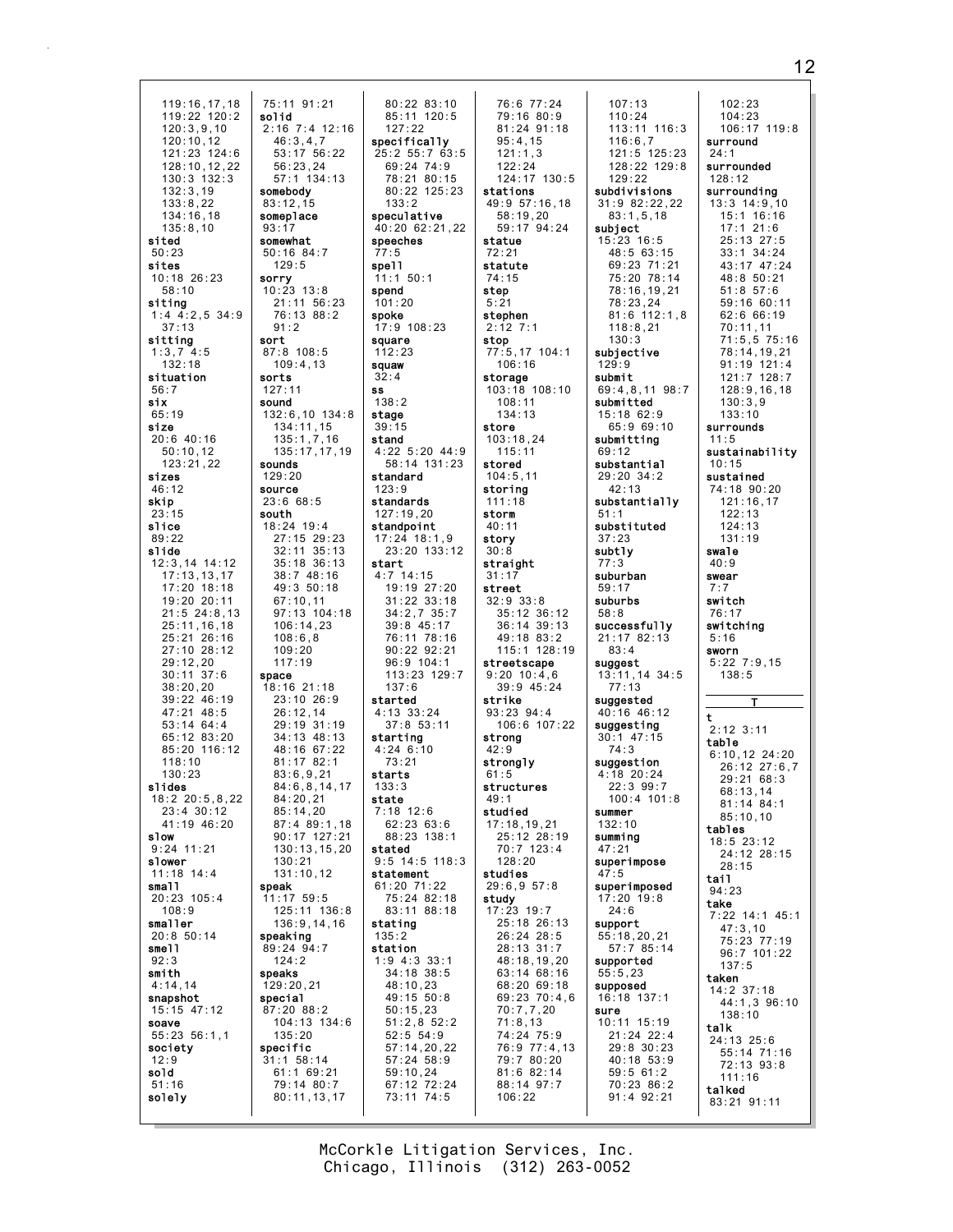119:16,17,18
119:22 120:2
120:3,9,10
120:10,12
121:23 124:6
128:10,12,22
130:3 132:3
132:3,19
133:8,22
134:16,18
135:8,10

**sited**
50:23

**sites**
10:18 26:23
58:10

**siting**
1:4 4:2,5 34:9
37:13

**sitting**
1:3,7 4:5
132:18

**situation**
56:7

**six**
65:19

**size**
20:6 40:16
50:10,12
123:21,22

**sizes**
46:12

**skip**
23:15

**slice**
89:22

**slide**
12:3,14 14:12
17:13,13,17
17:20 18:18
19:20 20:11
21:5 24:8,13
25:11,16,18
25:21 26:16
27:10 28:12
29:12,20
30:11 37:6
38:20,20
39:22 46:19
47:21 48:5
53:14 64:4
65:12 83:20
85:20 116:12
118:10
130:23

**slides**
18:2 20:5,8,22
23:4 30:12
41:19 46:20

**slow**
9:24 11:21

**slower**
11:18 14:4

**small**
20:23 105:4
108:9

**smaller**
20:8 50:14

**smell**
92:3

**smith**
4:14,14

**snapshot**
15:15 47:12

**soave**
55:23 56:1,1

**society**
12:9

**sold**
51:16

**solely**
75:11 91:21

**solid**
2:16 7:4 12:16
46:3,4,7
53:17 56:22
56:23,24
57:1 134:13

**somebody**
83:12,15

**someplace**
93:17

**somewhat**
50:16 84:7
129:5

**sorry**
10:23 13:8
21:11 56:23
76:13 88:2
91:2

**sort**
87:8 108:5
109:4,13

**sorts**
127:11

**sound**
132:6,10 134:8
134:11,15
135:1,7,16
135:17,17,19

**sounds**
129:20

**source**
23:6 68:5

**south**
18:24 19:4
27:15 29:23
32:11 35:13
35:18 36:13
38:7 48:16
49:3 50:18
67:10,11
97:13 104:18
106:14,23
108:6,8
109:20
117:19

**space**
18:16 21:18
23:10 26:9
26:12,14
29:19 31:19
34:13 48:13
48:16 67:22
81:17 82:1
83:6,9,21
84:6,8,14,17
84:20,21
85:14,20
87:4 89:1,18
90:17 127:21
130:13,15,20
130:21
131:10,12

**speak**
11:17 59:5
125:11 136:8
136:9,14,16

**speaking**
89:24 94:7
124:2

**speaks**
129:20,21

**special**
87:20 88:2
104:13 134:6
135:20

**specific**
31:1 58:14
61:1 69:21
79:14 80:7
80:11,13,17
80:22 83:10
85:11 120:5
127:22

**specifically**
25:2 55:7 63:5
69:24 74:9
78:21 80:15
80:22 125:23
133:2

**speculative**
40:20 62:21,22

**speeches**
77:5

**spell**
11:1 50:1

**spend**
101:20

**spoke**
17:9 108:23

**square**
112:23

**squaw**
32:4

**ss**
138:2

**stage**
39:15

**stand**
4:22 5:20 44:9
58:14 131:23

**standard**
123:9

**standards**
127:19,20

**standpoint**
17:24 18:1,9
23:20 133:12

**start**
4:7 14:15
19:19 27:20
31:22 33:18
34:2,7 35:7
39:8 45:17
76:11 78:16
90:22 92:21
96:9 104:1
113:23 129:7
137:6

**started**
4:13 33:24
37:8 53:11

**starting**
4:24 6:10
73:21

**starts**
133:3

**state**
7:18 12:6
62:23 63:6
88:23 138:1

**stated**
9:5 14:5 118:3

**statement**
61:20 71:22
75:24 82:18
83:11 88:18

**stating**
135:2

**station**
1:9 4:3 33:1
34:18 38:5
48:10,23
49:15 50:8
50:15,23
51:2,8 52:2
52:5 54:9
57:14,20,22
57:24 58:9
59:10,24
67:12 72:24
73:11 74:5
76:6 77:24
79:16 80:9
81:24 91:18
95:4,15
121:1,3
122:24
124:17 130:5

**stations**
49:9 57:16,18
58:19,20
59:17 94:24

**statue**
72:21

**statute**
74:15

**step**
5:21

**stephen**
2:12 7:1

**stop**
77:5,17 104:1
106:16

**storage**
103:18 108:10
108:11
134:13

**store**
103:18,24
115:11

**stored**
104:5,11

**storing**
111:18

**storm**
40:11

**story**
30:8

**straight**
31:17

**street**
32:9 33:8
35:12 36:12
36:14 39:13
49:18 83:2
115:1 128:19

**streetscape**
9:20 10:4,6
39:9 45:24

**strike**
93:23 94:4
106:6 107:22

**strong**
42:9

**strongly**
61:5

**structures**
49:1

**studied**
17:18,19,21
25:12 28:19
70:7 123:4
128:20

**studies**
29:6,9 57:8

**study**
17:23 19:7
25:18 26:13
26:24 28:5
28:13 31:7
48:18,19,20
63:14 68:16
68:20 69:18
69:23 70:4,6
70:7,7,20
71:8,13
74:24 75:9
76:9 77:4,13
79:7 80:20
81:6 82:14
88:14 97:7
106:22
107:13
110:24
113:11 116:3
116:6,7
121:5 125:23
128:22 129:8
129:22

**subdivisions**
31:9 82:22,22
83:1,5,18

**subject**
15:23 16:5
48:5 63:15
69:23 71:21
75:20 78:14
78:16,19,21
78:23,24
81:6 112:1,8
118:8,21
130:3

**subjective**
129:9

**submit**
69:4,8,11 98:7

**submitted**
15:18 62:9
65:9 69:10

**submitting**
69:12

**substantial**
29:20 34:2
42:13

**substantially**
51:1

**substituted**
37:23

**subtly**
77:3

**suburban**
59:17

**suburbs**
58:8

**successfully**
21:17 82:13
83:4

**suggest**
13:11,14 34:5
77:13

**suggested**
40:16 46:12

**suggesting**
30:1 47:15
74:3

**suggestion**
4:18 20:24
22:3 99:7
100:4 101:8

**summer**
132:10

**summing**
47:21

**superimpose**
47:5

**superimposed**
17:20 19:8
24:6

**support**
55:18,20,21
57:7 85:14

**supported**
55:5,23

**supposed**
16:18 137:1

**sure**
10:11 15:19
21:24 22:4
29:8 30:23
40:18 53:9
59:5 61:2
70:23 86:2
91:4 92:21
102:23
104:23
106:17 119:8

**surround**
24:1

**surrounded**
128:12

**surrounding**
13:3 14:9,10
15:1 16:16
17:1 21:6
25:13 27:5
33:1 34:24
43:17 47:24
48:8 50:21
51:8 57:6
59:16 60:11
62:6 66:19
70:11,11
71:5,5 75:16
78:14,19,21
91:19 121:4
121:7 128:7
128:9,16,18
130:3,9
133:10

**surrounds**
11:5

**sustainability**
10:15

**sustained**
74:18 90:20
121:16,17
122:13
124:13
131:19

**swale**
40:9

**swear**
7:7

**switch**
76:17

**switching**
5:16

**sworn**
5:22 7:9,15
138:5

## T

**t**
2:12 3:11

**table**
6:10,12 24:20
26:12 27:6,7
29:21 68:3
68:13,14
81:14 84:1
85:10,10

**tables**
18:5 23:12
24:12 28:15
28:15

**tail**
94:23

**take**
7:22 14:1 45:1
47:3,10
75:23 77:19
96:7 101:22
137:5

**taken**
14:2 37:18
44:1,3 96:10
138:10

**talk**
24:13 25:6
55:14 71:16
72:13 93:8
111:16

**talked**
83:21 91:11

McCorkle Litigation Services, Inc.
Chicago, Illinois (312) 263-0052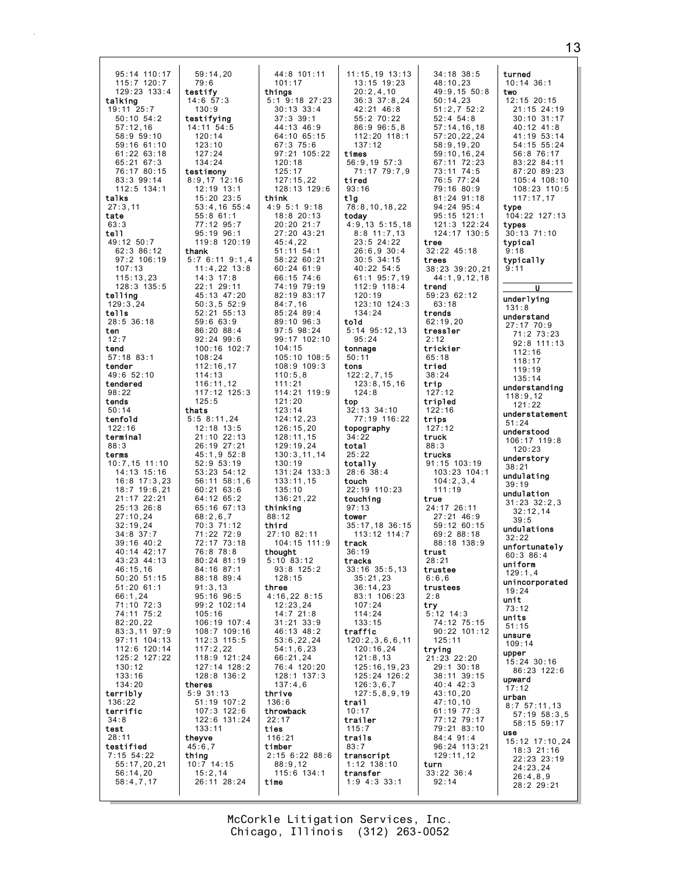95:14 110:17
115:7 120:7
129:23 133:4
**talking**
19:11 25:7
50:10 54:2
57:12,16
58:9 59:10
59:16 61:10
61:22 63:18
65:21 67:3
76:17 80:15
83:3 99:14
112:5 134:1
**talks**
27:3,11
**tate**
63:3
**tell**
49:12 50:7
62:3 86:12
97:2 106:19
107:13
115:13,23
128:3 135:5
**telling**
129:3,24
**tells**
28:5 36:18
**ten**
12:7
**tend**
57:18 83:1
**tender**
49:6 52:10
**tendered**
98:22
**tends**
50:14
**tenfold**
122:16
**terminal**
88:3
**terms**
10:7,15 11:10
14:13 15:16
16:8 17:3,23
18:7 19:6,21
21:17 22:21
25:13 26:8
27:10,24
32:19,24
34:8 37:7
39:16 40:2
40:14 42:17
43:23 44:13
46:15,16
50:20 51:15
51:20 61:1
66:1,24
71:10 72:3
74:11 75:2
82:20,22
83:3,11 97:9
97:11 104:13
112:6 120:14
125:2 127:22
130:12
133:16
134:20
**terribly**
136:22
**terrific**
34:8
**test**
28:11
**testified**
7:15 54:22
55:17,20,21
56:14,20
58:4,7,17

59:14,20
79:6
**testify**
14:6 57:3
130:9
**testifying**
14:11 54:5
120:14
123:10
127:24
134:24
**testimony**
8:9,17 12:16
12:19 13:1
15:20 23:5
53:4,16 55:4
55:8 61:1
77:12 95:7
95:19 96:1
119:8 120:19
**thank**
5:7 6:11 9:1,4
11:4,22 13:8
14:3 17:8
22:1 29:11
45:13 47:20
50:3,5 52:9
52:21 55:13
59:6 63:9
86:20 88:4
92:24 99:6
100:16 102:7
108:24
112:16,17
114:13
116:11,12
117:12 125:3
125:5
**thats**
5:5 8:11,24
12:18 13:5
21:10 22:13
26:19 27:21
45:1,9 52:8
52:9 53:19
53:23 54:12
56:11 58:1,6
60:21 63:6
64:12 65:2
65:16 67:13
68:2,6,7
70:3 71:12
71:22 72:9
72:17 73:18
76:8 78:8
80:24 81:19
84:16 87:1
88:18 89:4
91:3,13
95:16 96:5
99:2 102:14
105:16
106:19 107:4
108:7 109:16
112:3 115:5
117:2,22
118:9 121:24
127:14 128:2
128:8 136:2
**theres**
5:9 31:13
51:19 107:2
107:3 122:6
122:6 131:24
133:11
**theyve**
45:6,7
**thing**
10:7 14:15
15:2,14
26:11 28:24

44:8 101:11
101:17
**things**
5:1 9:18 27:23
30:13 33:4
37:3 39:1
44:13 46:9
64:10 65:15
67:3 75:6
97:21 105:22
120:18
125:17
127:15,22
128:13 129:6
**think**
4:9 5:1 9:18
18:8 20:13
20:20 21:7
27:20 43:21
45:4,22
51:11 54:1
58:22 60:21
60:24 61:9
66:15 74:6
74:19 79:19
82:19 83:17
84:7,16
85:24 89:4
89:10 96:3
97:5 98:24
99:17 102:10
104:15
105:10 108:5
108:9 109:3
110:5,8
111:21
114:21 119:9
121:20
123:14
124:12,23
126:15,20
128:11,15
129:19,24
130:3,11,14
130:19
131:24 133:3
133:11,15
135:10
136:21,22
**thinking**
88:12
**third**
27:10 82:11
104:15 111:9
**thought**
5:10 83:12
93:8 125:2
128:15
**three**
4:16,22 8:15
12:23,24
14:7 21:8
31:21 33:9
46:13 48:2
53:6,22,24
54:1,6,23
66:21,24
76:4 120:20
128:1 137:3
137:4,6
**thrive**
136:6
**throwback**
22:17
**ties**
116:21
**timber**
2:15 6:22 88:6
88:9,12
115:6 134:1
**time**

11:15,19 13:13
13:15 19:23
20:2,4,10
36:3 37:8,24
42:21 46:8
55:2 70:22
86:9 96:5,8
112:20 118:1
137:12
**times**
56:9,19 57:3
71:17 79:7,9
**tired**
93:16
**tlg**
78:8,10,18,22
**today**
4:9,13 5:15,18
8:8 11:7,13
23:5 24:22
26:6,9 30:4
30:5 34:15
40:22 54:5
61:1 95:7,19
112:9 118:4
120:19
123:10 124:3
134:24
**told**
5:14 95:12,13
95:24
**tonnage**
50:11
**tons**
122:2,7,15
123:8,15,16
124:8
**top**
32:13 34:10
77:19 116:22
**topography**
34:22
**total**
25:22
**totally**
28:6 38:4
**touch**
22:19 110:23
**touching**
97:13
**tower**
35:17,18 36:15
113:12 114:7
**track**
36:19
**tracks**
33:16 35:5,13
35:21,23
36:14,23
83:1 106:23
107:24
114:24
133:15
**traffic**
120:2,3,6,6,11
120:16,24
121:8,13
125:16,19,23
125:24 126:2
126:3,6,7
127:5,8,9,19
**trail**
10:17
**trailer**
115:7
**trails**
83:7
**transcript**
1:12 138:10
**transfer**
1:9 4:3 33:1

34:18 38:5
48:10,23
49:9,15 50:8
50:14,23
51:2,7 52:2
52:4 54:8
57:14,16,18
57:20,22,24
58:9,19,20
59:10,16,24
67:11 72:23
73:11 74:5
76:5 77:24
79:16 80:9
81:24 91:18
94:24 95:4
95:15 121:1
121:3 122:24
124:17 130:5
**tree**
32:22 45:18
**trees**
38:23 39:20,21
44:1,9,12,18
**trend**
59:23 62:12
63:18
**trends**
62:19,20
**tressler**
2:12
**trickier**
65:18
**tried**
38:24
**trip**
127:12
**tripled**
122:16
**trips**
127:12
**truck**
88:3
**trucks**
91:15 103:19
103:23 104:1
104:2,3,4
111:19
**true**
24:17 26:11
27:21 46:9
59:12 60:15
69:2 88:18
88:18 138:9
**trust**
28:21
**trustee**
6:6,6
**trustees**
2:8
**try**
5:12 14:3
74:12 75:15
90:22 101:12
125:11
**trying**
21:23 22:20
29:1 30:18
38:11 39:15
40:4 42:3
43:10,20
47:10,10
61:19 77:3
77:12 79:17
79:21 83:10
84:4 91:4
96:24 113:21
129:11,12
**turn**
33:22 36:4
92:14

**turned**
10:14 36:1
**two**
12:15 20:15
21:15 24:19
30:10 31:17
40:12 41:8
41:19 53:14
54:15 55:24
56:8 76:17
83:22 84:11
87:20 89:23
105:4 108:10
108:23 110:5
117:17,17
**type**
104:22 127:13
**types**
30:13 71:10
**typical**
9:18
**typically**
9:11

## U

**underlying**
131:8
**understand**
27:17 70:9
71:2 73:23
92:8 111:13
112:16
118:17
119:19
135:14
**understanding**
118:9,12
121:22
**understatement**
51:24
**understood**
106:17 119:8
120:23
**understory**
38:21
**undulating**
39:19
**undulation**
31:23 32:2,3
32:12,14
39:5
**undulations**
32:22
**unfortunately**
60:3 86:4
**uniform**
129:1,4
**unincorporated**
19:24
**unit**
73:12
**units**
51:15
**unsure**
109:14
**upper**
15:24 30:16
86:23 122:6
**upward**
17:12
**urban**
8:7 57:11,13
57:19 58:3,5
58:15 59:17
**use**
15:12 17:10,24
18:3 21:16
22:23 23:19
24:23,24
26:4,8,9
28:2 29:21

McCorkle Litigation Services, Inc.
Chicago, Illinois (312) 263-0052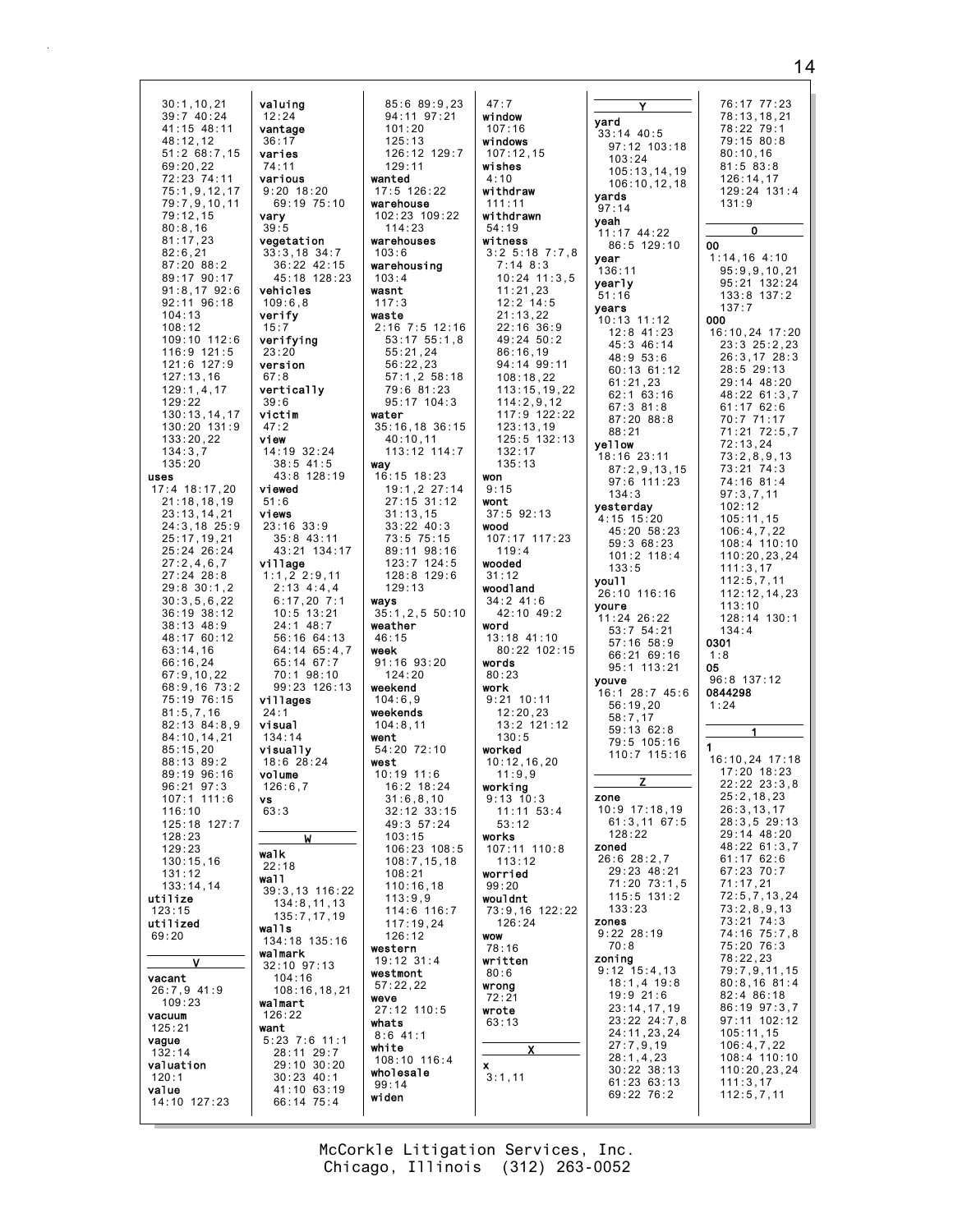30:1,10,21
39:7 40:24
41:15 48:11
48:12,12
51:2 68:7,15
69:20,22
72:23 74:11
75:1,9,12,17
79:7,9,10,11
79:12,15
80:8,16
81:17,23
82:6,21
87:20 88:2
89:17 90:17
91:8,17 92:6
92:11 96:18
104:13
108:12
109:10 112:6
116:9 121:5
121:6 127:9
127:13,16
129:1,4,17
129:22
130:13,14,17
130:20 131:9
133:20,22
134:3,7
135:20

**uses**
17:4 18:17,20
21:18,18,19
23:13,14,21
24:3,18 25:9
25:17,19,21
25:24 26:24
27:2,4,6,7
27:24 28:8
29:8 30:1,2
30:3,5,6,22
36:19 38:12
38:13 48:9
48:17 60:12
63:14,16
66:16,24
67:9,10,22
68:9,16 73:2
75:19 76:15
81:5,7,16
82:13 84:8,9
84:10,14,21
85:15,20
88:13 89:2
89:19 96:16
96:21 97:3
107:1 111:6
116:10
125:18 127:7
128:23
129:23
130:15,16
131:12
133:14,14

**utilize**
123:15

**utilized**
69:20

## V

**vacant**
26:7,9 41:9
109:23

**vacuum**
125:21

**vague**
132:14

**valuation**
120:1

**value**
14:10 127:23

**valuing**
12:24

**vantage**
36:17

**varies**
74:11

**various**
9:20 18:20
69:19 75:10

**vary**
39:5

**vegetation**
33:3,18 34:7
36:22 42:15
45:18 128:23

**vehicles**
109:6,8

**verify**
15:7

**verifying**
23:20

**version**
67:8

**vertically**
39:6

**victim**
47:2

**view**
14:19 32:24
38:5 41:5
43:8 128:19

**viewed**
51:6

**views**
23:16 33:9
35:8 43:11
43:21 134:17

**village**
1:1,2 2:9,11
2:13 4:4,4
6:17,20 7:1
10:5 13:21
24:1 48:7
56:16 64:13
64:14 65:4,7
65:14 67:7
70:1 98:10
99:23 126:13

**villages**
24:1

**visual**
134:14

**visually**
18:6 28:24

**volume**
126:6,7

**vs**
63:3

## W

**walk**
22:18

**wall**
39:3,13 116:22
134:8,11,13
135:7,17,19

**walls**
134:18 135:16

**walmark**
32:10 97:13
104:16
108:16,18,21

**walmart**
126:22

**want**
5:23 7:6 11:1
28:11 29:7
29:10 30:20
30:23 40:1
41:10 63:19
66:14 75:4
85:6 89:9,23
94:11 97:21
101:20
125:13
126:12 129:7
129:11

**wanted**
17:5 126:22

**warehouse**
102:23 109:22
114:23

**warehouses**
103:6

**warehousing**
103:4

**wasnt**
117:3

**waste**
2:16 7:5 12:16
53:17 55:1,8
55:21,24
56:22,23
57:1,2 58:18
79:6 81:23
95:17 104:3

**water**
35:16,18 36:15
40:10,11
113:12 114:7

**way**
16:15 18:23
19:1,2 27:14
27:15 31:12
31:13,15
33:22 40:3
73:5 75:15
89:11 98:16
123:7 124:5
128:8 129:6
129:13

**ways**
35:1,2,5 50:10

**weather**
46:15

**week**
91:16 93:20
124:20

**weekend**
104:6,9

**weekends**
104:8,11

**went**
54:20 72:10

**west**
10:19 11:6
16:2 18:24
31:6,8,10
32:12 33:15
49:3 57:24
103:15
106:23 108:5
108:7,15,18
108:21
110:16,18
113:9,9
114:6 116:7
117:19,24
126:12

**western**
19:12 31:4

**westmont**
57:22,22

**weve**
27:12 110:5

**whats**
8:6 41:1

**white**
108:10 116:4

**wholesale**
99:14

**widen**
47:7

**window**
107:16

**windows**
107:12,15

**wishes**
4:10

**withdraw**
111:11

**withdrawn**
54:19

**witness**
3:2 5:18 7:7,8
7:14 8:3
10:24 11:3,5
11:21,23
12:2 14:5
21:13,22
22:16 36:9
49:24 50:2
86:16,19
94:14 99:11
108:18,22
113:15,19,22
114:2,9,12
117:9 122:22
123:13,19
125:5 132:13
132:17
135:13

**won**
9:15

**wont**
37:5 92:13

**wood**
107:17 117:23
119:4

**wooded**
31:12

**woodland**
34:2 41:6
42:10 49:2

**word**
13:18 41:10
80:22 102:15

**words**
80:23

**work**
9:21 10:11
12:20,23
13:2 121:12
130:5

**worked**
10:12,16,20
11:9,9

**working**
9:13 10:3
11:11 53:4
53:12

**works**
107:11 110:8
113:12

**worried**
99:20

**wouldnt**
73:9,16 122:22
126:24

**wow**
78:16

**written**
80:6

**wrong**
72:21

**wrote**
63:13

## X

**x**
3:1,11

## Y

**yard**
33:14 40:5
97:12 103:18
103:24
105:13,14,19
106:10,12,18

**yards**
97:14

**yeah**
11:17 44:22
86:5 129:10

**year**
136:11

**yearly**
51:16

**years**
10:13 11:12
12:8 41:23
45:3 46:14
48:9 53:6
60:13 61:12
61:21,23
62:1 63:16
67:3 81:8
87:20 88:8
88:21

**yellow**
18:16 23:11
87:2,9,13,15
97:6 111:23
134:3

**yesterday**
4:15 15:20
45:20 58:23
59:3 68:23
101:2 118:4
133:5

**youll**
26:10 116:16

**youre**
11:24 26:22
53:7 54:21
57:16 58:9
66:21 69:16
95:1 113:21

**youve**
16:1 28:7 45:6
56:19,20
58:7,17
59:13 62:8
79:5 105:16
110:7 115:16

## Z

**zone**
10:9 17:18,19
61:3,11 67:5
128:22

**zoned**
26:6 28:2,7
29:23 48:21
71:20 73:1,5
115:5 131:2
133:23

**zones**
9:22 28:19
70:8

**zoning**
9:12 15:4,13
18:1,4 19:8
19:9 21:6
23:14,17,19
23:22 24:7,8
24:11,23,24
27:7,9,19
28:1,4,23
30:22 38:13
61:23 63:13
69:22 76:2
76:17 77:23
78:13,18,21
78:22 79:1
79:15 80:8
80:10,16
81:5 83:8
126:14,17
129:24 131:4
131:9

## 0

**00**
1:14,16 4:10
95:9,9,10,21
95:21 132:24
133:8 137:2
137:7

**000**
16:10,24 17:20
23:3 25:2,23
26:3,17 28:3
28:5 29:13
29:14 48:20
48:22 61:3,7
61:17 62:6
70:7 71:17
71:21 72:5,7
72:13,24
73:2,8,9,13
73:21 74:3
74:16 81:4
97:3,7,11
102:12
105:11,15
106:4,7,22
108:4 110:10
110:20,23,24
111:3,17
112:5,7,11
112:12,14,23
113:10
128:14 130:1
134:4

**0301**
1:8

**05**
96:8 137:12

**0844298**
1:24

## 1

**1**
16:10,24 17:18
17:20 18:23
22:22 23:3,8
25:2,18,23
26:3,13,17
28:3,5 29:13
29:14 48:20
48:22 61:3,7
61:17 62:6
67:23 70:7
71:17,21
72:5,7,13,24
73:2,8,9,13
73:21 74:3
74:16 75:7,8
75:20 76:3
78:22,23
79:7,9,11,15
80:8,16 81:4
82:4 86:18
86:19 97:3,7
97:11 102:12
105:11,15
106:4,7,22
108:4 110:10
110:20,23,24
111:3,17
112:5,7,11

McCorkle Litigation Services, Inc.
Chicago, Illinois (312) 263-0052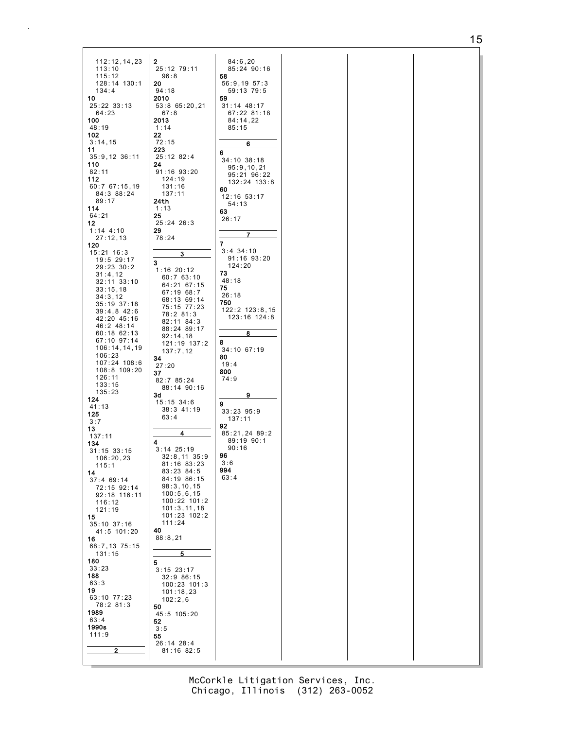112:12,14,23
113:10
115:12
128:14 130:1
134:4

**10**
25:22 33:13
64:23

**100**
48:19

**102**
3:14,15

**11**
35:9,12 36:11

**110**
82:11

**112**
60:7 67:15,19
84:3 88:24
89:17

**114**
64:21

**12**
1:14 4:10
27:12,13

**120**
15:21 16:3
19:5 29:17
29:23 30:2
31:4,12
32:11 33:10
33:15,18
34:3,12
35:19 37:18
39:4,8 42:6
42:20 45:16
46:2 48:14
60:18 62:13
67:10 97:14
106:14,14,19
106:23
107:24 108:6
108:8 109:20
126:11
133:15
135:23

**124**
41:13

**125**
3:7

**13**
137:11

**134**
31:15 33:15
106:20,23
115:1

**14**
37:4 69:14
72:15 92:14
92:18 116:11
116:12
121:19

**15**
35:10 37:16
41:5 101:20

**16**
68:7,13 75:15
131:15

**180**
33:23

**188**
63:3

**19**
63:10 77:23
78:2 81:3

**1989**
63:4

**1990s**
111:9

## 2

**2**
25:12 79:11
96:8

**20**
94:18

**2010**
53:8 65:20,21
67:8

**2013**
1:14

**22**
72:15

**223**
25:12 82:4

**24**
91:16 93:20
124:19
131:16
137:11

**24th**
1:13

**25**
25:24 26:3

**29**
78:24

## 3

**3**
1:16 20:12
60:7 63:10
64:21 67:15
67:19 68:7
68:13 69:14
75:15 77:23
78:2 81:3
82:11 84:3
88:24 89:17
92:14,18
121:19 137:2
137:7,12

**34**
27:20

**37**
82:7 85:24
88:14 90:16

**3d**
15:15 34:6
38:3 41:19
63:4

## 4

**4**
3:14 25:19
32:8,11 35:9
81:16 83:23
83:23 84:5
84:19 86:15
98:3,10,15
100:5,6,15
100:22 101:2
101:3,11,18
101:23 102:2
111:24

**40**
88:8,21

## 5

**5**
3:15 23:17
32:9 86:15
100:23 101:3
101:18,23
102:2,6

**50**
45:5 105:20

**52**
3:5

**55**
26:14 28:4
81:16 82:5
84:6,20
85:24 90:16

**58**
56:9,19 57:3
59:13 79:5

**59**
31:14 48:17
67:22 81:18
84:14,22
85:15

## 6

**6**
34:10 38:18
95:9,10,21
95:21 96:22
132:24 133:8

**60**
12:16 53:17
54:13

**63**
26:17

## 7

**7**
3:4 34:10
91:16 93:20
124:20

**73**
48:18

**75**
26:18

**750**
122:2 123:8,15
123:16 124:8

## 8

**8**
34:10 67:19

**80**
19:4

**800**
74:9

## 9

**9**
33:23 95:9
137:11

**92**
85:21,24 89:2
89:19 90:1
90:16

**96**
3:6

**994**
63:4

McCorkle Litigation Services, Inc.
Chicago, Illinois (312) 263-0052